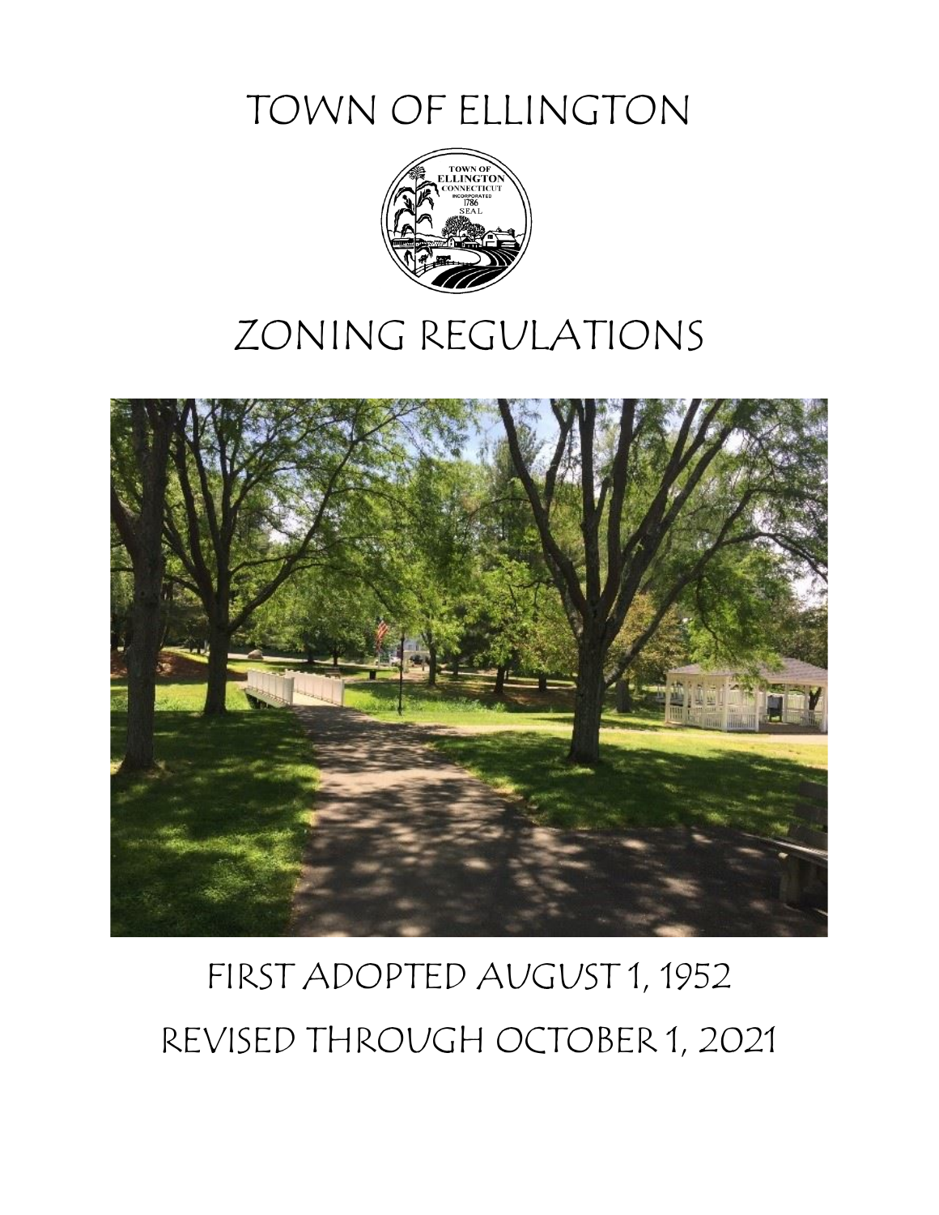# TOWN OF ELLINGTON

# ZONING REGULATIONS

FIRST ADOPTED AUGUST 1, 1952

REVISED THROUGH OCTOBER 1, 2021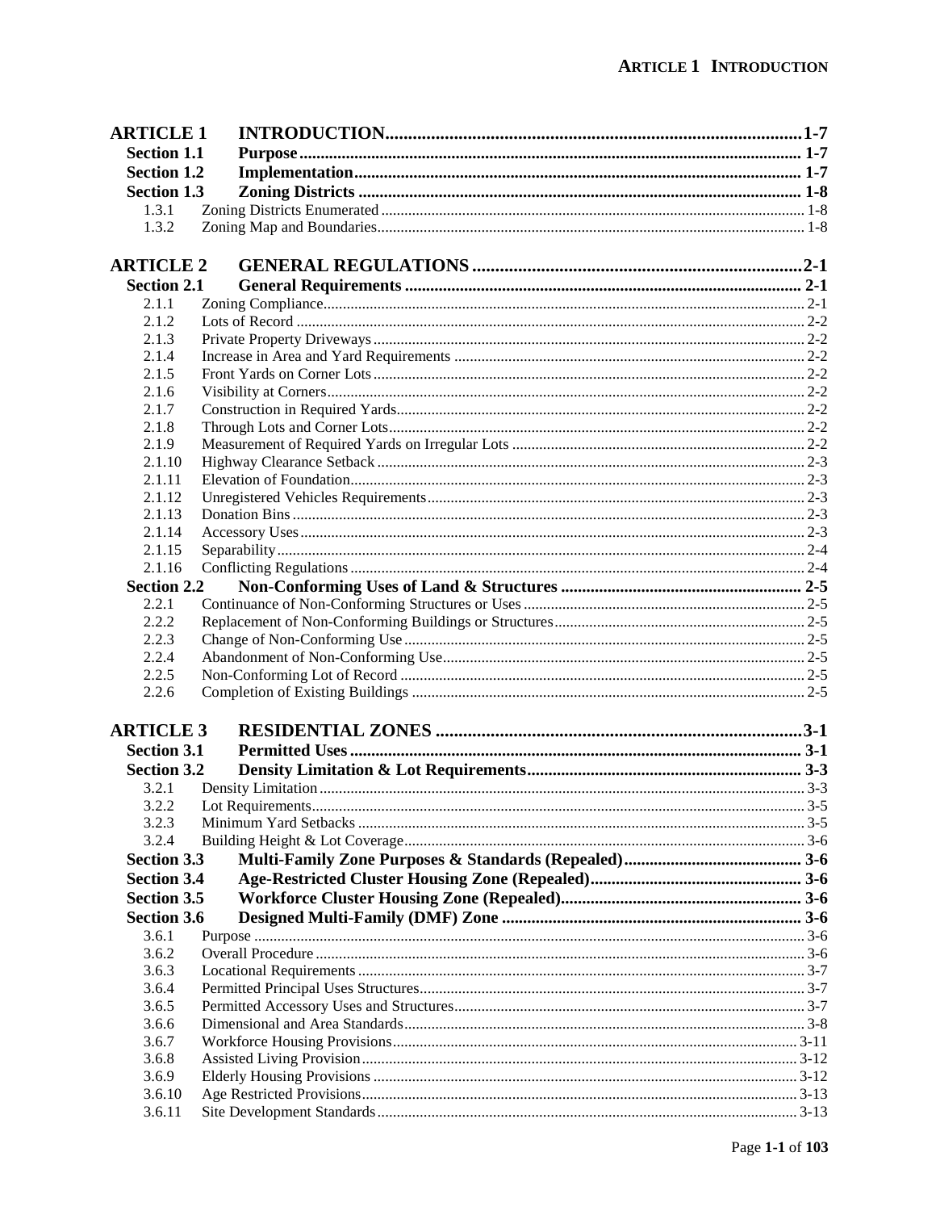| | | |
|---|---|---|
| **ARTICLE 1** | **INTRODUCTION** | **1-7** |
| **Section 1.1** | **Purpose** | **1-7** |
| **Section 1.2** | **Implementation** | **1-7** |
| **Section 1.3** | **Zoning Districts** | **1-8** |
| 1.3.1 | Zoning Districts Enumerated | 1-8 |
| 1.3.2 | Zoning Map and Boundaries | 1-8 |
| **ARTICLE 2** | **GENERAL REGULATIONS** | **2-1** |
| **Section 2.1** | **General Requirements** | **2-1** |
| 2.1.1 | Zoning Compliance | 2-1 |
| 2.1.2 | Lots of Record | 2-2 |
| 2.1.3 | Private Property Driveways | 2-2 |
| 2.1.4 | Increase in Area and Yard Requirements | 2-2 |
| 2.1.5 | Front Yards on Corner Lots | 2-2 |
| 2.1.6 | Visibility at Corners | 2-2 |
| 2.1.7 | Construction in Required Yards | 2-2 |
| 2.1.8 | Through Lots and Corner Lots | 2-2 |
| 2.1.9 | Measurement of Required Yards on Irregular Lots | 2-2 |
| 2.1.10 | Highway Clearance Setback | 2-3 |
| 2.1.11 | Elevation of Foundation | 2-3 |
| 2.1.12 | Unregistered Vehicles Requirements | 2-3 |
| 2.1.13 | Donation Bins | 2-3 |
| 2.1.14 | Accessory Uses | 2-3 |
| 2.1.15 | Separability | 2-4 |
| 2.1.16 | Conflicting Regulations | 2-4 |
| **Section 2.2** | **Non-Conforming Uses of Land & Structures** | **2-5** |
| 2.2.1 | Continuance of Non-Conforming Structures or Uses | 2-5 |
| 2.2.2 | Replacement of Non-Conforming Buildings or Structures | 2-5 |
| 2.2.3 | Change of Non-Conforming Use | 2-5 |
| 2.2.4 | Abandonment of Non-Conforming Use | 2-5 |
| 2.2.5 | Non-Conforming Lot of Record | 2-5 |
| 2.2.6 | Completion of Existing Buildings | 2-5 |
| **ARTICLE 3** | **RESIDENTIAL ZONES** | **3-1** |
| **Section 3.1** | **Permitted Uses** | **3-1** |
| **Section 3.2** | **Density Limitation & Lot Requirements** | **3-3** |
| 3.2.1 | Density Limitation | 3-3 |
| 3.2.2 | Lot Requirements | 3-5 |
| 3.2.3 | Minimum Yard Setbacks | 3-5 |
| 3.2.4 | Building Height & Lot Coverage | 3-6 |
| **Section 3.3** | **Multi-Family Zone Purposes & Standards (Repealed)** | **3-6** |
| **Section 3.4** | **Age-Restricted Cluster Housing Zone (Repealed)** | **3-6** |
| **Section 3.5** | **Workforce Cluster Housing Zone (Repealed)** | **3-6** |
| **Section 3.6** | **Designed Multi-Family (DMF) Zone** | **3-6** |
| 3.6.1 | Purpose | 3-6 |
| 3.6.2 | Overall Procedure | 3-6 |
| 3.6.3 | Locational Requirements | 3-7 |
| 3.6.4 | Permitted Principal Uses Structures | 3-7 |
| 3.6.5 | Permitted Accessory Uses and Structures | 3-7 |
| 3.6.6 | Dimensional and Area Standards | 3-8 |
| 3.6.7 | Workforce Housing Provisions | 3-11 |
| 3.6.8 | Assisted Living Provision | 3-12 |
| 3.6.9 | Elderly Housing Provisions | 3-12 |
| 3.6.10 | Age Restricted Provisions | 3-13 |
| 3.6.11 | Site Development Standards | 3-13 |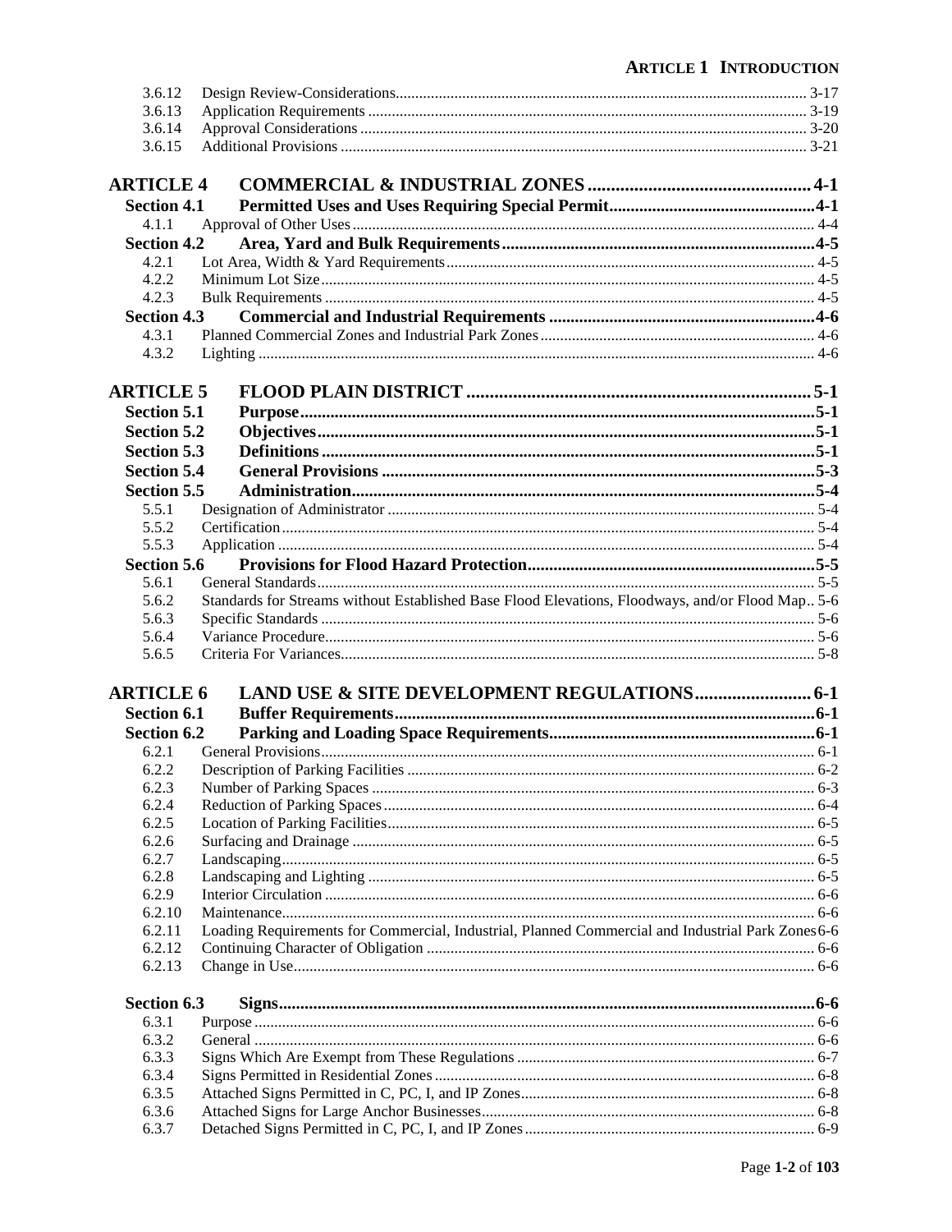| | | |
|---|---|---|
| 3.6.12 | Design Review-Considerations | 3-17 |
| 3.6.13 | Application Requirements | 3-19 |
| 3.6.14 | Approval Considerations | 3-20 |
| 3.6.15 | Additional Provisions | 3-21 |
| **ARTICLE 4** | **COMMERCIAL & INDUSTRIAL ZONES** | **4-1** |
| **Section 4.1** | **Permitted Uses and Uses Requiring Special Permit** | **4-1** |
| 4.1.1 | Approval of Other Uses | 4-4 |
| **Section 4.2** | **Area, Yard and Bulk Requirements** | **4-5** |
| 4.2.1 | Lot Area, Width & Yard Requirements | 4-5 |
| 4.2.2 | Minimum Lot Size | 4-5 |
| 4.2.3 | Bulk Requirements | 4-5 |
| **Section 4.3** | **Commercial and Industrial Requirements** | **4-6** |
| 4.3.1 | Planned Commercial Zones and Industrial Park Zones | 4-6 |
| 4.3.2 | Lighting | 4-6 |
| **ARTICLE 5** | **FLOOD PLAIN DISTRICT** | **5-1** |
| **Section 5.1** | **Purpose** | **5-1** |
| **Section 5.2** | **Objectives** | **5-1** |
| **Section 5.3** | **Definitions** | **5-1** |
| **Section 5.4** | **General Provisions** | **5-3** |
| **Section 5.5** | **Administration** | **5-4** |
| 5.5.1 | Designation of Administrator | 5-4 |
| 5.5.2 | Certification | 5-4 |
| 5.5.3 | Application | 5-4 |
| **Section 5.6** | **Provisions for Flood Hazard Protection** | **5-5** |
| 5.6.1 | General Standards | 5-5 |
| 5.6.2 | Standards for Streams without Established Base Flood Elevations, Floodways, and/or Flood Map | 5-6 |
| 5.6.3 | Specific Standards | 5-6 |
| 5.6.4 | Variance Procedure | 5-6 |
| 5.6.5 | Criteria For Variances | 5-8 |
| **ARTICLE 6** | **LAND USE & SITE DEVELOPMENT REGULATIONS** | **6-1** |
| **Section 6.1** | **Buffer Requirements** | **6-1** |
| **Section 6.2** | **Parking and Loading Space Requirements** | **6-1** |
| 6.2.1 | General Provisions | 6-1 |
| 6.2.2 | Description of Parking Facilities | 6-2 |
| 6.2.3 | Number of Parking Spaces | 6-3 |
| 6.2.4 | Reduction of Parking Spaces | 6-4 |
| 6.2.5 | Location of Parking Facilities | 6-5 |
| 6.2.6 | Surfacing and Drainage | 6-5 |
| 6.2.7 | Landscaping | 6-5 |
| 6.2.8 | Landscaping and Lighting | 6-5 |
| 6.2.9 | Interior Circulation | 6-6 |
| 6.2.10 | Maintenance | 6-6 |
| 6.2.11 | Loading Requirements for Commercial, Industrial, Planned Commercial and Industrial Park Zones | 6-6 |
| 6.2.12 | Continuing Character of Obligation | 6-6 |
| 6.2.13 | Change in Use | 6-6 |
| **Section 6.3** | **Signs** | **6-6** |
| 6.3.1 | Purpose | 6-6 |
| 6.3.2 | General | 6-6 |
| 6.3.3 | Signs Which Are Exempt from These Regulations | 6-7 |
| 6.3.4 | Signs Permitted in Residential Zones | 6-8 |
| 6.3.5 | Attached Signs Permitted in C, PC, I, and IP Zones | 6-8 |
| 6.3.6 | Attached Signs for Large Anchor Businesses | 6-8 |
| 6.3.7 | Detached Signs Permitted in C, PC, I, and IP Zones | 6-9 |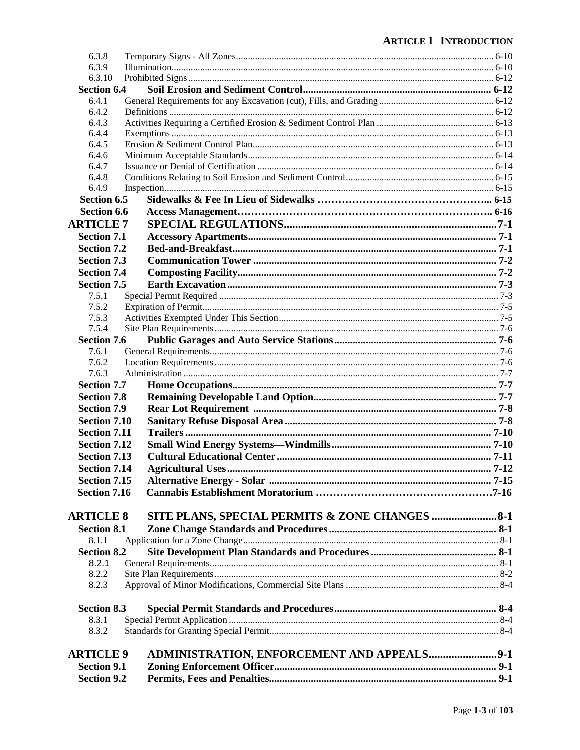| | | |
|---|---|---|
| 6.3.8 | Temporary Signs - All Zones | 6-10 |
| 6.3.9 | Illumination | 6-10 |
| 6.3.10 | Prohibited Signs | 6-12 |
| **Section 6.4** | **Soil Erosion and Sediment Control** | **6-12** |
| 6.4.1 | General Requirements for any Excavation (cut), Fills, and Grading | 6-12 |
| 6.4.2 | Definitions | 6-12 |
| 6.4.3 | Activities Requiring a Certified Erosion & Sediment Control Plan | 6-13 |
| 6.4.4 | Exemptions | 6-13 |
| 6.4.5 | Erosion & Sediment Control Plan | 6-13 |
| 6.4.6 | Minimum Acceptable Standards | 6-14 |
| 6.4.7 | Issuance or Denial of Certification | 6-14 |
| 6.4.8 | Conditions Relating to Soil Erosion and Sediment Control | 6-15 |
| 6.4.9 | Inspection | 6-15 |
| **Section 6.5** | **Sidewalks & Fee In Lieu of Sidewalks** | **6-15** |
| **Section 6.6** | **Access Management** | **6-16** |
| **ARTICLE 7** | **SPECIAL REGULATIONS** | **7-1** |
| **Section 7.1** | **Accessory Apartments** | **7-1** |
| **Section 7.2** | **Bed-and-Breakfast** | **7-1** |
| **Section 7.3** | **Communication Tower** | **7-2** |
| **Section 7.4** | **Composting Facility** | **7-2** |
| **Section 7.5** | **Earth Excavation** | **7-3** |
| 7.5.1 | Special Permit Required | 7-3 |
| 7.5.2 | Expiration of Permit | 7-5 |
| 7.5.3 | Activities Exempted Under This Section | 7-5 |
| 7.5.4 | Site Plan Requirements | 7-6 |
| **Section 7.6** | **Public Garages and Auto Service Stations** | **7-6** |
| 7.6.1 | General Requirements | 7-6 |
| 7.6.2 | Location Requirements | 7-6 |
| 7.6.3 | Administration | 7-7 |
| **Section 7.7** | **Home Occupations** | **7-7** |
| **Section 7.8** | **Remaining Developable Land Option** | **7-7** |
| **Section 7.9** | **Rear Lot Requirement** | **7-8** |
| **Section 7.10** | **Sanitary Refuse Disposal Area** | **7-8** |
| **Section 7.11** | **Trailers** | **7-10** |
| **Section 7.12** | **Small Wind Energy Systems—Windmills** | **7-10** |
| **Section 7.13** | **Cultural Educational Center** | **7-11** |
| **Section 7.14** | **Agricultural Uses** | **7-12** |
| **Section 7.15** | **Alternative Energy - Solar** | **7-15** |
| **Section 7.16** | **Cannabis Establishment Moratorium** | **7-16** |
| **ARTICLE 8** | **SITE PLANS, SPECIAL PERMITS & ZONE CHANGES** | **8-1** |
| **Section 8.1** | **Zone Change Standards and Procedures** | **8-1** |
| 8.1.1 | Application for a Zone Change | 8-1 |
| **Section 8.2** | **Site Development Plan Standards and Procedures** | **8-1** |
| 8.2.1 | General Requirements | 8-1 |
| 8.2.2 | Site Plan Requirements | 8-2 |
| 8.2.3 | Approval of Minor Modifications, Commercial Site Plans | 8-4 |
| **Section 8.3** | **Special Permit Standards and Procedures** | **8-4** |
| 8.3.1 | Special Permit Application | 8-4 |
| 8.3.2 | Standards for Granting Special Permit | 8-4 |
| **ARTICLE 9** | **ADMINISTRATION, ENFORCEMENT AND APPEALS** | **9-1** |
| **Section 9.1** | **Zoning Enforcement Officer** | **9-1** |
| **Section 9.2** | **Permits, Fees and Penalties** | **9-1** |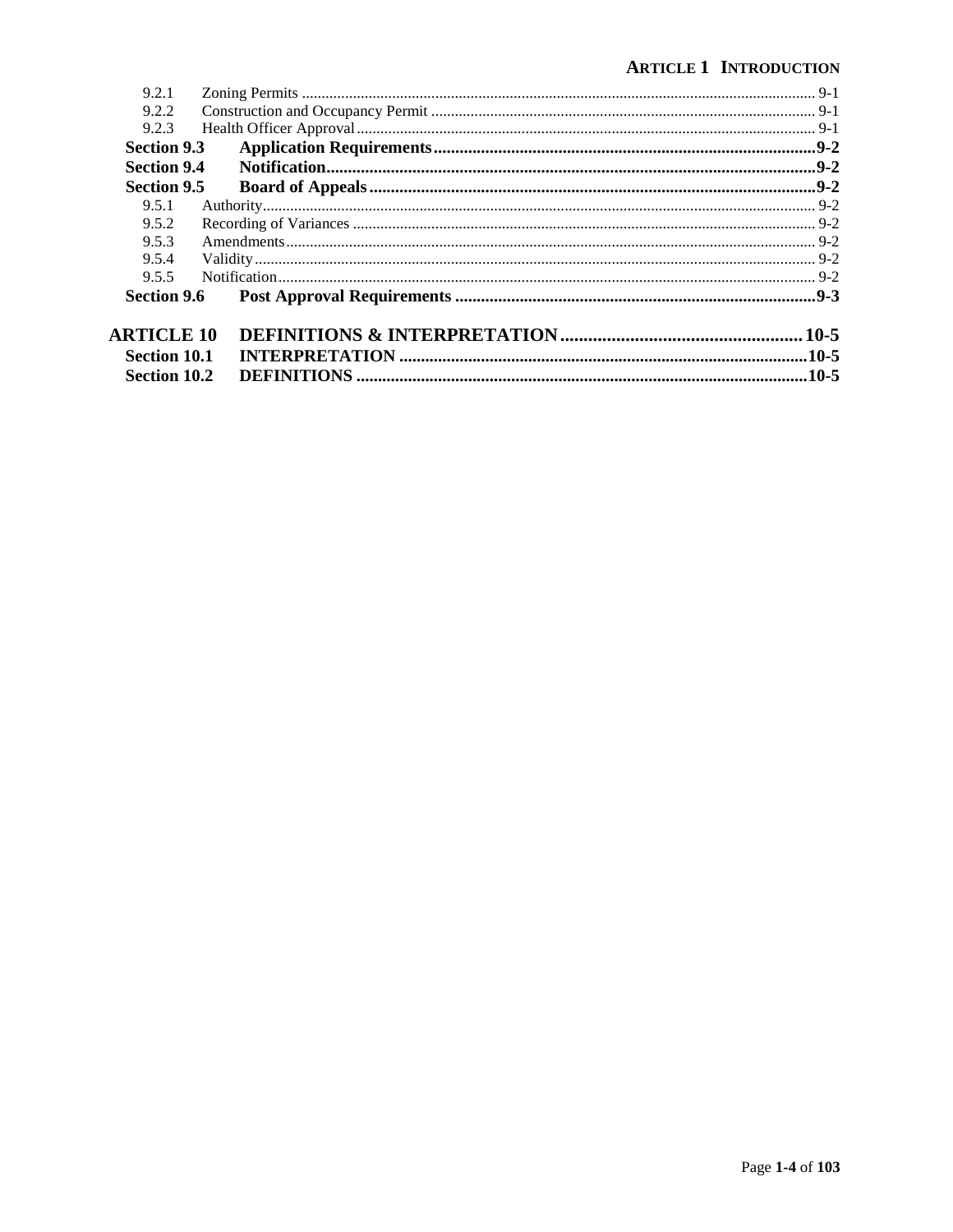| | | |
|---|---|---|
| 9.2.1 | Zoning Permits | 9-1 |
| 9.2.2 | Construction and Occupancy Permit | 9-1 |
| 9.2.3 | Health Officer Approval | 9-1 |
| **Section 9.3** | **Application Requirements** | **9-2** |
| **Section 9.4** | **Notification** | **9-2** |
| **Section 9.5** | **Board of Appeals** | **9-2** |
| 9.5.1 | Authority | 9-2 |
| 9.5.2 | Recording of Variances | 9-2 |
| 9.5.3 | Amendments | 9-2 |
| 9.5.4 | Validity | 9-2 |
| 9.5.5 | Notification | 9-2 |
| **Section 9.6** | **Post Approval Requirements** | **9-3** |
| **ARTICLE 10** | **DEFINITIONS & INTERPRETATION** | **10-5** |
| **Section 10.1** | **INTERPRETATION** | **10-5** |
| **Section 10.2** | **DEFINITIONS** | **10-5** |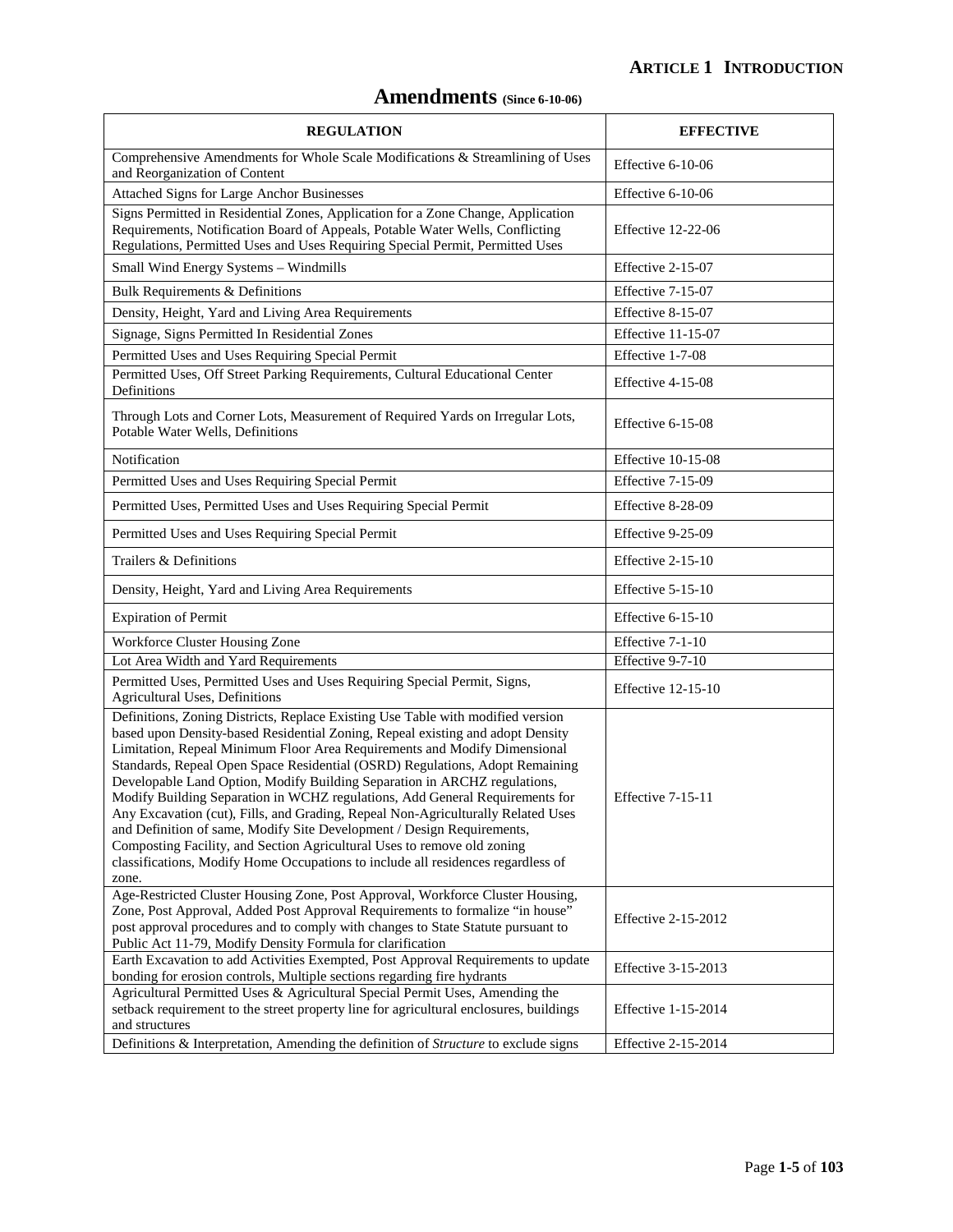# Amendments (Since 6-10-06)

| REGULATION | EFFECTIVE |
|---|---|
| Comprehensive Amendments for Whole Scale Modifications & Streamlining of Uses and Reorganization of Content | Effective 6-10-06 |
| Attached Signs for Large Anchor Businesses | Effective 6-10-06 |
| Signs Permitted in Residential Zones, Application for a Zone Change, Application Requirements, Notification Board of Appeals, Potable Water Wells, Conflicting Regulations, Permitted Uses and Uses Requiring Special Permit, Permitted Uses | Effective 12-22-06 |
| Small Wind Energy Systems – Windmills | Effective 2-15-07 |
| Bulk Requirements & Definitions | Effective 7-15-07 |
| Density, Height, Yard and Living Area Requirements | Effective 8-15-07 |
| Signage, Signs Permitted In Residential Zones | Effective 11-15-07 |
| Permitted Uses and Uses Requiring Special Permit | Effective 1-7-08 |
| Permitted Uses, Off Street Parking Requirements, Cultural Educational Center Definitions | Effective 4-15-08 |
| Through Lots and Corner Lots, Measurement of Required Yards on Irregular Lots, Potable Water Wells, Definitions | Effective 6-15-08 |
| Notification | Effective 10-15-08 |
| Permitted Uses and Uses Requiring Special Permit | Effective 7-15-09 |
| Permitted Uses, Permitted Uses and Uses Requiring Special Permit | Effective 8-28-09 |
| Permitted Uses and Uses Requiring Special Permit | Effective 9-25-09 |
| Trailers & Definitions | Effective 2-15-10 |
| Density, Height, Yard and Living Area Requirements | Effective 5-15-10 |
| Expiration of Permit | Effective 6-15-10 |
| Workforce Cluster Housing Zone | Effective 7-1-10 |
| Lot Area Width and Yard Requirements | Effective 9-7-10 |
| Permitted Uses, Permitted Uses and Uses Requiring Special Permit, Signs, Agricultural Uses, Definitions | Effective 12-15-10 |
| Definitions, Zoning Districts, Replace Existing Use Table with modified version based upon Density-based Residential Zoning, Repeal existing and adopt Density Limitation, Repeal Minimum Floor Area Requirements and Modify Dimensional Standards, Repeal Open Space Residential (OSRD) Regulations, Adopt Remaining Developable Land Option, Modify Building Separation in ARCHZ regulations, Modify Building Separation in WCHZ regulations, Add General Requirements for Any Excavation (cut), Fills, and Grading, Repeal Non-Agriculturally Related Uses and Definition of same, Modify Site Development / Design Requirements, Composting Facility, and Section Agricultural Uses to remove old zoning classifications, Modify Home Occupations to include all residences regardless of zone. | Effective 7-15-11 |
| Age-Restricted Cluster Housing Zone, Post Approval, Workforce Cluster Housing, Zone, Post Approval, Added Post Approval Requirements to formalize "in house" post approval procedures and to comply with changes to State Statute pursuant to Public Act 11-79, Modify Density Formula for clarification | Effective 2-15-2012 |
| Earth Excavation to add Activities Exempted, Post Approval Requirements to update bonding for erosion controls, Multiple sections regarding fire hydrants | Effective 3-15-2013 |
| Agricultural Permitted Uses & Agricultural Special Permit Uses, Amending the setback requirement to the street property line for agricultural enclosures, buildings and structures | Effective 1-15-2014 |
| Definitions & Interpretation, Amending the definition of *Structure* to exclude signs | Effective 2-15-2014 |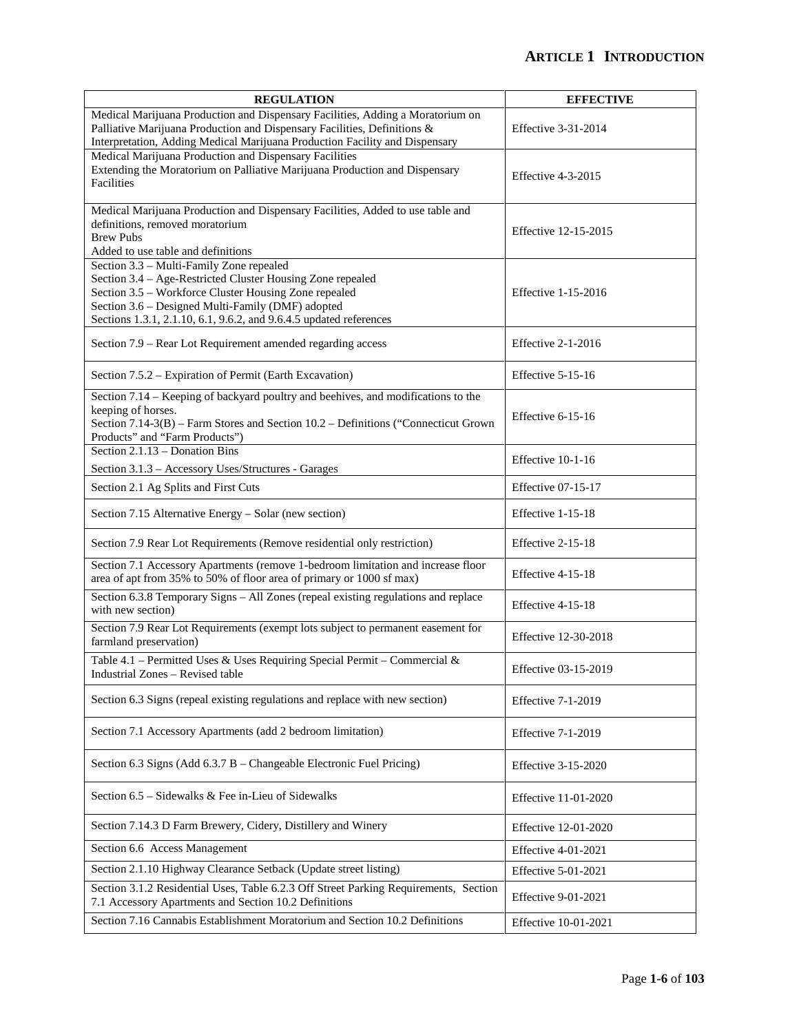| REGULATION | EFFECTIVE |
|---|---|
| Medical Marijuana Production and Dispensary Facilities, Adding a Moratorium on Palliative Marijuana Production and Dispensary Facilities, Definitions & Interpretation, Adding Medical Marijuana Production Facility and Dispensary | Effective 3-31-2014 |
| Medical Marijuana Production and Dispensary Facilities<br>Extending the Moratorium on Palliative Marijuana Production and Dispensary Facilities | Effective 4-3-2015 |
| Medical Marijuana Production and Dispensary Facilities, Added to use table and definitions, removed moratorium<br>Brew Pubs<br>Added to use table and definitions | Effective 12-15-2015 |
| Section 3.3 – Multi-Family Zone repealed<br>Section 3.4 – Age-Restricted Cluster Housing Zone repealed<br>Section 3.5 – Workforce Cluster Housing Zone repealed<br>Section 3.6 – Designed Multi-Family (DMF) adopted<br>Sections 1.3.1, 2.1.10, 6.1, 9.6.2, and 9.6.4.5 updated references | Effective 1-15-2016 |
| Section 7.9 – Rear Lot Requirement amended regarding access | Effective 2-1-2016 |
| Section 7.5.2 – Expiration of Permit (Earth Excavation) | Effective 5-15-16 |
| Section 7.14 – Keeping of backyard poultry and beehives, and modifications to the keeping of horses.<br>Section 7.14-3(B) – Farm Stores and Section 10.2 – Definitions ("Connecticut Grown Products" and "Farm Products") | Effective 6-15-16 |
| Section 2.1.13 – Donation Bins<br>Section 3.1.3 – Accessory Uses/Structures - Garages | Effective 10-1-16 |
| Section 2.1 Ag Splits and First Cuts | Effective 07-15-17 |
| Section 7.15 Alternative Energy – Solar (new section) | Effective 1-15-18 |
| Section 7.9 Rear Lot Requirements (Remove residential only restriction) | Effective 2-15-18 |
| Section 7.1 Accessory Apartments (remove 1-bedroom limitation and increase floor area of apt from 35% to 50% of floor area of primary or 1000 sf max) | Effective 4-15-18 |
| Section 6.3.8 Temporary Signs – All Zones (repeal existing regulations and replace with new section) | Effective 4-15-18 |
| Section 7.9 Rear Lot Requirements (exempt lots subject to permanent easement for farmland preservation) | Effective 12-30-2018 |
| Table 4.1 – Permitted Uses & Uses Requiring Special Permit – Commercial & Industrial Zones – Revised table | Effective 03-15-2019 |
| Section 6.3 Signs (repeal existing regulations and replace with new section) | Effective 7-1-2019 |
| Section 7.1 Accessory Apartments (add 2 bedroom limitation) | Effective 7-1-2019 |
| Section 6.3 Signs (Add 6.3.7 B – Changeable Electronic Fuel Pricing) | Effective 3-15-2020 |
| Section 6.5 – Sidewalks & Fee in-Lieu of Sidewalks | Effective 11-01-2020 |
| Section 7.14.3 D Farm Brewery, Cidery, Distillery and Winery | Effective 12-01-2020 |
| Section 6.6 Access Management | Effective 4-01-2021 |
| Section 2.1.10 Highway Clearance Setback (Update street listing) | Effective 5-01-2021 |
| Section 3.1.2 Residential Uses, Table 6.2.3 Off Street Parking Requirements, Section 7.1 Accessory Apartments and Section 10.2 Definitions | Effective 9-01-2021 |
| Section 7.16 Cannabis Establishment Moratorium and Section 10.2 Definitions | Effective 10-01-2021 |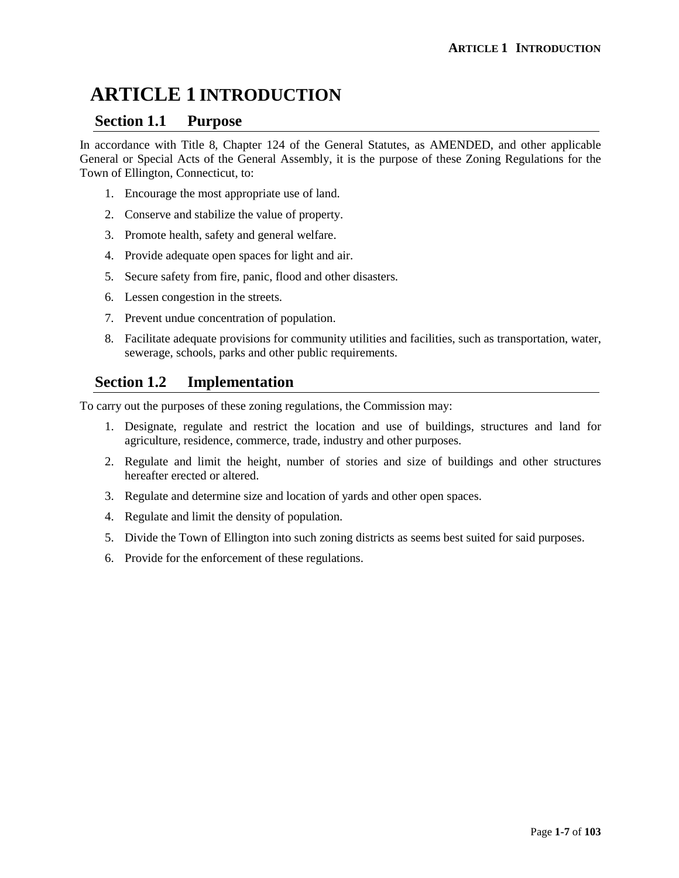# ARTICLE 1 INTRODUCTION

## Section 1.1 Purpose

In accordance with Title 8, Chapter 124 of the General Statutes, as AMENDED, and other applicable General or Special Acts of the General Assembly, it is the purpose of these Zoning Regulations for the Town of Ellington, Connecticut, to:

1. Encourage the most appropriate use of land.
2. Conserve and stabilize the value of property.
3. Promote health, safety and general welfare.
4. Provide adequate open spaces for light and air.
5. Secure safety from fire, panic, flood and other disasters.
6. Lessen congestion in the streets.
7. Prevent undue concentration of population.
8. Facilitate adequate provisions for community utilities and facilities, such as transportation, water, sewerage, schools, parks and other public requirements.

## Section 1.2 Implementation

To carry out the purposes of these zoning regulations, the Commission may:

1. Designate, regulate and restrict the location and use of buildings, structures and land for agriculture, residence, commerce, trade, industry and other purposes.
2. Regulate and limit the height, number of stories and size of buildings and other structures hereafter erected or altered.
3. Regulate and determine size and location of yards and other open spaces.
4. Regulate and limit the density of population.
5. Divide the Town of Ellington into such zoning districts as seems best suited for said purposes.
6. Provide for the enforcement of these regulations.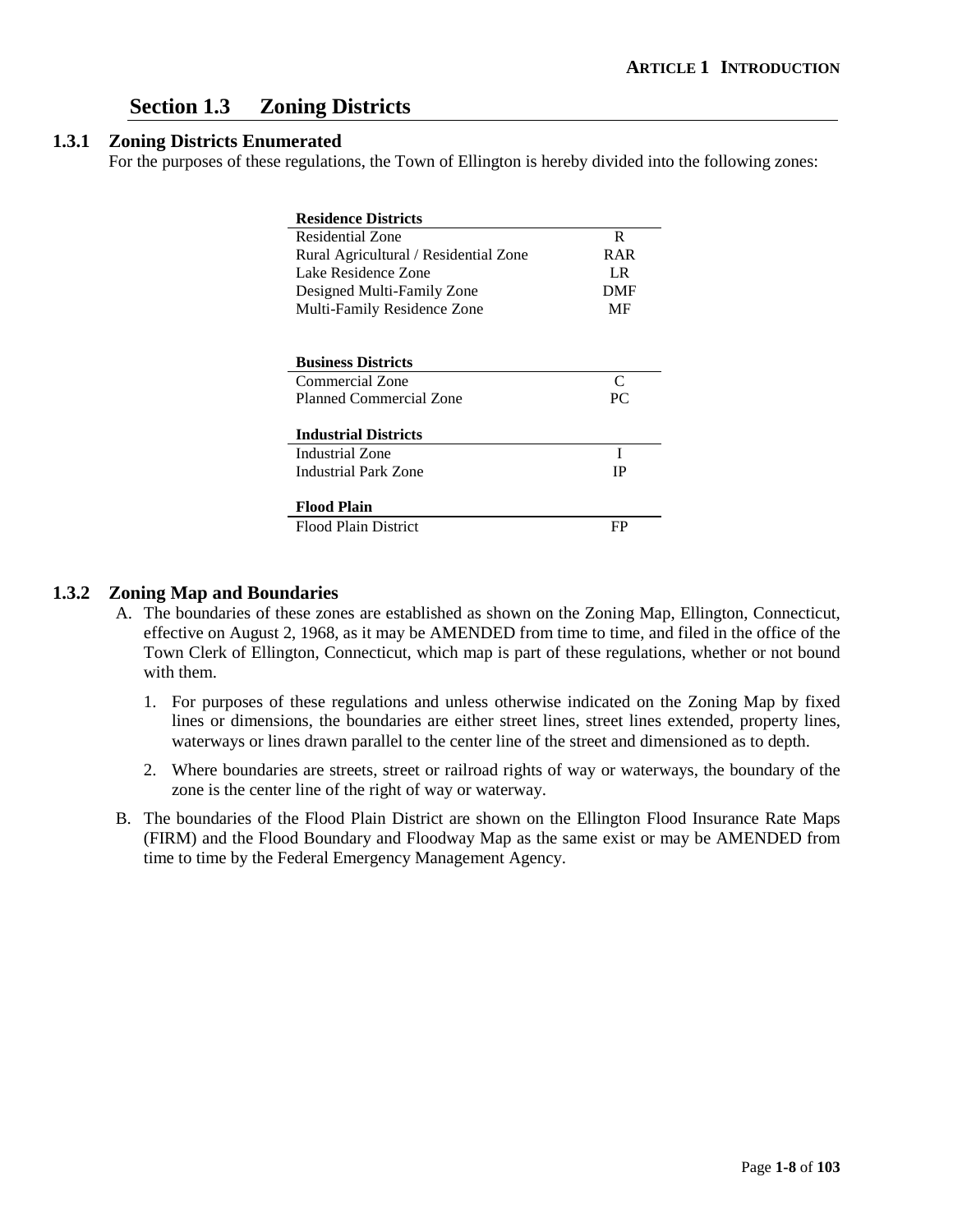## Section 1.3 Zoning Districts

### 1.3.1 Zoning Districts Enumerated

For the purposes of these regulations, the Town of Ellington is hereby divided into the following zones:

| **Residence Districts** | |
|---|---|
| Residential Zone | R |
| Rural Agricultural / Residential Zone | RAR |
| Lake Residence Zone | LR |
| Designed Multi-Family Zone | DMF |
| Multi-Family Residence Zone | MF |
| **Business Districts** | |
| Commercial Zone | C |
| Planned Commercial Zone | PC |
| **Industrial Districts** | |
| Industrial Zone | I |
| Industrial Park Zone | IP |
| **Flood Plain** | |
| Flood Plain District | FP |

### 1.3.2 Zoning Map and Boundaries

A. The boundaries of these zones are established as shown on the Zoning Map, Ellington, Connecticut, effective on August 2, 1968, as it may be AMENDED from time to time, and filed in the office of the Town Clerk of Ellington, Connecticut, which map is part of these regulations, whether or not bound with them.

   1. For purposes of these regulations and unless otherwise indicated on the Zoning Map by fixed lines or dimensions, the boundaries are either street lines, street lines extended, property lines, waterways or lines drawn parallel to the center line of the street and dimensioned as to depth.

   2. Where boundaries are streets, street or railroad rights of way or waterways, the boundary of the zone is the center line of the right of way or waterway.

B. The boundaries of the Flood Plain District are shown on the Ellington Flood Insurance Rate Maps (FIRM) and the Flood Boundary and Floodway Map as the same exist or may be AMENDED from time to time by the Federal Emergency Management Agency.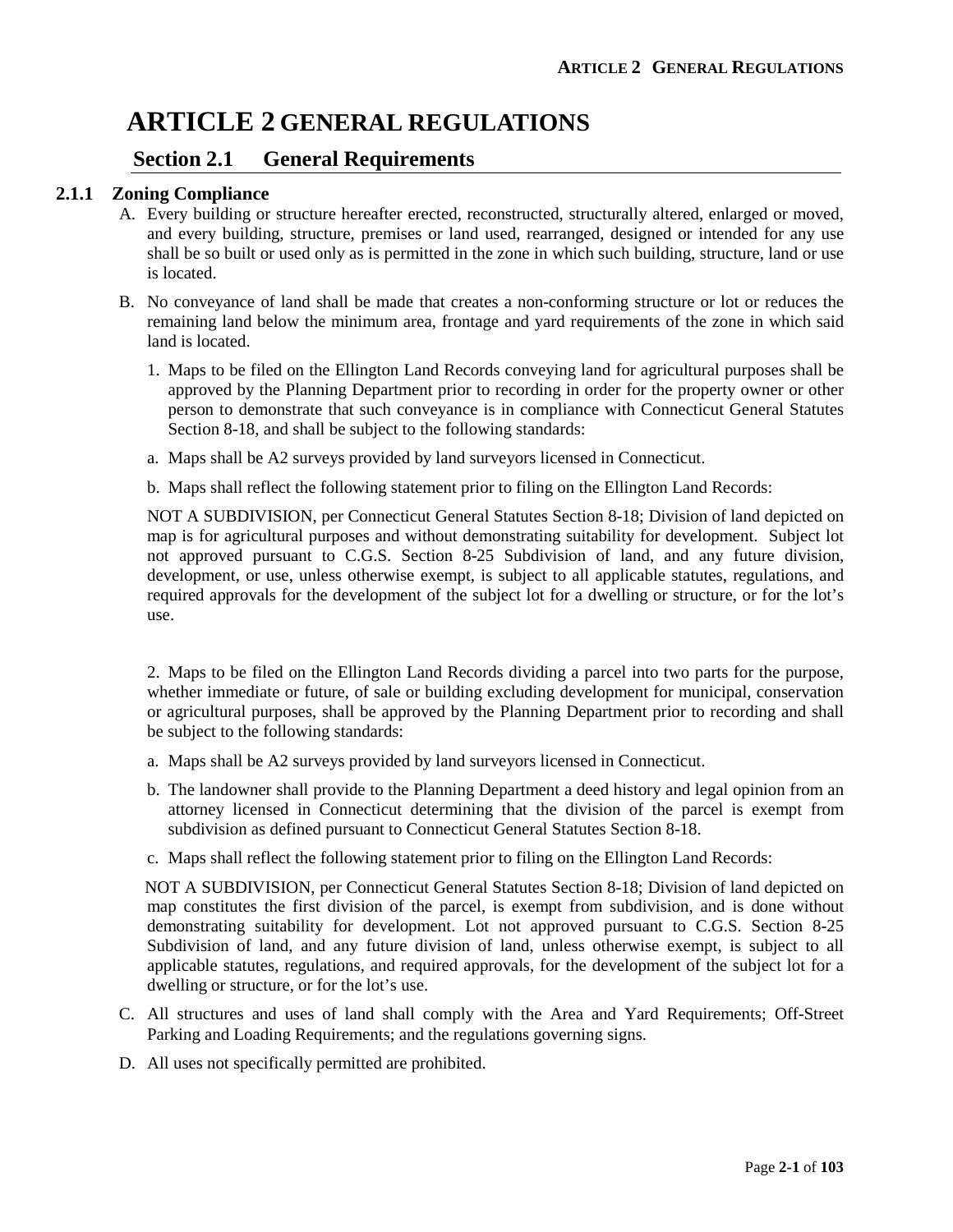# ARTICLE 2 GENERAL REGULATIONS

## Section 2.1 General Requirements

### 2.1.1 Zoning Compliance

A. Every building or structure hereafter erected, reconstructed, structurally altered, enlarged or moved, and every building, structure, premises or land used, rearranged, designed or intended for any use shall be so built or used only as is permitted in the zone in which such building, structure, land or use is located.

B. No conveyance of land shall be made that creates a non-conforming structure or lot or reduces the remaining land below the minimum area, frontage and yard requirements of the zone in which said land is located.

1. Maps to be filed on the Ellington Land Records conveying land for agricultural purposes shall be approved by the Planning Department prior to recording in order for the property owner or other person to demonstrate that such conveyance is in compliance with Connecticut General Statutes Section 8-18, and shall be subject to the following standards:

a. Maps shall be A2 surveys provided by land surveyors licensed in Connecticut.

b. Maps shall reflect the following statement prior to filing on the Ellington Land Records:

NOT A SUBDIVISION, per Connecticut General Statutes Section 8-18; Division of land depicted on map is for agricultural purposes and without demonstrating suitability for development. Subject lot not approved pursuant to C.G.S. Section 8-25 Subdivision of land, and any future division, development, or use, unless otherwise exempt, is subject to all applicable statutes, regulations, and required approvals for the development of the subject lot for a dwelling or structure, or for the lot's use.

2. Maps to be filed on the Ellington Land Records dividing a parcel into two parts for the purpose, whether immediate or future, of sale or building excluding development for municipal, conservation or agricultural purposes, shall be approved by the Planning Department prior to recording and shall be subject to the following standards:

a. Maps shall be A2 surveys provided by land surveyors licensed in Connecticut.

b. The landowner shall provide to the Planning Department a deed history and legal opinion from an attorney licensed in Connecticut determining that the division of the parcel is exempt from subdivision as defined pursuant to Connecticut General Statutes Section 8-18.

c. Maps shall reflect the following statement prior to filing on the Ellington Land Records:

NOT A SUBDIVISION, per Connecticut General Statutes Section 8-18; Division of land depicted on map constitutes the first division of the parcel, is exempt from subdivision, and is done without demonstrating suitability for development. Lot not approved pursuant to C.G.S. Section 8-25 Subdivision of land, and any future division of land, unless otherwise exempt, is subject to all applicable statutes, regulations, and required approvals, for the development of the subject lot for a dwelling or structure, or for the lot's use.

C. All structures and uses of land shall comply with the Area and Yard Requirements; Off-Street Parking and Loading Requirements; and the regulations governing signs.

D. All uses not specifically permitted are prohibited.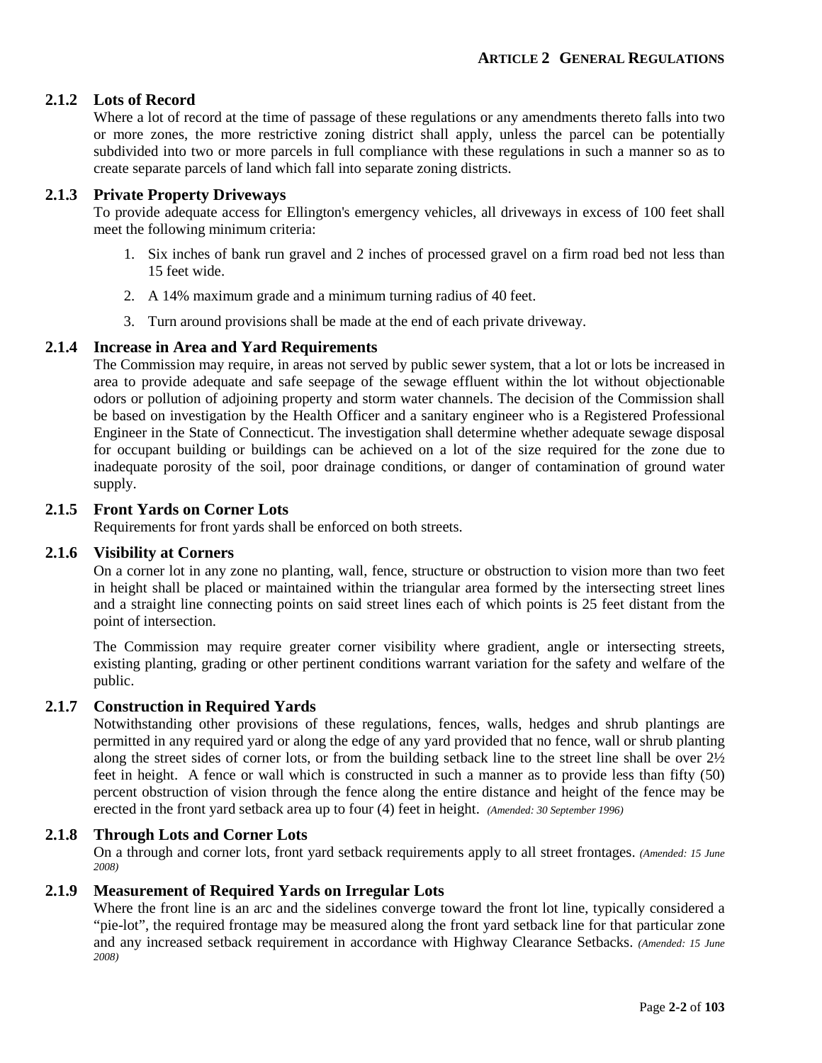### 2.1.2 Lots of Record

Where a lot of record at the time of passage of these regulations or any amendments thereto falls into two or more zones, the more restrictive zoning district shall apply, unless the parcel can be potentially subdivided into two or more parcels in full compliance with these regulations in such a manner so as to create separate parcels of land which fall into separate zoning districts.

### 2.1.3 Private Property Driveways

To provide adequate access for Ellington's emergency vehicles, all driveways in excess of 100 feet shall meet the following minimum criteria:

1. Six inches of bank run gravel and 2 inches of processed gravel on a firm road bed not less than 15 feet wide.
2. A 14% maximum grade and a minimum turning radius of 40 feet.
3. Turn around provisions shall be made at the end of each private driveway.

### 2.1.4 Increase in Area and Yard Requirements

The Commission may require, in areas not served by public sewer system, that a lot or lots be increased in area to provide adequate and safe seepage of the sewage effluent within the lot without objectionable odors or pollution of adjoining property and storm water channels. The decision of the Commission shall be based on investigation by the Health Officer and a sanitary engineer who is a Registered Professional Engineer in the State of Connecticut. The investigation shall determine whether adequate sewage disposal for occupant building or buildings can be achieved on a lot of the size required for the zone due to inadequate porosity of the soil, poor drainage conditions, or danger of contamination of ground water supply.

### 2.1.5 Front Yards on Corner Lots

Requirements for front yards shall be enforced on both streets.

### 2.1.6 Visibility at Corners

On a corner lot in any zone no planting, wall, fence, structure or obstruction to vision more than two feet in height shall be placed or maintained within the triangular area formed by the intersecting street lines and a straight line connecting points on said street lines each of which points is 25 feet distant from the point of intersection.

The Commission may require greater corner visibility where gradient, angle or intersecting streets, existing planting, grading or other pertinent conditions warrant variation for the safety and welfare of the public.

### 2.1.7 Construction in Required Yards

Notwithstanding other provisions of these regulations, fences, walls, hedges and shrub plantings are permitted in any required yard or along the edge of any yard provided that no fence, wall or shrub planting along the street sides of corner lots, or from the building setback line to the street line shall be over 2½ feet in height. A fence or wall which is constructed in such a manner as to provide less than fifty (50) percent obstruction of vision through the fence along the entire distance and height of the fence may be erected in the front yard setback area up to four (4) feet in height. *(Amended: 30 September 1996)*

### 2.1.8 Through Lots and Corner Lots

On a through and corner lots, front yard setback requirements apply to all street frontages. *(Amended: 15 June 2008)*

### 2.1.9 Measurement of Required Yards on Irregular Lots

Where the front line is an arc and the sidelines converge toward the front lot line, typically considered a "pie-lot", the required frontage may be measured along the front yard setback line for that particular zone and any increased setback requirement in accordance with Highway Clearance Setbacks. *(Amended: 15 June 2008)*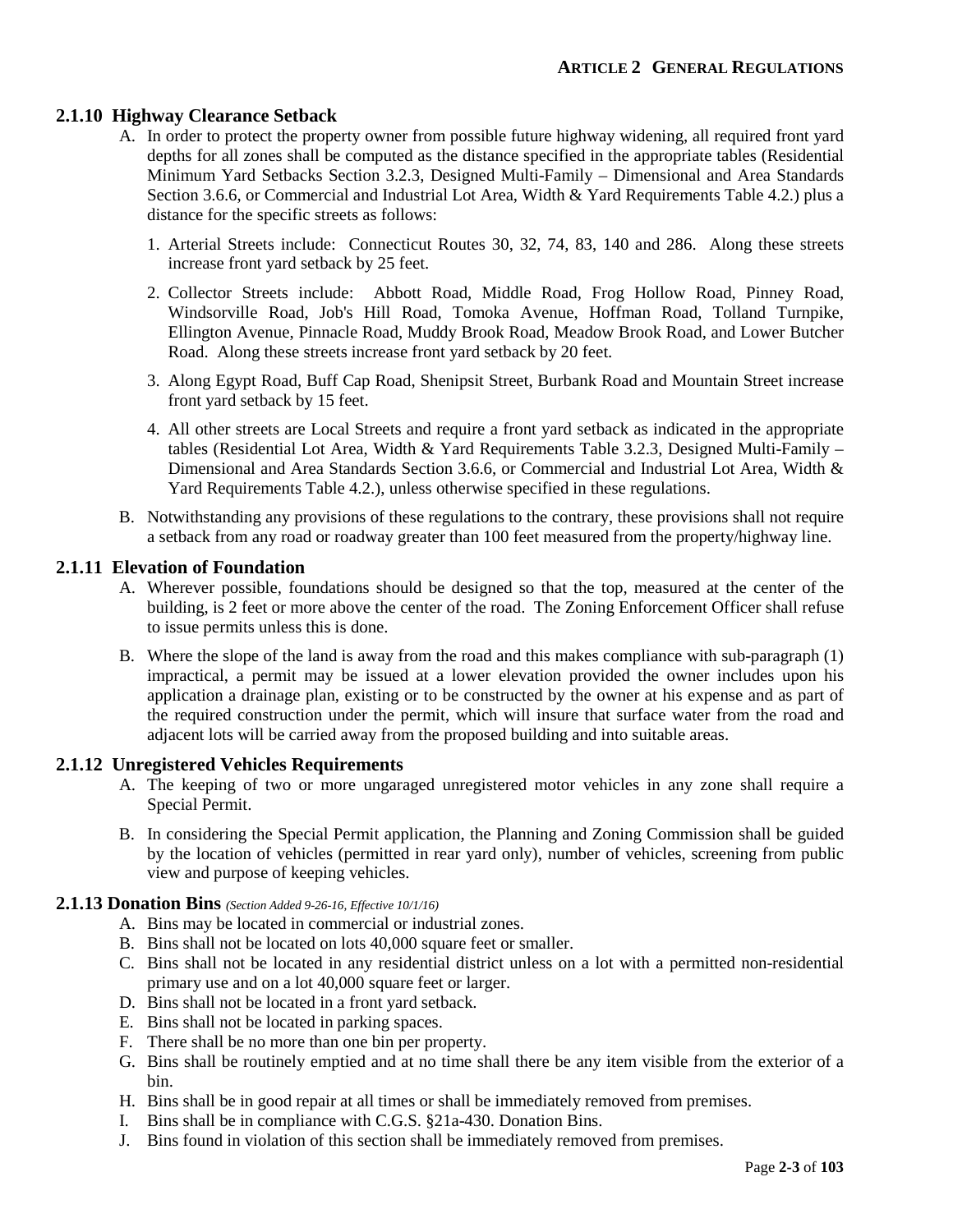### 2.1.10 Highway Clearance Setback

A. In order to protect the property owner from possible future highway widening, all required front yard depths for all zones shall be computed as the distance specified in the appropriate tables (Residential Minimum Yard Setbacks Section 3.2.3, Designed Multi-Family – Dimensional and Area Standards Section 3.6.6, or Commercial and Industrial Lot Area, Width & Yard Requirements Table 4.2.) plus a distance for the specific streets as follows:

   1. Arterial Streets include: Connecticut Routes 30, 32, 74, 83, 140 and 286. Along these streets increase front yard setback by 25 feet.
   2. Collector Streets include: Abbott Road, Middle Road, Frog Hollow Road, Pinney Road, Windsorville Road, Job's Hill Road, Tomoka Avenue, Hoffman Road, Tolland Turnpike, Ellington Avenue, Pinnacle Road, Muddy Brook Road, Meadow Brook Road, and Lower Butcher Road. Along these streets increase front yard setback by 20 feet.
   3. Along Egypt Road, Buff Cap Road, Shenipsit Street, Burbank Road and Mountain Street increase front yard setback by 15 feet.
   4. All other streets are Local Streets and require a front yard setback as indicated in the appropriate tables (Residential Lot Area, Width & Yard Requirements Table 3.2.3, Designed Multi-Family – Dimensional and Area Standards Section 3.6.6, or Commercial and Industrial Lot Area, Width & Yard Requirements Table 4.2.), unless otherwise specified in these regulations.

B. Notwithstanding any provisions of these regulations to the contrary, these provisions shall not require a setback from any road or roadway greater than 100 feet measured from the property/highway line.

### 2.1.11 Elevation of Foundation

A. Wherever possible, foundations should be designed so that the top, measured at the center of the building, is 2 feet or more above the center of the road. The Zoning Enforcement Officer shall refuse to issue permits unless this is done.

B. Where the slope of the land is away from the road and this makes compliance with sub-paragraph (1) impractical, a permit may be issued at a lower elevation provided the owner includes upon his application a drainage plan, existing or to be constructed by the owner at his expense and as part of the required construction under the permit, which will insure that surface water from the road and adjacent lots will be carried away from the proposed building and into suitable areas.

### 2.1.12 Unregistered Vehicles Requirements

A. The keeping of two or more ungaraged unregistered motor vehicles in any zone shall require a Special Permit.

B. In considering the Special Permit application, the Planning and Zoning Commission shall be guided by the location of vehicles (permitted in rear yard only), number of vehicles, screening from public view and purpose of keeping vehicles.

### 2.1.13 Donation Bins *(Section Added 9-26-16, Effective 10/1/16)*

A. Bins may be located in commercial or industrial zones.
B. Bins shall not be located on lots 40,000 square feet or smaller.
C. Bins shall not be located in any residential district unless on a lot with a permitted non-residential primary use and on a lot 40,000 square feet or larger.
D. Bins shall not be located in a front yard setback.
E. Bins shall not be located in parking spaces.
F. There shall be no more than one bin per property.
G. Bins shall be routinely emptied and at no time shall there be any item visible from the exterior of a bin.
H. Bins shall be in good repair at all times or shall be immediately removed from premises.
I. Bins shall be in compliance with C.G.S. §21a-430. Donation Bins.
J. Bins found in violation of this section shall be immediately removed from premises.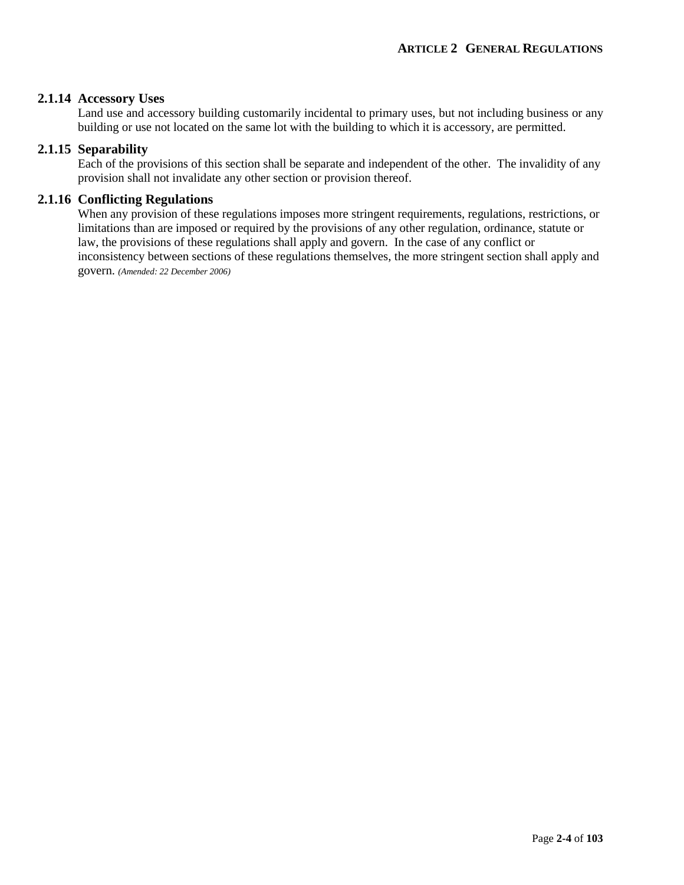### 2.1.14 Accessory Uses

Land use and accessory building customarily incidental to primary uses, but not including business or any building or use not located on the same lot with the building to which it is accessory, are permitted.

### 2.1.15 Separability

Each of the provisions of this section shall be separate and independent of the other. The invalidity of any provision shall not invalidate any other section or provision thereof.

### 2.1.16 Conflicting Regulations

When any provision of these regulations imposes more stringent requirements, regulations, restrictions, or limitations than are imposed or required by the provisions of any other regulation, ordinance, statute or law, the provisions of these regulations shall apply and govern. In the case of any conflict or inconsistency between sections of these regulations themselves, the more stringent section shall apply and govern. *(Amended: 22 December 2006)*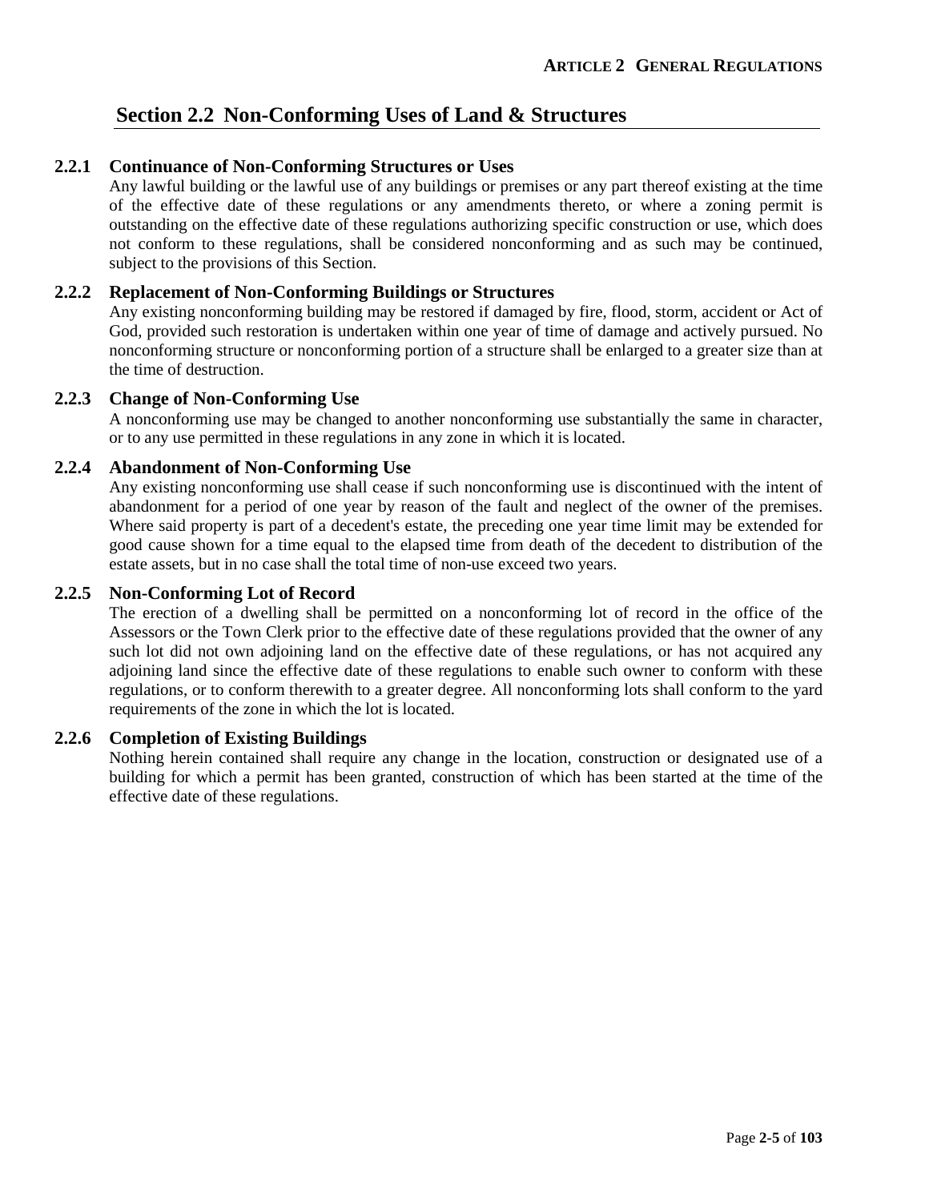## Section 2.2 Non-Conforming Uses of Land & Structures

### 2.2.1 Continuance of Non-Conforming Structures or Uses

Any lawful building or the lawful use of any buildings or premises or any part thereof existing at the time of the effective date of these regulations or any amendments thereto, or where a zoning permit is outstanding on the effective date of these regulations authorizing specific construction or use, which does not conform to these regulations, shall be considered nonconforming and as such may be continued, subject to the provisions of this Section.

### 2.2.2 Replacement of Non-Conforming Buildings or Structures

Any existing nonconforming building may be restored if damaged by fire, flood, storm, accident or Act of God, provided such restoration is undertaken within one year of time of damage and actively pursued. No nonconforming structure or nonconforming portion of a structure shall be enlarged to a greater size than at the time of destruction.

### 2.2.3 Change of Non-Conforming Use

A nonconforming use may be changed to another nonconforming use substantially the same in character, or to any use permitted in these regulations in any zone in which it is located.

### 2.2.4 Abandonment of Non-Conforming Use

Any existing nonconforming use shall cease if such nonconforming use is discontinued with the intent of abandonment for a period of one year by reason of the fault and neglect of the owner of the premises. Where said property is part of a decedent's estate, the preceding one year time limit may be extended for good cause shown for a time equal to the elapsed time from death of the decedent to distribution of the estate assets, but in no case shall the total time of non-use exceed two years.

### 2.2.5 Non-Conforming Lot of Record

The erection of a dwelling shall be permitted on a nonconforming lot of record in the office of the Assessors or the Town Clerk prior to the effective date of these regulations provided that the owner of any such lot did not own adjoining land on the effective date of these regulations, or has not acquired any adjoining land since the effective date of these regulations to enable such owner to conform with these regulations, or to conform therewith to a greater degree. All nonconforming lots shall conform to the yard requirements of the zone in which the lot is located.

### 2.2.6 Completion of Existing Buildings

Nothing herein contained shall require any change in the location, construction or designated use of a building for which a permit has been granted, construction of which has been started at the time of the effective date of these regulations.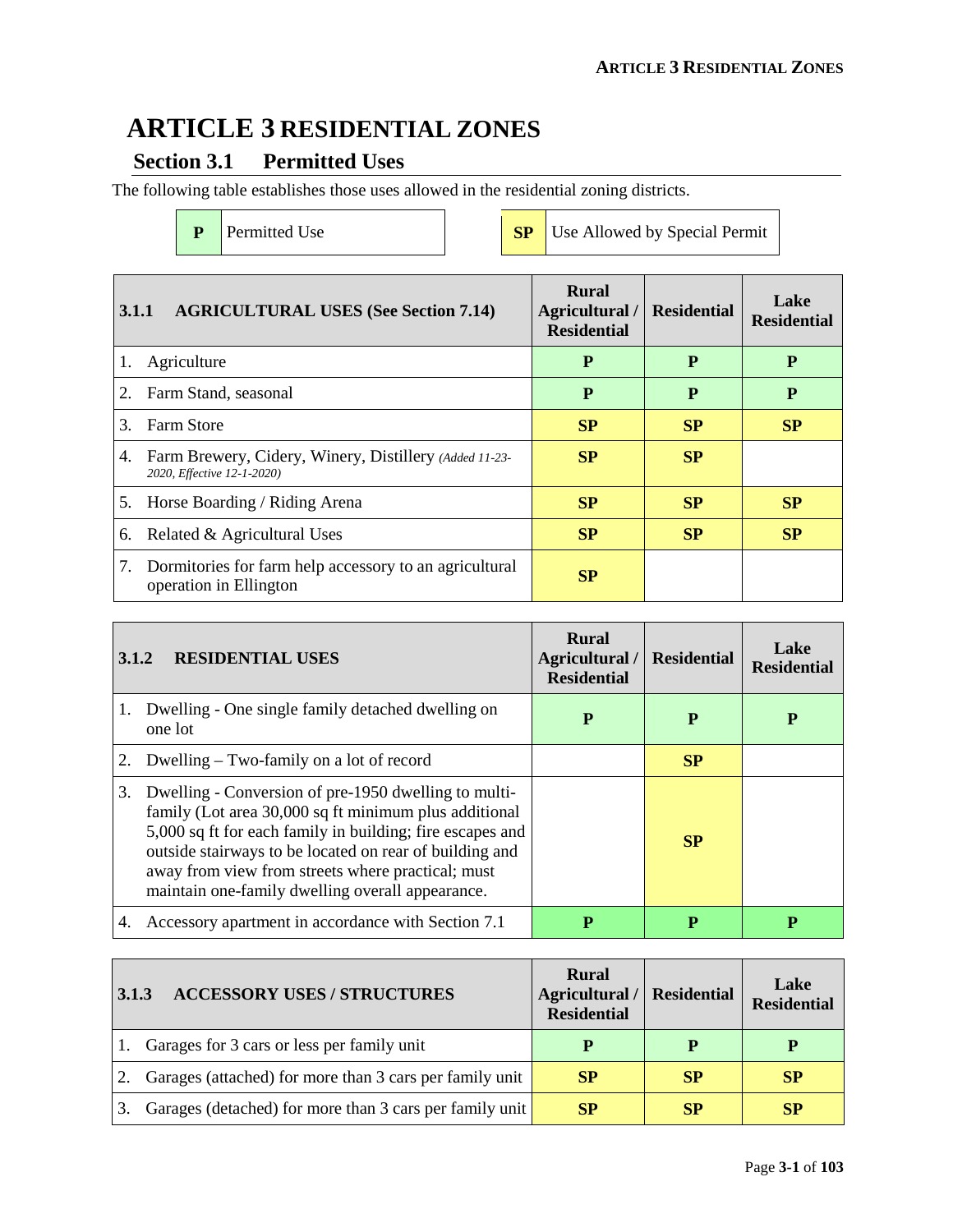# ARTICLE 3 RESIDENTIAL ZONES

## Section 3.1 Permitted Uses

The following table establishes those uses allowed in the residential zoning districts.

| P | Permitted Use | SP | Use Allowed by Special Permit |
|---|---|---|---|

| 3.1.1 AGRICULTURAL USES (See Section 7.14) | Rural Agricultural / Residential | Residential | Lake Residential |
|---|---|---|---|
| 1. Agriculture | P | P | P |
| 2. Farm Stand, seasonal | P | P | P |
| 3. Farm Store | SP | SP | SP |
| 4. Farm Brewery, Cidery, Winery, Distillery *(Added 11-23-2020, Effective 12-1-2020)* | SP | SP | |
| 5. Horse Boarding / Riding Arena | SP | SP | SP |
| 6. Related & Agricultural Uses | SP | SP | SP |
| 7. Dormitories for farm help accessory to an agricultural operation in Ellington | SP | | |

| 3.1.2 RESIDENTIAL USES | Rural Agricultural / Residential | Residential | Lake Residential |
|---|---|---|---|
| 1. Dwelling - One single family detached dwelling on one lot | P | P | P |
| 2. Dwelling – Two-family on a lot of record | | SP | |
| 3. Dwelling - Conversion of pre-1950 dwelling to multi-family (Lot area 30,000 sq ft minimum plus additional 5,000 sq ft for each family in building; fire escapes and outside stairways to be located on rear of building and away from view from streets where practical; must maintain one-family dwelling overall appearance. | | SP | |
| 4. Accessory apartment in accordance with Section 7.1 | P | P | P |

| 3.1.3 ACCESSORY USES / STRUCTURES | Rural Agricultural / Residential | Residential | Lake Residential |
|---|---|---|---|
| 1. Garages for 3 cars or less per family unit | P | P | P |
| 2. Garages (attached) for more than 3 cars per family unit | SP | SP | SP |
| 3. Garages (detached) for more than 3 cars per family unit | SP | SP | SP |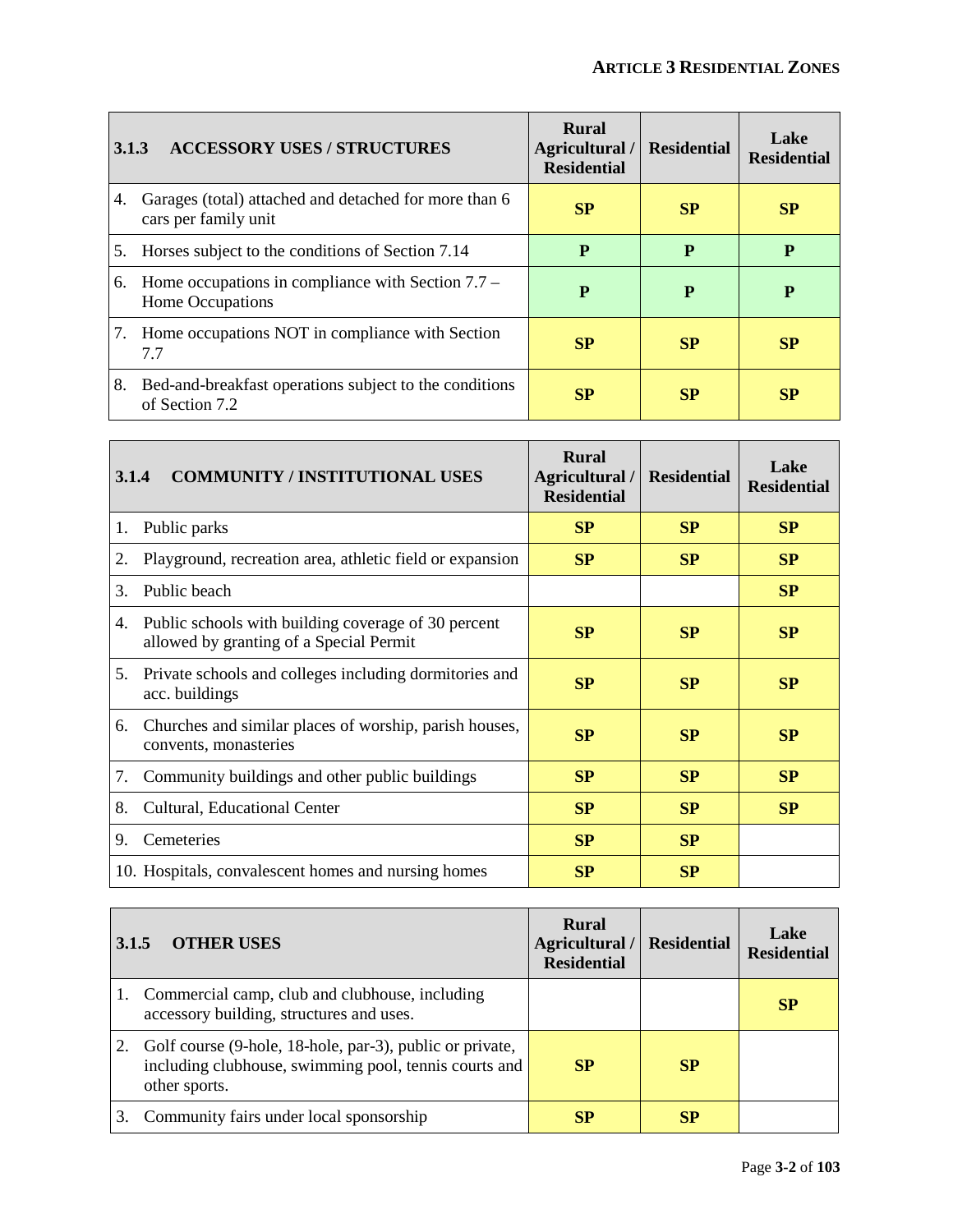| 3.1.3 ACCESSORY USES / STRUCTURES | Rural Agricultural / Residential | Residential | Lake Residential |
|---|---|---|---|
| 4. Garages (total) attached and detached for more than 6 cars per family unit | SP | SP | SP |
| 5. Horses subject to the conditions of Section 7.14 | P | P | P |
| 6. Home occupations in compliance with Section 7.7 – Home Occupations | P | P | P |
| 7. Home occupations NOT in compliance with Section 7.7 | SP | SP | SP |
| 8. Bed-and-breakfast operations subject to the conditions of Section 7.2 | SP | SP | SP |

| 3.1.4 COMMUNITY / INSTITUTIONAL USES | Rural Agricultural / Residential | Residential | Lake Residential |
|---|---|---|---|
| 1. Public parks | SP | SP | SP |
| 2. Playground, recreation area, athletic field or expansion | SP | SP | SP |
| 3. Public beach | | | SP |
| 4. Public schools with building coverage of 30 percent allowed by granting of a Special Permit | SP | SP | SP |
| 5. Private schools and colleges including dormitories and acc. buildings | SP | SP | SP |
| 6. Churches and similar places of worship, parish houses, convents, monasteries | SP | SP | SP |
| 7. Community buildings and other public buildings | SP | SP | SP |
| 8. Cultural, Educational Center | SP | SP | SP |
| 9. Cemeteries | SP | SP | |
| 10. Hospitals, convalescent homes and nursing homes | SP | SP | |

| 3.1.5 OTHER USES | Rural Agricultural / Residential | Residential | Lake Residential |
|---|---|---|---|
| 1. Commercial camp, club and clubhouse, including accessory building, structures and uses. | | | SP |
| 2. Golf course (9-hole, 18-hole, par-3), public or private, including clubhouse, swimming pool, tennis courts and other sports. | SP | SP | |
| 3. Community fairs under local sponsorship | SP | SP | |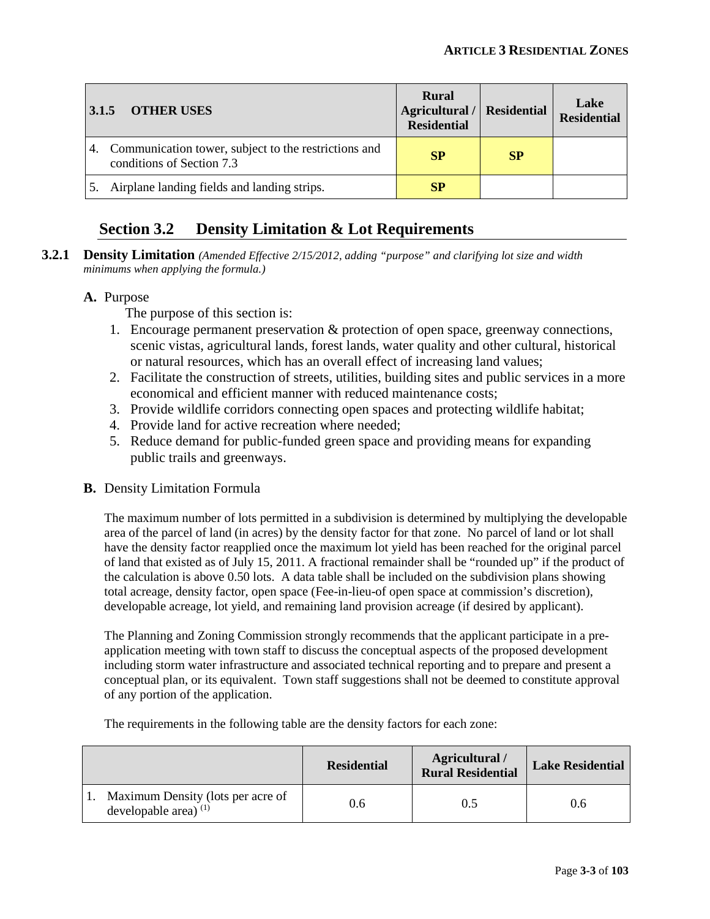| 3.1.5 OTHER USES | Rural Agricultural / Residential | Residential | Lake Residential |
|---|---|---|---|
| 4. Communication tower, subject to the restrictions and conditions of Section 7.3 | **SP** | **SP** | |
| 5. Airplane landing fields and landing strips. | **SP** | | |

## Section 3.2 Density Limitation & Lot Requirements

**3.2.1 Density Limitation** *(Amended Effective 2/15/2012, adding "purpose" and clarifying lot size and width minimums when applying the formula.)*

**A.** Purpose

The purpose of this section is:

1. Encourage permanent preservation & protection of open space, greenway connections, scenic vistas, agricultural lands, forest lands, water quality and other cultural, historical or natural resources, which has an overall effect of increasing land values;
2. Facilitate the construction of streets, utilities, building sites and public services in a more economical and efficient manner with reduced maintenance costs;
3. Provide wildlife corridors connecting open spaces and protecting wildlife habitat;
4. Provide land for active recreation where needed;
5. Reduce demand for public-funded green space and providing means for expanding public trails and greenways.

**B.** Density Limitation Formula

The maximum number of lots permitted in a subdivision is determined by multiplying the developable area of the parcel of land (in acres) by the density factor for that zone. No parcel of land or lot shall have the density factor reapplied once the maximum lot yield has been reached for the original parcel of land that existed as of July 15, 2011. A fractional remainder shall be "rounded up" if the product of the calculation is above 0.50 lots. A data table shall be included on the subdivision plans showing total acreage, density factor, open space (Fee-in-lieu-of open space at commission's discretion), developable acreage, lot yield, and remaining land provision acreage (if desired by applicant).

The Planning and Zoning Commission strongly recommends that the applicant participate in a pre-application meeting with town staff to discuss the conceptual aspects of the proposed development including storm water infrastructure and associated technical reporting and to prepare and present a conceptual plan, or its equivalent. Town staff suggestions shall not be deemed to constitute approval of any portion of the application.

The requirements in the following table are the density factors for each zone:

| | Residential | Agricultural / Rural Residential | Lake Residential |
|---|---|---|---|
| 1. Maximum Density (lots per acre of developable area) (1) | 0.6 | 0.5 | 0.6 |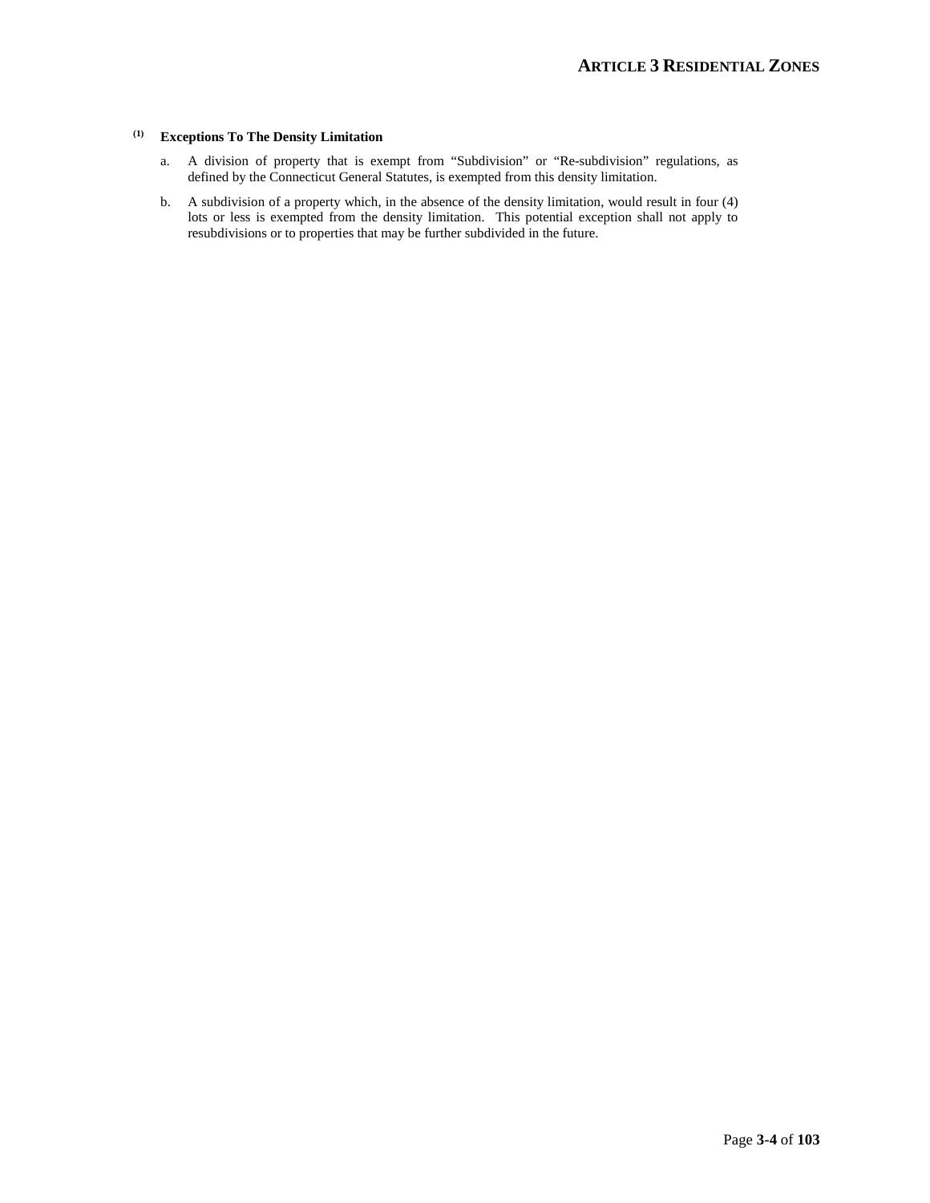**(1) Exceptions To The Density Limitation**

a. A division of property that is exempt from "Subdivision" or "Re-subdivision" regulations, as defined by the Connecticut General Statutes, is exempted from this density limitation.

b. A subdivision of a property which, in the absence of the density limitation, would result in four (4) lots or less is exempted from the density limitation. This potential exception shall not apply to resubdivisions or to properties that may be further subdivided in the future.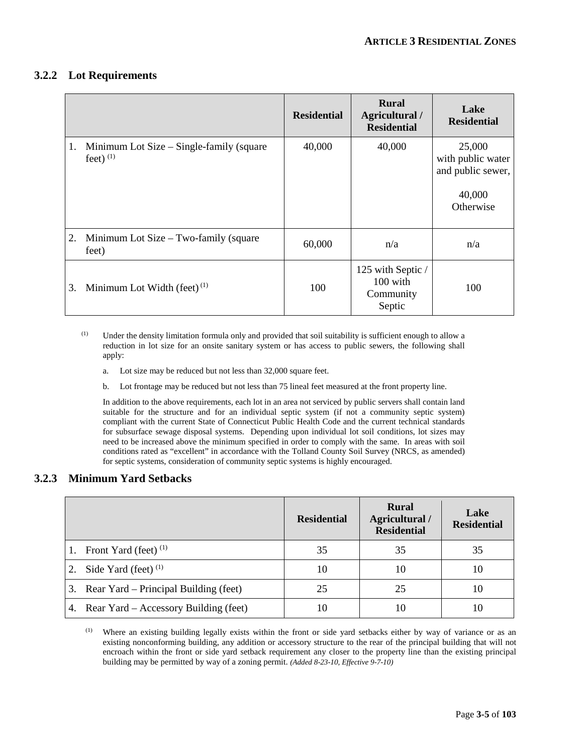### 3.2.2 Lot Requirements

| | Residential | Rural Agricultural / Residential | Lake Residential |
|---|---|---|---|
| 1. Minimum Lot Size – Single-family (square feet) [(1)] | 40,000 | 40,000 | 25,000 with public water and public sewer, 40,000 Otherwise |
| 2. Minimum Lot Size – Two-family (square feet) | 60,000 | n/a | n/a |
| 3. Minimum Lot Width (feet) [(1)] | 100 | 125 with Septic / 100 with Community Septic | 100 |

[(1)] Under the density limitation formula only and provided that soil suitability is sufficient enough to allow a reduction in lot size for an onsite sanitary system or has access to public sewers, the following shall apply:

a. Lot size may be reduced but not less than 32,000 square feet.

b. Lot frontage may be reduced but not less than 75 lineal feet measured at the front property line.

In addition to the above requirements, each lot in an area not serviced by public servers shall contain land suitable for the structure and for an individual septic system (if not a community septic system) compliant with the current State of Connecticut Public Health Code and the current technical standards for subsurface sewage disposal systems. Depending upon individual lot soil conditions, lot sizes may need to be increased above the minimum specified in order to comply with the same. In areas with soil conditions rated as "excellent" in accordance with the Tolland County Soil Survey (NRCS, as amended) for septic systems, consideration of community septic systems is highly encouraged.

### 3.2.3 Minimum Yard Setbacks

| | Residential | Rural Agricultural / Residential | Lake Residential |
|---|---|---|---|
| 1. Front Yard (feet) [(1)] | 35 | 35 | 35 |
| 2. Side Yard (feet) [(1)] | 10 | 10 | 10 |
| 3. Rear Yard – Principal Building (feet) | 25 | 25 | 10 |
| 4. Rear Yard – Accessory Building (feet) | 10 | 10 | 10 |

[(1)] Where an existing building legally exists within the front or side yard setbacks either by way of variance or as an existing nonconforming building, any addition or accessory structure to the rear of the principal building that will not encroach within the front or side yard setback requirement any closer to the property line than the existing principal building may be permitted by way of a zoning permit. *(Added 8-23-10, Effective 9-7-10)*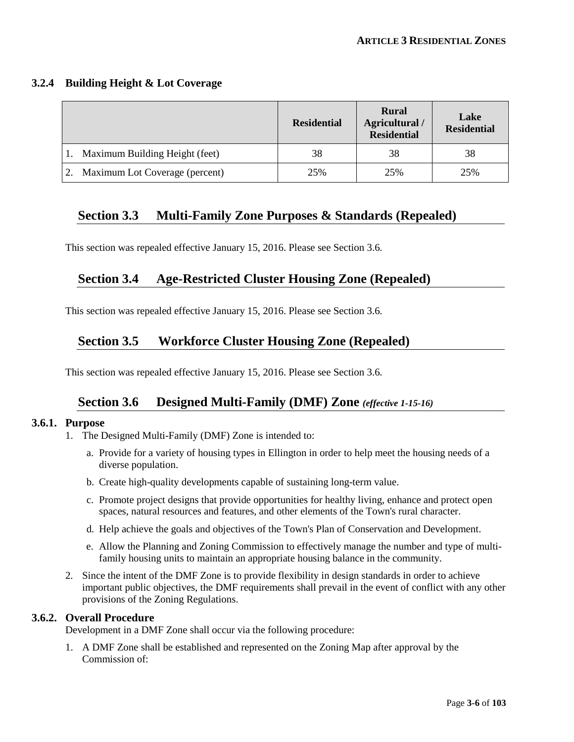### 3.2.4 Building Height & Lot Coverage

| | Residential | Rural Agricultural / Residential | Lake Residential |
|---|---|---|---|
| 1. Maximum Building Height (feet) | 38 | 38 | 38 |
| 2. Maximum Lot Coverage (percent) | 25% | 25% | 25% |

## Section 3.3 Multi-Family Zone Purposes & Standards (Repealed)

This section was repealed effective January 15, 2016. Please see Section 3.6.

## Section 3.4 Age-Restricted Cluster Housing Zone (Repealed)

This section was repealed effective January 15, 2016. Please see Section 3.6.

## Section 3.5 Workforce Cluster Housing Zone (Repealed)

This section was repealed effective January 15, 2016. Please see Section 3.6.

## Section 3.6 Designed Multi-Family (DMF) Zone *(effective 1-15-16)*

### 3.6.1. Purpose

1. The Designed Multi-Family (DMF) Zone is intended to:
   a. Provide for a variety of housing types in Ellington in order to help meet the housing needs of a diverse population.
   b. Create high-quality developments capable of sustaining long-term value.
   c. Promote project designs that provide opportunities for healthy living, enhance and protect open spaces, natural resources and features, and other elements of the Town's rural character.
   d. Help achieve the goals and objectives of the Town's Plan of Conservation and Development.
   e. Allow the Planning and Zoning Commission to effectively manage the number and type of multi-family housing units to maintain an appropriate housing balance in the community.
2. Since the intent of the DMF Zone is to provide flexibility in design standards in order to achieve important public objectives, the DMF requirements shall prevail in the event of conflict with any other provisions of the Zoning Regulations.

### 3.6.2. Overall Procedure

Development in a DMF Zone shall occur via the following procedure:

1. A DMF Zone shall be established and represented on the Zoning Map after approval by the Commission of: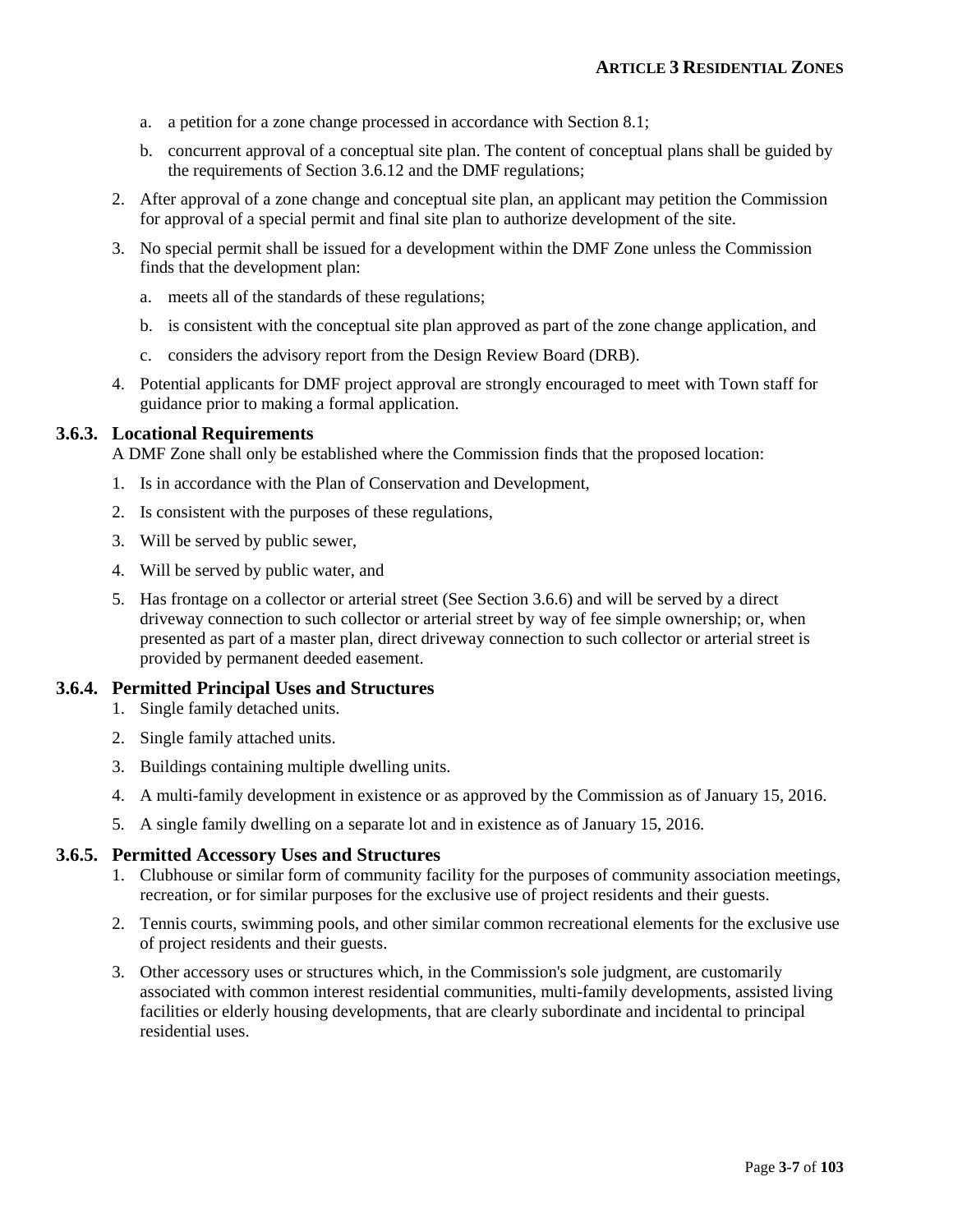a. a petition for a zone change processed in accordance with Section 8.1;

b. concurrent approval of a conceptual site plan. The content of conceptual plans shall be guided by the requirements of Section 3.6.12 and the DMF regulations;

2. After approval of a zone change and conceptual site plan, an applicant may petition the Commission for approval of a special permit and final site plan to authorize development of the site.

3. No special permit shall be issued for a development within the DMF Zone unless the Commission finds that the development plan:

   a. meets all of the standards of these regulations;

   b. is consistent with the conceptual site plan approved as part of the zone change application, and

   c. considers the advisory report from the Design Review Board (DRB).

4. Potential applicants for DMF project approval are strongly encouraged to meet with Town staff for guidance prior to making a formal application.

### 3.6.3. Locational Requirements

A DMF Zone shall only be established where the Commission finds that the proposed location:

1. Is in accordance with the Plan of Conservation and Development,
2. Is consistent with the purposes of these regulations,
3. Will be served by public sewer,
4. Will be served by public water, and
5. Has frontage on a collector or arterial street (See Section 3.6.6) and will be served by a direct driveway connection to such collector or arterial street by way of fee simple ownership; or, when presented as part of a master plan, direct driveway connection to such collector or arterial street is provided by permanent deeded easement.

### 3.6.4. Permitted Principal Uses and Structures

1. Single family detached units.
2. Single family attached units.
3. Buildings containing multiple dwelling units.
4. A multi-family development in existence or as approved by the Commission as of January 15, 2016.
5. A single family dwelling on a separate lot and in existence as of January 15, 2016.

### 3.6.5. Permitted Accessory Uses and Structures

1. Clubhouse or similar form of community facility for the purposes of community association meetings, recreation, or for similar purposes for the exclusive use of project residents and their guests.
2. Tennis courts, swimming pools, and other similar common recreational elements for the exclusive use of project residents and their guests.
3. Other accessory uses or structures which, in the Commission's sole judgment, are customarily associated with common interest residential communities, multi-family developments, assisted living facilities or elderly housing developments, that are clearly subordinate and incidental to principal residential uses.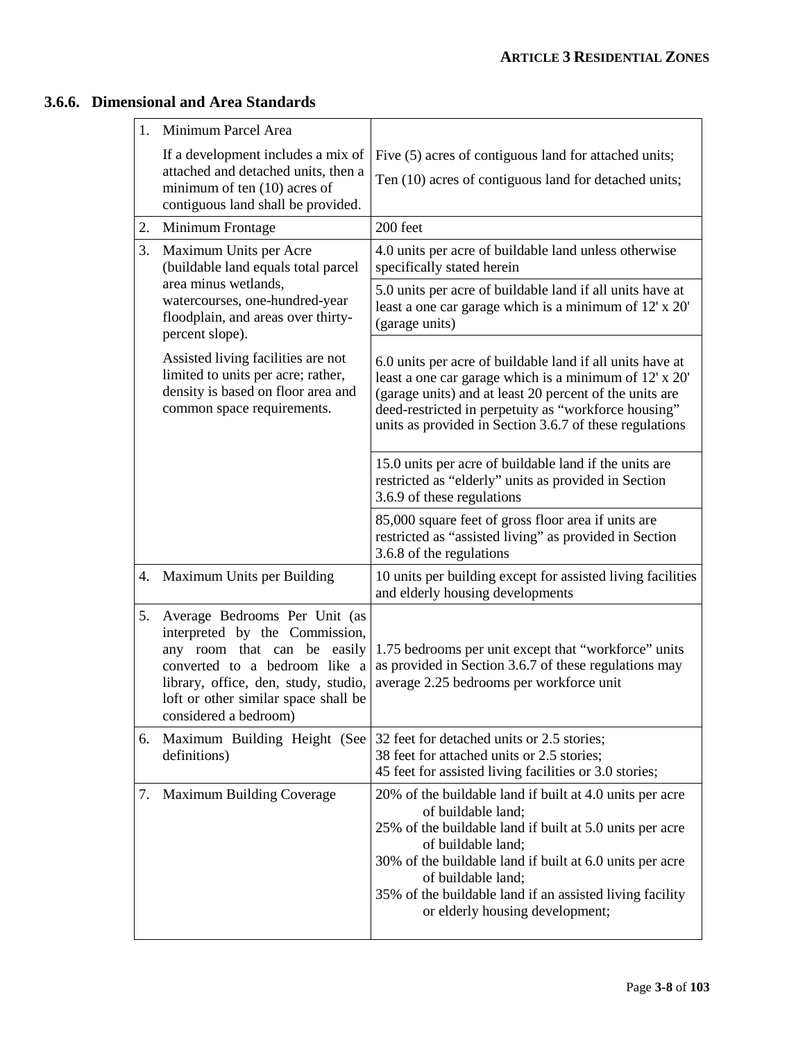### 3.6.6. Dimensional and Area Standards

| | |
|---|---|
| 1. Minimum Parcel Area<br><br>If a development includes a mix of attached and detached units, then a minimum of ten (10) acres of contiguous land shall be provided. | Five (5) acres of contiguous land for attached units;<br><br>Ten (10) acres of contiguous land for detached units; |
| 2. Minimum Frontage | 200 feet |
| 3. Maximum Units per Acre (buildable land equals total parcel area minus wetlands, watercourses, one-hundred-year floodplain, and areas over thirty-percent slope).<br><br>Assisted living facilities are not limited to units per acre; rather, density is based on floor area and common space requirements. | 4.0 units per acre of buildable land unless otherwise specifically stated herein<br><br>5.0 units per acre of buildable land if all units have at least a one car garage which is a minimum of 12' x 20' (garage units)<br><br>6.0 units per acre of buildable land if all units have at least a one car garage which is a minimum of 12' x 20' (garage units) and at least 20 percent of the units are deed-restricted in perpetuity as "workforce housing" units as provided in Section 3.6.7 of these regulations<br><br>15.0 units per acre of buildable land if the units are restricted as "elderly" units as provided in Section 3.6.9 of these regulations<br><br>85,000 square feet of gross floor area if units are restricted as "assisted living" as provided in Section 3.6.8 of the regulations |
| 4. Maximum Units per Building | 10 units per building except for assisted living facilities and elderly housing developments |
| 5. Average Bedrooms Per Unit (as interpreted by the Commission, any room that can be easily converted to a bedroom like a library, office, den, study, studio, loft or other similar space shall be considered a bedroom) | 1.75 bedrooms per unit except that "workforce" units as provided in Section 3.6.7 of these regulations may average 2.25 bedrooms per workforce unit |
| 6. Maximum Building Height (See definitions) | 32 feet for detached units or 2.5 stories;<br>38 feet for attached units or 2.5 stories;<br>45 feet for assisted living facilities or 3.0 stories; |
| 7. Maximum Building Coverage | 20% of the buildable land if built at 4.0 units per acre of buildable land;<br>25% of the buildable land if built at 5.0 units per acre of buildable land;<br>30% of the buildable land if built at 6.0 units per acre of buildable land;<br>35% of the buildable land if an assisted living facility or elderly housing development; |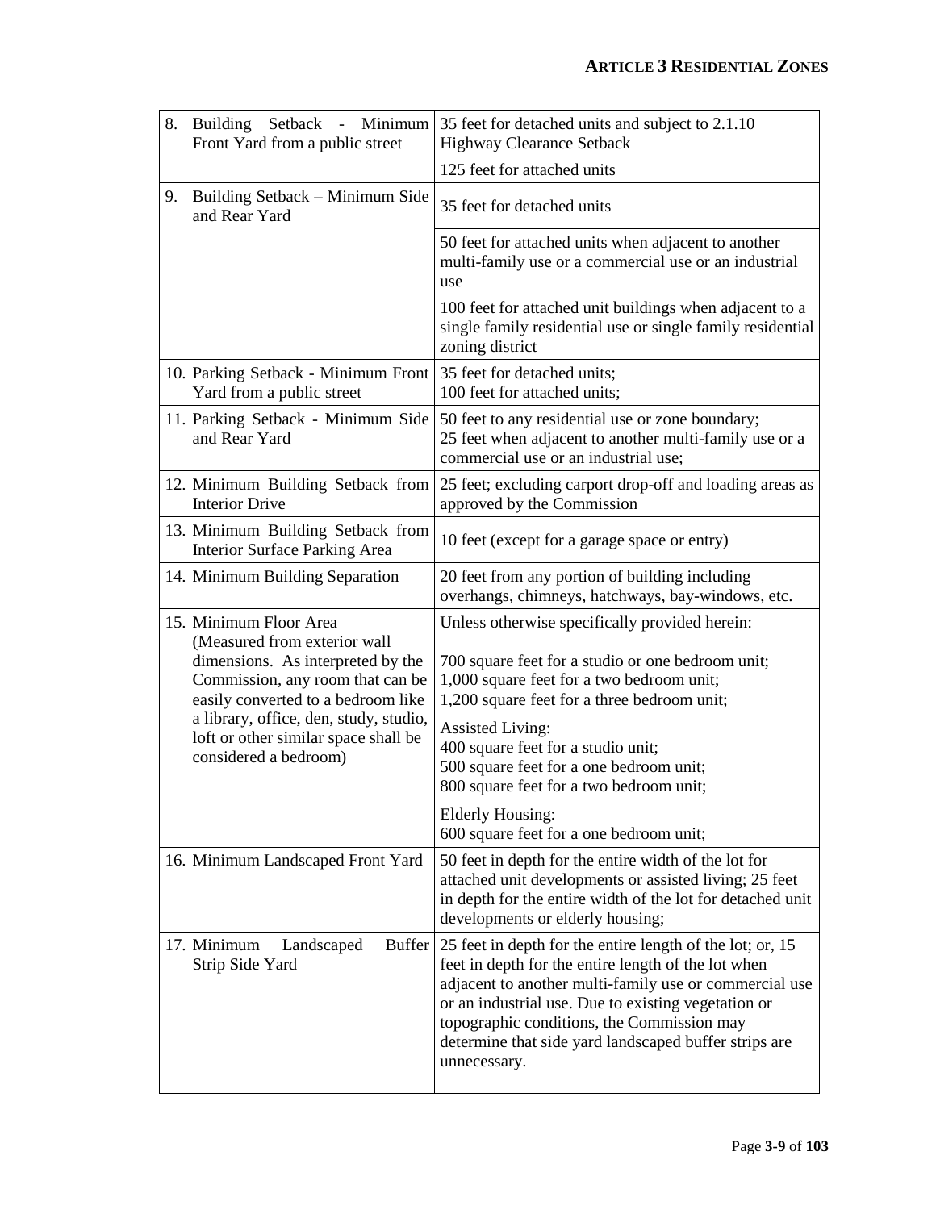| | |
|---|---|
| 8. Building Setback - Minimum Front Yard from a public street | 35 feet for detached units and subject to 2.1.10 Highway Clearance Setback |
| | 125 feet for attached units |
| 9. Building Setback – Minimum Side and Rear Yard | 35 feet for detached units |
| | 50 feet for attached units when adjacent to another multi-family use or a commercial use or an industrial use |
| | 100 feet for attached unit buildings when adjacent to a single family residential use or single family residential zoning district |
| 10. Parking Setback - Minimum Front Yard from a public street | 35 feet for detached units;<br>100 feet for attached units; |
| 11. Parking Setback - Minimum Side and Rear Yard | 50 feet to any residential use or zone boundary;<br>25 feet when adjacent to another multi-family use or a commercial use or an industrial use; |
| 12. Minimum Building Setback from Interior Drive | 25 feet; excluding carport drop-off and loading areas as approved by the Commission |
| 13. Minimum Building Setback from Interior Surface Parking Area | 10 feet (except for a garage space or entry) |
| 14. Minimum Building Separation | 20 feet from any portion of building including overhangs, chimneys, hatchways, bay-windows, etc. |
| 15. Minimum Floor Area (Measured from exterior wall dimensions. As interpreted by the Commission, any room that can be easily converted to a bedroom like a library, office, den, study, studio, loft or other similar space shall be considered a bedroom) | Unless otherwise specifically provided herein:<br><br>700 square feet for a studio or one bedroom unit;<br>1,000 square feet for a two bedroom unit;<br>1,200 square feet for a three bedroom unit;<br><br>Assisted Living:<br>400 square feet for a studio unit;<br>500 square feet for a one bedroom unit;<br>800 square feet for a two bedroom unit;<br><br>Elderly Housing:<br>600 square feet for a one bedroom unit; |
| 16. Minimum Landscaped Front Yard | 50 feet in depth for the entire width of the lot for attached unit developments or assisted living; 25 feet in depth for the entire width of the lot for detached unit developments or elderly housing; |
| 17. Minimum Landscaped Buffer Strip Side Yard | 25 feet in depth for the entire length of the lot; or, 15 feet in depth for the entire length of the lot when adjacent to another multi-family use or commercial use or an industrial use. Due to existing vegetation or topographic conditions, the Commission may determine that side yard landscaped buffer strips are unnecessary. |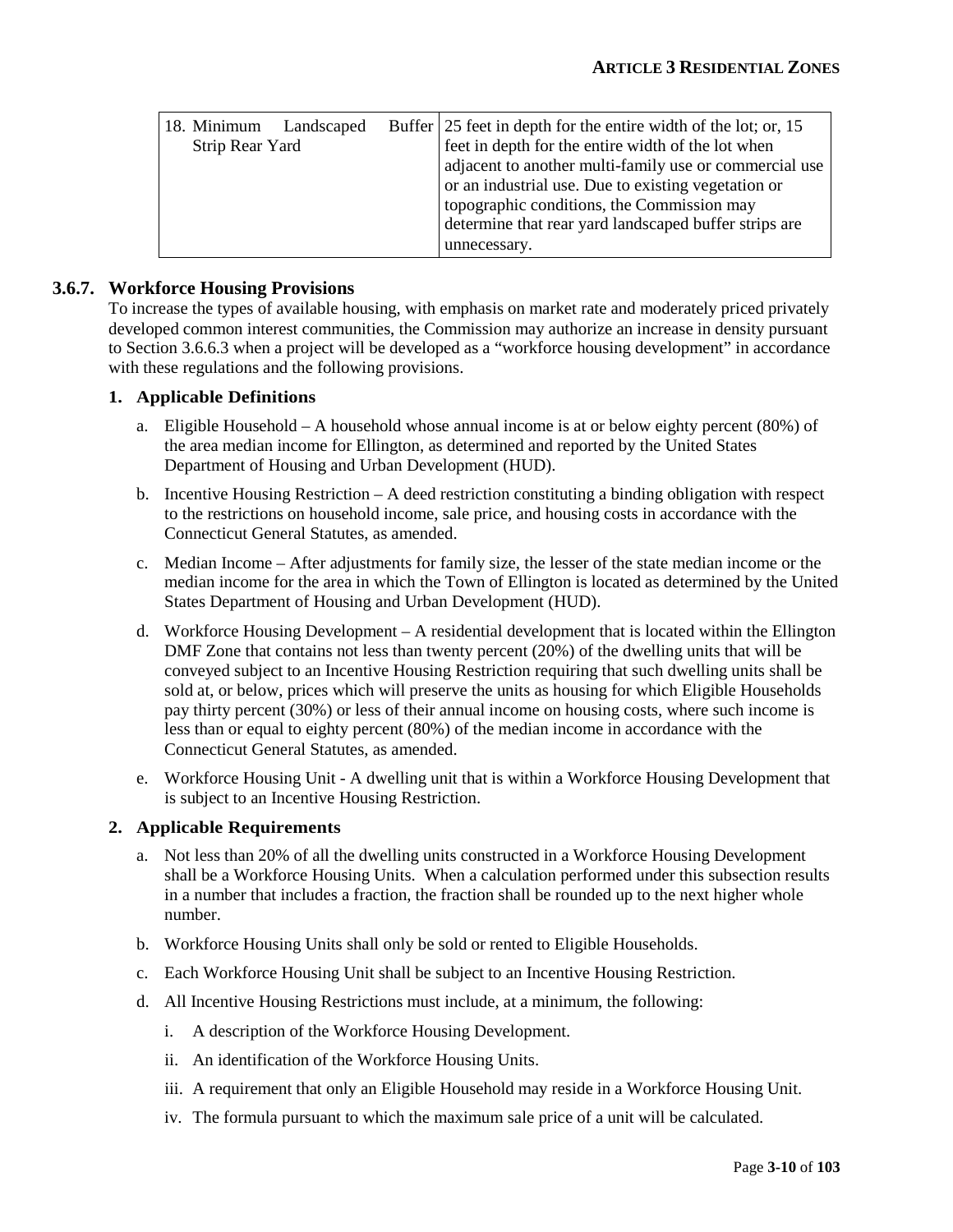| 18. Minimum Landscaped Buffer Strip Rear Yard | 25 feet in depth for the entire width of the lot; or, 15 feet in depth for the entire width of the lot when adjacent to another multi-family use or commercial use or an industrial use. Due to existing vegetation or topographic conditions, the Commission may determine that rear yard landscaped buffer strips are unnecessary. |
|---|---|

### 3.6.7. Workforce Housing Provisions

To increase the types of available housing, with emphasis on market rate and moderately priced privately developed common interest communities, the Commission may authorize an increase in density pursuant to Section 3.6.6.3 when a project will be developed as a "workforce housing development" in accordance with these regulations and the following provisions.

#### 1. Applicable Definitions

a. Eligible Household – A household whose annual income is at or below eighty percent (80%) of the area median income for Ellington, as determined and reported by the United States Department of Housing and Urban Development (HUD).

b. Incentive Housing Restriction – A deed restriction constituting a binding obligation with respect to the restrictions on household income, sale price, and housing costs in accordance with the Connecticut General Statutes, as amended.

c. Median Income – After adjustments for family size, the lesser of the state median income or the median income for the area in which the Town of Ellington is located as determined by the United States Department of Housing and Urban Development (HUD).

d. Workforce Housing Development – A residential development that is located within the Ellington DMF Zone that contains not less than twenty percent (20%) of the dwelling units that will be conveyed subject to an Incentive Housing Restriction requiring that such dwelling units shall be sold at, or below, prices which will preserve the units as housing for which Eligible Households pay thirty percent (30%) or less of their annual income on housing costs, where such income is less than or equal to eighty percent (80%) of the median income in accordance with the Connecticut General Statutes, as amended.

e. Workforce Housing Unit - A dwelling unit that is within a Workforce Housing Development that is subject to an Incentive Housing Restriction.

#### 2. Applicable Requirements

a. Not less than 20% of all the dwelling units constructed in a Workforce Housing Development shall be a Workforce Housing Units. When a calculation performed under this subsection results in a number that includes a fraction, the fraction shall be rounded up to the next higher whole number.

b. Workforce Housing Units shall only be sold or rented to Eligible Households.

c. Each Workforce Housing Unit shall be subject to an Incentive Housing Restriction.

d. All Incentive Housing Restrictions must include, at a minimum, the following:

   i. A description of the Workforce Housing Development.

   ii. An identification of the Workforce Housing Units.

   iii. A requirement that only an Eligible Household may reside in a Workforce Housing Unit.

   iv. The formula pursuant to which the maximum sale price of a unit will be calculated.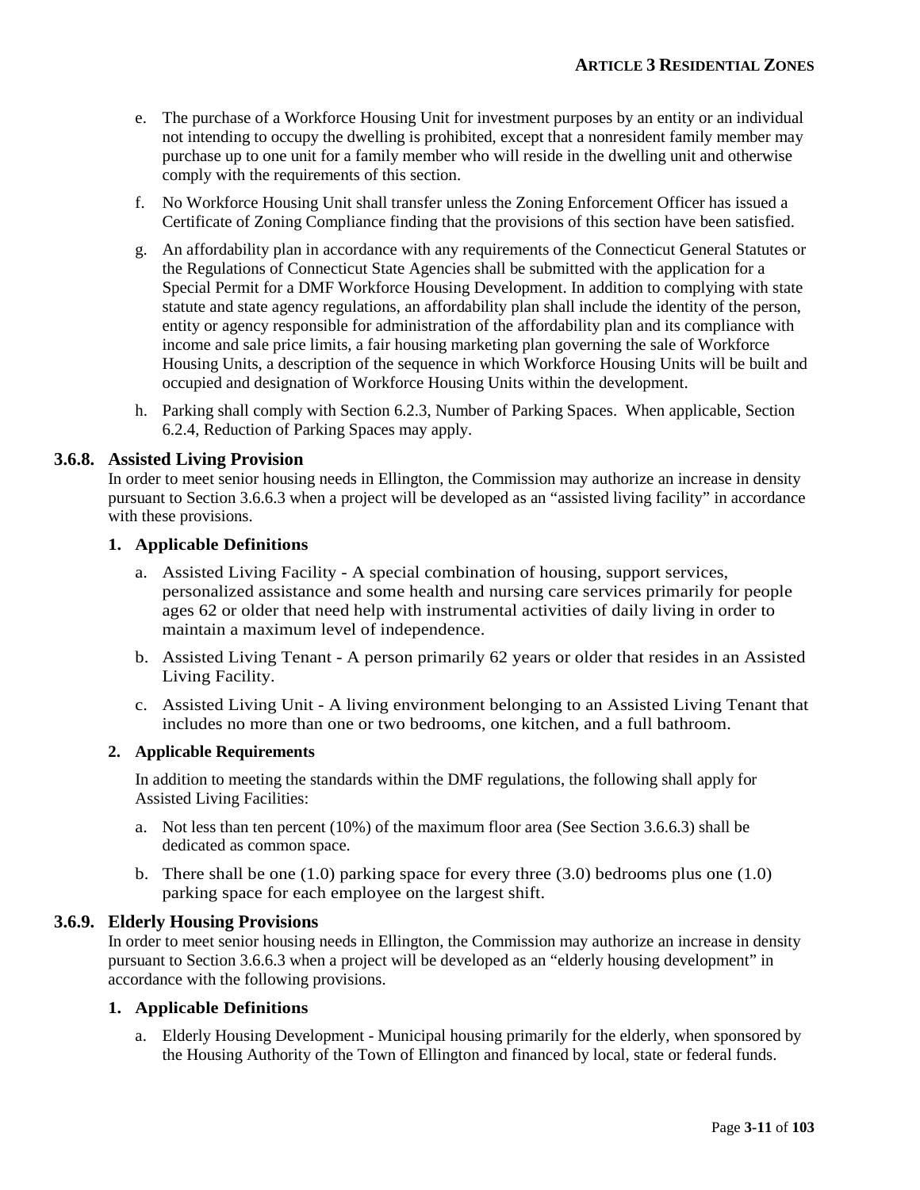e. The purchase of a Workforce Housing Unit for investment purposes by an entity or an individual not intending to occupy the dwelling is prohibited, except that a nonresident family member may purchase up to one unit for a family member who will reside in the dwelling unit and otherwise comply with the requirements of this section.

f. No Workforce Housing Unit shall transfer unless the Zoning Enforcement Officer has issued a Certificate of Zoning Compliance finding that the provisions of this section have been satisfied.

g. An affordability plan in accordance with any requirements of the Connecticut General Statutes or the Regulations of Connecticut State Agencies shall be submitted with the application for a Special Permit for a DMF Workforce Housing Development. In addition to complying with state statute and state agency regulations, an affordability plan shall include the identity of the person, entity or agency responsible for administration of the affordability plan and its compliance with income and sale price limits, a fair housing marketing plan governing the sale of Workforce Housing Units, a description of the sequence in which Workforce Housing Units will be built and occupied and designation of Workforce Housing Units within the development.

h. Parking shall comply with Section 6.2.3, Number of Parking Spaces. When applicable, Section 6.2.4, Reduction of Parking Spaces may apply.

### 3.6.8. Assisted Living Provision

In order to meet senior housing needs in Ellington, the Commission may authorize an increase in density pursuant to Section 3.6.6.3 when a project will be developed as an "assisted living facility" in accordance with these provisions.

#### 1. Applicable Definitions

a. Assisted Living Facility - A special combination of housing, support services, personalized assistance and some health and nursing care services primarily for people ages 62 or older that need help with instrumental activities of daily living in order to maintain a maximum level of independence.

b. Assisted Living Tenant - A person primarily 62 years or older that resides in an Assisted Living Facility.

c. Assisted Living Unit - A living environment belonging to an Assisted Living Tenant that includes no more than one or two bedrooms, one kitchen, and a full bathroom.

#### 2. Applicable Requirements

In addition to meeting the standards within the DMF regulations, the following shall apply for Assisted Living Facilities:

a. Not less than ten percent (10%) of the maximum floor area (See Section 3.6.6.3) shall be dedicated as common space.

b. There shall be one (1.0) parking space for every three (3.0) bedrooms plus one (1.0) parking space for each employee on the largest shift.

### 3.6.9. Elderly Housing Provisions

In order to meet senior housing needs in Ellington, the Commission may authorize an increase in density pursuant to Section 3.6.6.3 when a project will be developed as an "elderly housing development" in accordance with the following provisions.

#### 1. Applicable Definitions

a. Elderly Housing Development - Municipal housing primarily for the elderly, when sponsored by the Housing Authority of the Town of Ellington and financed by local, state or federal funds.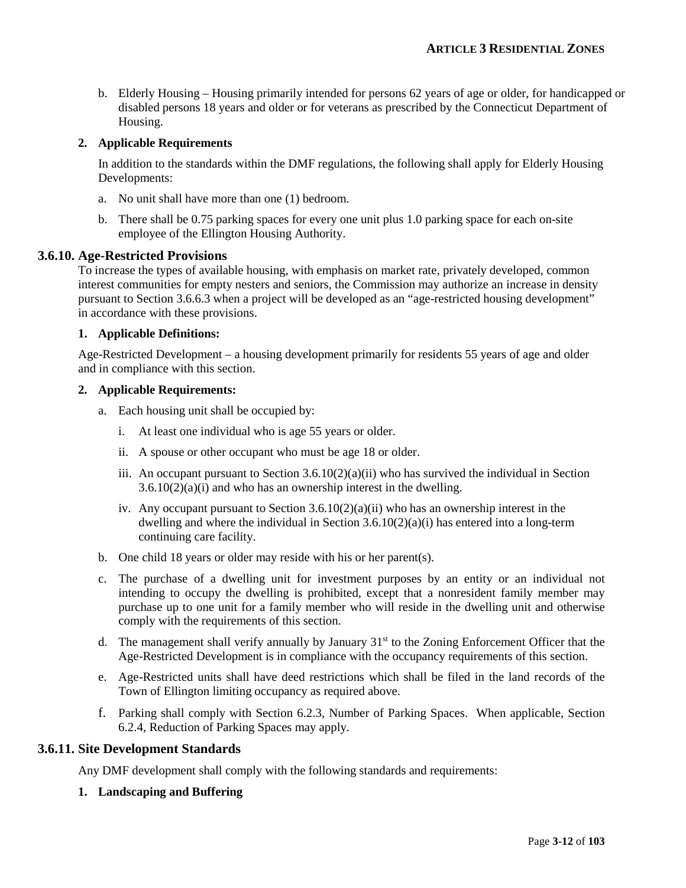b. Elderly Housing – Housing primarily intended for persons 62 years of age or older, for handicapped or disabled persons 18 years and older or for veterans as prescribed by the Connecticut Department of Housing.

**2. Applicable Requirements**

In addition to the standards within the DMF regulations, the following shall apply for Elderly Housing Developments:

a. No unit shall have more than one (1) bedroom.

b. There shall be 0.75 parking spaces for every one unit plus 1.0 parking space for each on-site employee of the Ellington Housing Authority.

### 3.6.10. Age-Restricted Provisions

To increase the types of available housing, with emphasis on market rate, privately developed, common interest communities for empty nesters and seniors, the Commission may authorize an increase in density pursuant to Section 3.6.6.3 when a project will be developed as an "age-restricted housing development" in accordance with these provisions.

**1. Applicable Definitions:**

Age-Restricted Development – a housing development primarily for residents 55 years of age and older and in compliance with this section.

**2. Applicable Requirements:**

a. Each housing unit shall be occupied by:

i. At least one individual who is age 55 years or older.

ii. A spouse or other occupant who must be age 18 or older.

iii. An occupant pursuant to Section 3.6.10(2)(a)(ii) who has survived the individual in Section 3.6.10(2)(a)(i) and who has an ownership interest in the dwelling.

iv. Any occupant pursuant to Section 3.6.10(2)(a)(ii) who has an ownership interest in the dwelling and where the individual in Section 3.6.10(2)(a)(i) has entered into a long-term continuing care facility.

b. One child 18 years or older may reside with his or her parent(s).

c. The purchase of a dwelling unit for investment purposes by an entity or an individual not intending to occupy the dwelling is prohibited, except that a nonresident family member may purchase up to one unit for a family member who will reside in the dwelling unit and otherwise comply with the requirements of this section.

d. The management shall verify annually by January 31st to the Zoning Enforcement Officer that the Age-Restricted Development is in compliance with the occupancy requirements of this section.

e. Age-Restricted units shall have deed restrictions which shall be filed in the land records of the Town of Ellington limiting occupancy as required above.

f. Parking shall comply with Section 6.2.3, Number of Parking Spaces. When applicable, Section 6.2.4, Reduction of Parking Spaces may apply.

### 3.6.11. Site Development Standards

Any DMF development shall comply with the following standards and requirements:

**1. Landscaping and Buffering**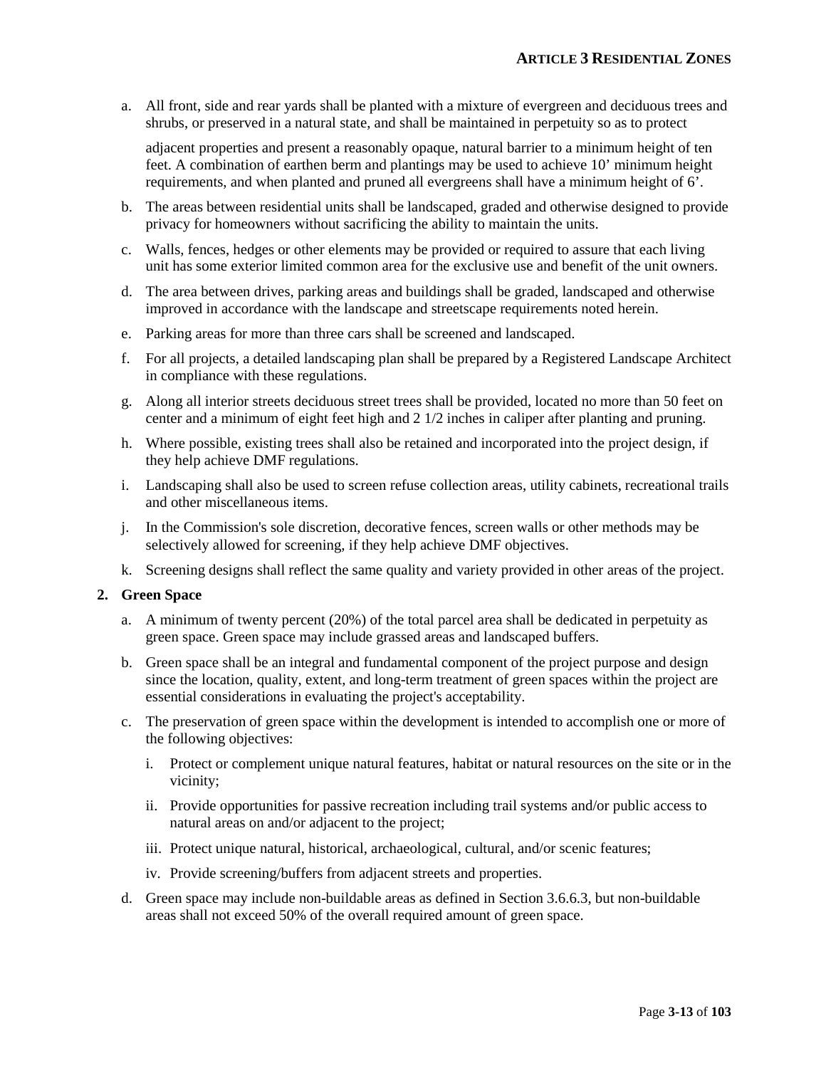a. All front, side and rear yards shall be planted with a mixture of evergreen and deciduous trees and shrubs, or preserved in a natural state, and shall be maintained in perpetuity so as to protect adjacent properties and present a reasonably opaque, natural barrier to a minimum height of ten feet. A combination of earthen berm and plantings may be used to achieve 10' minimum height requirements, and when planted and pruned all evergreens shall have a minimum height of 6'.

b. The areas between residential units shall be landscaped, graded and otherwise designed to provide privacy for homeowners without sacrificing the ability to maintain the units.

c. Walls, fences, hedges or other elements may be provided or required to assure that each living unit has some exterior limited common area for the exclusive use and benefit of the unit owners.

d. The area between drives, parking areas and buildings shall be graded, landscaped and otherwise improved in accordance with the landscape and streetscape requirements noted herein.

e. Parking areas for more than three cars shall be screened and landscaped.

f. For all projects, a detailed landscaping plan shall be prepared by a Registered Landscape Architect in compliance with these regulations.

g. Along all interior streets deciduous street trees shall be provided, located no more than 50 feet on center and a minimum of eight feet high and 2 1/2 inches in caliper after planting and pruning.

h. Where possible, existing trees shall also be retained and incorporated into the project design, if they help achieve DMF regulations.

i. Landscaping shall also be used to screen refuse collection areas, utility cabinets, recreational trails and other miscellaneous items.

j. In the Commission's sole discretion, decorative fences, screen walls or other methods may be selectively allowed for screening, if they help achieve DMF objectives.

k. Screening designs shall reflect the same quality and variety provided in other areas of the project.

**2. Green Space**

a. A minimum of twenty percent (20%) of the total parcel area shall be dedicated in perpetuity as green space. Green space may include grassed areas and landscaped buffers.

b. Green space shall be an integral and fundamental component of the project purpose and design since the location, quality, extent, and long-term treatment of green spaces within the project are essential considerations in evaluating the project's acceptability.

c. The preservation of green space within the development is intended to accomplish one or more of the following objectives:

   i. Protect or complement unique natural features, habitat or natural resources on the site or in the vicinity;

   ii. Provide opportunities for passive recreation including trail systems and/or public access to natural areas on and/or adjacent to the project;

   iii. Protect unique natural, historical, archaeological, cultural, and/or scenic features;

   iv. Provide screening/buffers from adjacent streets and properties.

d. Green space may include non-buildable areas as defined in Section 3.6.6.3, but non-buildable areas shall not exceed 50% of the overall required amount of green space.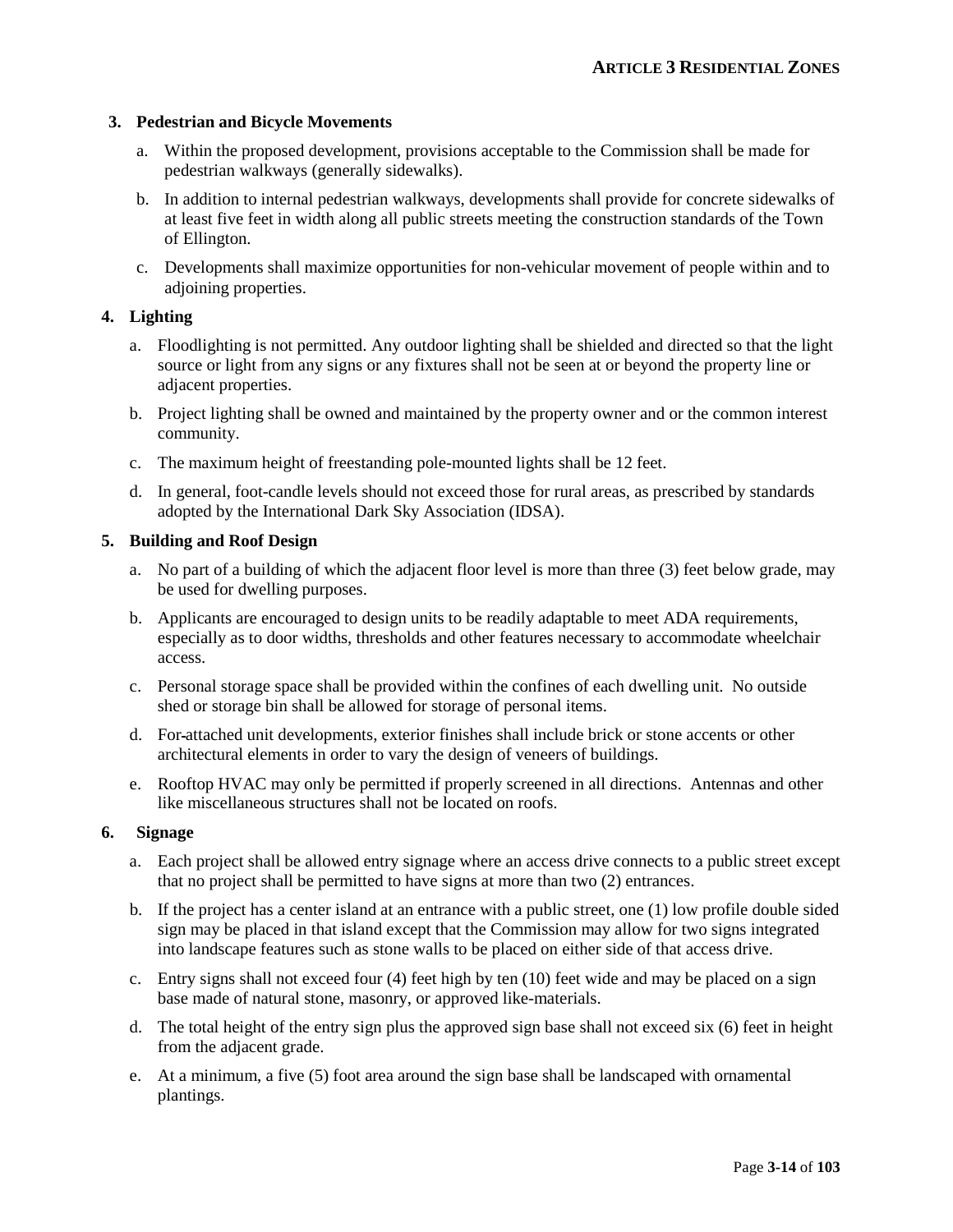### 3. Pedestrian and Bicycle Movements

a. Within the proposed development, provisions acceptable to the Commission shall be made for pedestrian walkways (generally sidewalks).

b. In addition to internal pedestrian walkways, developments shall provide for concrete sidewalks of at least five feet in width along all public streets meeting the construction standards of the Town of Ellington.

c. Developments shall maximize opportunities for non-vehicular movement of people within and to adjoining properties.

### 4. Lighting

a. Floodlighting is not permitted. Any outdoor lighting shall be shielded and directed so that the light source or light from any signs or any fixtures shall not be seen at or beyond the property line or adjacent properties.

b. Project lighting shall be owned and maintained by the property owner and or the common interest community.

c. The maximum height of freestanding pole-mounted lights shall be 12 feet.

d. In general, foot-candle levels should not exceed those for rural areas, as prescribed by standards adopted by the International Dark Sky Association (IDSA).

### 5. Building and Roof Design

a. No part of a building of which the adjacent floor level is more than three (3) feet below grade, may be used for dwelling purposes.

b. Applicants are encouraged to design units to be readily adaptable to meet ADA requirements, especially as to door widths, thresholds and other features necessary to accommodate wheelchair access.

c. Personal storage space shall be provided within the confines of each dwelling unit. No outside shed or storage bin shall be allowed for storage of personal items.

d. For attached unit developments, exterior finishes shall include brick or stone accents or other architectural elements in order to vary the design of veneers of buildings.

e. Rooftop HVAC may only be permitted if properly screened in all directions. Antennas and other like miscellaneous structures shall not be located on roofs.

### 6. Signage

a. Each project shall be allowed entry signage where an access drive connects to a public street except that no project shall be permitted to have signs at more than two (2) entrances.

b. If the project has a center island at an entrance with a public street, one (1) low profile double sided sign may be placed in that island except that the Commission may allow for two signs integrated into landscape features such as stone walls to be placed on either side of that access drive.

c. Entry signs shall not exceed four (4) feet high by ten (10) feet wide and may be placed on a sign base made of natural stone, masonry, or approved like-materials.

d. The total height of the entry sign plus the approved sign base shall not exceed six (6) feet in height from the adjacent grade.

e. At a minimum, a five (5) foot area around the sign base shall be landscaped with ornamental plantings.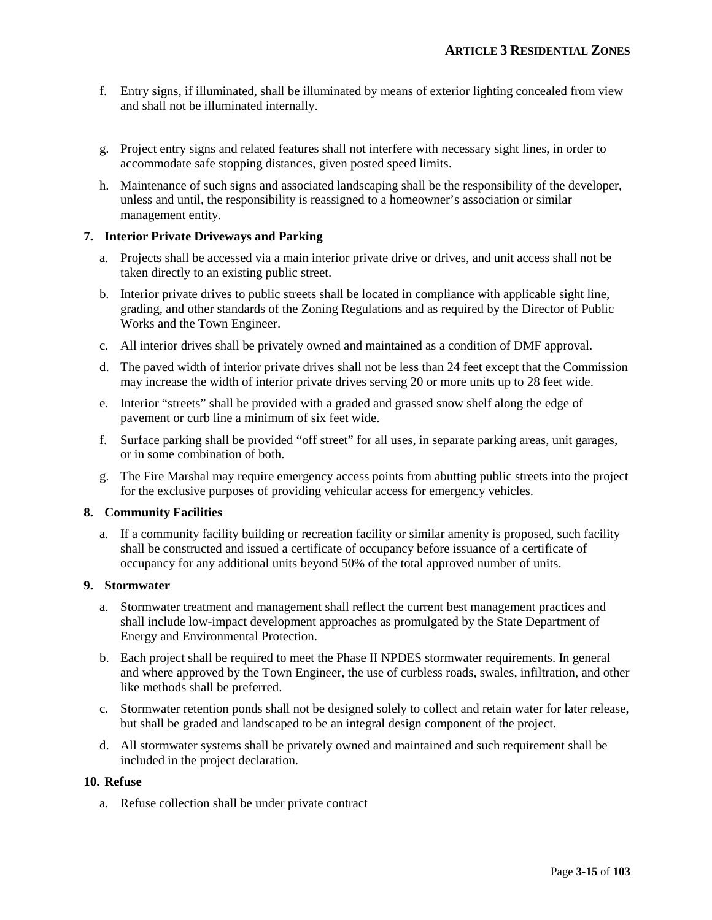f. Entry signs, if illuminated, shall be illuminated by means of exterior lighting concealed from view and shall not be illuminated internally.

g. Project entry signs and related features shall not interfere with necessary sight lines, in order to accommodate safe stopping distances, given posted speed limits.

h. Maintenance of such signs and associated landscaping shall be the responsibility of the developer, unless and until, the responsibility is reassigned to a homeowner's association or similar management entity.

**7. Interior Private Driveways and Parking**

a. Projects shall be accessed via a main interior private drive or drives, and unit access shall not be taken directly to an existing public street.

b. Interior private drives to public streets shall be located in compliance with applicable sight line, grading, and other standards of the Zoning Regulations and as required by the Director of Public Works and the Town Engineer.

c. All interior drives shall be privately owned and maintained as a condition of DMF approval.

d. The paved width of interior private drives shall not be less than 24 feet except that the Commission may increase the width of interior private drives serving 20 or more units up to 28 feet wide.

e. Interior "streets" shall be provided with a graded and grassed snow shelf along the edge of pavement or curb line a minimum of six feet wide.

f. Surface parking shall be provided "off street" for all uses, in separate parking areas, unit garages, or in some combination of both.

g. The Fire Marshal may require emergency access points from abutting public streets into the project for the exclusive purposes of providing vehicular access for emergency vehicles.

**8. Community Facilities**

a. If a community facility building or recreation facility or similar amenity is proposed, such facility shall be constructed and issued a certificate of occupancy before issuance of a certificate of occupancy for any additional units beyond 50% of the total approved number of units.

**9. Stormwater**

a. Stormwater treatment and management shall reflect the current best management practices and shall include low-impact development approaches as promulgated by the State Department of Energy and Environmental Protection.

b. Each project shall be required to meet the Phase II NPDES stormwater requirements. In general and where approved by the Town Engineer, the use of curbless roads, swales, infiltration, and other like methods shall be preferred.

c. Stormwater retention ponds shall not be designed solely to collect and retain water for later release, but shall be graded and landscaped to be an integral design component of the project.

d. All stormwater systems shall be privately owned and maintained and such requirement shall be included in the project declaration.

**10. Refuse**

a. Refuse collection shall be under private contract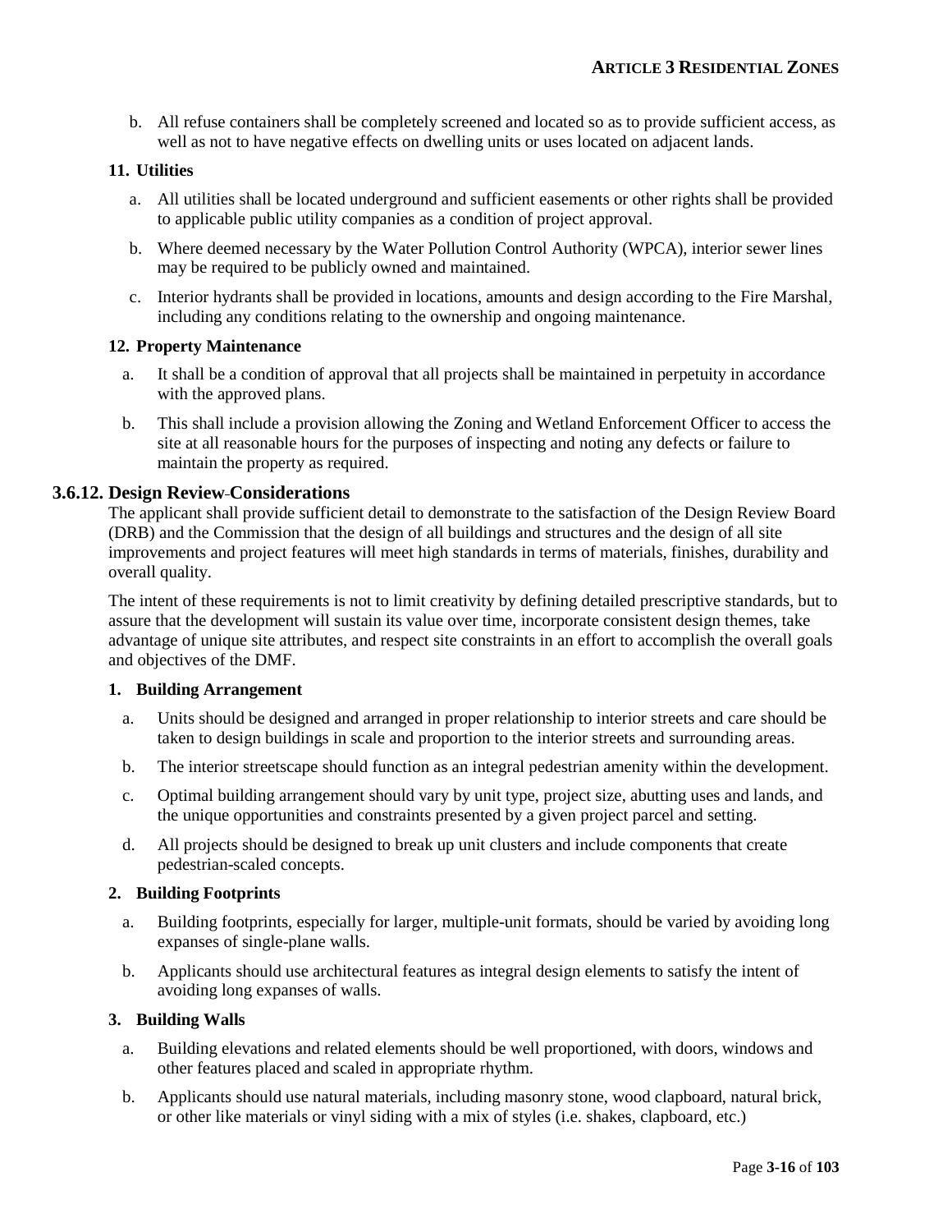b. All refuse containers shall be completely screened and located so as to provide sufficient access, as well as not to have negative effects on dwelling units or uses located on adjacent lands.

**11. Utilities**

a. All utilities shall be located underground and sufficient easements or other rights shall be provided to applicable public utility companies as a condition of project approval.

b. Where deemed necessary by the Water Pollution Control Authority (WPCA), interior sewer lines may be required to be publicly owned and maintained.

c. Interior hydrants shall be provided in locations, amounts and design according to the Fire Marshal, including any conditions relating to the ownership and ongoing maintenance.

**12. Property Maintenance**

a. It shall be a condition of approval that all projects shall be maintained in perpetuity in accordance with the approved plans.

b. This shall include a provision allowing the Zoning and Wetland Enforcement Officer to access the site at all reasonable hours for the purposes of inspecting and noting any defects or failure to maintain the property as required.

## 3.6.12. Design Review Considerations

The applicant shall provide sufficient detail to demonstrate to the satisfaction of the Design Review Board (DRB) and the Commission that the design of all buildings and structures and the design of all site improvements and project features will meet high standards in terms of materials, finishes, durability and overall quality.

The intent of these requirements is not to limit creativity by defining detailed prescriptive standards, but to assure that the development will sustain its value over time, incorporate consistent design themes, take advantage of unique site attributes, and respect site constraints in an effort to accomplish the overall goals and objectives of the DMF.

**1. Building Arrangement**

a. Units should be designed and arranged in proper relationship to interior streets and care should be taken to design buildings in scale and proportion to the interior streets and surrounding areas.

b. The interior streetscape should function as an integral pedestrian amenity within the development.

c. Optimal building arrangement should vary by unit type, project size, abutting uses and lands, and the unique opportunities and constraints presented by a given project parcel and setting.

d. All projects should be designed to break up unit clusters and include components that create pedestrian-scaled concepts.

**2. Building Footprints**

a. Building footprints, especially for larger, multiple-unit formats, should be varied by avoiding long expanses of single-plane walls.

b. Applicants should use architectural features as integral design elements to satisfy the intent of avoiding long expanses of walls.

**3. Building Walls**

a. Building elevations and related elements should be well proportioned, with doors, windows and other features placed and scaled in appropriate rhythm.

b. Applicants should use natural materials, including masonry stone, wood clapboard, natural brick, or other like materials or vinyl siding with a mix of styles (i.e. shakes, clapboard, etc.)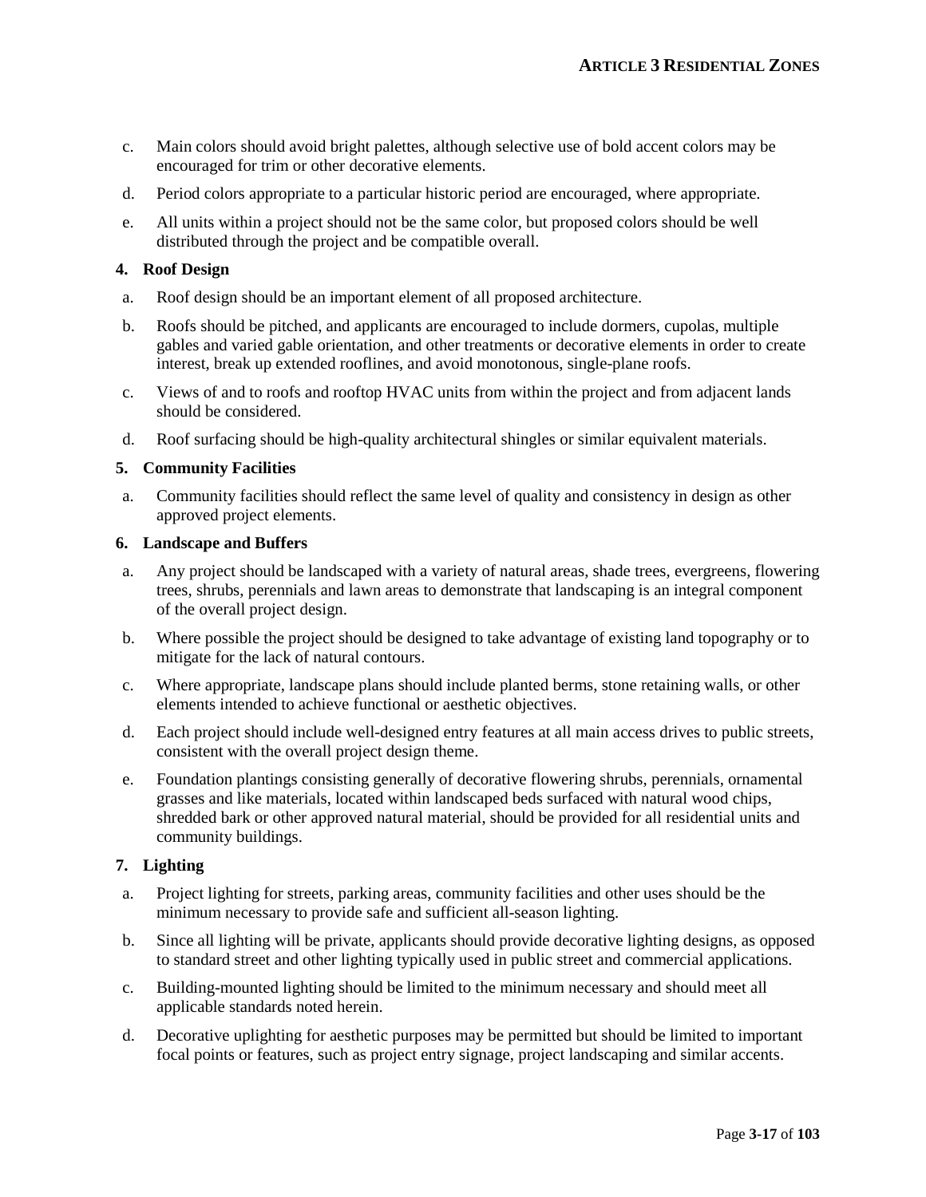c. Main colors should avoid bright palettes, although selective use of bold accent colors may be encouraged for trim or other decorative elements.

d. Period colors appropriate to a particular historic period are encouraged, where appropriate.

e. All units within a project should not be the same color, but proposed colors should be well distributed through the project and be compatible overall.

**4. Roof Design**

a. Roof design should be an important element of all proposed architecture.

b. Roofs should be pitched, and applicants are encouraged to include dormers, cupolas, multiple gables and varied gable orientation, and other treatments or decorative elements in order to create interest, break up extended rooflines, and avoid monotonous, single-plane roofs.

c. Views of and to roofs and rooftop HVAC units from within the project and from adjacent lands should be considered.

d. Roof surfacing should be high-quality architectural shingles or similar equivalent materials.

**5. Community Facilities**

a. Community facilities should reflect the same level of quality and consistency in design as other approved project elements.

**6. Landscape and Buffers**

a. Any project should be landscaped with a variety of natural areas, shade trees, evergreens, flowering trees, shrubs, perennials and lawn areas to demonstrate that landscaping is an integral component of the overall project design.

b. Where possible the project should be designed to take advantage of existing land topography or to mitigate for the lack of natural contours.

c. Where appropriate, landscape plans should include planted berms, stone retaining walls, or other elements intended to achieve functional or aesthetic objectives.

d. Each project should include well-designed entry features at all main access drives to public streets, consistent with the overall project design theme.

e. Foundation plantings consisting generally of decorative flowering shrubs, perennials, ornamental grasses and like materials, located within landscaped beds surfaced with natural wood chips, shredded bark or other approved natural material, should be provided for all residential units and community buildings.

**7. Lighting**

a. Project lighting for streets, parking areas, community facilities and other uses should be the minimum necessary to provide safe and sufficient all-season lighting.

b. Since all lighting will be private, applicants should provide decorative lighting designs, as opposed to standard street and other lighting typically used in public street and commercial applications.

c. Building-mounted lighting should be limited to the minimum necessary and should meet all applicable standards noted herein.

d. Decorative uplighting for aesthetic purposes may be permitted but should be limited to important focal points or features, such as project entry signage, project landscaping and similar accents.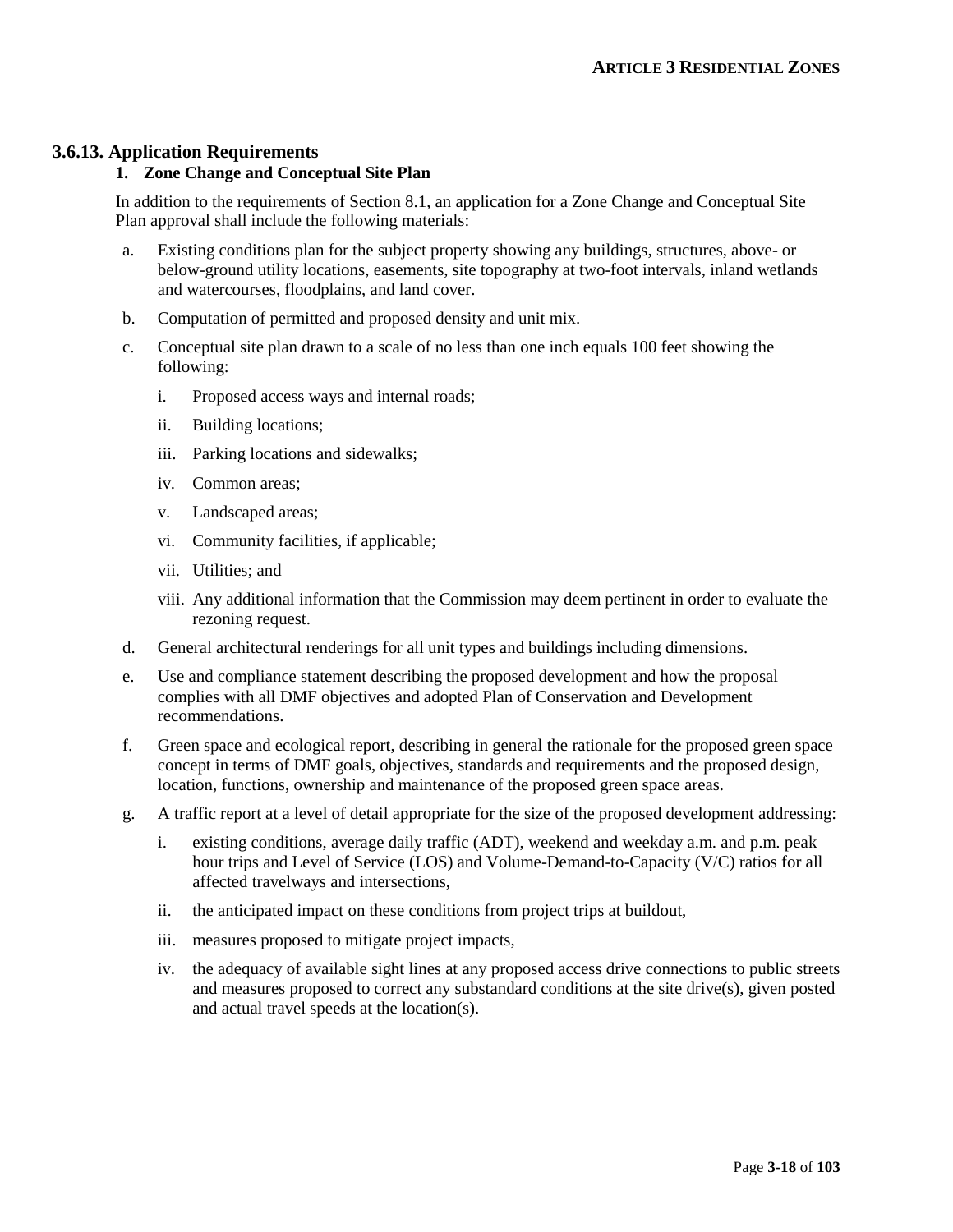### 3.6.13. Application Requirements

#### 1. Zone Change and Conceptual Site Plan

In addition to the requirements of Section 8.1, an application for a Zone Change and Conceptual Site Plan approval shall include the following materials:

a. Existing conditions plan for the subject property showing any buildings, structures, above- or below-ground utility locations, easements, site topography at two-foot intervals, inland wetlands and watercourses, floodplains, and land cover.

b. Computation of permitted and proposed density and unit mix.

c. Conceptual site plan drawn to a scale of no less than one inch equals 100 feet showing the following:

   i. Proposed access ways and internal roads;

   ii. Building locations;

   iii. Parking locations and sidewalks;

   iv. Common areas;

   v. Landscaped areas;

   vi. Community facilities, if applicable;

   vii. Utilities; and

   viii. Any additional information that the Commission may deem pertinent in order to evaluate the rezoning request.

d. General architectural renderings for all unit types and buildings including dimensions.

e. Use and compliance statement describing the proposed development and how the proposal complies with all DMF objectives and adopted Plan of Conservation and Development recommendations.

f. Green space and ecological report, describing in general the rationale for the proposed green space concept in terms of DMF goals, objectives, standards and requirements and the proposed design, location, functions, ownership and maintenance of the proposed green space areas.

g. A traffic report at a level of detail appropriate for the size of the proposed development addressing:

   i. existing conditions, average daily traffic (ADT), weekend and weekday a.m. and p.m. peak hour trips and Level of Service (LOS) and Volume-Demand-to-Capacity (V/C) ratios for all affected travelways and intersections,

   ii. the anticipated impact on these conditions from project trips at buildout,

   iii. measures proposed to mitigate project impacts,

   iv. the adequacy of available sight lines at any proposed access drive connections to public streets and measures proposed to correct any substandard conditions at the site drive(s), given posted and actual travel speeds at the location(s).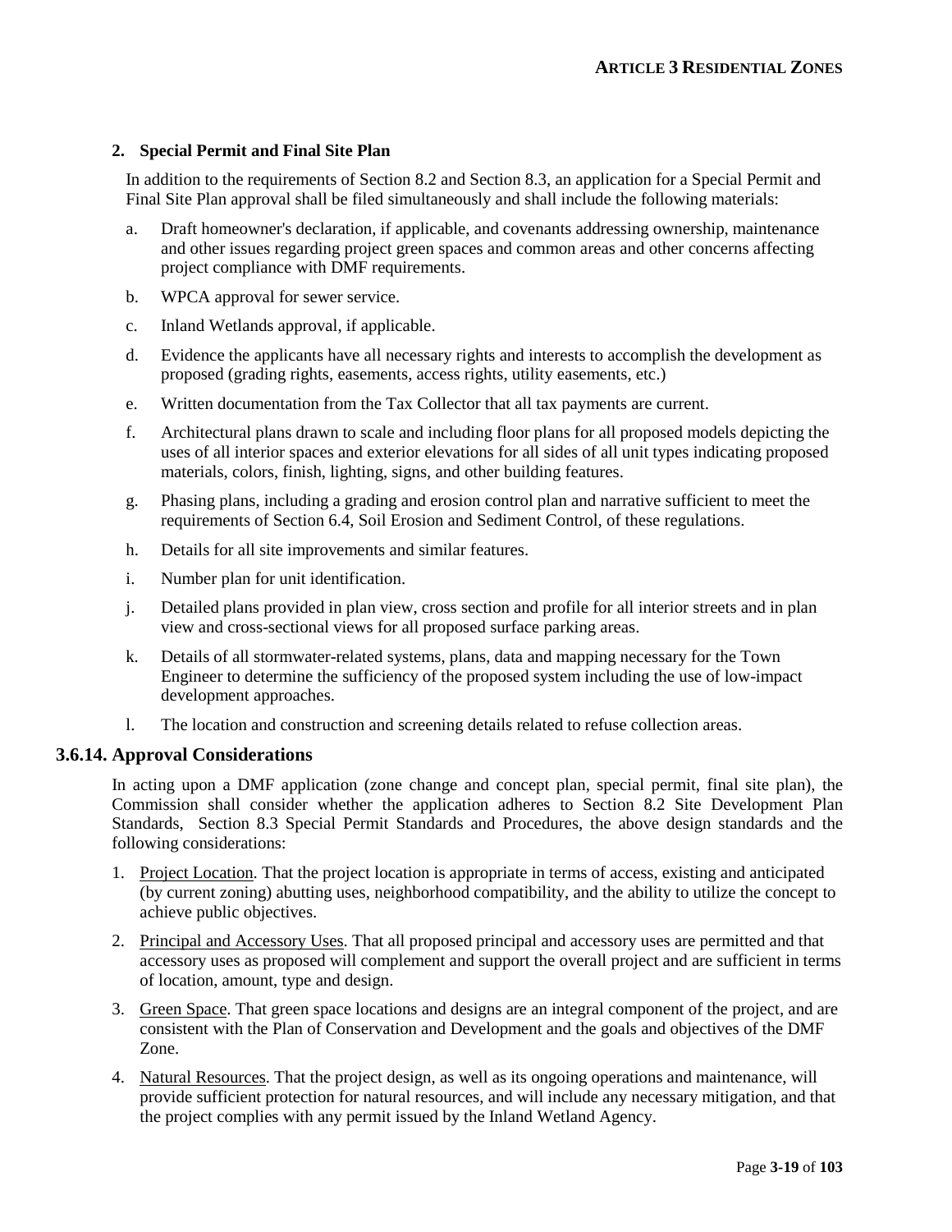**2. Special Permit and Final Site Plan**

In addition to the requirements of Section 8.2 and Section 8.3, an application for a Special Permit and Final Site Plan approval shall be filed simultaneously and shall include the following materials:

a. Draft homeowner's declaration, if applicable, and covenants addressing ownership, maintenance and other issues regarding project green spaces and common areas and other concerns affecting project compliance with DMF requirements.

b. WPCA approval for sewer service.

c. Inland Wetlands approval, if applicable.

d. Evidence the applicants have all necessary rights and interests to accomplish the development as proposed (grading rights, easements, access rights, utility easements, etc.)

e. Written documentation from the Tax Collector that all tax payments are current.

f. Architectural plans drawn to scale and including floor plans for all proposed models depicting the uses of all interior spaces and exterior elevations for all sides of all unit types indicating proposed materials, colors, finish, lighting, signs, and other building features.

g. Phasing plans, including a grading and erosion control plan and narrative sufficient to meet the requirements of Section 6.4, Soil Erosion and Sediment Control, of these regulations.

h. Details for all site improvements and similar features.

i. Number plan for unit identification.

j. Detailed plans provided in plan view, cross section and profile for all interior streets and in plan view and cross-sectional views for all proposed surface parking areas.

k. Details of all stormwater-related systems, plans, data and mapping necessary for the Town Engineer to determine the sufficiency of the proposed system including the use of low-impact development approaches.

l. The location and construction and screening details related to refuse collection areas.

### 3.6.14. Approval Considerations

In acting upon a DMF application (zone change and concept plan, special permit, final site plan), the Commission shall consider whether the application adheres to Section 8.2 Site Development Plan Standards, Section 8.3 Special Permit Standards and Procedures, the above design standards and the following considerations:

1. Project Location. That the project location is appropriate in terms of access, existing and anticipated (by current zoning) abutting uses, neighborhood compatibility, and the ability to utilize the concept to achieve public objectives.

2. Principal and Accessory Uses. That all proposed principal and accessory uses are permitted and that accessory uses as proposed will complement and support the overall project and are sufficient in terms of location, amount, type and design.

3. Green Space. That green space locations and designs are an integral component of the project, and are consistent with the Plan of Conservation and Development and the goals and objectives of the DMF Zone.

4. Natural Resources. That the project design, as well as its ongoing operations and maintenance, will provide sufficient protection for natural resources, and will include any necessary mitigation, and that the project complies with any permit issued by the Inland Wetland Agency.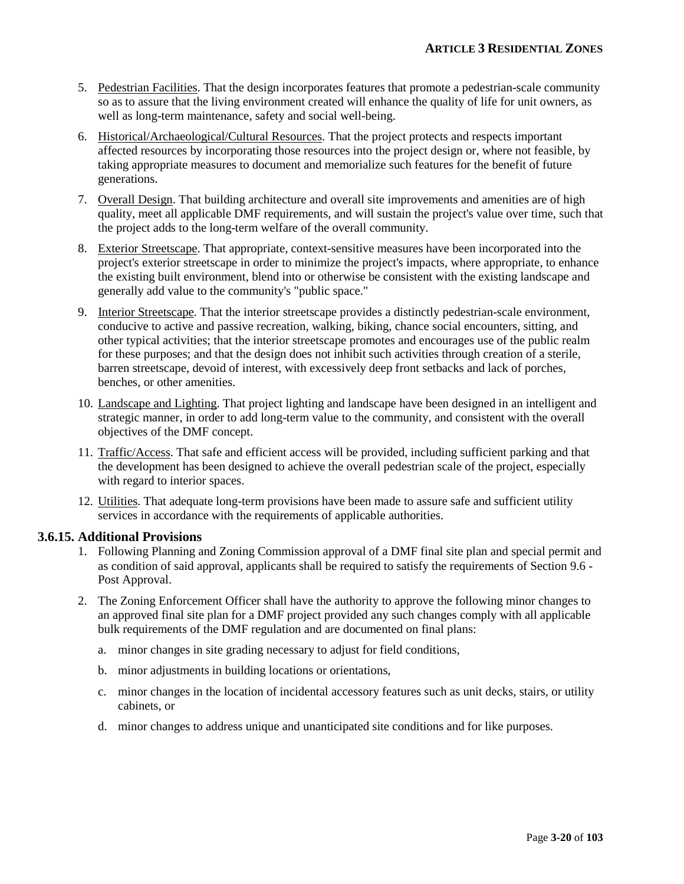5. Pedestrian Facilities. That the design incorporates features that promote a pedestrian-scale community so as to assure that the living environment created will enhance the quality of life for unit owners, as well as long-term maintenance, safety and social well-being.

6. Historical/Archaeological/Cultural Resources. That the project protects and respects important affected resources by incorporating those resources into the project design or, where not feasible, by taking appropriate measures to document and memorialize such features for the benefit of future generations.

7. Overall Design. That building architecture and overall site improvements and amenities are of high quality, meet all applicable DMF requirements, and will sustain the project's value over time, such that the project adds to the long-term welfare of the overall community.

8. Exterior Streetscape. That appropriate, context-sensitive measures have been incorporated into the project's exterior streetscape in order to minimize the project's impacts, where appropriate, to enhance the existing built environment, blend into or otherwise be consistent with the existing landscape and generally add value to the community's "public space."

9. Interior Streetscape. That the interior streetscape provides a distinctly pedestrian-scale environment, conducive to active and passive recreation, walking, biking, chance social encounters, sitting, and other typical activities; that the interior streetscape promotes and encourages use of the public realm for these purposes; and that the design does not inhibit such activities through creation of a sterile, barren streetscape, devoid of interest, with excessively deep front setbacks and lack of porches, benches, or other amenities.

10. Landscape and Lighting. That project lighting and landscape have been designed in an intelligent and strategic manner, in order to add long-term value to the community, and consistent with the overall objectives of the DMF concept.

11. Traffic/Access. That safe and efficient access will be provided, including sufficient parking and that the development has been designed to achieve the overall pedestrian scale of the project, especially with regard to interior spaces.

12. Utilities. That adequate long-term provisions have been made to assure safe and sufficient utility services in accordance with the requirements of applicable authorities.

### 3.6.15. Additional Provisions

1. Following Planning and Zoning Commission approval of a DMF final site plan and special permit and as condition of said approval, applicants shall be required to satisfy the requirements of Section 9.6 - Post Approval.

2. The Zoning Enforcement Officer shall have the authority to approve the following minor changes to an approved final site plan for a DMF project provided any such changes comply with all applicable bulk requirements of the DMF regulation and are documented on final plans:

   a. minor changes in site grading necessary to adjust for field conditions,

   b. minor adjustments in building locations or orientations,

   c. minor changes in the location of incidental accessory features such as unit decks, stairs, or utility cabinets, or

   d. minor changes to address unique and unanticipated site conditions and for like purposes.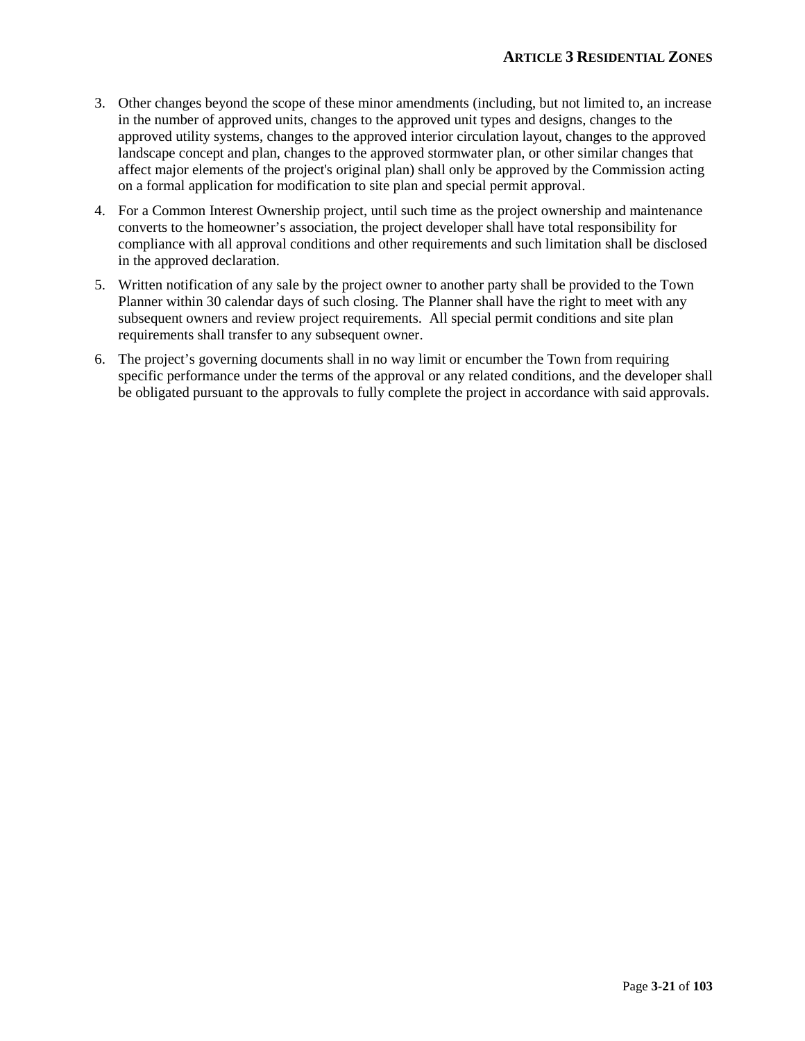3. Other changes beyond the scope of these minor amendments (including, but not limited to, an increase in the number of approved units, changes to the approved unit types and designs, changes to the approved utility systems, changes to the approved interior circulation layout, changes to the approved landscape concept and plan, changes to the approved stormwater plan, or other similar changes that affect major elements of the project's original plan) shall only be approved by the Commission acting on a formal application for modification to site plan and special permit approval.
4. For a Common Interest Ownership project, until such time as the project ownership and maintenance converts to the homeowner's association, the project developer shall have total responsibility for compliance with all approval conditions and other requirements and such limitation shall be disclosed in the approved declaration.
5. Written notification of any sale by the project owner to another party shall be provided to the Town Planner within 30 calendar days of such closing. The Planner shall have the right to meet with any subsequent owners and review project requirements. All special permit conditions and site plan requirements shall transfer to any subsequent owner.
6. The project's governing documents shall in no way limit or encumber the Town from requiring specific performance under the terms of the approval or any related conditions, and the developer shall be obligated pursuant to the approvals to fully complete the project in accordance with said approvals.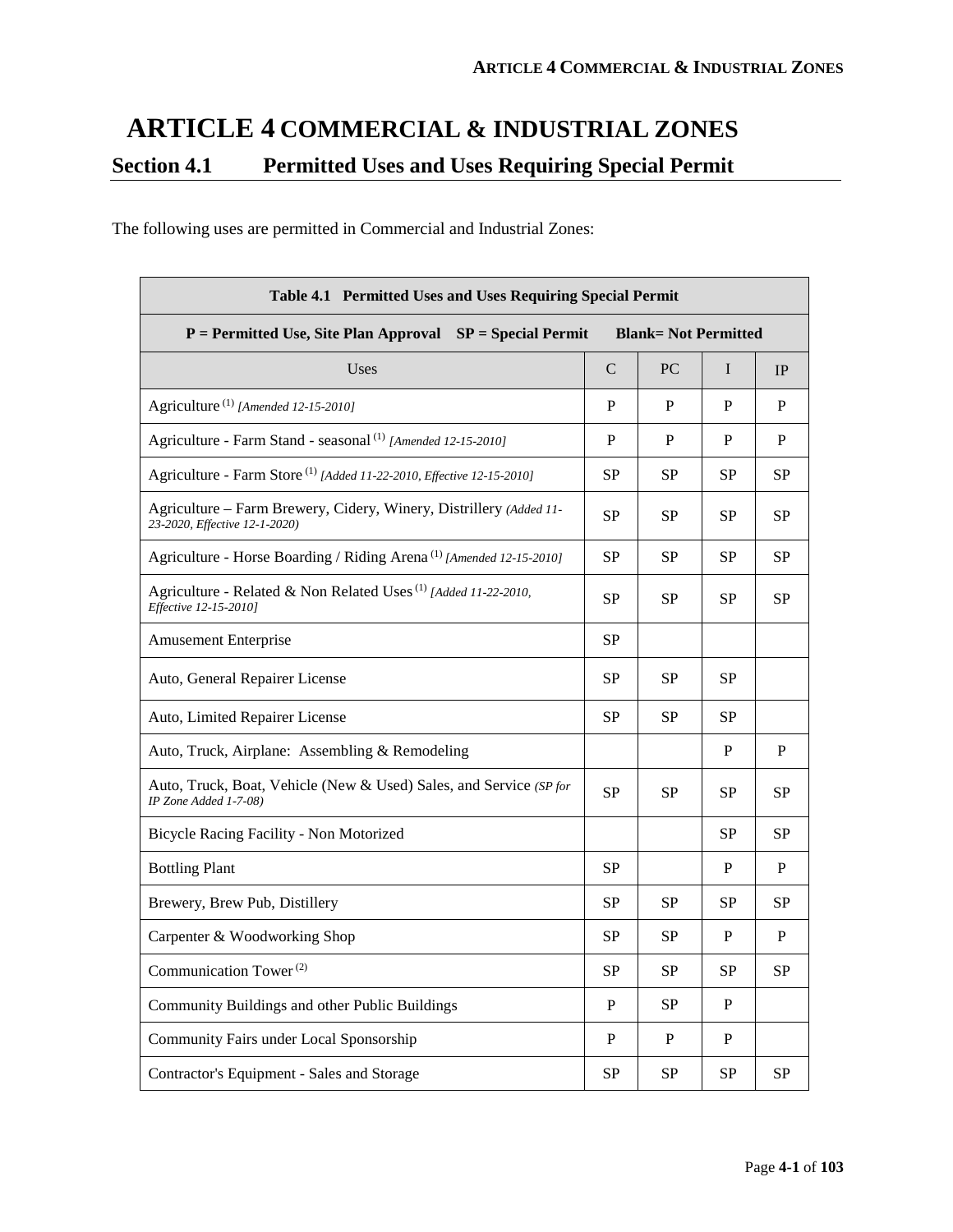# ARTICLE 4 COMMERCIAL & INDUSTRIAL ZONES

## Section 4.1 Permitted Uses and Uses Requiring Special Permit

The following uses are permitted in Commercial and Industrial Zones:

| Table 4.1 Permitted Uses and Uses Requiring Special Permit | | | | |
|---|---|---|---|---|
| **P = Permitted Use, Site Plan Approval SP = Special Permit Blank= Not Permitted** | | | | |
| Uses | C | PC | I | IP |
| Agriculture (1) *[Amended 12-15-2010]* | P | P | P | P |
| Agriculture - Farm Stand - seasonal (1) *[Amended 12-15-2010]* | P | P | P | P |
| Agriculture - Farm Store (1) *[Added 11-22-2010, Effective 12-15-2010]* | SP | SP | SP | SP |
| Agriculture – Farm Brewery, Cidery, Winery, Distillery *(Added 11-23-2020, Effective 12-1-2020)* | SP | SP | SP | SP |
| Agriculture - Horse Boarding / Riding Arena (1) *[Amended 12-15-2010]* | SP | SP | SP | SP |
| Agriculture - Related & Non Related Uses (1) *[Added 11-22-2010, Effective 12-15-2010]* | SP | SP | SP | SP |
| Amusement Enterprise | SP | | | |
| Auto, General Repairer License | SP | SP | SP | |
| Auto, Limited Repairer License | SP | SP | SP | |
| Auto, Truck, Airplane: Assembling & Remodeling | | | P | P |
| Auto, Truck, Boat, Vehicle (New & Used) Sales, and Service *(SP for IP Zone Added 1-7-08)* | SP | SP | SP | SP |
| Bicycle Racing Facility - Non Motorized | | | SP | SP |
| Bottling Plant | SP | | P | P |
| Brewery, Brew Pub, Distillery | SP | SP | SP | SP |
| Carpenter & Woodworking Shop | SP | SP | P | P |
| Communication Tower (2) | SP | SP | SP | SP |
| Community Buildings and other Public Buildings | P | SP | P | |
| Community Fairs under Local Sponsorship | P | P | P | |
| Contractor's Equipment - Sales and Storage | SP | SP | SP | SP |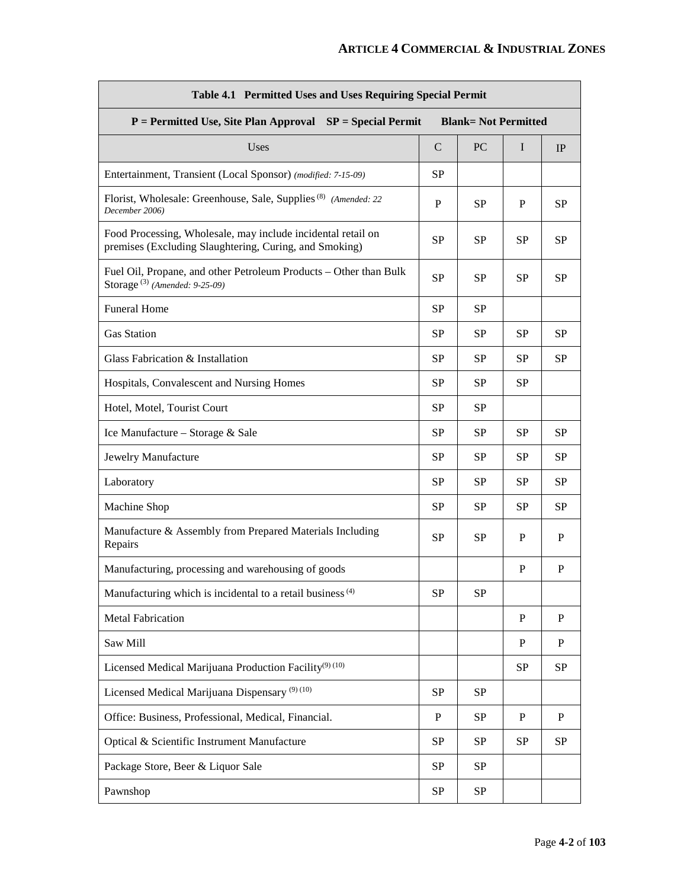| Table 4.1 Permitted Uses and Uses Requiring Special Permit | | | | |
|---|---|---|---|---|
| **P = Permitted Use, Site Plan Approval SP = Special Permit Blank= Not Permitted** | | | | |
| Uses | C | PC | I | IP |
| Entertainment, Transient (Local Sponsor) *(modified: 7-15-09)* | SP | | | |
| Florist, Wholesale: Greenhouse, Sale, Supplies (8) *(Amended: 22 December 2006)* | P | SP | P | SP |
| Food Processing, Wholesale, may include incidental retail on premises (Excluding Slaughtering, Curing, and Smoking) | SP | SP | SP | SP |
| Fuel Oil, Propane, and other Petroleum Products – Other than Bulk Storage (3) *(Amended: 9-25-09)* | SP | SP | SP | SP |
| Funeral Home | SP | SP | | |
| Gas Station | SP | SP | SP | SP |
| Glass Fabrication & Installation | SP | SP | SP | SP |
| Hospitals, Convalescent and Nursing Homes | SP | SP | SP | |
| Hotel, Motel, Tourist Court | SP | SP | | |
| Ice Manufacture – Storage & Sale | SP | SP | SP | SP |
| Jewelry Manufacture | SP | SP | SP | SP |
| Laboratory | SP | SP | SP | SP |
| Machine Shop | SP | SP | SP | SP |
| Manufacture & Assembly from Prepared Materials Including Repairs | SP | SP | P | P |
| Manufacturing, processing and warehousing of goods | | | P | P |
| Manufacturing which is incidental to a retail business (4) | SP | SP | | |
| Metal Fabrication | | | P | P |
| Saw Mill | | | P | P |
| Licensed Medical Marijuana Production Facility(9) (10) | | | SP | SP |
| Licensed Medical Marijuana Dispensary (9) (10) | SP | SP | | |
| Office: Business, Professional, Medical, Financial. | P | SP | P | P |
| Optical & Scientific Instrument Manufacture | SP | SP | SP | SP |
| Package Store, Beer & Liquor Sale | SP | SP | | |
| Pawnshop | SP | SP | | |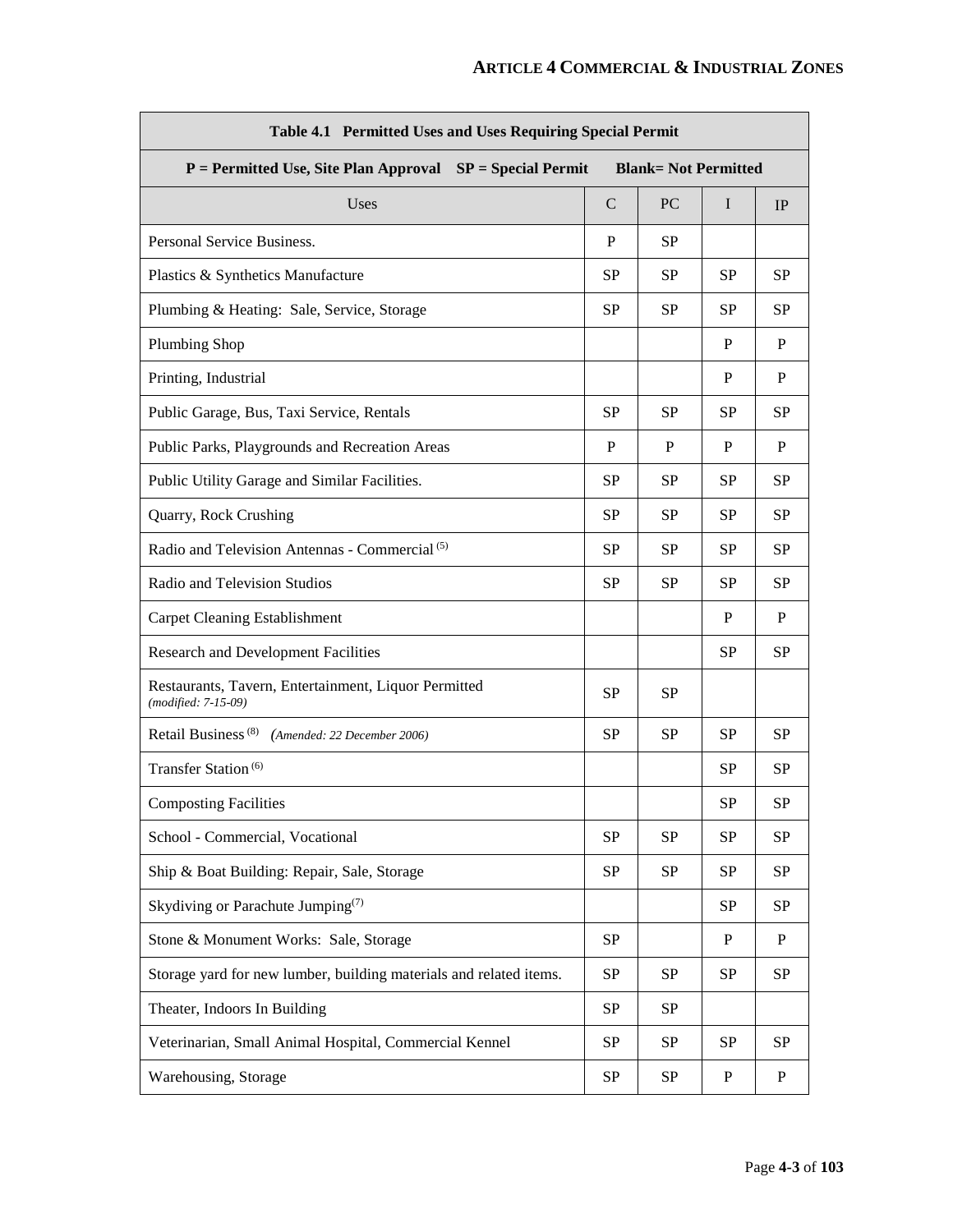| Table 4.1 Permitted Uses and Uses Requiring Special Permit | | | | |
|---|---|---|---|---|
| **P = Permitted Use, Site Plan Approval SP = Special Permit Blank= Not Permitted** | | | | |
| Uses | C | PC | I | IP |
| Personal Service Business. | P | SP | | |
| Plastics & Synthetics Manufacture | SP | SP | SP | SP |
| Plumbing & Heating: Sale, Service, Storage | SP | SP | SP | SP |
| Plumbing Shop | | | P | P |
| Printing, Industrial | | | P | P |
| Public Garage, Bus, Taxi Service, Rentals | SP | SP | SP | SP |
| Public Parks, Playgrounds and Recreation Areas | P | P | P | P |
| Public Utility Garage and Similar Facilities. | SP | SP | SP | SP |
| Quarry, Rock Crushing | SP | SP | SP | SP |
| Radio and Television Antennas - Commercial [5] | SP | SP | SP | SP |
| Radio and Television Studios | SP | SP | SP | SP |
| Carpet Cleaning Establishment | | | P | P |
| Research and Development Facilities | | | SP | SP |
| Restaurants, Tavern, Entertainment, Liquor Permitted *(modified: 7-15-09)* | SP | SP | | |
| Retail Business [8] *(Amended: 22 December 2006)* | SP | SP | SP | SP |
| Transfer Station [6] | | | SP | SP |
| Composting Facilities | | | SP | SP |
| School - Commercial, Vocational | SP | SP | SP | SP |
| Ship & Boat Building: Repair, Sale, Storage | SP | SP | SP | SP |
| Skydiving or Parachute Jumping[7] | | | SP | SP |
| Stone & Monument Works: Sale, Storage | SP | | P | P |
| Storage yard for new lumber, building materials and related items. | SP | SP | SP | SP |
| Theater, Indoors In Building | SP | SP | | |
| Veterinarian, Small Animal Hospital, Commercial Kennel | SP | SP | SP | SP |
| Warehousing, Storage | SP | SP | P | P |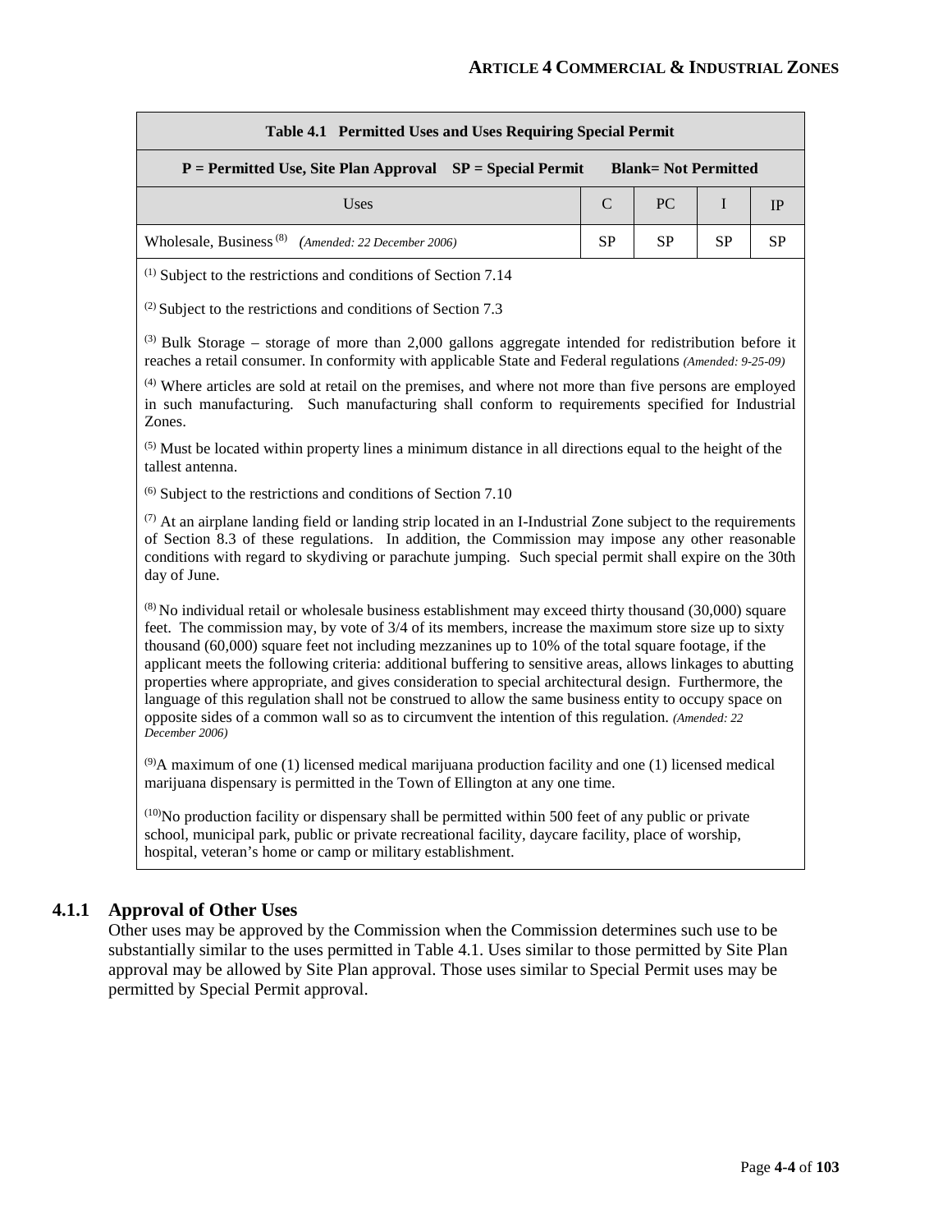| Table 4.1 Permitted Uses and Uses Requiring Special Permit | | | | |
|---|---|---|---|---|
| **P = Permitted Use, Site Plan Approval SP = Special Permit Blank= Not Permitted** | | | | |
| Uses | C | PC | I | IP |
| Wholesale, Business [8] *(Amended: 22 December 2006)* | SP | SP | SP | SP |

[1] Subject to the restrictions and conditions of Section 7.14

[2] Subject to the restrictions and conditions of Section 7.3

[3] Bulk Storage – storage of more than 2,000 gallons aggregate intended for redistribution before it reaches a retail consumer. In conformity with applicable State and Federal regulations *(Amended: 9-25-09)*

[4] Where articles are sold at retail on the premises, and where not more than five persons are employed in such manufacturing. Such manufacturing shall conform to requirements specified for Industrial Zones.

[5] Must be located within property lines a minimum distance in all directions equal to the height of the tallest antenna.

[6] Subject to the restrictions and conditions of Section 7.10

[7] At an airplane landing field or landing strip located in an I-Industrial Zone subject to the requirements of Section 8.3 of these regulations. In addition, the Commission may impose any other reasonable conditions with regard to skydiving or parachute jumping. Such special permit shall expire on the 30th day of June.

[8] No individual retail or wholesale business establishment may exceed thirty thousand (30,000) square feet. The commission may, by vote of 3/4 of its members, increase the maximum store size up to sixty thousand (60,000) square feet not including mezzanines up to 10% of the total square footage, if the applicant meets the following criteria: additional buffering to sensitive areas, allows linkages to abutting properties where appropriate, and gives consideration to special architectural design. Furthermore, the language of this regulation shall not be construed to allow the same business entity to occupy space on opposite sides of a common wall so as to circumvent the intention of this regulation. *(Amended: 22 December 2006)*

[9] A maximum of one (1) licensed medical marijuana production facility and one (1) licensed medical marijuana dispensary is permitted in the Town of Ellington at any one time.

[10] No production facility or dispensary shall be permitted within 500 feet of any public or private school, municipal park, public or private recreational facility, daycare facility, place of worship, hospital, veteran's home or camp or military establishment.

### 4.1.1 Approval of Other Uses

Other uses may be approved by the Commission when the Commission determines such use to be substantially similar to the uses permitted in Table 4.1. Uses similar to those permitted by Site Plan approval may be allowed by Site Plan approval. Those uses similar to Special Permit uses may be permitted by Special Permit approval.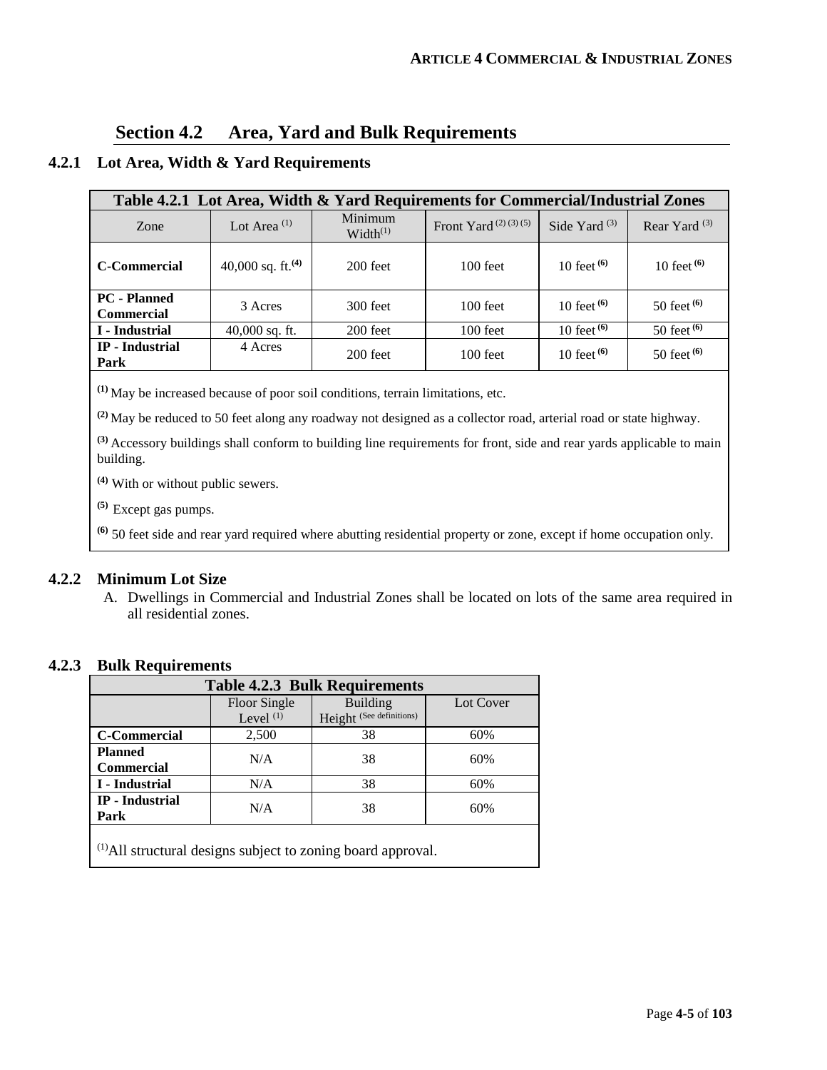## Section 4.2 Area, Yard and Bulk Requirements

### 4.2.1 Lot Area, Width & Yard Requirements

| Table 4.2.1 Lot Area, Width & Yard Requirements for Commercial/Industrial Zones | | | | | |
|---|---|---|---|---|---|
| Zone | Lot Area [1] | Minimum Width[1] | Front Yard [2] [3] [5] | Side Yard [3] | Rear Yard [3] |
| **C-Commercial** | 40,000 sq. ft.[4] | 200 feet | 100 feet | 10 feet [6] | 10 feet [6] |
| **PC - Planned Commercial** | 3 Acres | 300 feet | 100 feet | 10 feet [6] | 50 feet [6] |
| **I - Industrial** | 40,000 sq. ft. | 200 feet | 100 feet | 10 feet [6] | 50 feet [6] |
| **IP - Industrial Park** | 4 Acres | 200 feet | 100 feet | 10 feet [6] | 50 feet [6] |

[1] May be increased because of poor soil conditions, terrain limitations, etc.

[2] May be reduced to 50 feet along any roadway not designed as a collector road, arterial road or state highway.

[3] Accessory buildings shall conform to building line requirements for front, side and rear yards applicable to main building.

[4] With or without public sewers.

[5] Except gas pumps.

[6] 50 feet side and rear yard required where abutting residential property or zone, except if home occupation only.

### 4.2.2 Minimum Lot Size

A. Dwellings in Commercial and Industrial Zones shall be located on lots of the same area required in all residential zones.

### 4.2.3 Bulk Requirements

| Table 4.2.3 Bulk Requirements | | | |
|---|---|---|---|
| | Floor Single Level [1] | Building Height (See definitions) | Lot Cover |
| **C-Commercial** | 2,500 | 38 | 60% |
| **Planned Commercial** | N/A | 38 | 60% |
| **I - Industrial** | N/A | 38 | 60% |
| **IP - Industrial Park** | N/A | 38 | 60% |

[1] All structural designs subject to zoning board approval.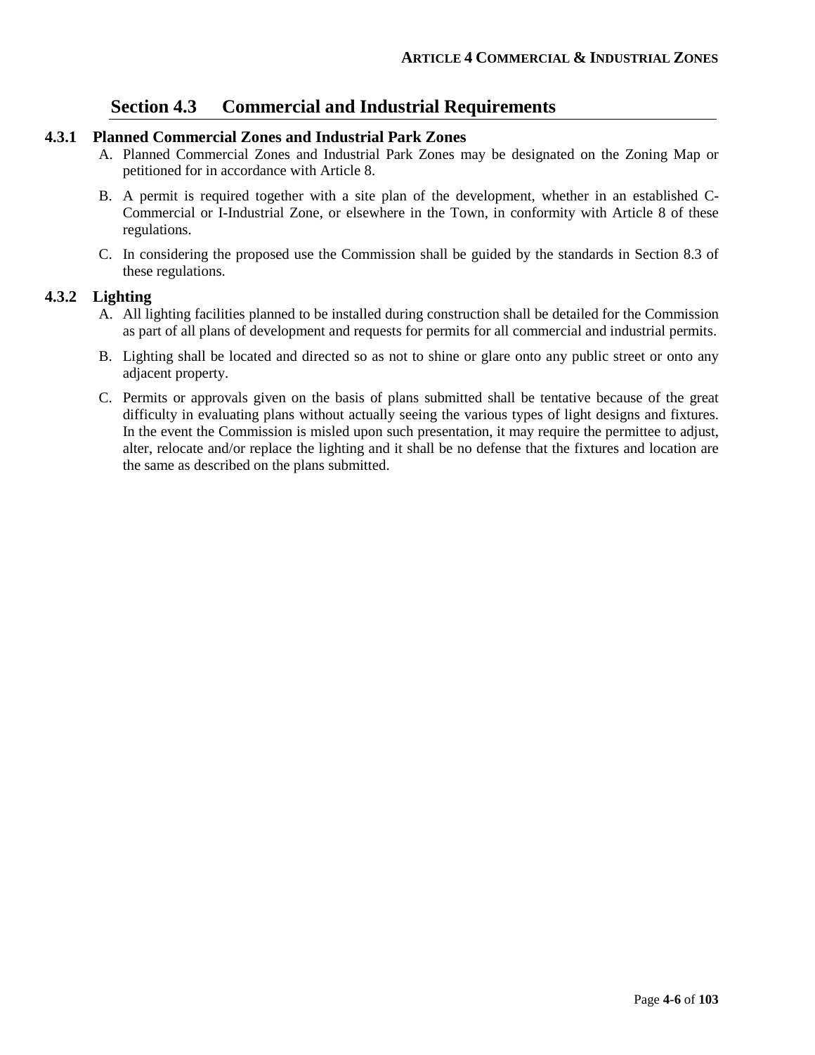## Section 4.3 Commercial and Industrial Requirements

### 4.3.1 Planned Commercial Zones and Industrial Park Zones

A. Planned Commercial Zones and Industrial Park Zones may be designated on the Zoning Map or petitioned for in accordance with Article 8.

B. A permit is required together with a site plan of the development, whether in an established C-Commercial or I-Industrial Zone, or elsewhere in the Town, in conformity with Article 8 of these regulations.

C. In considering the proposed use the Commission shall be guided by the standards in Section 8.3 of these regulations.

### 4.3.2 Lighting

A. All lighting facilities planned to be installed during construction shall be detailed for the Commission as part of all plans of development and requests for permits for all commercial and industrial permits.

B. Lighting shall be located and directed so as not to shine or glare onto any public street or onto any adjacent property.

C. Permits or approvals given on the basis of plans submitted shall be tentative because of the great difficulty in evaluating plans without actually seeing the various types of light designs and fixtures. In the event the Commission is misled upon such presentation, it may require the permittee to adjust, alter, relocate and/or replace the lighting and it shall be no defense that the fixtures and location are the same as described on the plans submitted.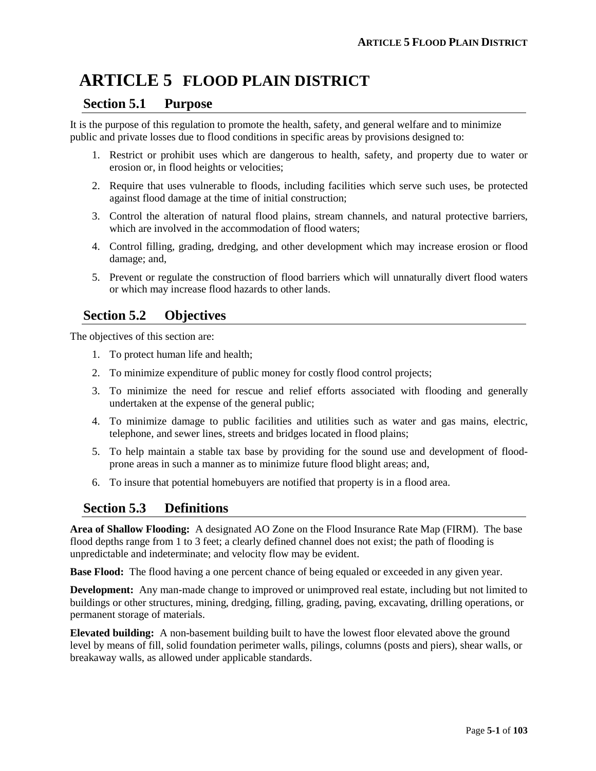# ARTICLE 5 FLOOD PLAIN DISTRICT

## Section 5.1 Purpose

It is the purpose of this regulation to promote the health, safety, and general welfare and to minimize public and private losses due to flood conditions in specific areas by provisions designed to:

1. Restrict or prohibit uses which are dangerous to health, safety, and property due to water or erosion or, in flood heights or velocities;
2. Require that uses vulnerable to floods, including facilities which serve such uses, be protected against flood damage at the time of initial construction;
3. Control the alteration of natural flood plains, stream channels, and natural protective barriers, which are involved in the accommodation of flood waters;
4. Control filling, grading, dredging, and other development which may increase erosion or flood damage; and,
5. Prevent or regulate the construction of flood barriers which will unnaturally divert flood waters or which may increase flood hazards to other lands.

## Section 5.2 Objectives

The objectives of this section are:

1. To protect human life and health;
2. To minimize expenditure of public money for costly flood control projects;
3. To minimize the need for rescue and relief efforts associated with flooding and generally undertaken at the expense of the general public;
4. To minimize damage to public facilities and utilities such as water and gas mains, electric, telephone, and sewer lines, streets and bridges located in flood plains;
5. To help maintain a stable tax base by providing for the sound use and development of flood-prone areas in such a manner as to minimize future flood blight areas; and,
6. To insure that potential homebuyers are notified that property is in a flood area.

## Section 5.3 Definitions

**Area of Shallow Flooding:** A designated AO Zone on the Flood Insurance Rate Map (FIRM). The base flood depths range from 1 to 3 feet; a clearly defined channel does not exist; the path of flooding is unpredictable and indeterminate; and velocity flow may be evident.

**Base Flood:** The flood having a one percent chance of being equaled or exceeded in any given year.

**Development:** Any man-made change to improved or unimproved real estate, including but not limited to buildings or other structures, mining, dredging, filling, grading, paving, excavating, drilling operations, or permanent storage of materials.

**Elevated building:** A non-basement building built to have the lowest floor elevated above the ground level by means of fill, solid foundation perimeter walls, pilings, columns (posts and piers), shear walls, or breakaway walls, as allowed under applicable standards.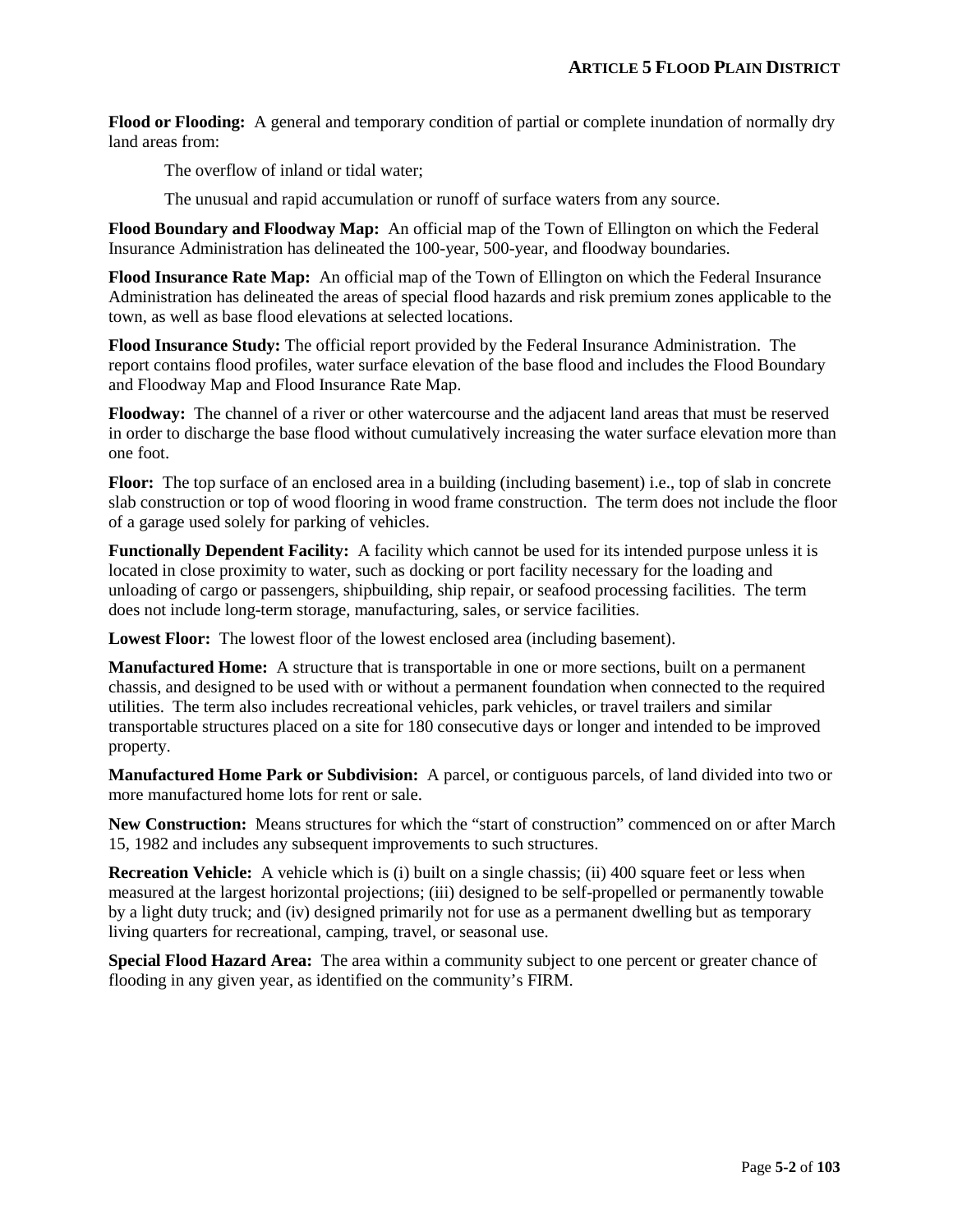**Flood or Flooding:** A general and temporary condition of partial or complete inundation of normally dry land areas from:

The overflow of inland or tidal water;

The unusual and rapid accumulation or runoff of surface waters from any source.

**Flood Boundary and Floodway Map:** An official map of the Town of Ellington on which the Federal Insurance Administration has delineated the 100-year, 500-year, and floodway boundaries.

**Flood Insurance Rate Map:** An official map of the Town of Ellington on which the Federal Insurance Administration has delineated the areas of special flood hazards and risk premium zones applicable to the town, as well as base flood elevations at selected locations.

**Flood Insurance Study:** The official report provided by the Federal Insurance Administration. The report contains flood profiles, water surface elevation of the base flood and includes the Flood Boundary and Floodway Map and Flood Insurance Rate Map.

**Floodway:** The channel of a river or other watercourse and the adjacent land areas that must be reserved in order to discharge the base flood without cumulatively increasing the water surface elevation more than one foot.

**Floor:** The top surface of an enclosed area in a building (including basement) i.e., top of slab in concrete slab construction or top of wood flooring in wood frame construction. The term does not include the floor of a garage used solely for parking of vehicles.

**Functionally Dependent Facility:** A facility which cannot be used for its intended purpose unless it is located in close proximity to water, such as docking or port facility necessary for the loading and unloading of cargo or passengers, shipbuilding, ship repair, or seafood processing facilities. The term does not include long-term storage, manufacturing, sales, or service facilities.

**Lowest Floor:** The lowest floor of the lowest enclosed area (including basement).

**Manufactured Home:** A structure that is transportable in one or more sections, built on a permanent chassis, and designed to be used with or without a permanent foundation when connected to the required utilities. The term also includes recreational vehicles, park vehicles, or travel trailers and similar transportable structures placed on a site for 180 consecutive days or longer and intended to be improved property.

**Manufactured Home Park or Subdivision:** A parcel, or contiguous parcels, of land divided into two or more manufactured home lots for rent or sale.

**New Construction:** Means structures for which the "start of construction" commenced on or after March 15, 1982 and includes any subsequent improvements to such structures.

**Recreation Vehicle:** A vehicle which is (i) built on a single chassis; (ii) 400 square feet or less when measured at the largest horizontal projections; (iii) designed to be self-propelled or permanently towable by a light duty truck; and (iv) designed primarily not for use as a permanent dwelling but as temporary living quarters for recreational, camping, travel, or seasonal use.

**Special Flood Hazard Area:** The area within a community subject to one percent or greater chance of flooding in any given year, as identified on the community's FIRM.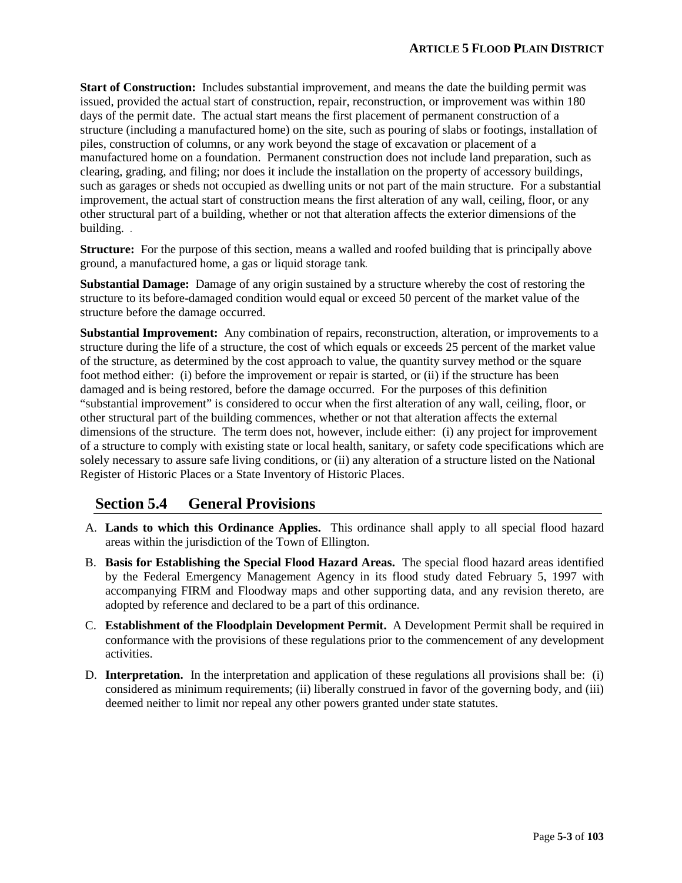**Start of Construction:** Includes substantial improvement, and means the date the building permit was issued, provided the actual start of construction, repair, reconstruction, or improvement was within 180 days of the permit date. The actual start means the first placement of permanent construction of a structure (including a manufactured home) on the site, such as pouring of slabs or footings, installation of piles, construction of columns, or any work beyond the stage of excavation or placement of a manufactured home on a foundation. Permanent construction does not include land preparation, such as clearing, grading, and filing; nor does it include the installation on the property of accessory buildings, such as garages or sheds not occupied as dwelling units or not part of the main structure. For a substantial improvement, the actual start of construction means the first alteration of any wall, ceiling, floor, or any other structural part of a building, whether or not that alteration affects the exterior dimensions of the building. .

**Structure:** For the purpose of this section, means a walled and roofed building that is principally above ground, a manufactured home, a gas or liquid storage tank.

**Substantial Damage:** Damage of any origin sustained by a structure whereby the cost of restoring the structure to its before-damaged condition would equal or exceed 50 percent of the market value of the structure before the damage occurred.

**Substantial Improvement:** Any combination of repairs, reconstruction, alteration, or improvements to a structure during the life of a structure, the cost of which equals or exceeds 25 percent of the market value of the structure, as determined by the cost approach to value, the quantity survey method or the square foot method either: (i) before the improvement or repair is started, or (ii) if the structure has been damaged and is being restored, before the damage occurred. For the purposes of this definition "substantial improvement" is considered to occur when the first alteration of any wall, ceiling, floor, or other structural part of the building commences, whether or not that alteration affects the external dimensions of the structure. The term does not, however, include either: (i) any project for improvement of a structure to comply with existing state or local health, sanitary, or safety code specifications which are solely necessary to assure safe living conditions, or (ii) any alteration of a structure listed on the National Register of Historic Places or a State Inventory of Historic Places.

## Section 5.4 General Provisions

A. **Lands to which this Ordinance Applies.** This ordinance shall apply to all special flood hazard areas within the jurisdiction of the Town of Ellington.

B. **Basis for Establishing the Special Flood Hazard Areas.** The special flood hazard areas identified by the Federal Emergency Management Agency in its flood study dated February 5, 1997 with accompanying FIRM and Floodway maps and other supporting data, and any revision thereto, are adopted by reference and declared to be a part of this ordinance.

C. **Establishment of the Floodplain Development Permit.** A Development Permit shall be required in conformance with the provisions of these regulations prior to the commencement of any development activities.

D. **Interpretation.** In the interpretation and application of these regulations all provisions shall be: (i) considered as minimum requirements; (ii) liberally construed in favor of the governing body, and (iii) deemed neither to limit nor repeal any other powers granted under state statutes.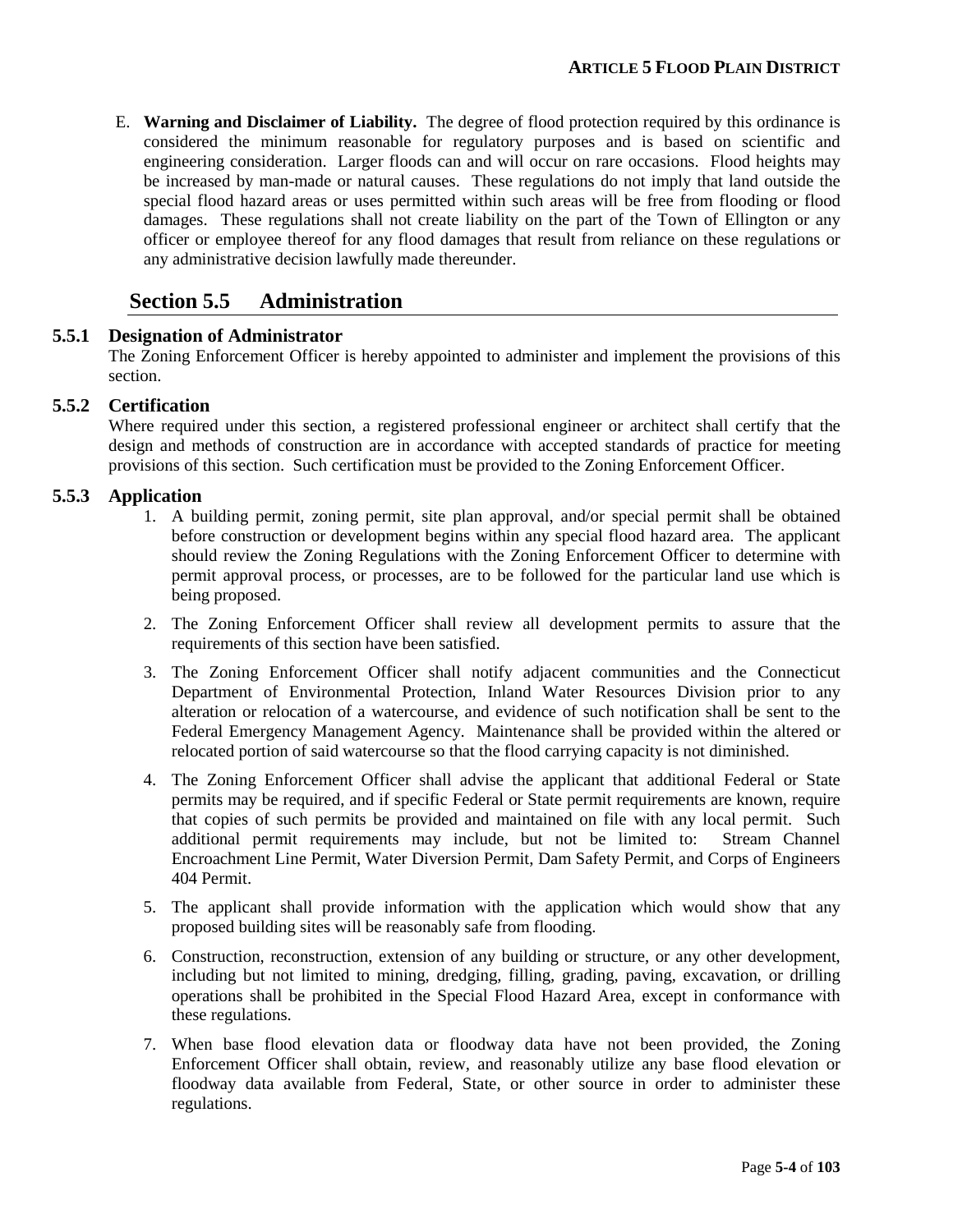E. **Warning and Disclaimer of Liability.** The degree of flood protection required by this ordinance is considered the minimum reasonable for regulatory purposes and is based on scientific and engineering consideration. Larger floods can and will occur on rare occasions. Flood heights may be increased by man-made or natural causes. These regulations do not imply that land outside the special flood hazard areas or uses permitted within such areas will be free from flooding or flood damages. These regulations shall not create liability on the part of the Town of Ellington or any officer or employee thereof for any flood damages that result from reliance on these regulations or any administrative decision lawfully made thereunder.

## Section 5.5 Administration

### 5.5.1 Designation of Administrator

The Zoning Enforcement Officer is hereby appointed to administer and implement the provisions of this section.

### 5.5.2 Certification

Where required under this section, a registered professional engineer or architect shall certify that the design and methods of construction are in accordance with accepted standards of practice for meeting provisions of this section. Such certification must be provided to the Zoning Enforcement Officer.

### 5.5.3 Application

1. A building permit, zoning permit, site plan approval, and/or special permit shall be obtained before construction or development begins within any special flood hazard area. The applicant should review the Zoning Regulations with the Zoning Enforcement Officer to determine with permit approval process, or processes, are to be followed for the particular land use which is being proposed.
2. The Zoning Enforcement Officer shall review all development permits to assure that the requirements of this section have been satisfied.
3. The Zoning Enforcement Officer shall notify adjacent communities and the Connecticut Department of Environmental Protection, Inland Water Resources Division prior to any alteration or relocation of a watercourse, and evidence of such notification shall be sent to the Federal Emergency Management Agency. Maintenance shall be provided within the altered or relocated portion of said watercourse so that the flood carrying capacity is not diminished.
4. The Zoning Enforcement Officer shall advise the applicant that additional Federal or State permits may be required, and if specific Federal or State permit requirements are known, require that copies of such permits be provided and maintained on file with any local permit. Such additional permit requirements may include, but not be limited to: Stream Channel Encroachment Line Permit, Water Diversion Permit, Dam Safety Permit, and Corps of Engineers 404 Permit.
5. The applicant shall provide information with the application which would show that any proposed building sites will be reasonably safe from flooding.
6. Construction, reconstruction, extension of any building or structure, or any other development, including but not limited to mining, dredging, filling, grading, paving, excavation, or drilling operations shall be prohibited in the Special Flood Hazard Area, except in conformance with these regulations.
7. When base flood elevation data or floodway data have not been provided, the Zoning Enforcement Officer shall obtain, review, and reasonably utilize any base flood elevation or floodway data available from Federal, State, or other source in order to administer these regulations.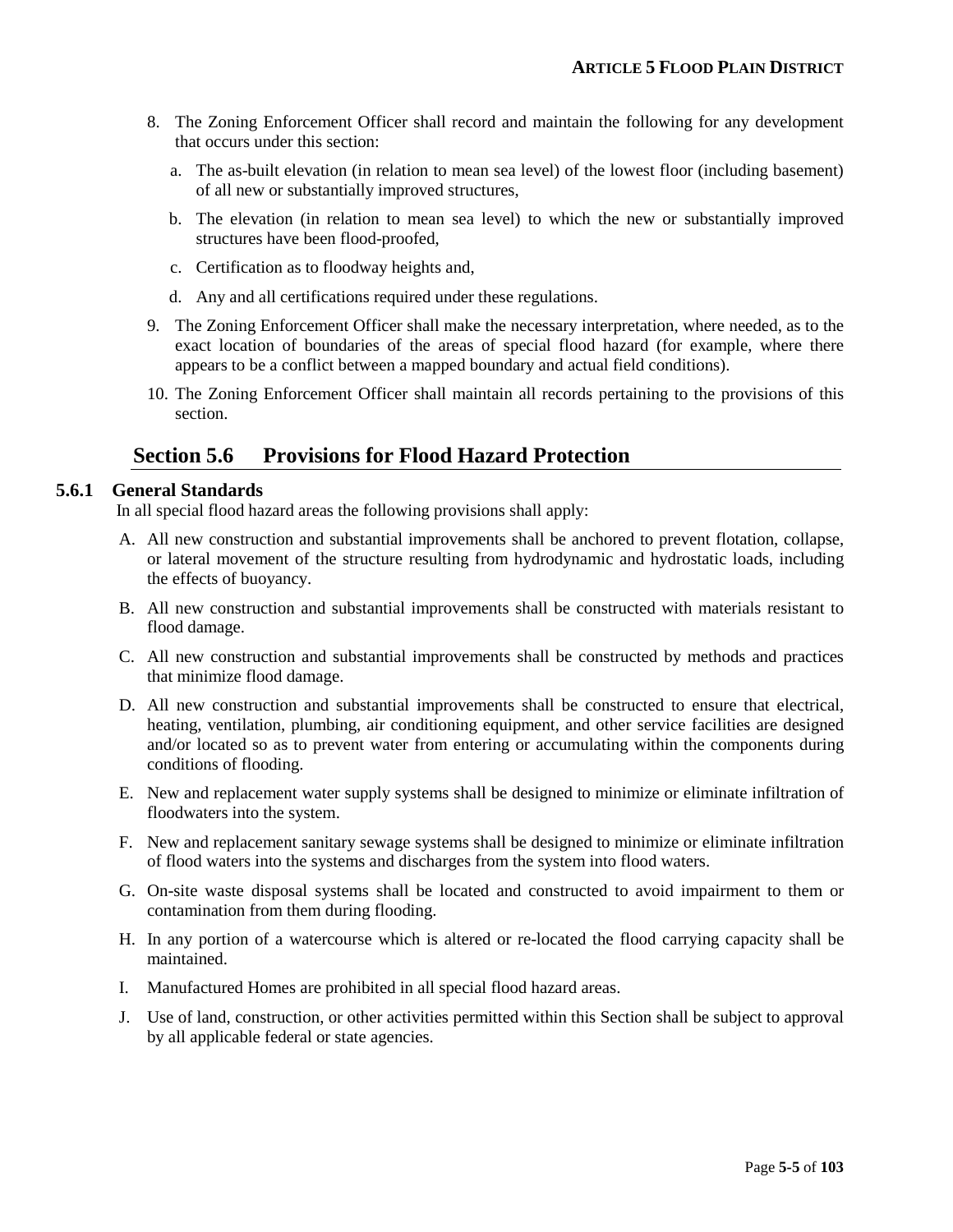8. The Zoning Enforcement Officer shall record and maintain the following for any development that occurs under this section:

   a. The as-built elevation (in relation to mean sea level) of the lowest floor (including basement) of all new or substantially improved structures,

   b. The elevation (in relation to mean sea level) to which the new or substantially improved structures have been flood-proofed,

   c. Certification as to floodway heights and,

   d. Any and all certifications required under these regulations.

9. The Zoning Enforcement Officer shall make the necessary interpretation, where needed, as to the exact location of boundaries of the areas of special flood hazard (for example, where there appears to be a conflict between a mapped boundary and actual field conditions).

10. The Zoning Enforcement Officer shall maintain all records pertaining to the provisions of this section.

## Section 5.6 Provisions for Flood Hazard Protection

### 5.6.1 General Standards

In all special flood hazard areas the following provisions shall apply:

A. All new construction and substantial improvements shall be anchored to prevent flotation, collapse, or lateral movement of the structure resulting from hydrodynamic and hydrostatic loads, including the effects of buoyancy.

B. All new construction and substantial improvements shall be constructed with materials resistant to flood damage.

C. All new construction and substantial improvements shall be constructed by methods and practices that minimize flood damage.

D. All new construction and substantial improvements shall be constructed to ensure that electrical, heating, ventilation, plumbing, air conditioning equipment, and other service facilities are designed and/or located so as to prevent water from entering or accumulating within the components during conditions of flooding.

E. New and replacement water supply systems shall be designed to minimize or eliminate infiltration of floodwaters into the system.

F. New and replacement sanitary sewage systems shall be designed to minimize or eliminate infiltration of flood waters into the systems and discharges from the system into flood waters.

G. On-site waste disposal systems shall be located and constructed to avoid impairment to them or contamination from them during flooding.

H. In any portion of a watercourse which is altered or re-located the flood carrying capacity shall be maintained.

I. Manufactured Homes are prohibited in all special flood hazard areas.

J. Use of land, construction, or other activities permitted within this Section shall be subject to approval by all applicable federal or state agencies.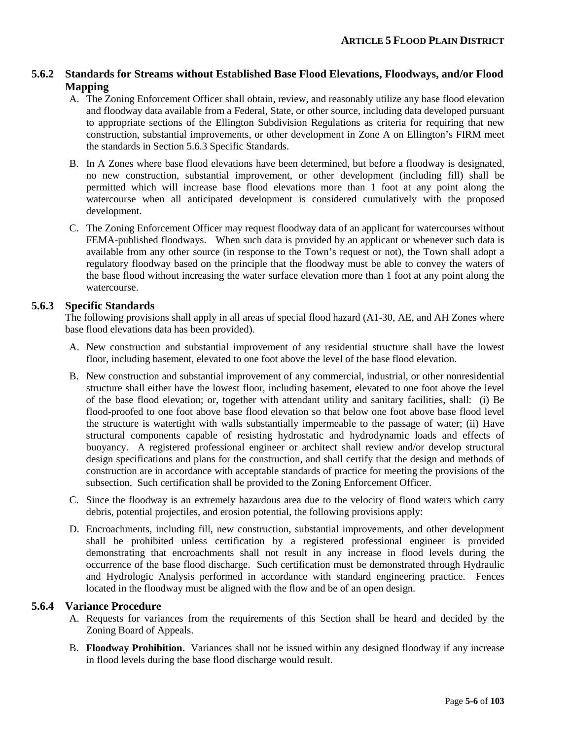### 5.6.2 Standards for Streams without Established Base Flood Elevations, Floodways, and/or Flood Mapping

A. The Zoning Enforcement Officer shall obtain, review, and reasonably utilize any base flood elevation and floodway data available from a Federal, State, or other source, including data developed pursuant to appropriate sections of the Ellington Subdivision Regulations as criteria for requiring that new construction, substantial improvements, or other development in Zone A on Ellington's FIRM meet the standards in Section 5.6.3 Specific Standards.

B. In A Zones where base flood elevations have been determined, but before a floodway is designated, no new construction, substantial improvement, or other development (including fill) shall be permitted which will increase base flood elevations more than 1 foot at any point along the watercourse when all anticipated development is considered cumulatively with the proposed development.

C. The Zoning Enforcement Officer may request floodway data of an applicant for watercourses without FEMA-published floodways. When such data is provided by an applicant or whenever such data is available from any other source (in response to the Town's request or not), the Town shall adopt a regulatory floodway based on the principle that the floodway must be able to convey the waters of the base flood without increasing the water surface elevation more than 1 foot at any point along the watercourse.

### 5.6.3 Specific Standards

The following provisions shall apply in all areas of special flood hazard (A1-30, AE, and AH Zones where base flood elevations data has been provided).

A. New construction and substantial improvement of any residential structure shall have the lowest floor, including basement, elevated to one foot above the level of the base flood elevation.

B. New construction and substantial improvement of any commercial, industrial, or other nonresidential structure shall either have the lowest floor, including basement, elevated to one foot above the level of the base flood elevation; or, together with attendant utility and sanitary facilities, shall: (i) Be flood-proofed to one foot above base flood elevation so that below one foot above base flood level the structure is watertight with walls substantially impermeable to the passage of water; (ii) Have structural components capable of resisting hydrostatic and hydrodynamic loads and effects of buoyancy. A registered professional engineer or architect shall review and/or develop structural design specifications and plans for the construction, and shall certify that the design and methods of construction are in accordance with acceptable standards of practice for meeting the provisions of the subsection. Such certification shall be provided to the Zoning Enforcement Officer.

C. Since the floodway is an extremely hazardous area due to the velocity of flood waters which carry debris, potential projectiles, and erosion potential, the following provisions apply:

D. Encroachments, including fill, new construction, substantial improvements, and other development shall be prohibited unless certification by a registered professional engineer is provided demonstrating that encroachments shall not result in any increase in flood levels during the occurrence of the base flood discharge. Such certification must be demonstrated through Hydraulic and Hydrologic Analysis performed in accordance with standard engineering practice. Fences located in the floodway must be aligned with the flow and be of an open design.

### 5.6.4 Variance Procedure

A. Requests for variances from the requirements of this Section shall be heard and decided by the Zoning Board of Appeals.

B. **Floodway Prohibition.** Variances shall not be issued within any designed floodway if any increase in flood levels during the base flood discharge would result.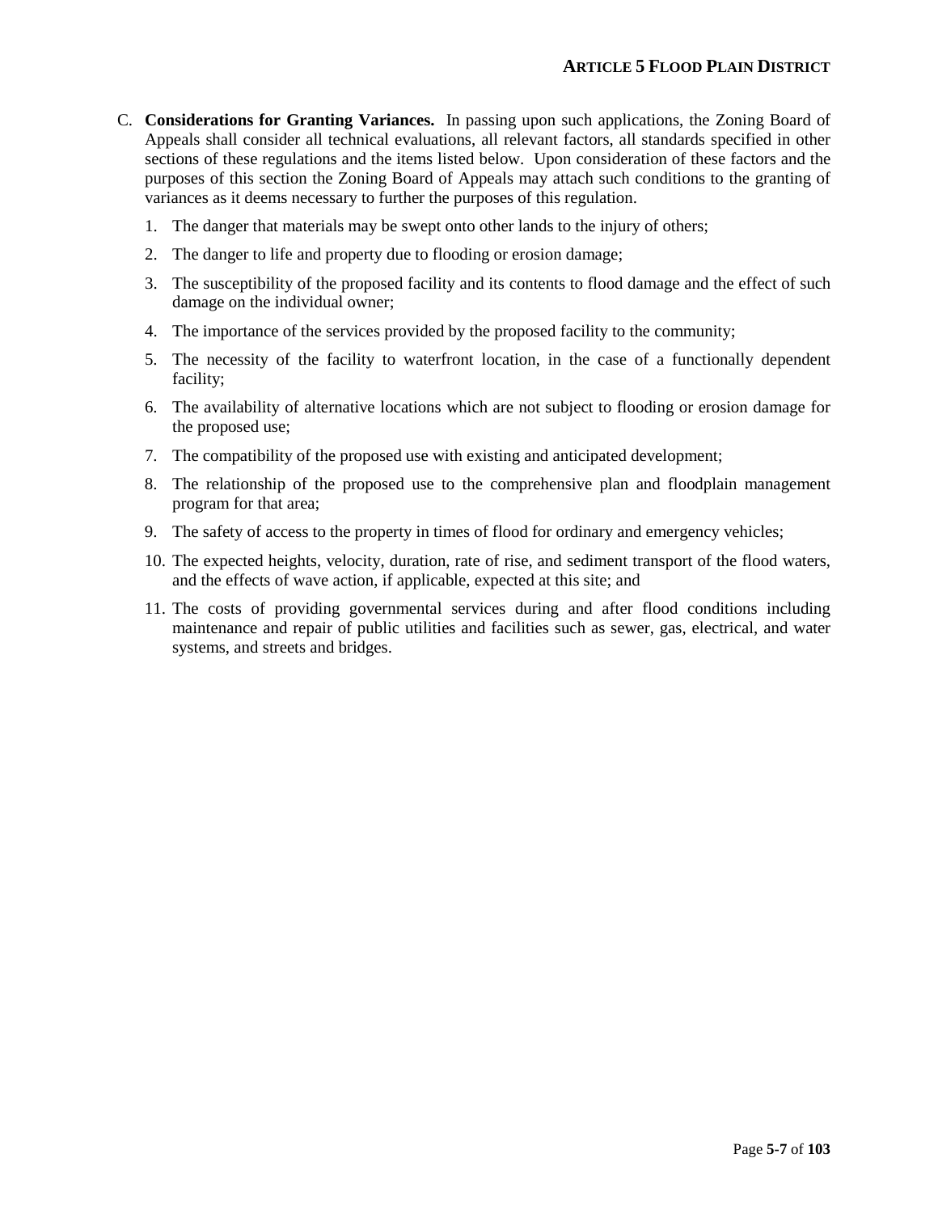C. **Considerations for Granting Variances.** In passing upon such applications, the Zoning Board of Appeals shall consider all technical evaluations, all relevant factors, all standards specified in other sections of these regulations and the items listed below. Upon consideration of these factors and the purposes of this section the Zoning Board of Appeals may attach such conditions to the granting of variances as it deems necessary to further the purposes of this regulation.

1. The danger that materials may be swept onto other lands to the injury of others;
2. The danger to life and property due to flooding or erosion damage;
3. The susceptibility of the proposed facility and its contents to flood damage and the effect of such damage on the individual owner;
4. The importance of the services provided by the proposed facility to the community;
5. The necessity of the facility to waterfront location, in the case of a functionally dependent facility;
6. The availability of alternative locations which are not subject to flooding or erosion damage for the proposed use;
7. The compatibility of the proposed use with existing and anticipated development;
8. The relationship of the proposed use to the comprehensive plan and floodplain management program for that area;
9. The safety of access to the property in times of flood for ordinary and emergency vehicles;
10. The expected heights, velocity, duration, rate of rise, and sediment transport of the flood waters, and the effects of wave action, if applicable, expected at this site; and
11. The costs of providing governmental services during and after flood conditions including maintenance and repair of public utilities and facilities such as sewer, gas, electrical, and water systems, and streets and bridges.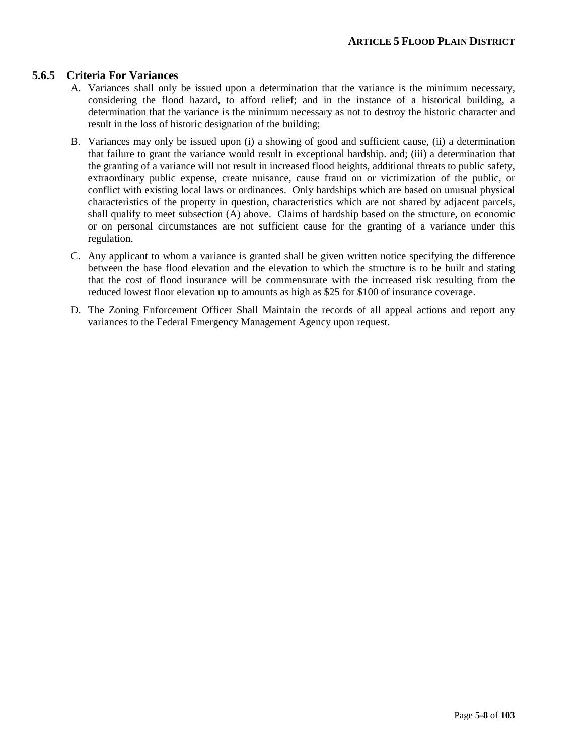### 5.6.5 Criteria For Variances

A. Variances shall only be issued upon a determination that the variance is the minimum necessary, considering the flood hazard, to afford relief; and in the instance of a historical building, a determination that the variance is the minimum necessary as not to destroy the historic character and result in the loss of historic designation of the building;

B. Variances may only be issued upon (i) a showing of good and sufficient cause, (ii) a determination that failure to grant the variance would result in exceptional hardship. and; (iii) a determination that the granting of a variance will not result in increased flood heights, additional threats to public safety, extraordinary public expense, create nuisance, cause fraud on or victimization of the public, or conflict with existing local laws or ordinances. Only hardships which are based on unusual physical characteristics of the property in question, characteristics which are not shared by adjacent parcels, shall qualify to meet subsection (A) above. Claims of hardship based on the structure, on economic or on personal circumstances are not sufficient cause for the granting of a variance under this regulation.

C. Any applicant to whom a variance is granted shall be given written notice specifying the difference between the base flood elevation and the elevation to which the structure is to be built and stating that the cost of flood insurance will be commensurate with the increased risk resulting from the reduced lowest floor elevation up to amounts as high as $25 for $100 of insurance coverage.

D. The Zoning Enforcement Officer Shall Maintain the records of all appeal actions and report any variances to the Federal Emergency Management Agency upon request.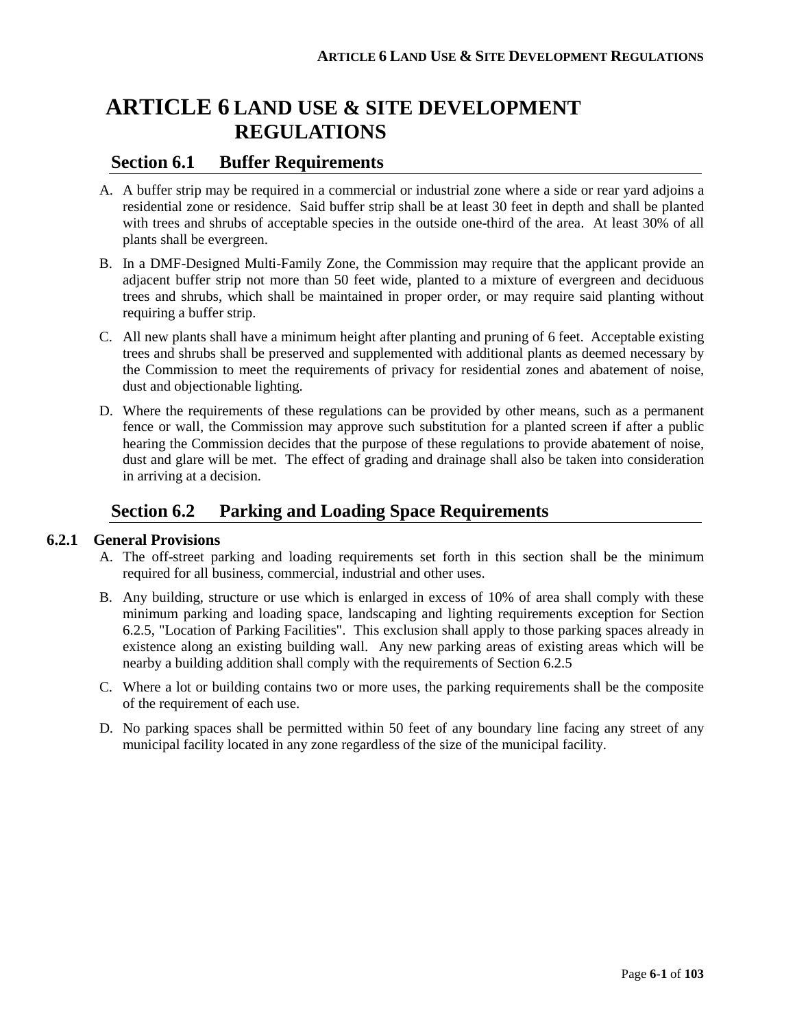# ARTICLE 6 LAND USE & SITE DEVELOPMENT REGULATIONS

## Section 6.1 Buffer Requirements

A. A buffer strip may be required in a commercial or industrial zone where a side or rear yard adjoins a residential zone or residence. Said buffer strip shall be at least 30 feet in depth and shall be planted with trees and shrubs of acceptable species in the outside one-third of the area. At least 30% of all plants shall be evergreen.

B. In a DMF-Designed Multi-Family Zone, the Commission may require that the applicant provide an adjacent buffer strip not more than 50 feet wide, planted to a mixture of evergreen and deciduous trees and shrubs, which shall be maintained in proper order, or may require said planting without requiring a buffer strip.

C. All new plants shall have a minimum height after planting and pruning of 6 feet. Acceptable existing trees and shrubs shall be preserved and supplemented with additional plants as deemed necessary by the Commission to meet the requirements of privacy for residential zones and abatement of noise, dust and objectionable lighting.

D. Where the requirements of these regulations can be provided by other means, such as a permanent fence or wall, the Commission may approve such substitution for a planted screen if after a public hearing the Commission decides that the purpose of these regulations to provide abatement of noise, dust and glare will be met. The effect of grading and drainage shall also be taken into consideration in arriving at a decision.

## Section 6.2 Parking and Loading Space Requirements

### 6.2.1 General Provisions

A. The off-street parking and loading requirements set forth in this section shall be the minimum required for all business, commercial, industrial and other uses.

B. Any building, structure or use which is enlarged in excess of 10% of area shall comply with these minimum parking and loading space, landscaping and lighting requirements exception for Section 6.2.5, "Location of Parking Facilities". This exclusion shall apply to those parking spaces already in existence along an existing building wall. Any new parking areas of existing areas which will be nearby a building addition shall comply with the requirements of Section 6.2.5

C. Where a lot or building contains two or more uses, the parking requirements shall be the composite of the requirement of each use.

D. No parking spaces shall be permitted within 50 feet of any boundary line facing any street of any municipal facility located in any zone regardless of the size of the municipal facility.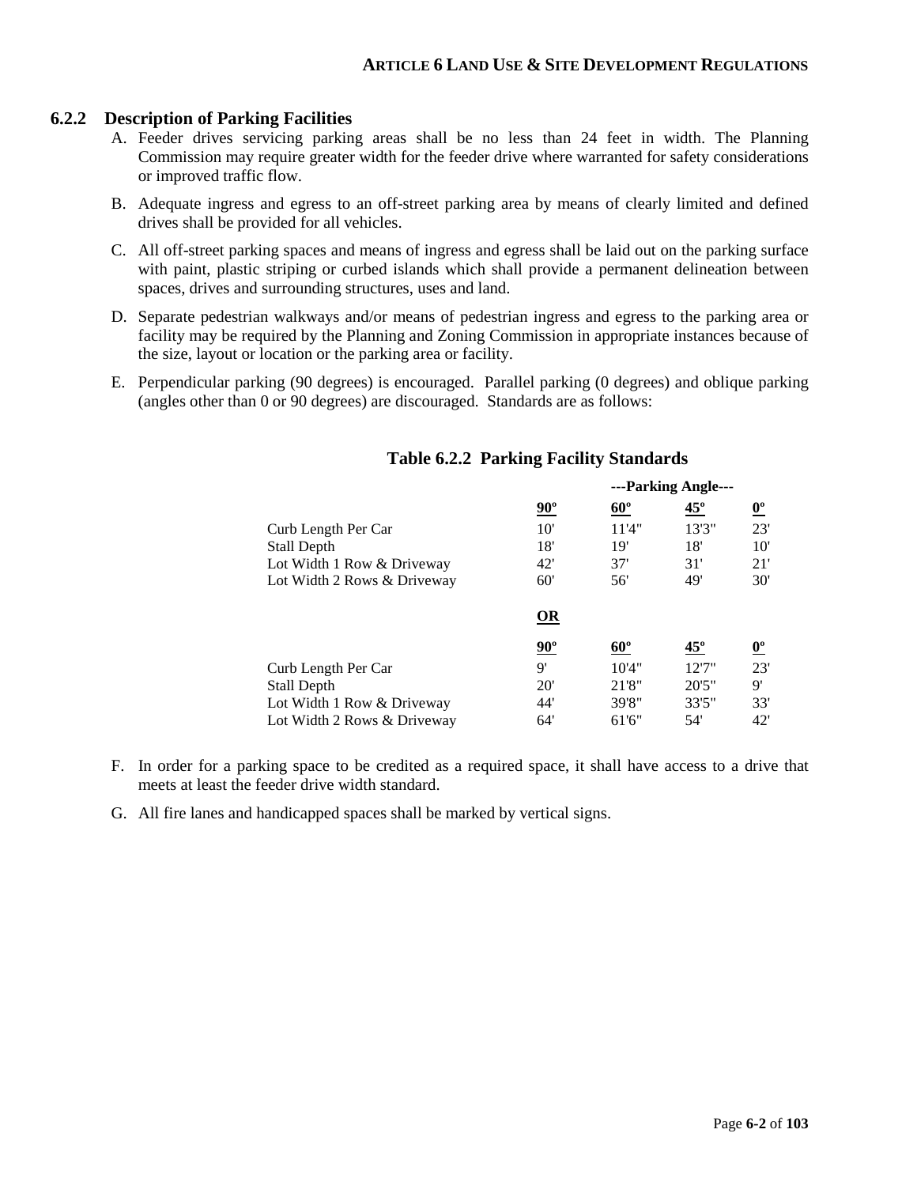### 6.2.2 Description of Parking Facilities

A. Feeder drives servicing parking areas shall be no less than 24 feet in width. The Planning Commission may require greater width for the feeder drive where warranted for safety considerations or improved traffic flow.

B. Adequate ingress and egress to an off-street parking area by means of clearly limited and defined drives shall be provided for all vehicles.

C. All off-street parking spaces and means of ingress and egress shall be laid out on the parking surface with paint, plastic striping or curbed islands which shall provide a permanent delineation between spaces, drives and surrounding structures, uses and land.

D. Separate pedestrian walkways and/or means of pedestrian ingress and egress to the parking area or facility may be required by the Planning and Zoning Commission in appropriate instances because of the size, layout or location or the parking area or facility.

E. Perpendicular parking (90 degrees) is encouraged. Parallel parking (0 degrees) and oblique parking (angles other than 0 or 90 degrees) are discouraged. Standards are as follows:

**Table 6.2.2 Parking Facility Standards**

| | ---Parking Angle--- | | | |
|---|---|---|---|---|
| | **90º** | **60º** | **45º** | **0º** |
| Curb Length Per Car | 10' | 11'4" | 13'3" | 23' |
| Stall Depth | 18' | 19' | 18' | 10' |
| Lot Width 1 Row & Driveway | 42' | 37' | 31' | 21' |
| Lot Width 2 Rows & Driveway | 60' | 56' | 49' | 30' |
| | **OR** | | | |
| | **90º** | **60º** | **45º** | **0º** |
| Curb Length Per Car | 9' | 10'4" | 12'7" | 23' |
| Stall Depth | 20' | 21'8" | 20'5" | 9' |
| Lot Width 1 Row & Driveway | 44' | 39'8" | 33'5" | 33' |
| Lot Width 2 Rows & Driveway | 64' | 61'6" | 54' | 42' |

F. In order for a parking space to be credited as a required space, it shall have access to a drive that meets at least the feeder drive width standard.

G. All fire lanes and handicapped spaces shall be marked by vertical signs.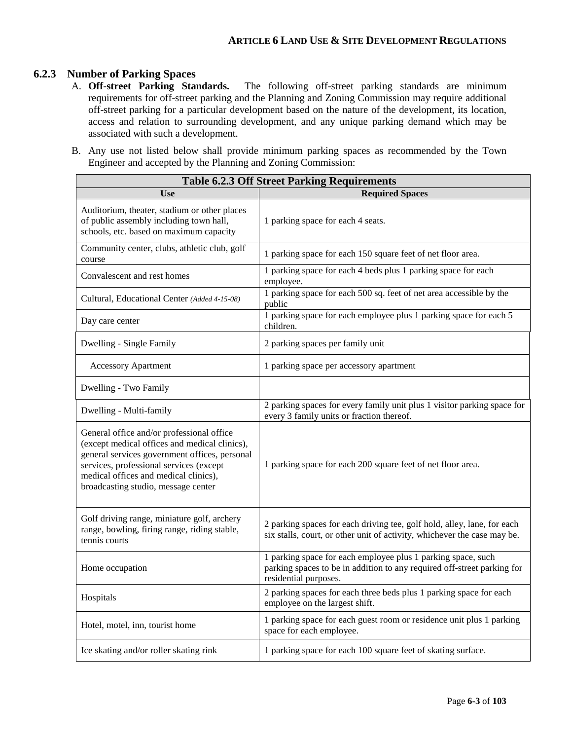### 6.2.3 Number of Parking Spaces

A. **Off-street Parking Standards.** The following off-street parking standards are minimum requirements for off-street parking and the Planning and Zoning Commission may require additional off-street parking for a particular development based on the nature of the development, its location, access and relation to surrounding development, and any unique parking demand which may be associated with such a development.

B. Any use not listed below shall provide minimum parking spaces as recommended by the Town Engineer and accepted by the Planning and Zoning Commission:

| **Table 6.2.3 Off Street Parking Requirements** | |
|---|---|
| **Use** | **Required Spaces** |
| Auditorium, theater, stadium or other places of public assembly including town hall, schools, etc. based on maximum capacity | 1 parking space for each 4 seats. |
| Community center, clubs, athletic club, golf course | 1 parking space for each 150 square feet of net floor area. |
| Convalescent and rest homes | 1 parking space for each 4 beds plus 1 parking space for each employee. |
| Cultural, Educational Center *(Added 4-15-08)* | 1 parking space for each 500 sq. feet of net area accessible by the public |
| Day care center | 1 parking space for each employee plus 1 parking space for each 5 children. |
| Dwelling - Single Family | 2 parking spaces per family unit |
| Accessory Apartment | 1 parking space per accessory apartment |
| Dwelling - Two Family | |
| Dwelling - Multi-family | 2 parking spaces for every family unit plus 1 visitor parking space for every 3 family units or fraction thereof. |
| General office and/or professional office (except medical offices and medical clinics), general services government offices, personal services, professional services (except medical offices and medical clinics), broadcasting studio, message center | 1 parking space for each 200 square feet of net floor area. |
| Golf driving range, miniature golf, archery range, bowling, firing range, riding stable, tennis courts | 2 parking spaces for each driving tee, golf hold, alley, lane, for each six stalls, court, or other unit of activity, whichever the case may be. |
| Home occupation | 1 parking space for each employee plus 1 parking space, such parking spaces to be in addition to any required off-street parking for residential purposes. |
| Hospitals | 2 parking spaces for each three beds plus 1 parking space for each employee on the largest shift. |
| Hotel, motel, inn, tourist home | 1 parking space for each guest room or residence unit plus 1 parking space for each employee. |
| Ice skating and/or roller skating rink | 1 parking space for each 100 square feet of skating surface. |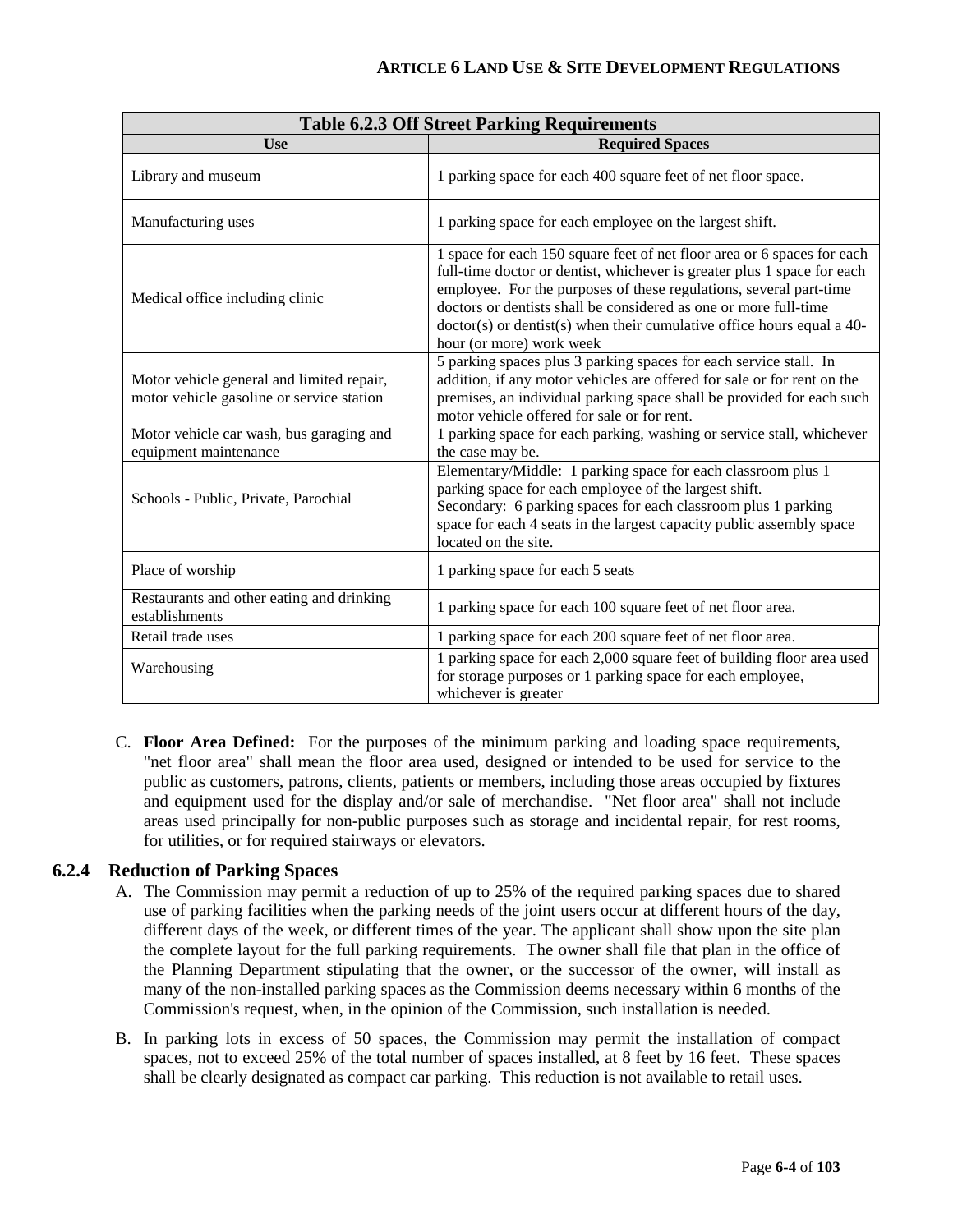| Table 6.2.3 Off Street Parking Requirements | |
|---|---|
| **Use** | **Required Spaces** |
| Library and museum | 1 parking space for each 400 square feet of net floor space. |
| Manufacturing uses | 1 parking space for each employee on the largest shift. |
| Medical office including clinic | 1 space for each 150 square feet of net floor area or 6 spaces for each full-time doctor or dentist, whichever is greater plus 1 space for each employee. For the purposes of these regulations, several part-time doctors or dentists shall be considered as one or more full-time doctor(s) or dentist(s) when their cumulative office hours equal a 40-hour (or more) work week |
| Motor vehicle general and limited repair, motor vehicle gasoline or service station | 5 parking spaces plus 3 parking spaces for each service stall. In addition, if any motor vehicles are offered for sale or for rent on the premises, an individual parking space shall be provided for each such motor vehicle offered for sale or for rent. |
| Motor vehicle car wash, bus garaging and equipment maintenance | 1 parking space for each parking, washing or service stall, whichever the case may be. |
| Schools - Public, Private, Parochial | Elementary/Middle: 1 parking space for each classroom plus 1 parking space for each employee of the largest shift.<br>Secondary: 6 parking spaces for each classroom plus 1 parking space for each 4 seats in the largest capacity public assembly space located on the site. |
| Place of worship | 1 parking space for each 5 seats |
| Restaurants and other eating and drinking establishments | 1 parking space for each 100 square feet of net floor area. |
| Retail trade uses | 1 parking space for each 200 square feet of net floor area. |
| Warehousing | 1 parking space for each 2,000 square feet of building floor area used for storage purposes or 1 parking space for each employee, whichever is greater |

C. **Floor Area Defined:** For the purposes of the minimum parking and loading space requirements, "net floor area" shall mean the floor area used, designed or intended to be used for service to the public as customers, patrons, clients, patients or members, including those areas occupied by fixtures and equipment used for the display and/or sale of merchandise. "Net floor area" shall not include areas used principally for non-public purposes such as storage and incidental repair, for rest rooms, for utilities, or for required stairways or elevators.

### 6.2.4 Reduction of Parking Spaces

A. The Commission may permit a reduction of up to 25% of the required parking spaces due to shared use of parking facilities when the parking needs of the joint users occur at different hours of the day, different days of the week, or different times of the year. The applicant shall show upon the site plan the complete layout for the full parking requirements. The owner shall file that plan in the office of the Planning Department stipulating that the owner, or the successor of the owner, will install as many of the non-installed parking spaces as the Commission deems necessary within 6 months of the Commission's request, when, in the opinion of the Commission, such installation is needed.

B. In parking lots in excess of 50 spaces, the Commission may permit the installation of compact spaces, not to exceed 25% of the total number of spaces installed, at 8 feet by 16 feet. These spaces shall be clearly designated as compact car parking. This reduction is not available to retail uses.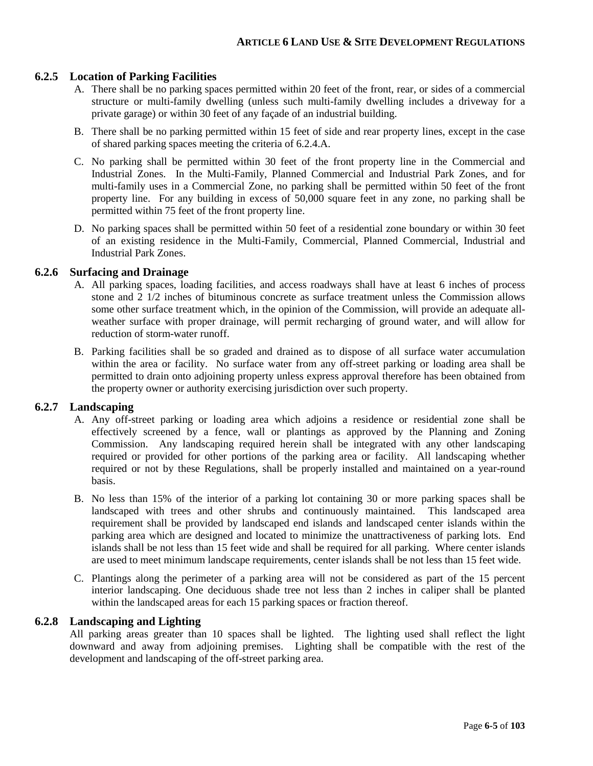### 6.2.5 Location of Parking Facilities

A. There shall be no parking spaces permitted within 20 feet of the front, rear, or sides of a commercial structure or multi-family dwelling (unless such multi-family dwelling includes a driveway for a private garage) or within 30 feet of any façade of an industrial building.

B. There shall be no parking permitted within 15 feet of side and rear property lines, except in the case of shared parking spaces meeting the criteria of 6.2.4.A.

C. No parking shall be permitted within 30 feet of the front property line in the Commercial and Industrial Zones. In the Multi-Family, Planned Commercial and Industrial Park Zones, and for multi-family uses in a Commercial Zone, no parking shall be permitted within 50 feet of the front property line. For any building in excess of 50,000 square feet in any zone, no parking shall be permitted within 75 feet of the front property line.

D. No parking spaces shall be permitted within 50 feet of a residential zone boundary or within 30 feet of an existing residence in the Multi-Family, Commercial, Planned Commercial, Industrial and Industrial Park Zones.

### 6.2.6 Surfacing and Drainage

A. All parking spaces, loading facilities, and access roadways shall have at least 6 inches of process stone and 2 1/2 inches of bituminous concrete as surface treatment unless the Commission allows some other surface treatment which, in the opinion of the Commission, will provide an adequate all-weather surface with proper drainage, will permit recharging of ground water, and will allow for reduction of storm-water runoff.

B. Parking facilities shall be so graded and drained as to dispose of all surface water accumulation within the area or facility. No surface water from any off-street parking or loading area shall be permitted to drain onto adjoining property unless express approval therefore has been obtained from the property owner or authority exercising jurisdiction over such property.

### 6.2.7 Landscaping

A. Any off-street parking or loading area which adjoins a residence or residential zone shall be effectively screened by a fence, wall or plantings as approved by the Planning and Zoning Commission. Any landscaping required herein shall be integrated with any other landscaping required or provided for other portions of the parking area or facility. All landscaping whether required or not by these Regulations, shall be properly installed and maintained on a year-round basis.

B. No less than 15% of the interior of a parking lot containing 30 or more parking spaces shall be landscaped with trees and other shrubs and continuously maintained. This landscaped area requirement shall be provided by landscaped end islands and landscaped center islands within the parking area which are designed and located to minimize the unattractiveness of parking lots. End islands shall be not less than 15 feet wide and shall be required for all parking. Where center islands are used to meet minimum landscape requirements, center islands shall be not less than 15 feet wide.

C. Plantings along the perimeter of a parking area will not be considered as part of the 15 percent interior landscaping. One deciduous shade tree not less than 2 inches in caliper shall be planted within the landscaped areas for each 15 parking spaces or fraction thereof.

### 6.2.8 Landscaping and Lighting

All parking areas greater than 10 spaces shall be lighted. The lighting used shall reflect the light downward and away from adjoining premises. Lighting shall be compatible with the rest of the development and landscaping of the off-street parking area.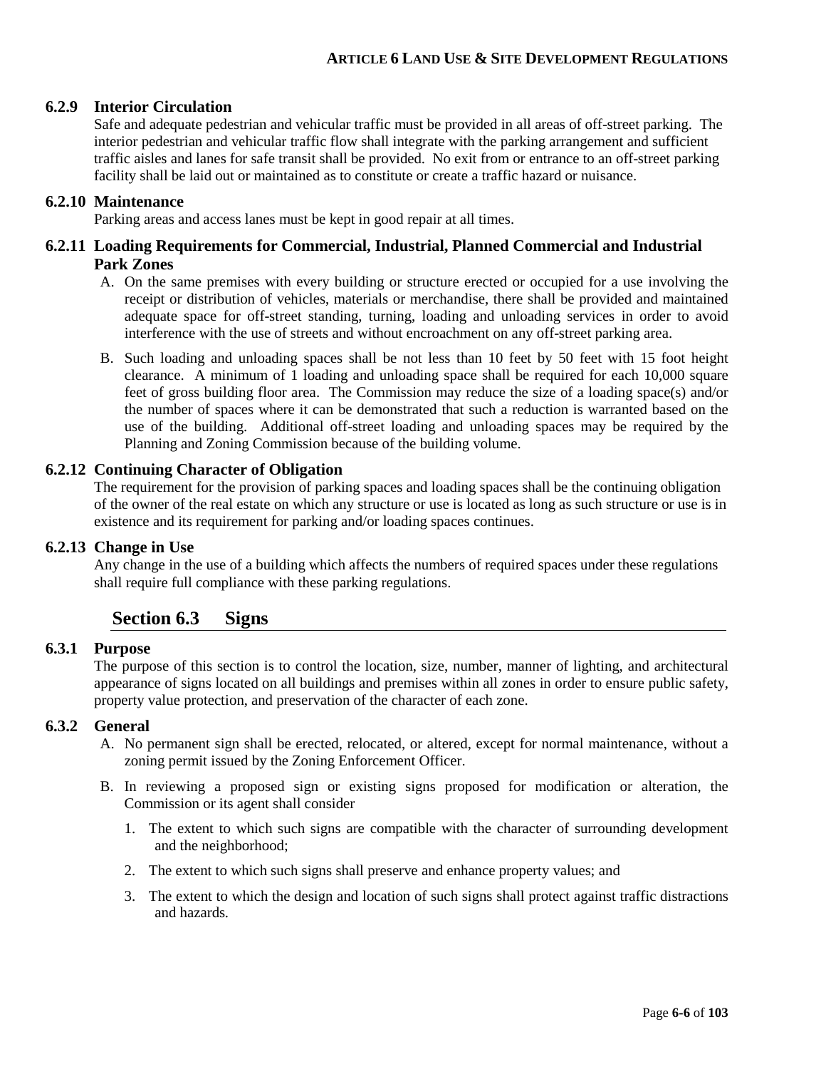### 6.2.9 Interior Circulation

Safe and adequate pedestrian and vehicular traffic must be provided in all areas of off-street parking. The interior pedestrian and vehicular traffic flow shall integrate with the parking arrangement and sufficient traffic aisles and lanes for safe transit shall be provided. No exit from or entrance to an off-street parking facility shall be laid out or maintained as to constitute or create a traffic hazard or nuisance.

### 6.2.10 Maintenance

Parking areas and access lanes must be kept in good repair at all times.

### 6.2.11 Loading Requirements for Commercial, Industrial, Planned Commercial and Industrial Park Zones

A. On the same premises with every building or structure erected or occupied for a use involving the receipt or distribution of vehicles, materials or merchandise, there shall be provided and maintained adequate space for off-street standing, turning, loading and unloading services in order to avoid interference with the use of streets and without encroachment on any off-street parking area.

B. Such loading and unloading spaces shall be not less than 10 feet by 50 feet with 15 foot height clearance. A minimum of 1 loading and unloading space shall be required for each 10,000 square feet of gross building floor area. The Commission may reduce the size of a loading space(s) and/or the number of spaces where it can be demonstrated that such a reduction is warranted based on the use of the building. Additional off-street loading and unloading spaces may be required by the Planning and Zoning Commission because of the building volume.

### 6.2.12 Continuing Character of Obligation

The requirement for the provision of parking spaces and loading spaces shall be the continuing obligation of the owner of the real estate on which any structure or use is located as long as such structure or use is in existence and its requirement for parking and/or loading spaces continues.

### 6.2.13 Change in Use

Any change in the use of a building which affects the numbers of required spaces under these regulations shall require full compliance with these parking regulations.

## Section 6.3 Signs

### 6.3.1 Purpose

The purpose of this section is to control the location, size, number, manner of lighting, and architectural appearance of signs located on all buildings and premises within all zones in order to ensure public safety, property value protection, and preservation of the character of each zone.

### 6.3.2 General

A. No permanent sign shall be erected, relocated, or altered, except for normal maintenance, without a zoning permit issued by the Zoning Enforcement Officer.

B. In reviewing a proposed sign or existing signs proposed for modification or alteration, the Commission or its agent shall consider

   1. The extent to which such signs are compatible with the character of surrounding development and the neighborhood;

   2. The extent to which such signs shall preserve and enhance property values; and

   3. The extent to which the design and location of such signs shall protect against traffic distractions and hazards.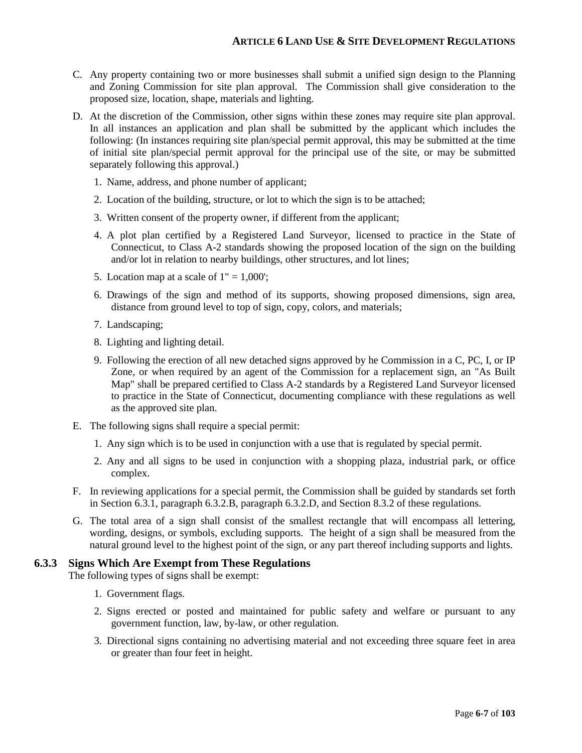C. Any property containing two or more businesses shall submit a unified sign design to the Planning and Zoning Commission for site plan approval. The Commission shall give consideration to the proposed size, location, shape, materials and lighting.

D. At the discretion of the Commission, other signs within these zones may require site plan approval. In all instances an application and plan shall be submitted by the applicant which includes the following: (In instances requiring site plan/special permit approval, this may be submitted at the time of initial site plan/special permit approval for the principal use of the site, or may be submitted separately following this approval.)

1. Name, address, and phone number of applicant;
2. Location of the building, structure, or lot to which the sign is to be attached;
3. Written consent of the property owner, if different from the applicant;
4. A plot plan certified by a Registered Land Surveyor, licensed to practice in the State of Connecticut, to Class A-2 standards showing the proposed location of the sign on the building and/or lot in relation to nearby buildings, other structures, and lot lines;
5. Location map at a scale of 1" = 1,000';
6. Drawings of the sign and method of its supports, showing proposed dimensions, sign area, distance from ground level to top of sign, copy, colors, and materials;
7. Landscaping;
8. Lighting and lighting detail.
9. Following the erection of all new detached signs approved by he Commission in a C, PC, I, or IP Zone, or when required by an agent of the Commission for a replacement sign, an "As Built Map" shall be prepared certified to Class A-2 standards by a Registered Land Surveyor licensed to practice in the State of Connecticut, documenting compliance with these regulations as well as the approved site plan.

E. The following signs shall require a special permit:

1. Any sign which is to be used in conjunction with a use that is regulated by special permit.
2. Any and all signs to be used in conjunction with a shopping plaza, industrial park, or office complex.

F. In reviewing applications for a special permit, the Commission shall be guided by standards set forth in Section 6.3.1, paragraph 6.3.2.B, paragraph 6.3.2.D, and Section 8.3.2 of these regulations.

G. The total area of a sign shall consist of the smallest rectangle that will encompass all lettering, wording, designs, or symbols, excluding supports. The height of a sign shall be measured from the natural ground level to the highest point of the sign, or any part thereof including supports and lights.

### 6.3.3 Signs Which Are Exempt from These Regulations

The following types of signs shall be exempt:

1. Government flags.
2. Signs erected or posted and maintained for public safety and welfare or pursuant to any government function, law, by-law, or other regulation.
3. Directional signs containing no advertising material and not exceeding three square feet in area or greater than four feet in height.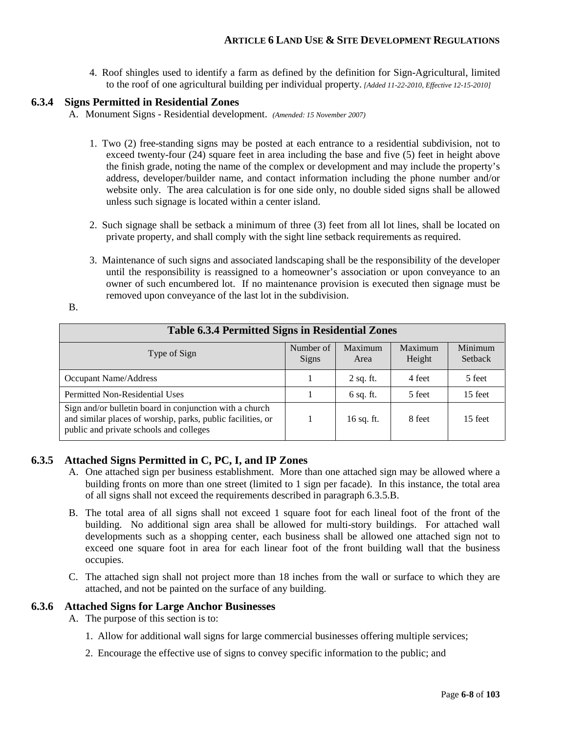4. Roof shingles used to identify a farm as defined by the definition for Sign-Agricultural, limited to the roof of one agricultural building per individual property. *[Added 11-22-2010, Effective 12-15-2010]*

### 6.3.4 Signs Permitted in Residential Zones

A. Monument Signs - Residential development. *(Amended: 15 November 2007)*

1. Two (2) free-standing signs may be posted at each entrance to a residential subdivision, not to exceed twenty-four (24) square feet in area including the base and five (5) feet in height above the finish grade, noting the name of the complex or development and may include the property's address, developer/builder name, and contact information including the phone number and/or website only. The area calculation is for one side only, no double sided signs shall be allowed unless such signage is located within a center island.

2. Such signage shall be setback a minimum of three (3) feet from all lot lines, shall be located on private property, and shall comply with the sight line setback requirements as required.

3. Maintenance of such signs and associated landscaping shall be the responsibility of the developer until the responsibility is reassigned to a homeowner's association or upon conveyance to an owner of such encumbered lot. If no maintenance provision is executed then signage must be removed upon conveyance of the last lot in the subdivision.

B.

**Table 6.3.4 Permitted Signs in Residential Zones**

| Type of Sign | Number of Signs | Maximum Area | Maximum Height | Minimum Setback |
|---|---|---|---|---|
| Occupant Name/Address | 1 | 2 sq. ft. | 4 feet | 5 feet |
| Permitted Non-Residential Uses | 1 | 6 sq. ft. | 5 feet | 15 feet |
| Sign and/or bulletin board in conjunction with a church and similar places of worship, parks, public facilities, or public and private schools and colleges | 1 | 16 sq. ft. | 8 feet | 15 feet |

### 6.3.5 Attached Signs Permitted in C, PC, I, and IP Zones

A. One attached sign per business establishment. More than one attached sign may be allowed where a building fronts on more than one street (limited to 1 sign per facade). In this instance, the total area of all signs shall not exceed the requirements described in paragraph 6.3.5.B.

B. The total area of all signs shall not exceed 1 square foot for each lineal foot of the front of the building. No additional sign area shall be allowed for multi-story buildings. For attached wall developments such as a shopping center, each business shall be allowed one attached sign not to exceed one square foot in area for each linear foot of the front building wall that the business occupies.

C. The attached sign shall not project more than 18 inches from the wall or surface to which they are attached, and not be painted on the surface of any building.

### 6.3.6 Attached Signs for Large Anchor Businesses

A. The purpose of this section is to:

1. Allow for additional wall signs for large commercial businesses offering multiple services;

2. Encourage the effective use of signs to convey specific information to the public; and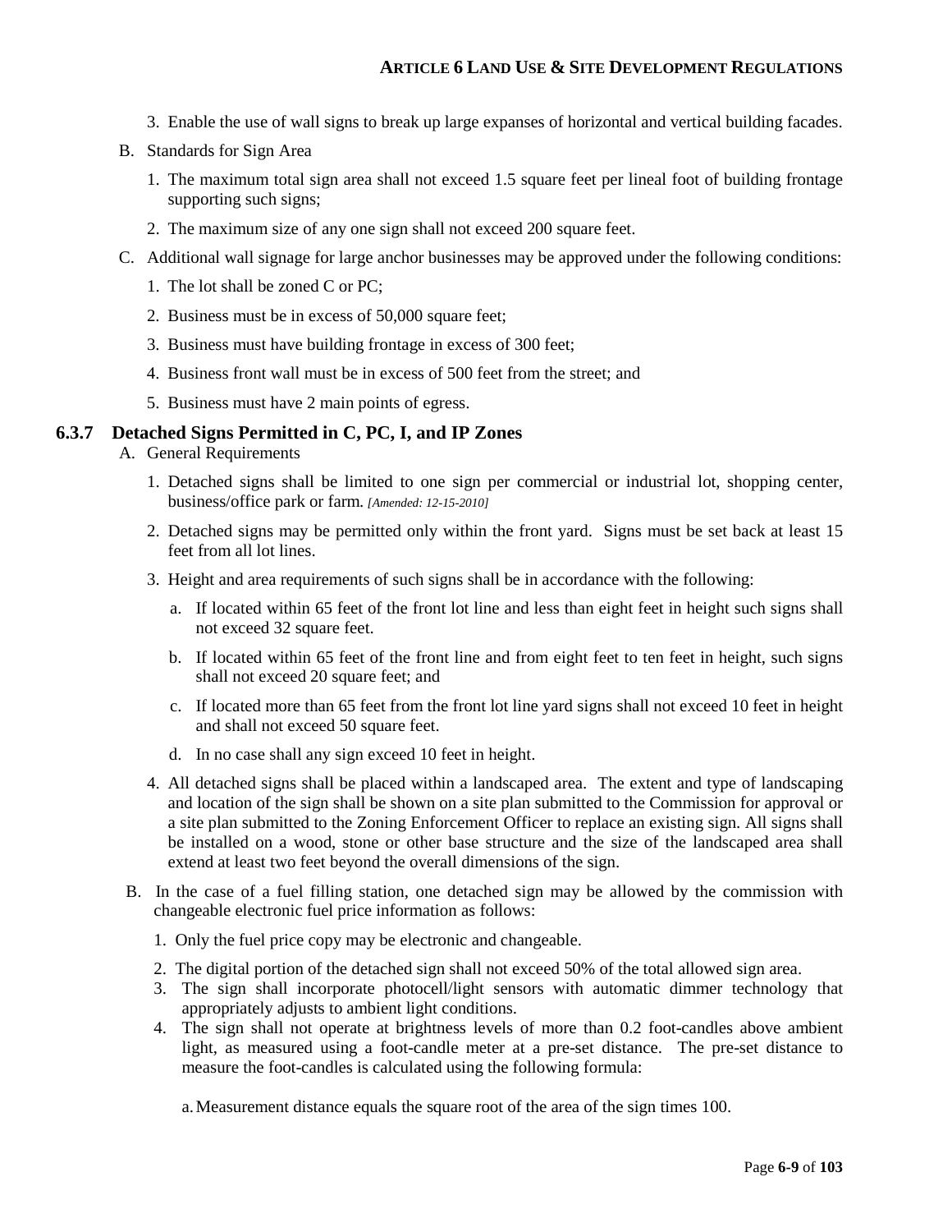3. Enable the use of wall signs to break up large expanses of horizontal and vertical building facades.

B. Standards for Sign Area

1. The maximum total sign area shall not exceed 1.5 square feet per lineal foot of building frontage supporting such signs;

2. The maximum size of any one sign shall not exceed 200 square feet.

C. Additional wall signage for large anchor businesses may be approved under the following conditions:

1. The lot shall be zoned C or PC;

2. Business must be in excess of 50,000 square feet;

3. Business must have building frontage in excess of 300 feet;

4. Business front wall must be in excess of 500 feet from the street; and

5. Business must have 2 main points of egress.

### 6.3.7 Detached Signs Permitted in C, PC, I, and IP Zones

A. General Requirements

1. Detached signs shall be limited to one sign per commercial or industrial lot, shopping center, business/office park or farm. *[Amended: 12-15-2010]*

2. Detached signs may be permitted only within the front yard. Signs must be set back at least 15 feet from all lot lines.

3. Height and area requirements of such signs shall be in accordance with the following:

   a. If located within 65 feet of the front lot line and less than eight feet in height such signs shall not exceed 32 square feet.

   b. If located within 65 feet of the front line and from eight feet to ten feet in height, such signs shall not exceed 20 square feet; and

   c. If located more than 65 feet from the front lot line yard signs shall not exceed 10 feet in height and shall not exceed 50 square feet.

   d. In no case shall any sign exceed 10 feet in height.

4. All detached signs shall be placed within a landscaped area. The extent and type of landscaping and location of the sign shall be shown on a site plan submitted to the Commission for approval or a site plan submitted to the Zoning Enforcement Officer to replace an existing sign. All signs shall be installed on a wood, stone or other base structure and the size of the landscaped area shall extend at least two feet beyond the overall dimensions of the sign.

B. In the case of a fuel filling station, one detached sign may be allowed by the commission with changeable electronic fuel price information as follows:

1. Only the fuel price copy may be electronic and changeable.

2. The digital portion of the detached sign shall not exceed 50% of the total allowed sign area.

3. The sign shall incorporate photocell/light sensors with automatic dimmer technology that appropriately adjusts to ambient light conditions.

4. The sign shall not operate at brightness levels of more than 0.2 foot-candles above ambient light, as measured using a foot-candle meter at a pre-set distance. The pre-set distance to measure the foot-candles is calculated using the following formula:

   a. Measurement distance equals the square root of the area of the sign times 100.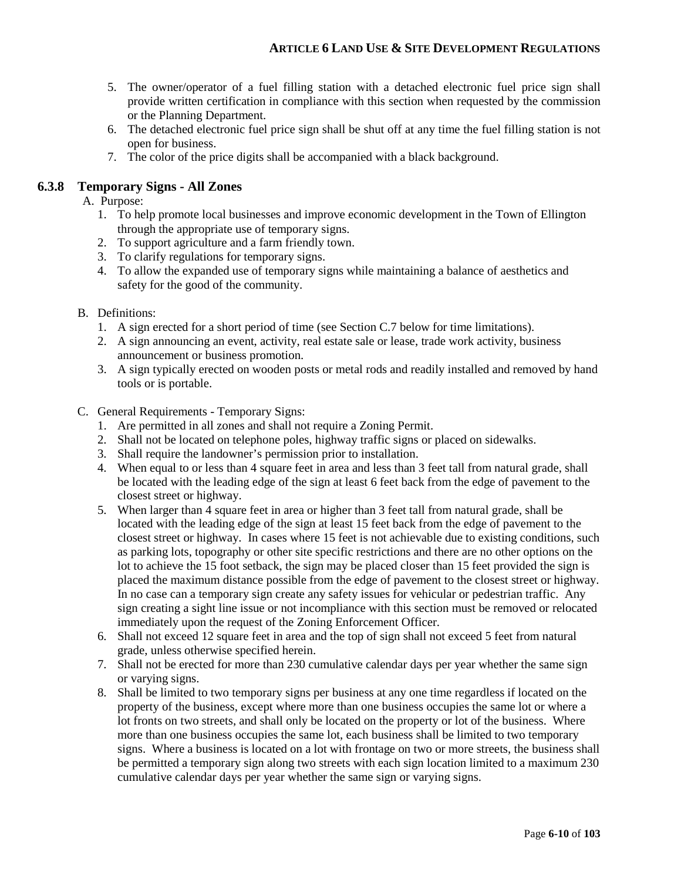5. The owner/operator of a fuel filling station with a detached electronic fuel price sign shall provide written certification in compliance with this section when requested by the commission or the Planning Department.
6. The detached electronic fuel price sign shall be shut off at any time the fuel filling station is not open for business.
7. The color of the price digits shall be accompanied with a black background.

### 6.3.8 Temporary Signs - All Zones

A. Purpose:
   1. To help promote local businesses and improve economic development in the Town of Ellington through the appropriate use of temporary signs.
   2. To support agriculture and a farm friendly town.
   3. To clarify regulations for temporary signs.
   4. To allow the expanded use of temporary signs while maintaining a balance of aesthetics and safety for the good of the community.

B. Definitions:
   1. A sign erected for a short period of time (see Section C.7 below for time limitations).
   2. A sign announcing an event, activity, real estate sale or lease, trade work activity, business announcement or business promotion.
   3. A sign typically erected on wooden posts or metal rods and readily installed and removed by hand tools or is portable.

C. General Requirements - Temporary Signs:
   1. Are permitted in all zones and shall not require a Zoning Permit.
   2. Shall not be located on telephone poles, highway traffic signs or placed on sidewalks.
   3. Shall require the landowner's permission prior to installation.
   4. When equal to or less than 4 square feet in area and less than 3 feet tall from natural grade, shall be located with the leading edge of the sign at least 6 feet back from the edge of pavement to the closest street or highway.
   5. When larger than 4 square feet in area or higher than 3 feet tall from natural grade, shall be located with the leading edge of the sign at least 15 feet back from the edge of pavement to the closest street or highway. In cases where 15 feet is not achievable due to existing conditions, such as parking lots, topography or other site specific restrictions and there are no other options on the lot to achieve the 15 foot setback, the sign may be placed closer than 15 feet provided the sign is placed the maximum distance possible from the edge of pavement to the closest street or highway. In no case can a temporary sign create any safety issues for vehicular or pedestrian traffic. Any sign creating a sight line issue or not incompliance with this section must be removed or relocated immediately upon the request of the Zoning Enforcement Officer.
   6. Shall not exceed 12 square feet in area and the top of sign shall not exceed 5 feet from natural grade, unless otherwise specified herein.
   7. Shall not be erected for more than 230 cumulative calendar days per year whether the same sign or varying signs.
   8. Shall be limited to two temporary signs per business at any one time regardless if located on the property of the business, except where more than one business occupies the same lot or where a lot fronts on two streets, and shall only be located on the property or lot of the business. Where more than one business occupies the same lot, each business shall be limited to two temporary signs. Where a business is located on a lot with frontage on two or more streets, the business shall be permitted a temporary sign along two streets with each sign location limited to a maximum 230 cumulative calendar days per year whether the same sign or varying signs.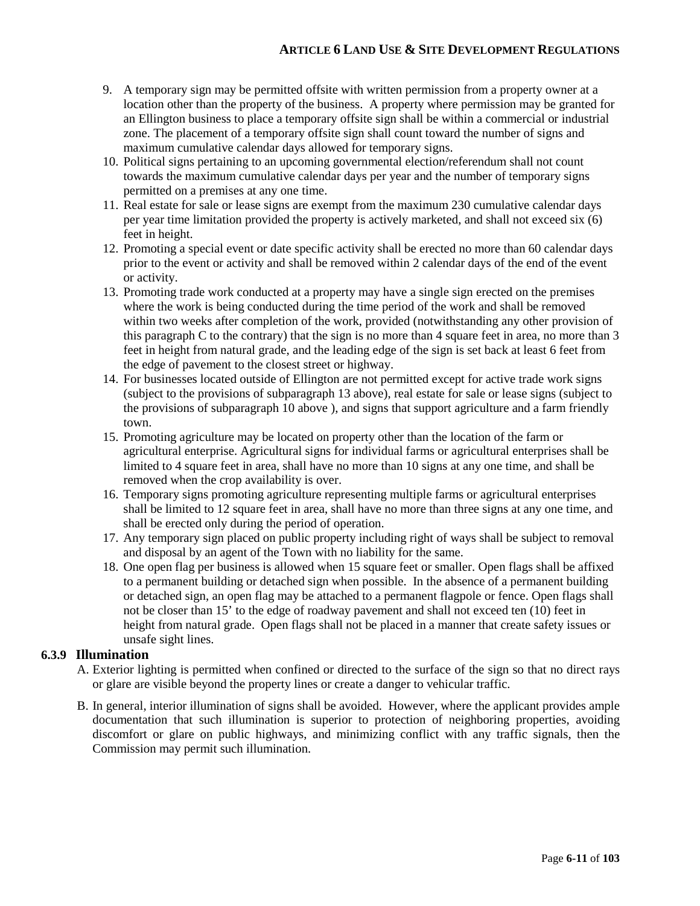9. A temporary sign may be permitted offsite with written permission from a property owner at a location other than the property of the business. A property where permission may be granted for an Ellington business to place a temporary offsite sign shall be within a commercial or industrial zone. The placement of a temporary offsite sign shall count toward the number of signs and maximum cumulative calendar days allowed for temporary signs.
10. Political signs pertaining to an upcoming governmental election/referendum shall not count towards the maximum cumulative calendar days per year and the number of temporary signs permitted on a premises at any one time.
11. Real estate for sale or lease signs are exempt from the maximum 230 cumulative calendar days per year time limitation provided the property is actively marketed, and shall not exceed six (6) feet in height.
12. Promoting a special event or date specific activity shall be erected no more than 60 calendar days prior to the event or activity and shall be removed within 2 calendar days of the end of the event or activity.
13. Promoting trade work conducted at a property may have a single sign erected on the premises where the work is being conducted during the time period of the work and shall be removed within two weeks after completion of the work, provided (notwithstanding any other provision of this paragraph C to the contrary) that the sign is no more than 4 square feet in area, no more than 3 feet in height from natural grade, and the leading edge of the sign is set back at least 6 feet from the edge of pavement to the closest street or highway.
14. For businesses located outside of Ellington are not permitted except for active trade work signs (subject to the provisions of subparagraph 13 above), real estate for sale or lease signs (subject to the provisions of subparagraph 10 above ), and signs that support agriculture and a farm friendly town.
15. Promoting agriculture may be located on property other than the location of the farm or agricultural enterprise. Agricultural signs for individual farms or agricultural enterprises shall be limited to 4 square feet in area, shall have no more than 10 signs at any one time, and shall be removed when the crop availability is over.
16. Temporary signs promoting agriculture representing multiple farms or agricultural enterprises shall be limited to 12 square feet in area, shall have no more than three signs at any one time, and shall be erected only during the period of operation.
17. Any temporary sign placed on public property including right of ways shall be subject to removal and disposal by an agent of the Town with no liability for the same.
18. One open flag per business is allowed when 15 square feet or smaller. Open flags shall be affixed to a permanent building or detached sign when possible. In the absence of a permanent building or detached sign, an open flag may be attached to a permanent flagpole or fence. Open flags shall not be closer than 15' to the edge of roadway pavement and shall not exceed ten (10) feet in height from natural grade. Open flags shall not be placed in a manner that create safety issues or unsafe sight lines.

### 6.3.9 Illumination

A. Exterior lighting is permitted when confined or directed to the surface of the sign so that no direct rays or glare are visible beyond the property lines or create a danger to vehicular traffic.

B. In general, interior illumination of signs shall be avoided. However, where the applicant provides ample documentation that such illumination is superior to protection of neighboring properties, avoiding discomfort or glare on public highways, and minimizing conflict with any traffic signals, then the Commission may permit such illumination.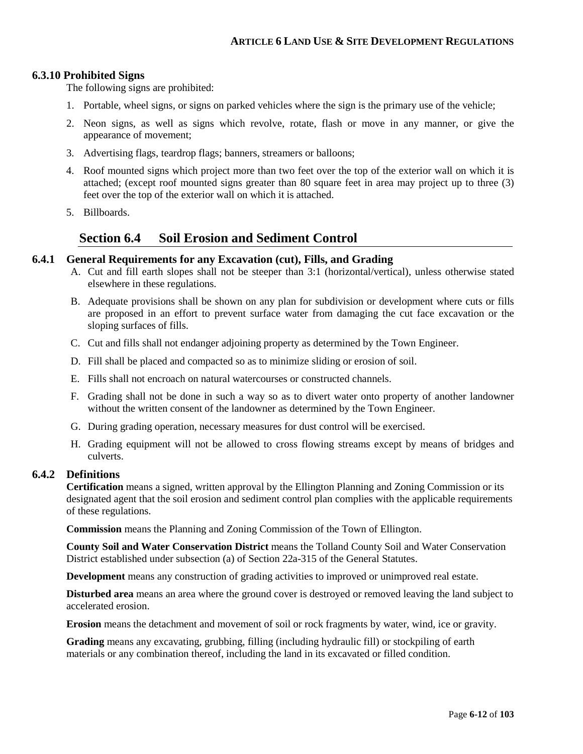### 6.3.10 Prohibited Signs

The following signs are prohibited:

1. Portable, wheel signs, or signs on parked vehicles where the sign is the primary use of the vehicle;
2. Neon signs, as well as signs which revolve, rotate, flash or move in any manner, or give the appearance of movement;
3. Advertising flags, teardrop flags; banners, streamers or balloons;
4. Roof mounted signs which project more than two feet over the top of the exterior wall on which it is attached; (except roof mounted signs greater than 80 square feet in area may project up to three (3) feet over the top of the exterior wall on which it is attached.
5. Billboards.

## Section 6.4 Soil Erosion and Sediment Control

### 6.4.1 General Requirements for any Excavation (cut), Fills, and Grading

A. Cut and fill earth slopes shall not be steeper than 3:1 (horizontal/vertical), unless otherwise stated elsewhere in these regulations.

B. Adequate provisions shall be shown on any plan for subdivision or development where cuts or fills are proposed in an effort to prevent surface water from damaging the cut face excavation or the sloping surfaces of fills.

C. Cut and fills shall not endanger adjoining property as determined by the Town Engineer.

D. Fill shall be placed and compacted so as to minimize sliding or erosion of soil.

E. Fills shall not encroach on natural watercourses or constructed channels.

F. Grading shall not be done in such a way so as to divert water onto property of another landowner without the written consent of the landowner as determined by the Town Engineer.

G. During grading operation, necessary measures for dust control will be exercised.

H. Grading equipment will not be allowed to cross flowing streams except by means of bridges and culverts.

### 6.4.2 Definitions

**Certification** means a signed, written approval by the Ellington Planning and Zoning Commission or its designated agent that the soil erosion and sediment control plan complies with the applicable requirements of these regulations.

**Commission** means the Planning and Zoning Commission of the Town of Ellington.

**County Soil and Water Conservation District** means the Tolland County Soil and Water Conservation District established under subsection (a) of Section 22a-315 of the General Statutes.

**Development** means any construction of grading activities to improved or unimproved real estate.

**Disturbed area** means an area where the ground cover is destroyed or removed leaving the land subject to accelerated erosion.

**Erosion** means the detachment and movement of soil or rock fragments by water, wind, ice or gravity.

**Grading** means any excavating, grubbing, filling (including hydraulic fill) or stockpiling of earth materials or any combination thereof, including the land in its excavated or filled condition.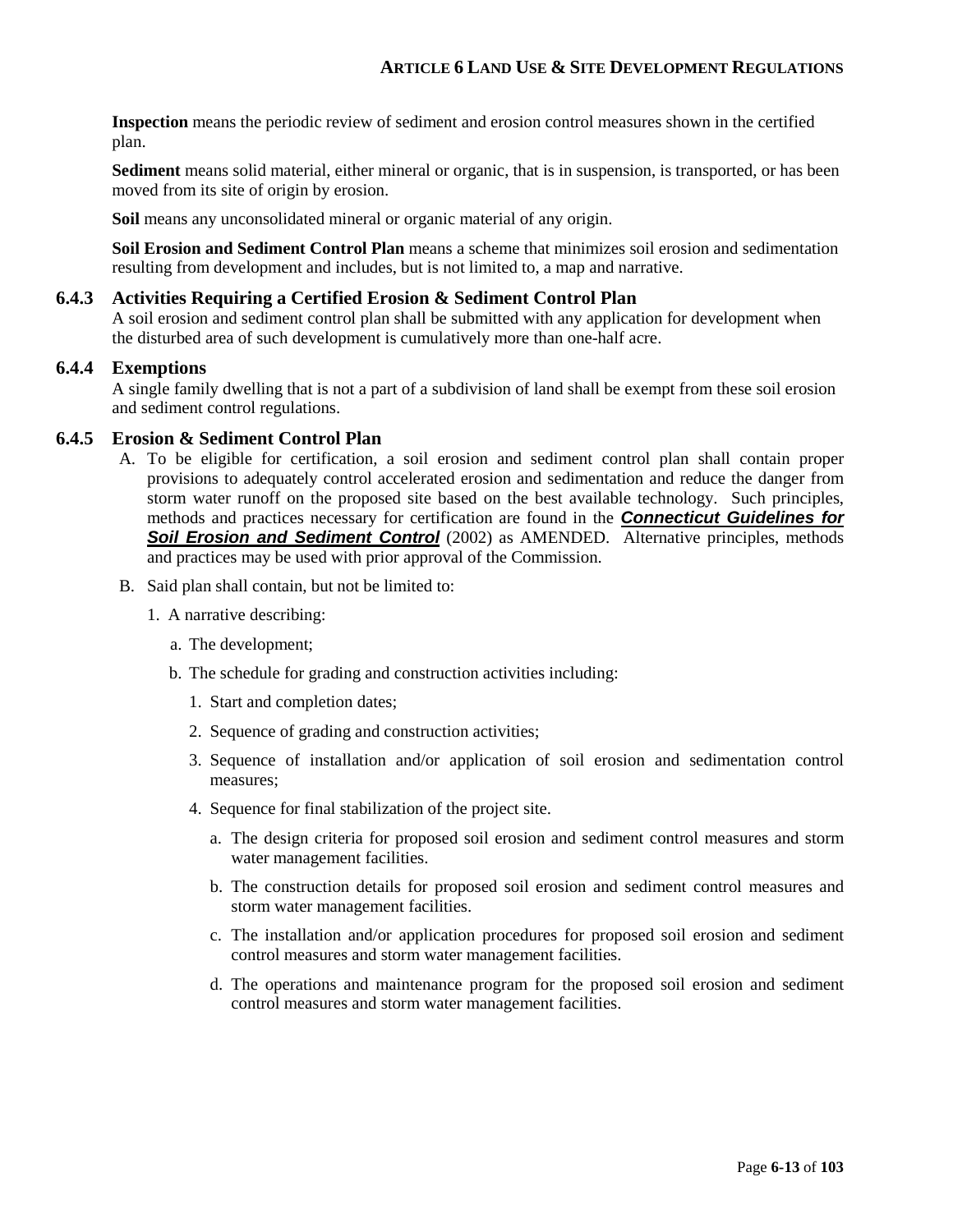**Inspection** means the periodic review of sediment and erosion control measures shown in the certified plan.

**Sediment** means solid material, either mineral or organic, that is in suspension, is transported, or has been moved from its site of origin by erosion.

**Soil** means any unconsolidated mineral or organic material of any origin.

**Soil Erosion and Sediment Control Plan** means a scheme that minimizes soil erosion and sedimentation resulting from development and includes, but is not limited to, a map and narrative.

### 6.4.3 Activities Requiring a Certified Erosion & Sediment Control Plan

A soil erosion and sediment control plan shall be submitted with any application for development when the disturbed area of such development is cumulatively more than one-half acre.

### 6.4.4 Exemptions

A single family dwelling that is not a part of a subdivision of land shall be exempt from these soil erosion and sediment control regulations.

### 6.4.5 Erosion & Sediment Control Plan

A. To be eligible for certification, a soil erosion and sediment control plan shall contain proper provisions to adequately control accelerated erosion and sedimentation and reduce the danger from storm water runoff on the proposed site based on the best available technology. Such principles, methods and practices necessary for certification are found in the ***Connecticut Guidelines for Soil Erosion and Sediment Control*** (2002) as AMENDED. Alternative principles, methods and practices may be used with prior approval of the Commission.

B. Said plan shall contain, but not be limited to:

1. A narrative describing:
    a. The development;
    b. The schedule for grading and construction activities including:
        1. Start and completion dates;
        2. Sequence of grading and construction activities;
        3. Sequence of installation and/or application of soil erosion and sedimentation control measures;
        4. Sequence for final stabilization of the project site.
            a. The design criteria for proposed soil erosion and sediment control measures and storm water management facilities.
            b. The construction details for proposed soil erosion and sediment control measures and storm water management facilities.
            c. The installation and/or application procedures for proposed soil erosion and sediment control measures and storm water management facilities.
            d. The operations and maintenance program for the proposed soil erosion and sediment control measures and storm water management facilities.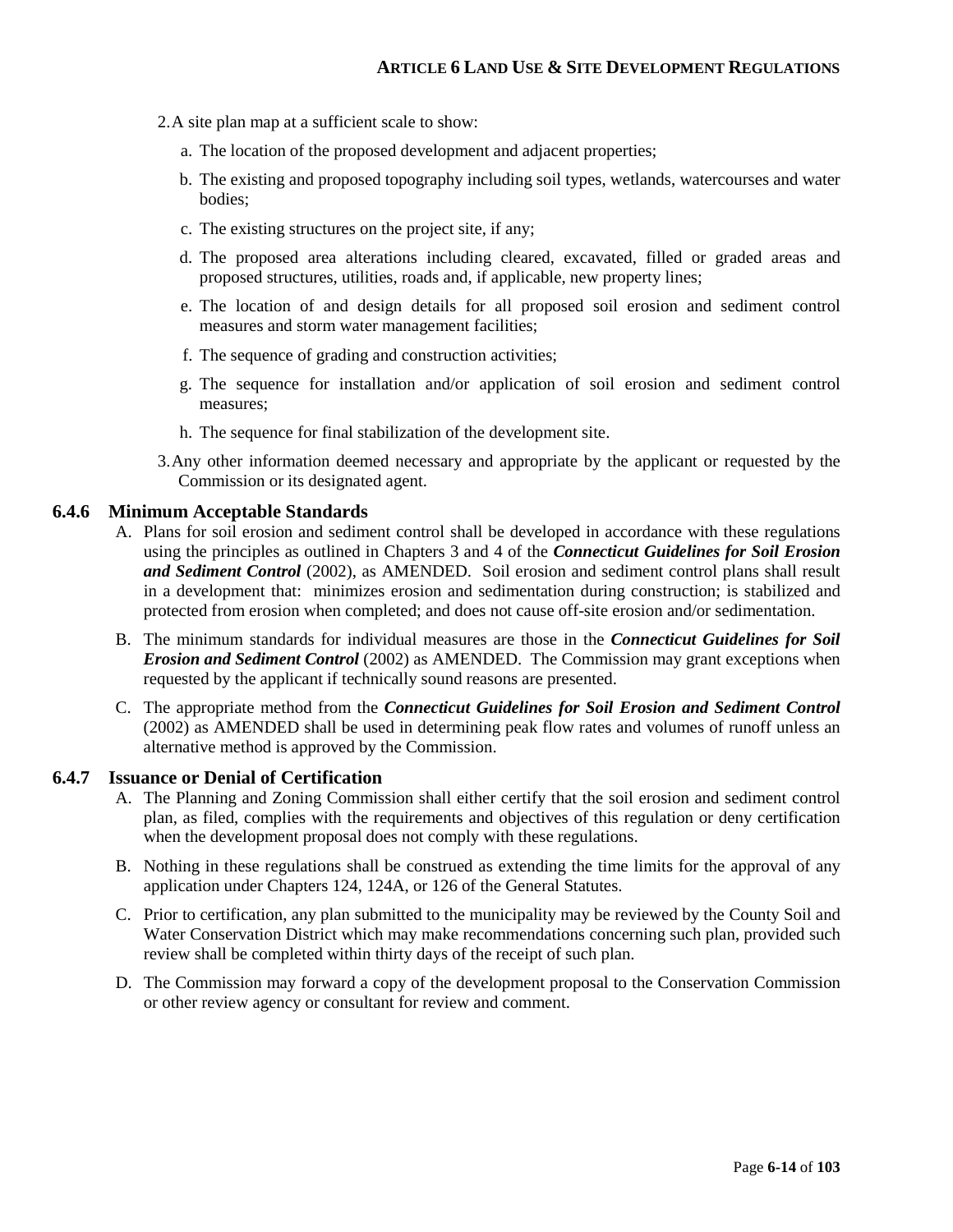2. A site plan map at a sufficient scale to show:

   a. The location of the proposed development and adjacent properties;

   b. The existing and proposed topography including soil types, wetlands, watercourses and water bodies;

   c. The existing structures on the project site, if any;

   d. The proposed area alterations including cleared, excavated, filled or graded areas and proposed structures, utilities, roads and, if applicable, new property lines;

   e. The location of and design details for all proposed soil erosion and sediment control measures and storm water management facilities;

   f. The sequence of grading and construction activities;

   g. The sequence for installation and/or application of soil erosion and sediment control measures;

   h. The sequence for final stabilization of the development site.

3. Any other information deemed necessary and appropriate by the applicant or requested by the Commission or its designated agent.

### 6.4.6 Minimum Acceptable Standards

A. Plans for soil erosion and sediment control shall be developed in accordance with these regulations using the principles as outlined in Chapters 3 and 4 of the ***Connecticut Guidelines for Soil Erosion and Sediment Control*** (2002), as AMENDED. Soil erosion and sediment control plans shall result in a development that: minimizes erosion and sedimentation during construction; is stabilized and protected from erosion when completed; and does not cause off-site erosion and/or sedimentation.

B. The minimum standards for individual measures are those in the ***Connecticut Guidelines for Soil Erosion and Sediment Control*** (2002) as AMENDED. The Commission may grant exceptions when requested by the applicant if technically sound reasons are presented.

C. The appropriate method from the ***Connecticut Guidelines for Soil Erosion and Sediment Control*** (2002) as AMENDED shall be used in determining peak flow rates and volumes of runoff unless an alternative method is approved by the Commission.

### 6.4.7 Issuance or Denial of Certification

A. The Planning and Zoning Commission shall either certify that the soil erosion and sediment control plan, as filed, complies with the requirements and objectives of this regulation or deny certification when the development proposal does not comply with these regulations.

B. Nothing in these regulations shall be construed as extending the time limits for the approval of any application under Chapters 124, 124A, or 126 of the General Statutes.

C. Prior to certification, any plan submitted to the municipality may be reviewed by the County Soil and Water Conservation District which may make recommendations concerning such plan, provided such review shall be completed within thirty days of the receipt of such plan.

D. The Commission may forward a copy of the development proposal to the Conservation Commission or other review agency or consultant for review and comment.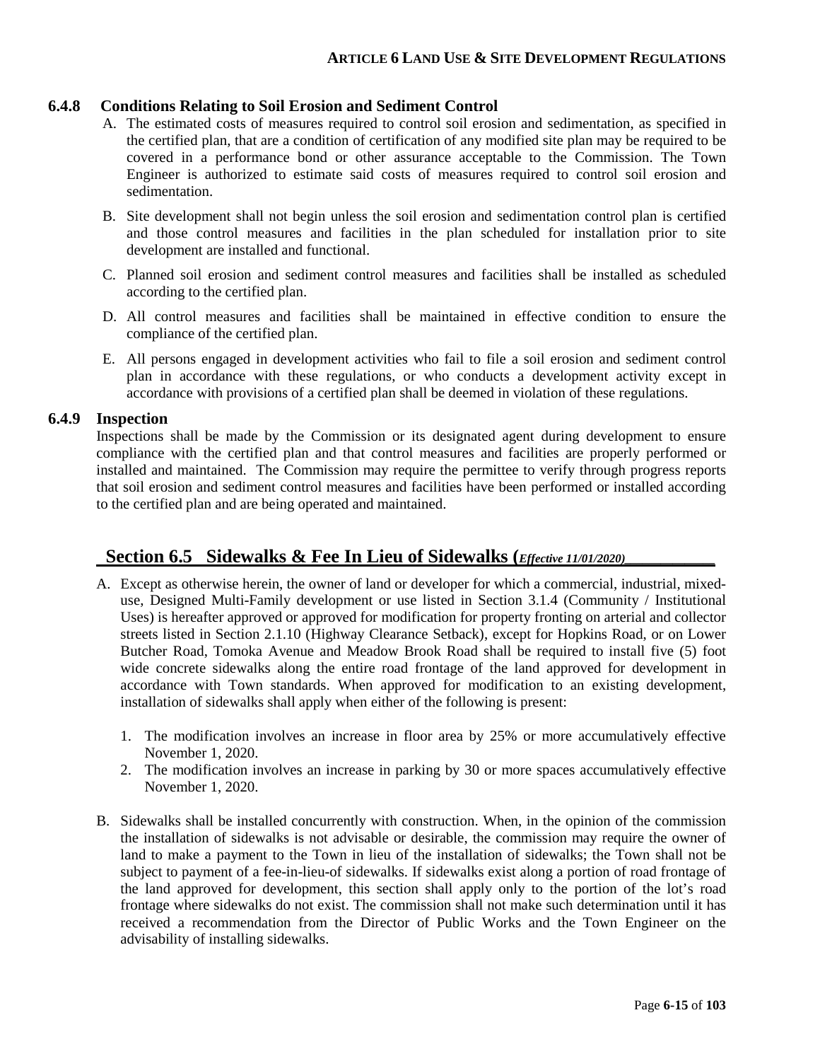### 6.4.8 Conditions Relating to Soil Erosion and Sediment Control

A. The estimated costs of measures required to control soil erosion and sedimentation, as specified in the certified plan, that are a condition of certification of any modified site plan may be required to be covered in a performance bond or other assurance acceptable to the Commission. The Town Engineer is authorized to estimate said costs of measures required to control soil erosion and sedimentation.

B. Site development shall not begin unless the soil erosion and sedimentation control plan is certified and those control measures and facilities in the plan scheduled for installation prior to site development are installed and functional.

C. Planned soil erosion and sediment control measures and facilities shall be installed as scheduled according to the certified plan.

D. All control measures and facilities shall be maintained in effective condition to ensure the compliance of the certified plan.

E. All persons engaged in development activities who fail to file a soil erosion and sediment control plan in accordance with these regulations, or who conducts a development activity except in accordance with provisions of a certified plan shall be deemed in violation of these regulations.

### 6.4.9 Inspection

Inspections shall be made by the Commission or its designated agent during development to ensure compliance with the certified plan and that control measures and facilities are properly performed or installed and maintained. The Commission may require the permittee to verify through progress reports that soil erosion and sediment control measures and facilities have been performed or installed according to the certified plan and are being operated and maintained.

## Section 6.5 Sidewalks & Fee In Lieu of Sidewalks (*Effective 11/01/2020*)

A. Except as otherwise herein, the owner of land or developer for which a commercial, industrial, mixed-use, Designed Multi-Family development or use listed in Section 3.1.4 (Community / Institutional Uses) is hereafter approved or approved for modification for property fronting on arterial and collector streets listed in Section 2.1.10 (Highway Clearance Setback), except for Hopkins Road, or on Lower Butcher Road, Tomoka Avenue and Meadow Brook Road shall be required to install five (5) foot wide concrete sidewalks along the entire road frontage of the land approved for development in accordance with Town standards. When approved for modification to an existing development, installation of sidewalks shall apply when either of the following is present:

1. The modification involves an increase in floor area by 25% or more accumulatively effective November 1, 2020.
2. The modification involves an increase in parking by 30 or more spaces accumulatively effective November 1, 2020.

B. Sidewalks shall be installed concurrently with construction. When, in the opinion of the commission the installation of sidewalks is not advisable or desirable, the commission may require the owner of land to make a payment to the Town in lieu of the installation of sidewalks; the Town shall not be subject to payment of a fee-in-lieu-of sidewalks. If sidewalks exist along a portion of road frontage of the land approved for development, this section shall apply only to the portion of the lot's road frontage where sidewalks do not exist. The commission shall not make such determination until it has received a recommendation from the Director of Public Works and the Town Engineer on the advisability of installing sidewalks.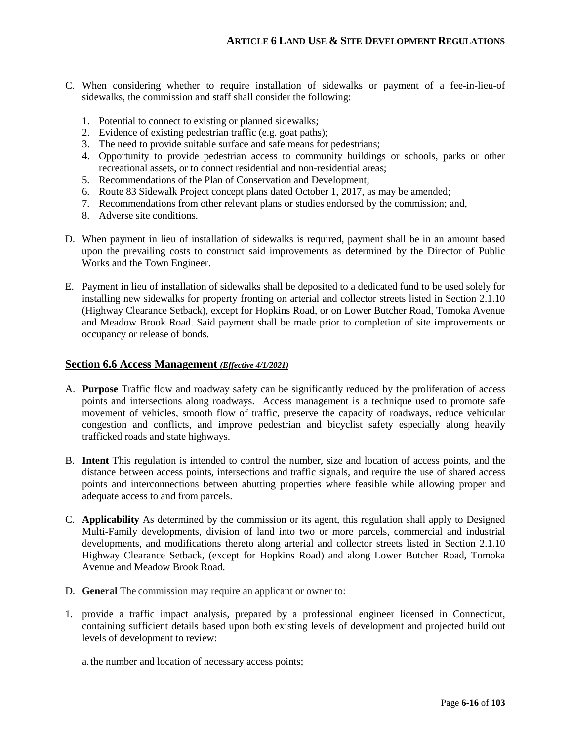C. When considering whether to require installation of sidewalks or payment of a fee-in-lieu-of sidewalks, the commission and staff shall consider the following:

   1. Potential to connect to existing or planned sidewalks;
   2. Evidence of existing pedestrian traffic (e.g. goat paths);
   3. The need to provide suitable surface and safe means for pedestrians;
   4. Opportunity to provide pedestrian access to community buildings or schools, parks or other recreational assets, or to connect residential and non-residential areas;
   5. Recommendations of the Plan of Conservation and Development;
   6. Route 83 Sidewalk Project concept plans dated October 1, 2017, as may be amended;
   7. Recommendations from other relevant plans or studies endorsed by the commission; and,
   8. Adverse site conditions.

D. When payment in lieu of installation of sidewalks is required, payment shall be in an amount based upon the prevailing costs to construct said improvements as determined by the Director of Public Works and the Town Engineer.

E. Payment in lieu of installation of sidewalks shall be deposited to a dedicated fund to be used solely for installing new sidewalks for property fronting on arterial and collector streets listed in Section 2.1.10 (Highway Clearance Setback), except for Hopkins Road, or on Lower Butcher Road, Tomoka Avenue and Meadow Brook Road. Said payment shall be made prior to completion of site improvements or occupancy or release of bonds.

## Section 6.6 Access Management *(Effective 4/1/2021)*

A. **Purpose** Traffic flow and roadway safety can be significantly reduced by the proliferation of access points and intersections along roadways. Access management is a technique used to promote safe movement of vehicles, smooth flow of traffic, preserve the capacity of roadways, reduce vehicular congestion and conflicts, and improve pedestrian and bicyclist safety especially along heavily trafficked roads and state highways.

B. **Intent** This regulation is intended to control the number, size and location of access points, and the distance between access points, intersections and traffic signals, and require the use of shared access points and interconnections between abutting properties where feasible while allowing proper and adequate access to and from parcels.

C. **Applicability** As determined by the commission or its agent, this regulation shall apply to Designed Multi-Family developments, division of land into two or more parcels, commercial and industrial developments, and modifications thereto along arterial and collector streets listed in Section 2.1.10 Highway Clearance Setback, (except for Hopkins Road) and along Lower Butcher Road, Tomoka Avenue and Meadow Brook Road.

D. **General** The commission may require an applicant or owner to:

1. provide a traffic impact analysis, prepared by a professional engineer licensed in Connecticut, containing sufficient details based upon both existing levels of development and projected build out levels of development to review:

   a. the number and location of necessary access points;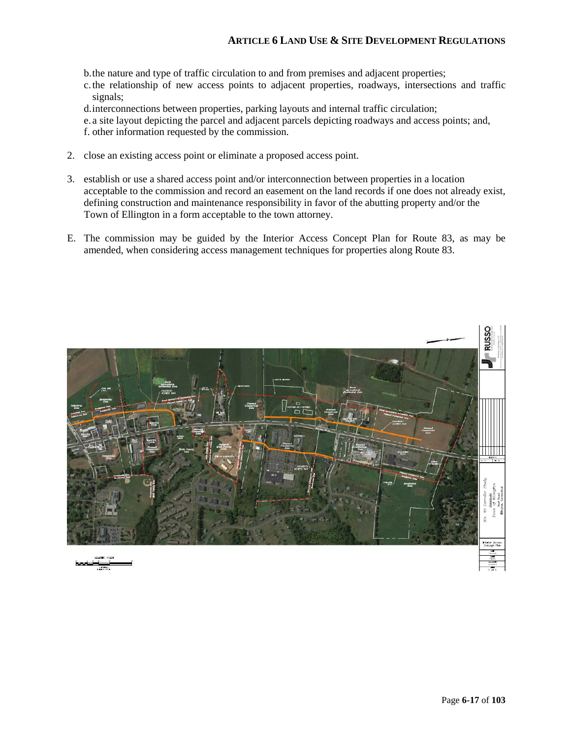b. the nature and type of traffic circulation to and from premises and adjacent properties;
c. the relationship of new access points to adjacent properties, roadways, intersections and traffic signals;
d. interconnections between properties, parking layouts and internal traffic circulation;
e. a site layout depicting the parcel and adjacent parcels depicting roadways and access points; and,
f. other information requested by the commission.

2. close an existing access point or eliminate a proposed access point.

3. establish or use a shared access point and/or interconnection between properties in a location acceptable to the commission and record an easement on the land records if one does not already exist, defining construction and maintenance responsibility in favor of the abutting property and/or the Town of Ellington in a form acceptable to the town attorney.

E. The commission may be guided by the Interior Access Concept Plan for Route 83, as may be amended, when considering access management techniques for properties along Route 83.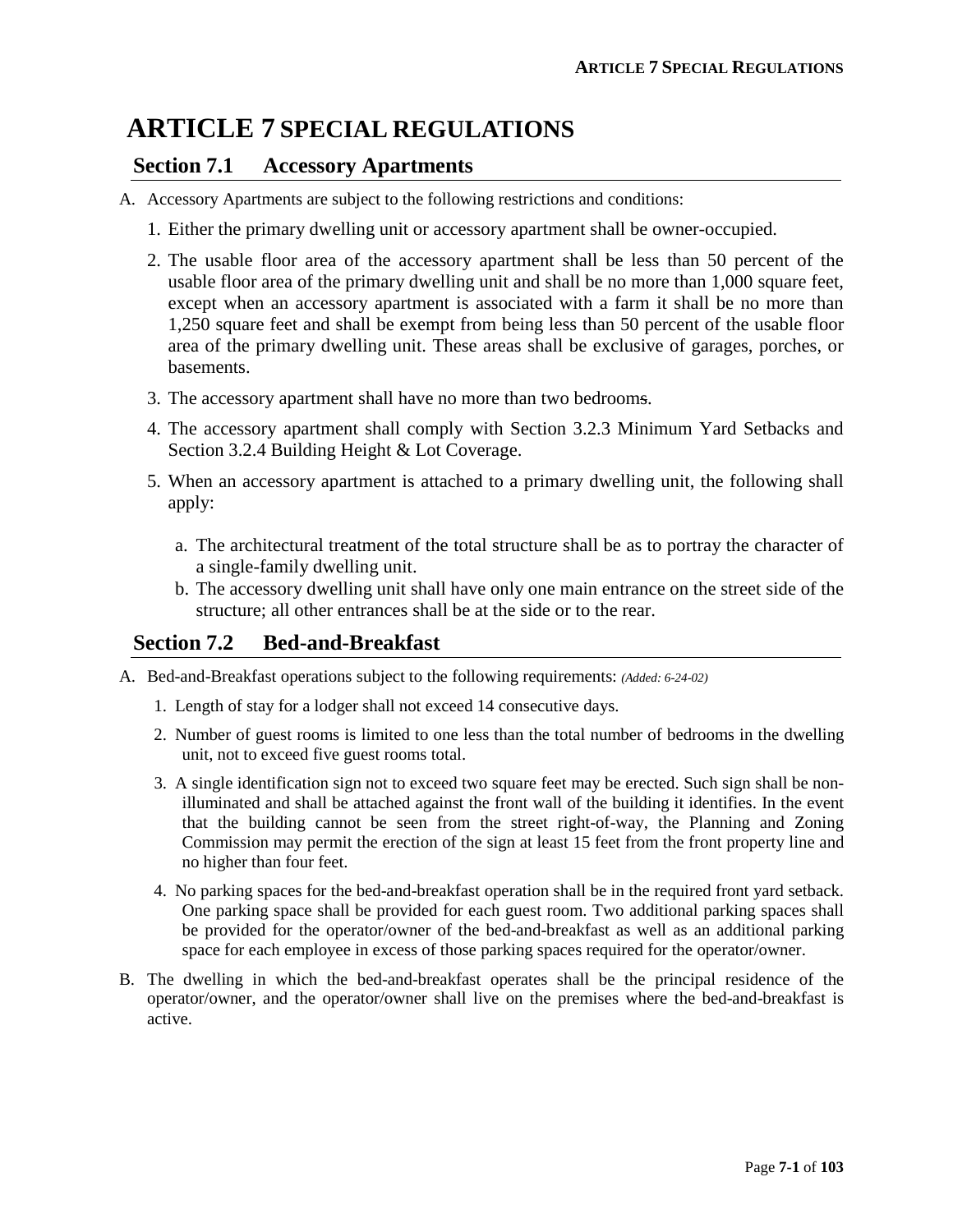# ARTICLE 7 SPECIAL REGULATIONS

## Section 7.1 Accessory Apartments

A. Accessory Apartments are subject to the following restrictions and conditions:

1. Either the primary dwelling unit or accessory apartment shall be owner-occupied.
2. The usable floor area of the accessory apartment shall be less than 50 percent of the usable floor area of the primary dwelling unit and shall be no more than 1,000 square feet, except when an accessory apartment is associated with a farm it shall be no more than 1,250 square feet and shall be exempt from being less than 50 percent of the usable floor area of the primary dwelling unit. These areas shall be exclusive of garages, porches, or basements.
3. The accessory apartment shall have no more than two bedrooms.
4. The accessory apartment shall comply with Section 3.2.3 Minimum Yard Setbacks and Section 3.2.4 Building Height & Lot Coverage.
5. When an accessory apartment is attached to a primary dwelling unit, the following shall apply:
   a. The architectural treatment of the total structure shall be as to portray the character of a single-family dwelling unit.
   b. The accessory dwelling unit shall have only one main entrance on the street side of the structure; all other entrances shall be at the side or to the rear.

## Section 7.2 Bed-and-Breakfast

A. Bed-and-Breakfast operations subject to the following requirements: *(Added: 6-24-02)*

1. Length of stay for a lodger shall not exceed 14 consecutive days.
2. Number of guest rooms is limited to one less than the total number of bedrooms in the dwelling unit, not to exceed five guest rooms total.
3. A single identification sign not to exceed two square feet may be erected. Such sign shall be non-illuminated and shall be attached against the front wall of the building it identifies. In the event that the building cannot be seen from the street right-of-way, the Planning and Zoning Commission may permit the erection of the sign at least 15 feet from the front property line and no higher than four feet.
4. No parking spaces for the bed-and-breakfast operation shall be in the required front yard setback. One parking space shall be provided for each guest room. Two additional parking spaces shall be provided for the operator/owner of the bed-and-breakfast as well as an additional parking space for each employee in excess of those parking spaces required for the operator/owner.

B. The dwelling in which the bed-and-breakfast operates shall be the principal residence of the operator/owner, and the operator/owner shall live on the premises where the bed-and-breakfast is active.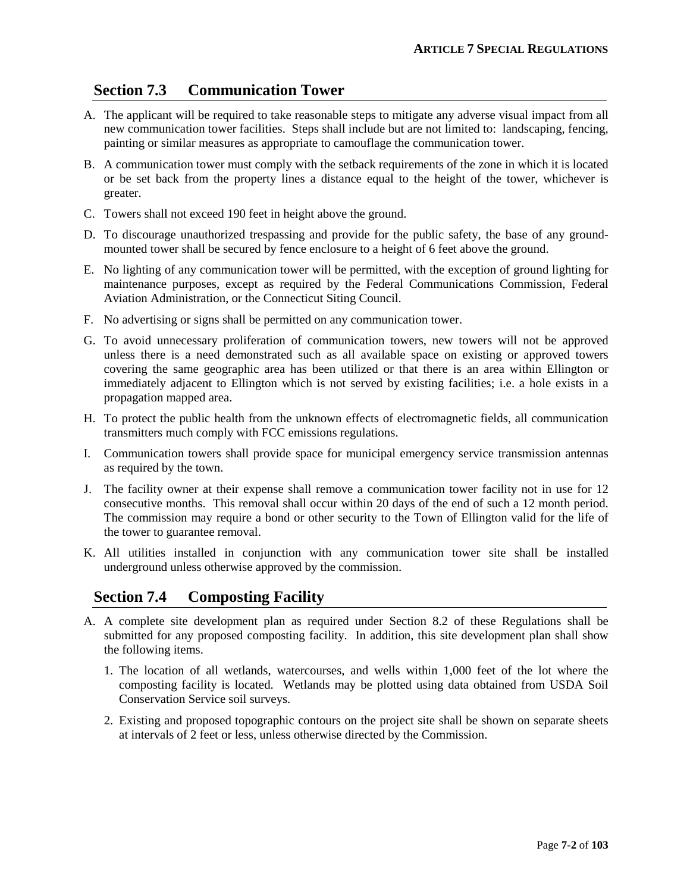## Section 7.3 Communication Tower

A. The applicant will be required to take reasonable steps to mitigate any adverse visual impact from all new communication tower facilities. Steps shall include but are not limited to: landscaping, fencing, painting or similar measures as appropriate to camouflage the communication tower.

B. A communication tower must comply with the setback requirements of the zone in which it is located or be set back from the property lines a distance equal to the height of the tower, whichever is greater.

C. Towers shall not exceed 190 feet in height above the ground.

D. To discourage unauthorized trespassing and provide for the public safety, the base of any ground-mounted tower shall be secured by fence enclosure to a height of 6 feet above the ground.

E. No lighting of any communication tower will be permitted, with the exception of ground lighting for maintenance purposes, except as required by the Federal Communications Commission, Federal Aviation Administration, or the Connecticut Siting Council.

F. No advertising or signs shall be permitted on any communication tower.

G. To avoid unnecessary proliferation of communication towers, new towers will not be approved unless there is a need demonstrated such as all available space on existing or approved towers covering the same geographic area has been utilized or that there is an area within Ellington or immediately adjacent to Ellington which is not served by existing facilities; i.e. a hole exists in a propagation mapped area.

H. To protect the public health from the unknown effects of electromagnetic fields, all communication transmitters much comply with FCC emissions regulations.

I. Communication towers shall provide space for municipal emergency service transmission antennas as required by the town.

J. The facility owner at their expense shall remove a communication tower facility not in use for 12 consecutive months. This removal shall occur within 20 days of the end of such a 12 month period. The commission may require a bond or other security to the Town of Ellington valid for the life of the tower to guarantee removal.

K. All utilities installed in conjunction with any communication tower site shall be installed underground unless otherwise approved by the commission.

## Section 7.4 Composting Facility

A. A complete site development plan as required under Section 8.2 of these Regulations shall be submitted for any proposed composting facility. In addition, this site development plan shall show the following items.

   1. The location of all wetlands, watercourses, and wells within 1,000 feet of the lot where the composting facility is located. Wetlands may be plotted using data obtained from USDA Soil Conservation Service soil surveys.

   2. Existing and proposed topographic contours on the project site shall be shown on separate sheets at intervals of 2 feet or less, unless otherwise directed by the Commission.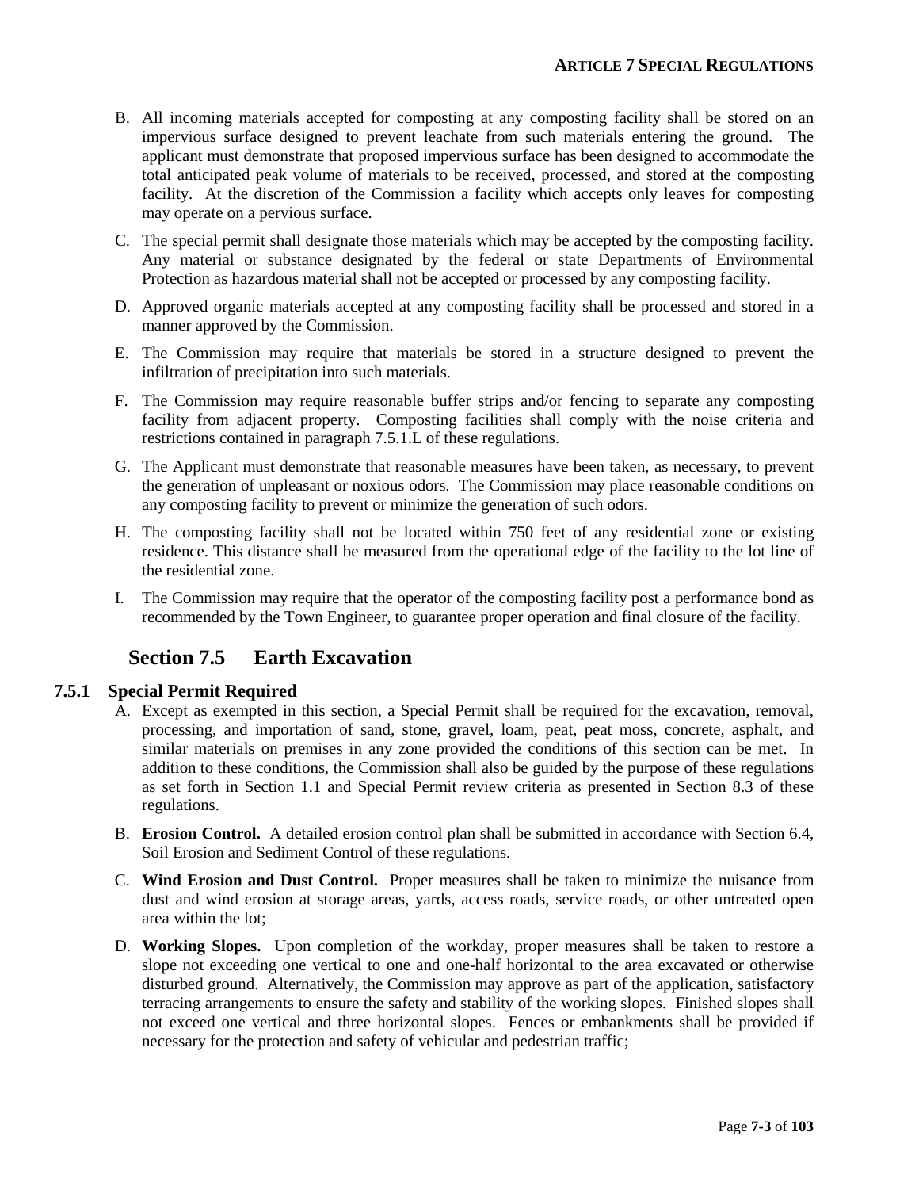B. All incoming materials accepted for composting at any composting facility shall be stored on an impervious surface designed to prevent leachate from such materials entering the ground. The applicant must demonstrate that proposed impervious surface has been designed to accommodate the total anticipated peak volume of materials to be received, processed, and stored at the composting facility. At the discretion of the Commission a facility which accepts only leaves for composting may operate on a pervious surface.

C. The special permit shall designate those materials which may be accepted by the composting facility. Any material or substance designated by the federal or state Departments of Environmental Protection as hazardous material shall not be accepted or processed by any composting facility.

D. Approved organic materials accepted at any composting facility shall be processed and stored in a manner approved by the Commission.

E. The Commission may require that materials be stored in a structure designed to prevent the infiltration of precipitation into such materials.

F. The Commission may require reasonable buffer strips and/or fencing to separate any composting facility from adjacent property. Composting facilities shall comply with the noise criteria and restrictions contained in paragraph 7.5.1.L of these regulations.

G. The Applicant must demonstrate that reasonable measures have been taken, as necessary, to prevent the generation of unpleasant or noxious odors. The Commission may place reasonable conditions on any composting facility to prevent or minimize the generation of such odors.

H. The composting facility shall not be located within 750 feet of any residential zone or existing residence. This distance shall be measured from the operational edge of the facility to the lot line of the residential zone.

I. The Commission may require that the operator of the composting facility post a performance bond as recommended by the Town Engineer, to guarantee proper operation and final closure of the facility.

## Section 7.5 Earth Excavation

### 7.5.1 Special Permit Required

A. Except as exempted in this section, a Special Permit shall be required for the excavation, removal, processing, and importation of sand, stone, gravel, loam, peat, peat moss, concrete, asphalt, and similar materials on premises in any zone provided the conditions of this section can be met. In addition to these conditions, the Commission shall also be guided by the purpose of these regulations as set forth in Section 1.1 and Special Permit review criteria as presented in Section 8.3 of these regulations.

B. **Erosion Control.** A detailed erosion control plan shall be submitted in accordance with Section 6.4, Soil Erosion and Sediment Control of these regulations.

C. **Wind Erosion and Dust Control.** Proper measures shall be taken to minimize the nuisance from dust and wind erosion at storage areas, yards, access roads, service roads, or other untreated open area within the lot;

D. **Working Slopes.** Upon completion of the workday, proper measures shall be taken to restore a slope not exceeding one vertical to one and one-half horizontal to the area excavated or otherwise disturbed ground. Alternatively, the Commission may approve as part of the application, satisfactory terracing arrangements to ensure the safety and stability of the working slopes. Finished slopes shall not exceed one vertical and three horizontal slopes. Fences or embankments shall be provided if necessary for the protection and safety of vehicular and pedestrian traffic;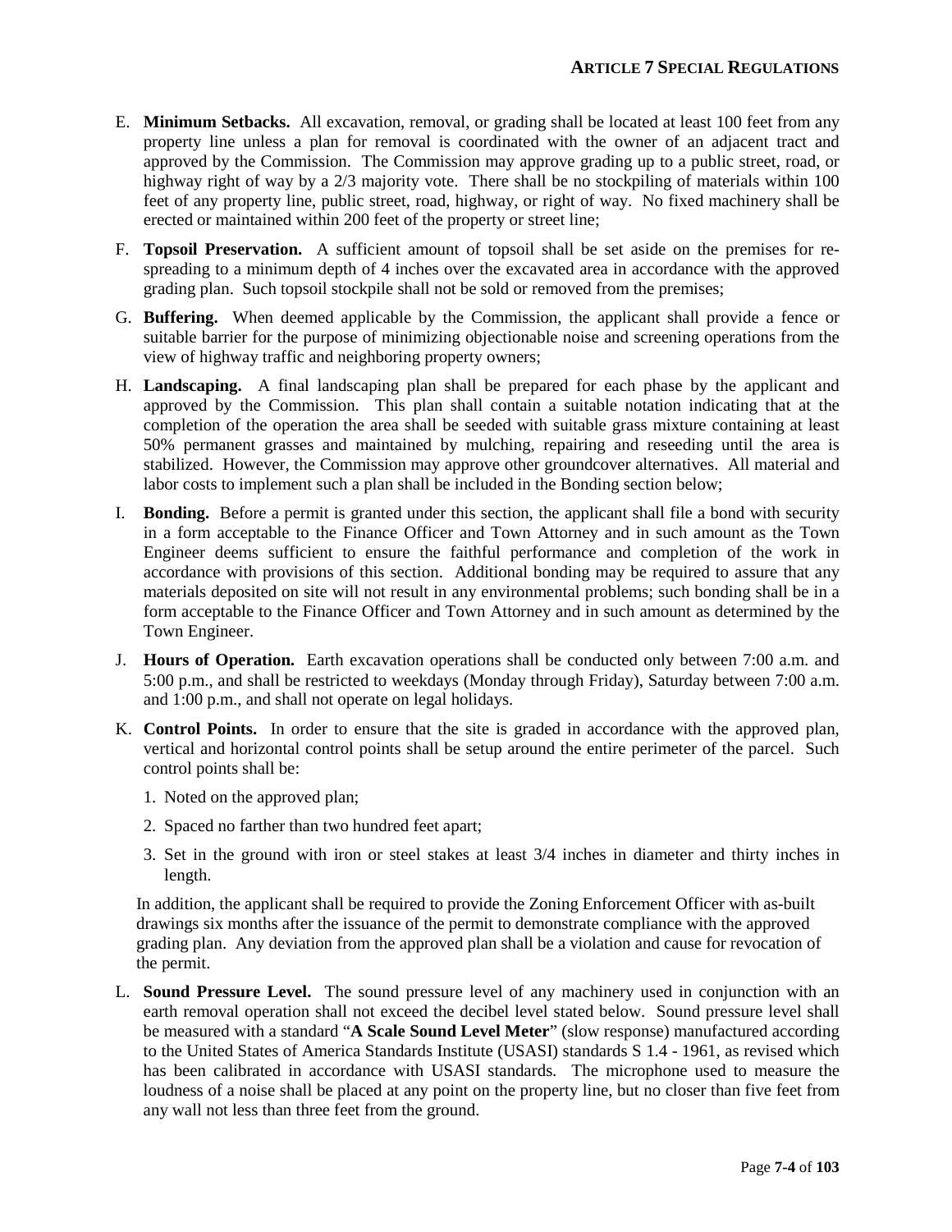E. **Minimum Setbacks.** All excavation, removal, or grading shall be located at least 100 feet from any property line unless a plan for removal is coordinated with the owner of an adjacent tract and approved by the Commission. The Commission may approve grading up to a public street, road, or highway right of way by a 2/3 majority vote. There shall be no stockpiling of materials within 100 feet of any property line, public street, road, highway, or right of way. No fixed machinery shall be erected or maintained within 200 feet of the property or street line;

F. **Topsoil Preservation.** A sufficient amount of topsoil shall be set aside on the premises for re-spreading to a minimum depth of 4 inches over the excavated area in accordance with the approved grading plan. Such topsoil stockpile shall not be sold or removed from the premises;

G. **Buffering.** When deemed applicable by the Commission, the applicant shall provide a fence or suitable barrier for the purpose of minimizing objectionable noise and screening operations from the view of highway traffic and neighboring property owners;

H. **Landscaping.** A final landscaping plan shall be prepared for each phase by the applicant and approved by the Commission. This plan shall contain a suitable notation indicating that at the completion of the operation the area shall be seeded with suitable grass mixture containing at least 50% permanent grasses and maintained by mulching, repairing and reseeding until the area is stabilized. However, the Commission may approve other groundcover alternatives. All material and labor costs to implement such a plan shall be included in the Bonding section below;

I. **Bonding.** Before a permit is granted under this section, the applicant shall file a bond with security in a form acceptable to the Finance Officer and Town Attorney and in such amount as the Town Engineer deems sufficient to ensure the faithful performance and completion of the work in accordance with provisions of this section. Additional bonding may be required to assure that any materials deposited on site will not result in any environmental problems; such bonding shall be in a form acceptable to the Finance Officer and Town Attorney and in such amount as determined by the Town Engineer.

J. **Hours of Operation.** Earth excavation operations shall be conducted only between 7:00 a.m. and 5:00 p.m., and shall be restricted to weekdays (Monday through Friday), Saturday between 7:00 a.m. and 1:00 p.m., and shall not operate on legal holidays.

K. **Control Points.** In order to ensure that the site is graded in accordance with the approved plan, vertical and horizontal control points shall be setup around the entire perimeter of the parcel. Such control points shall be:

   1. Noted on the approved plan;
   2. Spaced no farther than two hundred feet apart;
   3. Set in the ground with iron or steel stakes at least 3/4 inches in diameter and thirty inches in length.

   In addition, the applicant shall be required to provide the Zoning Enforcement Officer with as-built drawings six months after the issuance of the permit to demonstrate compliance with the approved grading plan. Any deviation from the approved plan shall be a violation and cause for revocation of the permit.

L. **Sound Pressure Level.** The sound pressure level of any machinery used in conjunction with an earth removal operation shall not exceed the decibel level stated below. Sound pressure level shall be measured with a standard "**A Scale Sound Level Meter**" (slow response) manufactured according to the United States of America Standards Institute (USASI) standards S 1.4 - 1961, as revised which has been calibrated in accordance with USASI standards. The microphone used to measure the loudness of a noise shall be placed at any point on the property line, but no closer than five feet from any wall not less than three feet from the ground.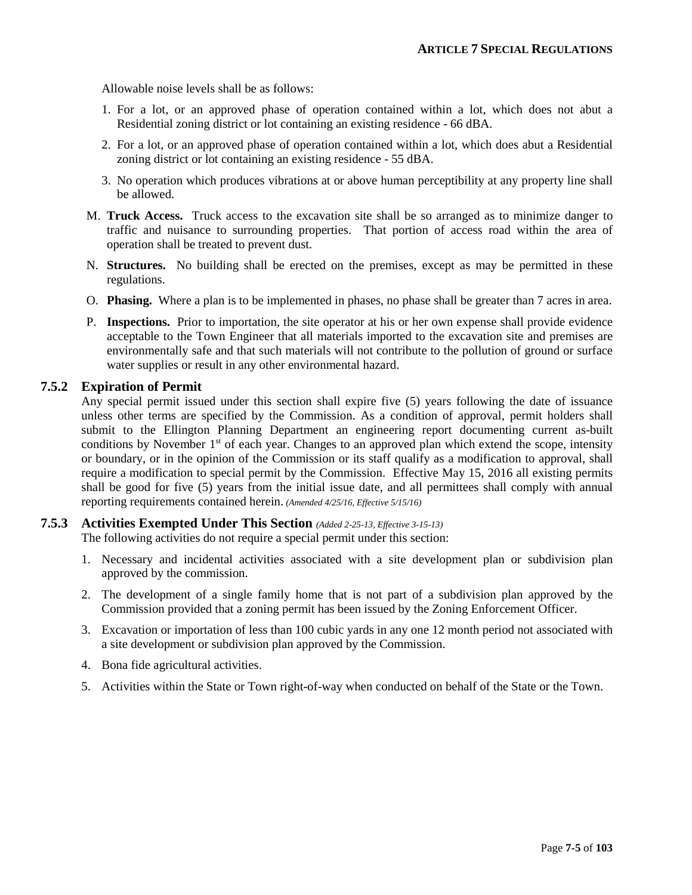Allowable noise levels shall be as follows:

1. For a lot, or an approved phase of operation contained within a lot, which does not abut a Residential zoning district or lot containing an existing residence - 66 dBA.
2. For a lot, or an approved phase of operation contained within a lot, which does abut a Residential zoning district or lot containing an existing residence - 55 dBA.
3. No operation which produces vibrations at or above human perceptibility at any property line shall be allowed.

M. **Truck Access.** Truck access to the excavation site shall be so arranged as to minimize danger to traffic and nuisance to surrounding properties. That portion of access road within the area of operation shall be treated to prevent dust.

N. **Structures.** No building shall be erected on the premises, except as may be permitted in these regulations.

O. **Phasing.** Where a plan is to be implemented in phases, no phase shall be greater than 7 acres in area.

P. **Inspections.** Prior to importation, the site operator at his or her own expense shall provide evidence acceptable to the Town Engineer that all materials imported to the excavation site and premises are environmentally safe and that such materials will not contribute to the pollution of ground or surface water supplies or result in any other environmental hazard.

### 7.5.2 Expiration of Permit

Any special permit issued under this section shall expire five (5) years following the date of issuance unless other terms are specified by the Commission. As a condition of approval, permit holders shall submit to the Ellington Planning Department an engineering report documenting current as-built conditions by November 1st of each year. Changes to an approved plan which extend the scope, intensity or boundary, or in the opinion of the Commission or its staff qualify as a modification to approval, shall require a modification to special permit by the Commission. Effective May 15, 2016 all existing permits shall be good for five (5) years from the initial issue date, and all permittees shall comply with annual reporting requirements contained herein. *(Amended 4/25/16, Effective 5/15/16)*

### 7.5.3 Activities Exempted Under This Section *(Added 2-25-13, Effective 3-15-13)*

The following activities do not require a special permit under this section:

1. Necessary and incidental activities associated with a site development plan or subdivision plan approved by the commission.
2. The development of a single family home that is not part of a subdivision plan approved by the Commission provided that a zoning permit has been issued by the Zoning Enforcement Officer.
3. Excavation or importation of less than 100 cubic yards in any one 12 month period not associated with a site development or subdivision plan approved by the Commission.
4. Bona fide agricultural activities.
5. Activities within the State or Town right-of-way when conducted on behalf of the State or the Town.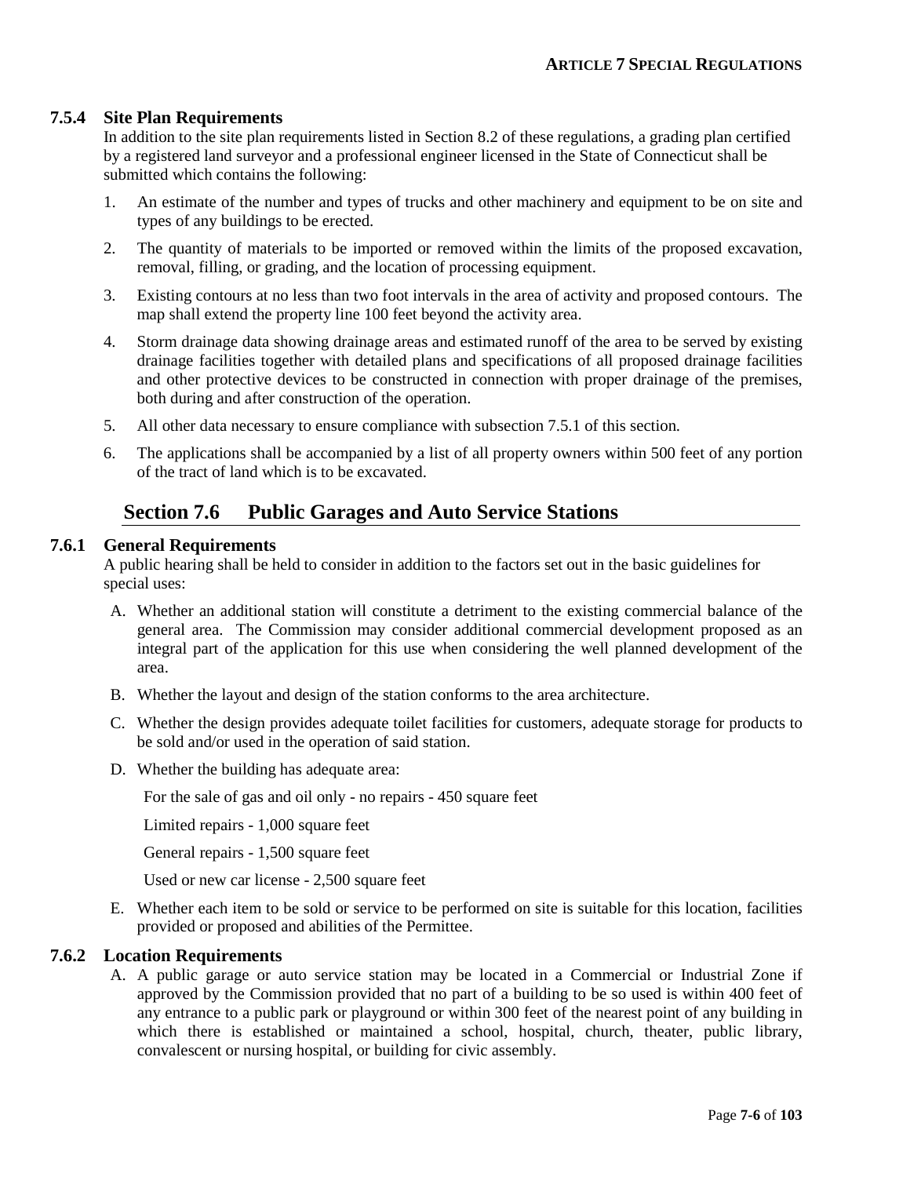### 7.5.4 Site Plan Requirements

In addition to the site plan requirements listed in Section 8.2 of these regulations, a grading plan certified by a registered land surveyor and a professional engineer licensed in the State of Connecticut shall be submitted which contains the following:

1. An estimate of the number and types of trucks and other machinery and equipment to be on site and types of any buildings to be erected.
2. The quantity of materials to be imported or removed within the limits of the proposed excavation, removal, filling, or grading, and the location of processing equipment.
3. Existing contours at no less than two foot intervals in the area of activity and proposed contours. The map shall extend the property line 100 feet beyond the activity area.
4. Storm drainage data showing drainage areas and estimated runoff of the area to be served by existing drainage facilities together with detailed plans and specifications of all proposed drainage facilities and other protective devices to be constructed in connection with proper drainage of the premises, both during and after construction of the operation.
5. All other data necessary to ensure compliance with subsection 7.5.1 of this section.
6. The applications shall be accompanied by a list of all property owners within 500 feet of any portion of the tract of land which is to be excavated.

## Section 7.6 Public Garages and Auto Service Stations

### 7.6.1 General Requirements

A public hearing shall be held to consider in addition to the factors set out in the basic guidelines for special uses:

A. Whether an additional station will constitute a detriment to the existing commercial balance of the general area. The Commission may consider additional commercial development proposed as an integral part of the application for this use when considering the well planned development of the area.

B. Whether the layout and design of the station conforms to the area architecture.

C. Whether the design provides adequate toilet facilities for customers, adequate storage for products to be sold and/or used in the operation of said station.

D. Whether the building has adequate area:

For the sale of gas and oil only - no repairs - 450 square feet

Limited repairs - 1,000 square feet

General repairs - 1,500 square feet

Used or new car license - 2,500 square feet

E. Whether each item to be sold or service to be performed on site is suitable for this location, facilities provided or proposed and abilities of the Permittee.

### 7.6.2 Location Requirements

A. A public garage or auto service station may be located in a Commercial or Industrial Zone if approved by the Commission provided that no part of a building to be so used is within 400 feet of any entrance to a public park or playground or within 300 feet of the nearest point of any building in which there is established or maintained a school, hospital, church, theater, public library, convalescent or nursing hospital, or building for civic assembly.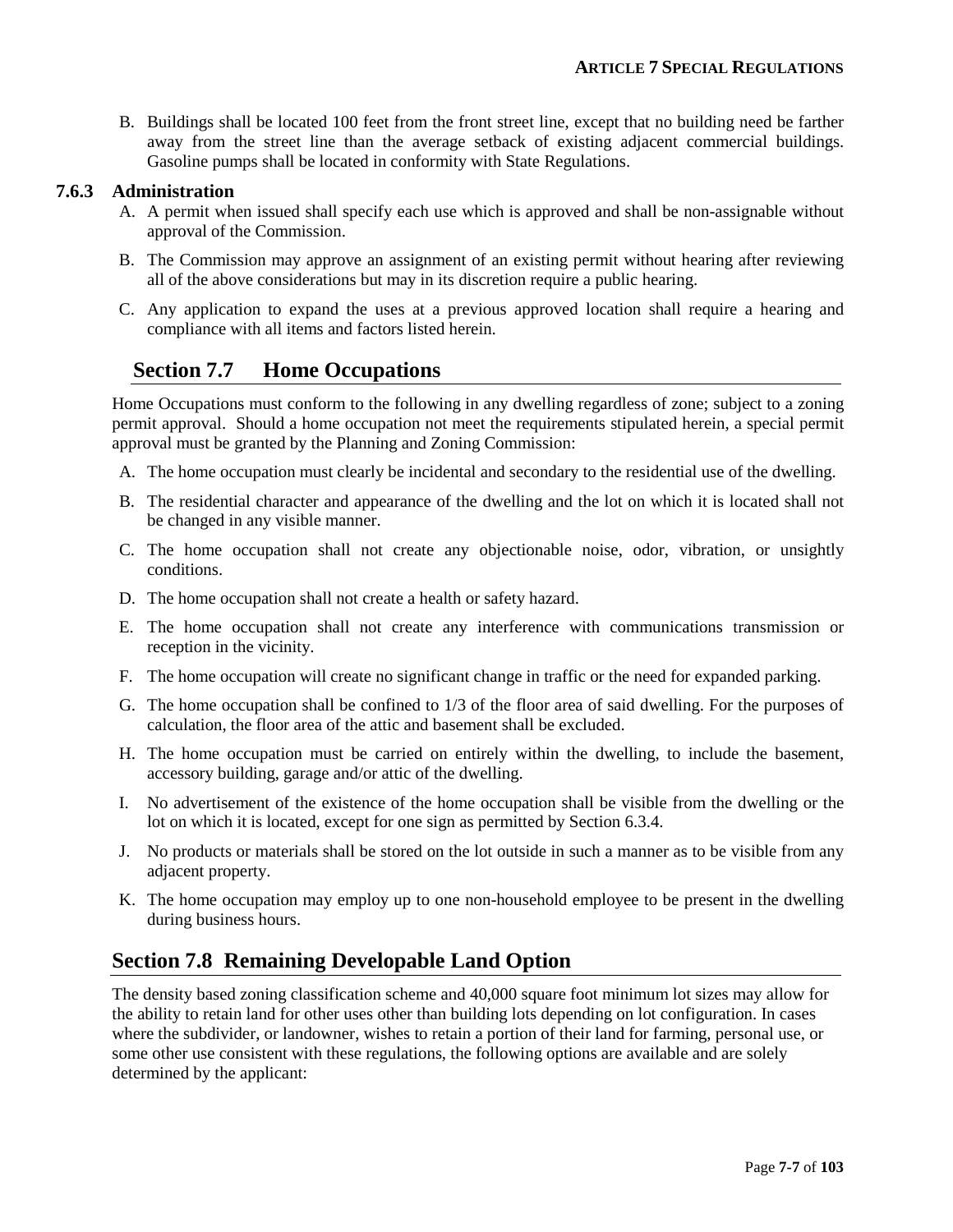B. Buildings shall be located 100 feet from the front street line, except that no building need be farther away from the street line than the average setback of existing adjacent commercial buildings. Gasoline pumps shall be located in conformity with State Regulations.

### 7.6.3 Administration

A. A permit when issued shall specify each use which is approved and shall be non-assignable without approval of the Commission.

B. The Commission may approve an assignment of an existing permit without hearing after reviewing all of the above considerations but may in its discretion require a public hearing.

C. Any application to expand the uses at a previous approved location shall require a hearing and compliance with all items and factors listed herein.

## Section 7.7 Home Occupations

Home Occupations must conform to the following in any dwelling regardless of zone; subject to a zoning permit approval. Should a home occupation not meet the requirements stipulated herein, a special permit approval must be granted by the Planning and Zoning Commission:

A. The home occupation must clearly be incidental and secondary to the residential use of the dwelling.

B. The residential character and appearance of the dwelling and the lot on which it is located shall not be changed in any visible manner.

C. The home occupation shall not create any objectionable noise, odor, vibration, or unsightly conditions.

D. The home occupation shall not create a health or safety hazard.

E. The home occupation shall not create any interference with communications transmission or reception in the vicinity.

F. The home occupation will create no significant change in traffic or the need for expanded parking.

G. The home occupation shall be confined to 1/3 of the floor area of said dwelling. For the purposes of calculation, the floor area of the attic and basement shall be excluded.

H. The home occupation must be carried on entirely within the dwelling, to include the basement, accessory building, garage and/or attic of the dwelling.

I. No advertisement of the existence of the home occupation shall be visible from the dwelling or the lot on which it is located, except for one sign as permitted by Section 6.3.4.

J. No products or materials shall be stored on the lot outside in such a manner as to be visible from any adjacent property.

K. The home occupation may employ up to one non-household employee to be present in the dwelling during business hours.

## Section 7.8 Remaining Developable Land Option

The density based zoning classification scheme and 40,000 square foot minimum lot sizes may allow for the ability to retain land for other uses other than building lots depending on lot configuration. In cases where the subdivider, or landowner, wishes to retain a portion of their land for farming, personal use, or some other use consistent with these regulations, the following options are available and are solely determined by the applicant: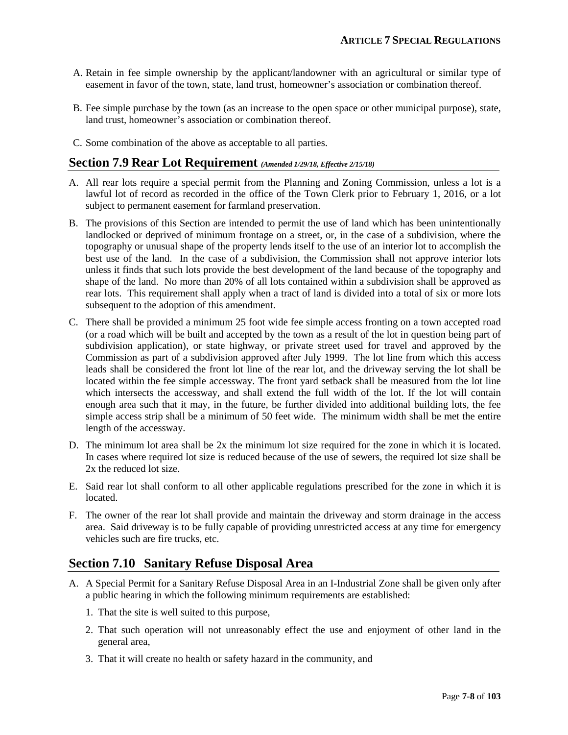A. Retain in fee simple ownership by the applicant/landowner with an agricultural or similar type of easement in favor of the town, state, land trust, homeowner's association or combination thereof.

B. Fee simple purchase by the town (as an increase to the open space or other municipal purpose), state, land trust, homeowner's association or combination thereof.

C. Some combination of the above as acceptable to all parties.

## Section 7.9 Rear Lot Requirement *(Amended 1/29/18, Effective 2/15/18)*

A. All rear lots require a special permit from the Planning and Zoning Commission, unless a lot is a lawful lot of record as recorded in the office of the Town Clerk prior to February 1, 2016, or a lot subject to permanent easement for farmland preservation.

B. The provisions of this Section are intended to permit the use of land which has been unintentionally landlocked or deprived of minimum frontage on a street, or, in the case of a subdivision, where the topography or unusual shape of the property lends itself to the use of an interior lot to accomplish the best use of the land. In the case of a subdivision, the Commission shall not approve interior lots unless it finds that such lots provide the best development of the land because of the topography and shape of the land. No more than 20% of all lots contained within a subdivision shall be approved as rear lots. This requirement shall apply when a tract of land is divided into a total of six or more lots subsequent to the adoption of this amendment.

C. There shall be provided a minimum 25 foot wide fee simple access fronting on a town accepted road (or a road which will be built and accepted by the town as a result of the lot in question being part of subdivision application), or state highway, or private street used for travel and approved by the Commission as part of a subdivision approved after July 1999. The lot line from which this access leads shall be considered the front lot line of the rear lot, and the driveway serving the lot shall be located within the fee simple accessway. The front yard setback shall be measured from the lot line which intersects the accessway, and shall extend the full width of the lot. If the lot will contain enough area such that it may, in the future, be further divided into additional building lots, the fee simple access strip shall be a minimum of 50 feet wide. The minimum width shall be met the entire length of the accessway.

D. The minimum lot area shall be 2x the minimum lot size required for the zone in which it is located. In cases where required lot size is reduced because of the use of sewers, the required lot size shall be 2x the reduced lot size.

E. Said rear lot shall conform to all other applicable regulations prescribed for the zone in which it is located.

F. The owner of the rear lot shall provide and maintain the driveway and storm drainage in the access area. Said driveway is to be fully capable of providing unrestricted access at any time for emergency vehicles such are fire trucks, etc.

## Section 7.10 Sanitary Refuse Disposal Area

A. A Special Permit for a Sanitary Refuse Disposal Area in an I-Industrial Zone shall be given only after a public hearing in which the following minimum requirements are established:

   1. That the site is well suited to this purpose,

   2. That such operation will not unreasonably effect the use and enjoyment of other land in the general area,

   3. That it will create no health or safety hazard in the community, and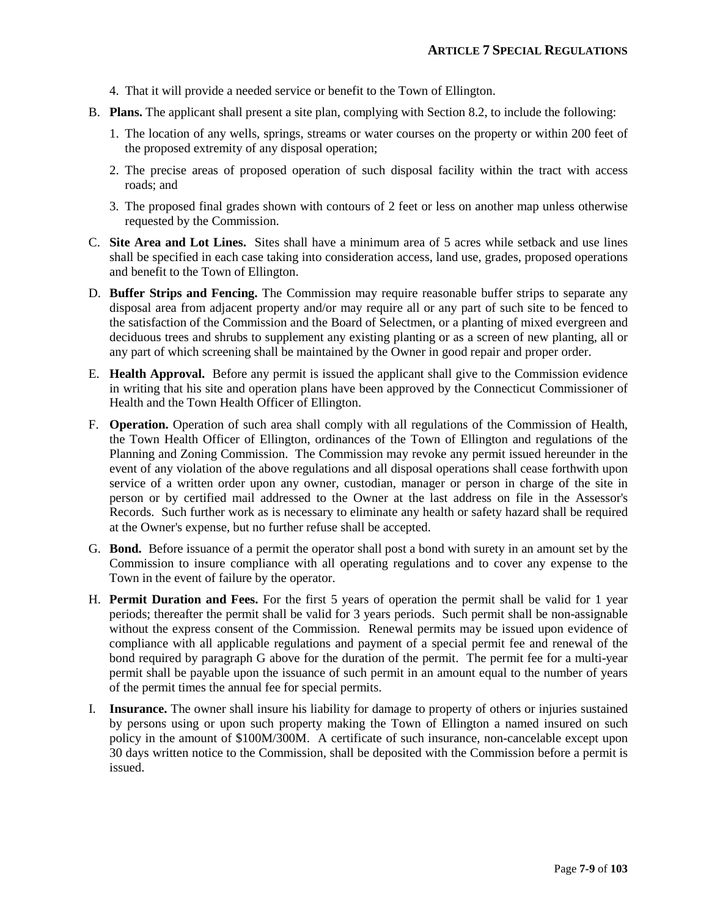4. That it will provide a needed service or benefit to the Town of Ellington.

B. **Plans.** The applicant shall present a site plan, complying with Section 8.2, to include the following:

   1. The location of any wells, springs, streams or water courses on the property or within 200 feet of the proposed extremity of any disposal operation;

   2. The precise areas of proposed operation of such disposal facility within the tract with access roads; and

   3. The proposed final grades shown with contours of 2 feet or less on another map unless otherwise requested by the Commission.

C. **Site Area and Lot Lines.** Sites shall have a minimum area of 5 acres while setback and use lines shall be specified in each case taking into consideration access, land use, grades, proposed operations and benefit to the Town of Ellington.

D. **Buffer Strips and Fencing.** The Commission may require reasonable buffer strips to separate any disposal area from adjacent property and/or may require all or any part of such site to be fenced to the satisfaction of the Commission and the Board of Selectmen, or a planting of mixed evergreen and deciduous trees and shrubs to supplement any existing planting or as a screen of new planting, all or any part of which screening shall be maintained by the Owner in good repair and proper order.

E. **Health Approval.** Before any permit is issued the applicant shall give to the Commission evidence in writing that his site and operation plans have been approved by the Connecticut Commissioner of Health and the Town Health Officer of Ellington.

F. **Operation.** Operation of such area shall comply with all regulations of the Commission of Health, the Town Health Officer of Ellington, ordinances of the Town of Ellington and regulations of the Planning and Zoning Commission. The Commission may revoke any permit issued hereunder in the event of any violation of the above regulations and all disposal operations shall cease forthwith upon service of a written order upon any owner, custodian, manager or person in charge of the site in person or by certified mail addressed to the Owner at the last address on file in the Assessor's Records. Such further work as is necessary to eliminate any health or safety hazard shall be required at the Owner's expense, but no further refuse shall be accepted.

G. **Bond.** Before issuance of a permit the operator shall post a bond with surety in an amount set by the Commission to insure compliance with all operating regulations and to cover any expense to the Town in the event of failure by the operator.

H. **Permit Duration and Fees.** For the first 5 years of operation the permit shall be valid for 1 year periods; thereafter the permit shall be valid for 3 years periods. Such permit shall be non-assignable without the express consent of the Commission. Renewal permits may be issued upon evidence of compliance with all applicable regulations and payment of a special permit fee and renewal of the bond required by paragraph G above for the duration of the permit. The permit fee for a multi-year permit shall be payable upon the issuance of such permit in an amount equal to the number of years of the permit times the annual fee for special permits.

I. **Insurance.** The owner shall insure his liability for damage to property of others or injuries sustained by persons using or upon such property making the Town of Ellington a named insured on such policy in the amount of $100M/300M. A certificate of such insurance, non-cancelable except upon 30 days written notice to the Commission, shall be deposited with the Commission before a permit is issued.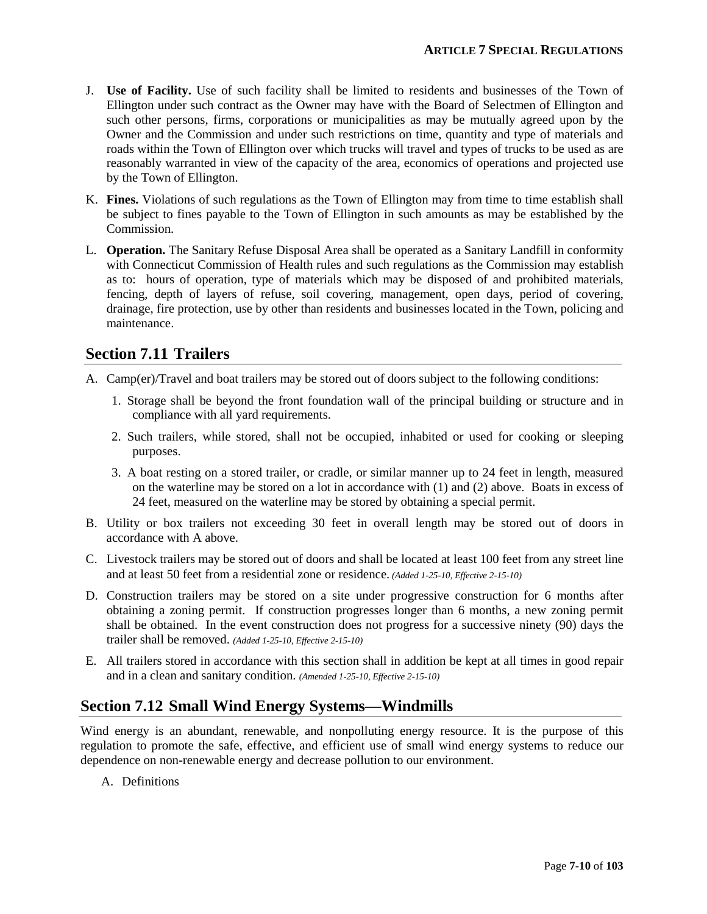J. **Use of Facility.** Use of such facility shall be limited to residents and businesses of the Town of Ellington under such contract as the Owner may have with the Board of Selectmen of Ellington and such other persons, firms, corporations or municipalities as may be mutually agreed upon by the Owner and the Commission and under such restrictions on time, quantity and type of materials and roads within the Town of Ellington over which trucks will travel and types of trucks to be used as are reasonably warranted in view of the capacity of the area, economics of operations and projected use by the Town of Ellington.

K. **Fines.** Violations of such regulations as the Town of Ellington may from time to time establish shall be subject to fines payable to the Town of Ellington in such amounts as may be established by the Commission.

L. **Operation.** The Sanitary Refuse Disposal Area shall be operated as a Sanitary Landfill in conformity with Connecticut Commission of Health rules and such regulations as the Commission may establish as to: hours of operation, type of materials which may be disposed of and prohibited materials, fencing, depth of layers of refuse, soil covering, management, open days, period of covering, drainage, fire protection, use by other than residents and businesses located in the Town, policing and maintenance.

## Section 7.11 Trailers

A. Camp(er)/Travel and boat trailers may be stored out of doors subject to the following conditions:

   1. Storage shall be beyond the front foundation wall of the principal building or structure and in compliance with all yard requirements.

   2. Such trailers, while stored, shall not be occupied, inhabited or used for cooking or sleeping purposes.

   3. A boat resting on a stored trailer, or cradle, or similar manner up to 24 feet in length, measured on the waterline may be stored on a lot in accordance with (1) and (2) above. Boats in excess of 24 feet, measured on the waterline may be stored by obtaining a special permit.

B. Utility or box trailers not exceeding 30 feet in overall length may be stored out of doors in accordance with A above.

C. Livestock trailers may be stored out of doors and shall be located at least 100 feet from any street line and at least 50 feet from a residential zone or residence. *(Added 1-25-10, Effective 2-15-10)*

D. Construction trailers may be stored on a site under progressive construction for 6 months after obtaining a zoning permit. If construction progresses longer than 6 months, a new zoning permit shall be obtained. In the event construction does not progress for a successive ninety (90) days the trailer shall be removed. *(Added 1-25-10, Effective 2-15-10)*

E. All trailers stored in accordance with this section shall in addition be kept at all times in good repair and in a clean and sanitary condition. *(Amended 1-25-10, Effective 2-15-10)*

## Section 7.12 Small Wind Energy Systems—Windmills

Wind energy is an abundant, renewable, and nonpolluting energy resource. It is the purpose of this regulation to promote the safe, effective, and efficient use of small wind energy systems to reduce our dependence on non-renewable energy and decrease pollution to our environment.

A. Definitions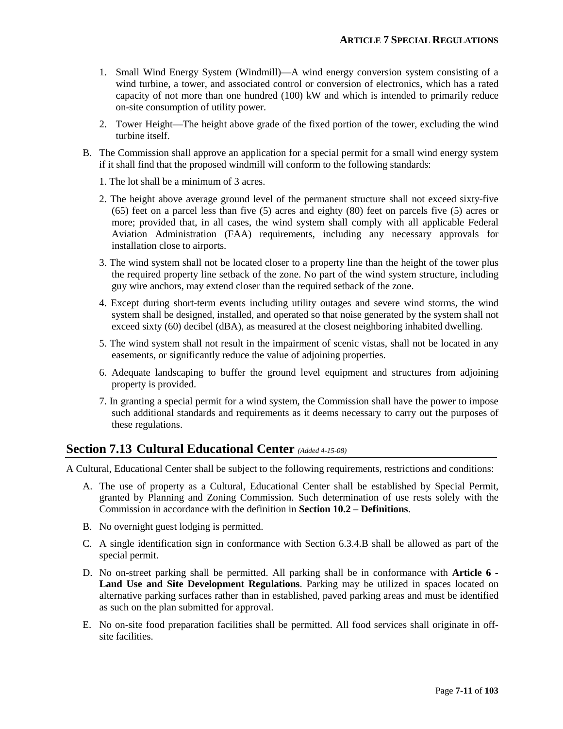1. Small Wind Energy System (Windmill)—A wind energy conversion system consisting of a wind turbine, a tower, and associated control or conversion of electronics, which has a rated capacity of not more than one hundred (100) kW and which is intended to primarily reduce on-site consumption of utility power.
2. Tower Height—The height above grade of the fixed portion of the tower, excluding the wind turbine itself.

B. The Commission shall approve an application for a special permit for a small wind energy system if it shall find that the proposed windmill will conform to the following standards:

1. The lot shall be a minimum of 3 acres.
2. The height above average ground level of the permanent structure shall not exceed sixty-five (65) feet on a parcel less than five (5) acres and eighty (80) feet on parcels five (5) acres or more; provided that, in all cases, the wind system shall comply with all applicable Federal Aviation Administration (FAA) requirements, including any necessary approvals for installation close to airports.
3. The wind system shall not be located closer to a property line than the height of the tower plus the required property line setback of the zone. No part of the wind system structure, including guy wire anchors, may extend closer than the required setback of the zone.
4. Except during short-term events including utility outages and severe wind storms, the wind system shall be designed, installed, and operated so that noise generated by the system shall not exceed sixty (60) decibel (dBA), as measured at the closest neighboring inhabited dwelling.
5. The wind system shall not result in the impairment of scenic vistas, shall not be located in any easements, or significantly reduce the value of adjoining properties.
6. Adequate landscaping to buffer the ground level equipment and structures from adjoining property is provided.
7. In granting a special permit for a wind system, the Commission shall have the power to impose such additional standards and requirements as it deems necessary to carry out the purposes of these regulations.

## Section 7.13 Cultural Educational Center *(Added 4-15-08)*

A Cultural, Educational Center shall be subject to the following requirements, restrictions and conditions:

A. The use of property as a Cultural, Educational Center shall be established by Special Permit, granted by Planning and Zoning Commission. Such determination of use rests solely with the Commission in accordance with the definition in **Section 10.2 – Definitions**.

B. No overnight guest lodging is permitted.

C. A single identification sign in conformance with Section 6.3.4.B shall be allowed as part of the special permit.

D. No on-street parking shall be permitted. All parking shall be in conformance with **Article 6 - Land Use and Site Development Regulations**. Parking may be utilized in spaces located on alternative parking surfaces rather than in established, paved parking areas and must be identified as such on the plan submitted for approval.

E. No on-site food preparation facilities shall be permitted. All food services shall originate in off-site facilities.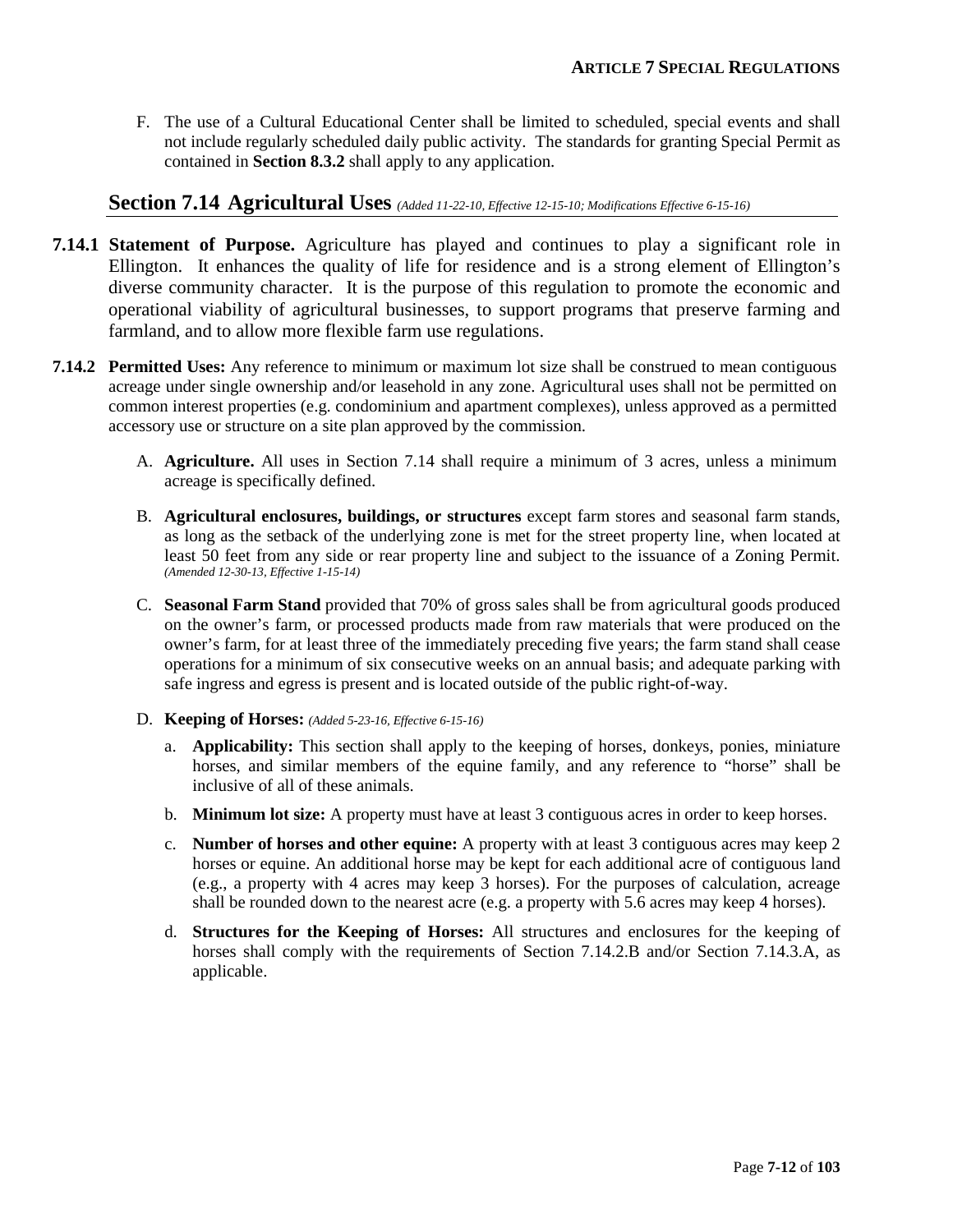F. The use of a Cultural Educational Center shall be limited to scheduled, special events and shall not include regularly scheduled daily public activity. The standards for granting Special Permit as contained in **Section 8.3.2** shall apply to any application.

## Section 7.14 Agricultural Uses *(Added 11-22-10, Effective 12-15-10; Modifications Effective 6-15-16)*

**7.14.1 Statement of Purpose.** Agriculture has played and continues to play a significant role in Ellington. It enhances the quality of life for residence and is a strong element of Ellington's diverse community character. It is the purpose of this regulation to promote the economic and operational viability of agricultural businesses, to support programs that preserve farming and farmland, and to allow more flexible farm use regulations.

**7.14.2 Permitted Uses:** Any reference to minimum or maximum lot size shall be construed to mean contiguous acreage under single ownership and/or leasehold in any zone. Agricultural uses shall not be permitted on common interest properties (e.g. condominium and apartment complexes), unless approved as a permitted accessory use or structure on a site plan approved by the commission.

A. **Agriculture.** All uses in Section 7.14 shall require a minimum of 3 acres, unless a minimum acreage is specifically defined.

B. **Agricultural enclosures, buildings, or structures** except farm stores and seasonal farm stands, as long as the setback of the underlying zone is met for the street property line, when located at least 50 feet from any side or rear property line and subject to the issuance of a Zoning Permit. *(Amended 12-30-13, Effective 1-15-14)*

C. **Seasonal Farm Stand** provided that 70% of gross sales shall be from agricultural goods produced on the owner's farm, or processed products made from raw materials that were produced on the owner's farm, for at least three of the immediately preceding five years; the farm stand shall cease operations for a minimum of six consecutive weeks on an annual basis; and adequate parking with safe ingress and egress is present and is located outside of the public right-of-way.

D. **Keeping of Horses:** *(Added 5-23-16, Effective 6-15-16)*

a. **Applicability:** This section shall apply to the keeping of horses, donkeys, ponies, miniature horses, and similar members of the equine family, and any reference to "horse" shall be inclusive of all of these animals.

b. **Minimum lot size:** A property must have at least 3 contiguous acres in order to keep horses.

c. **Number of horses and other equine:** A property with at least 3 contiguous acres may keep 2 horses or equine. An additional horse may be kept for each additional acre of contiguous land (e.g., a property with 4 acres may keep 3 horses). For the purposes of calculation, acreage shall be rounded down to the nearest acre (e.g. a property with 5.6 acres may keep 4 horses).

d. **Structures for the Keeping of Horses:** All structures and enclosures for the keeping of horses shall comply with the requirements of Section 7.14.2.B and/or Section 7.14.3.A, as applicable.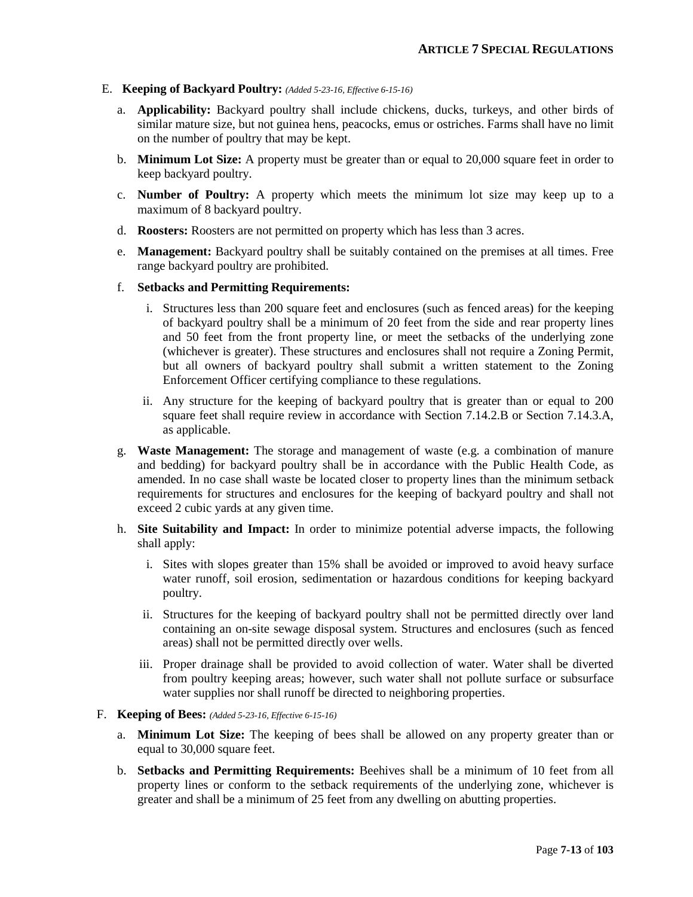E. **Keeping of Backyard Poultry:** *(Added 5-23-16, Effective 6-15-16)*

a. **Applicability:** Backyard poultry shall include chickens, ducks, turkeys, and other birds of similar mature size, but not guinea hens, peacocks, emus or ostriches. Farms shall have no limit on the number of poultry that may be kept.

b. **Minimum Lot Size:** A property must be greater than or equal to 20,000 square feet in order to keep backyard poultry.

c. **Number of Poultry:** A property which meets the minimum lot size may keep up to a maximum of 8 backyard poultry.

d. **Roosters:** Roosters are not permitted on property which has less than 3 acres.

e. **Management:** Backyard poultry shall be suitably contained on the premises at all times. Free range backyard poultry are prohibited.

f. **Setbacks and Permitting Requirements:**

i. Structures less than 200 square feet and enclosures (such as fenced areas) for the keeping of backyard poultry shall be a minimum of 20 feet from the side and rear property lines and 50 feet from the front property line, or meet the setbacks of the underlying zone (whichever is greater). These structures and enclosures shall not require a Zoning Permit, but all owners of backyard poultry shall submit a written statement to the Zoning Enforcement Officer certifying compliance to these regulations.

ii. Any structure for the keeping of backyard poultry that is greater than or equal to 200 square feet shall require review in accordance with Section 7.14.2.B or Section 7.14.3.A, as applicable.

g. **Waste Management:** The storage and management of waste (e.g. a combination of manure and bedding) for backyard poultry shall be in accordance with the Public Health Code, as amended. In no case shall waste be located closer to property lines than the minimum setback requirements for structures and enclosures for the keeping of backyard poultry and shall not exceed 2 cubic yards at any given time.

h. **Site Suitability and Impact:** In order to minimize potential adverse impacts, the following shall apply:

i. Sites with slopes greater than 15% shall be avoided or improved to avoid heavy surface water runoff, soil erosion, sedimentation or hazardous conditions for keeping backyard poultry.

ii. Structures for the keeping of backyard poultry shall not be permitted directly over land containing an on-site sewage disposal system. Structures and enclosures (such as fenced areas) shall not be permitted directly over wells.

iii. Proper drainage shall be provided to avoid collection of water. Water shall be diverted from poultry keeping areas; however, such water shall not pollute surface or subsurface water supplies nor shall runoff be directed to neighboring properties.

F. **Keeping of Bees:** *(Added 5-23-16, Effective 6-15-16)*

a. **Minimum Lot Size:** The keeping of bees shall be allowed on any property greater than or equal to 30,000 square feet.

b. **Setbacks and Permitting Requirements:** Beehives shall be a minimum of 10 feet from all property lines or conform to the setback requirements of the underlying zone, whichever is greater and shall be a minimum of 25 feet from any dwelling on abutting properties.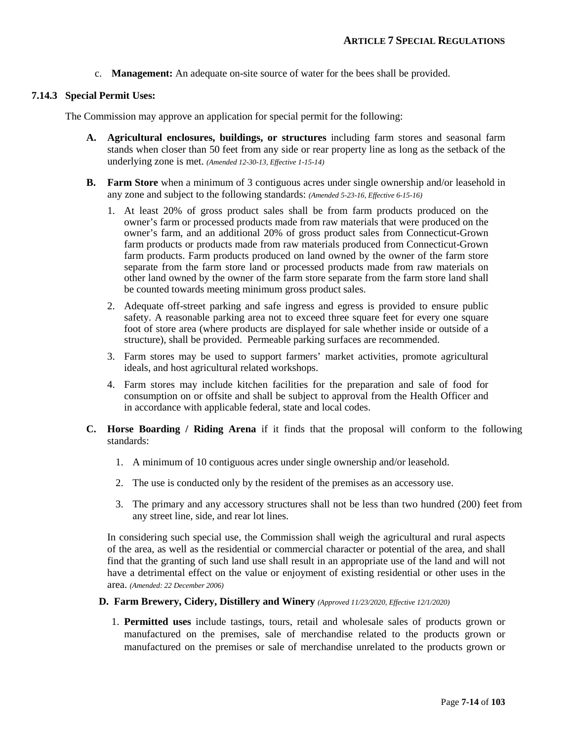c. **Management:** An adequate on-site source of water for the bees shall be provided.

### 7.14.3 Special Permit Uses:

The Commission may approve an application for special permit for the following:

**A. Agricultural enclosures, buildings, or structures** including farm stores and seasonal farm stands when closer than 50 feet from any side or rear property line as long as the setback of the underlying zone is met. *(Amended 12-30-13, Effective 1-15-14)*

**B. Farm Store** when a minimum of 3 contiguous acres under single ownership and/or leasehold in any zone and subject to the following standards: *(Amended 5-23-16, Effective 6-15-16)*

1. At least 20% of gross product sales shall be from farm products produced on the owner's farm or processed products made from raw materials that were produced on the owner's farm, and an additional 20% of gross product sales from Connecticut-Grown farm products or products made from raw materials produced from Connecticut-Grown farm products. Farm products produced on land owned by the owner of the farm store separate from the farm store land or processed products made from raw materials on other land owned by the owner of the farm store separate from the farm store land shall be counted towards meeting minimum gross product sales.
2. Adequate off-street parking and safe ingress and egress is provided to ensure public safety. A reasonable parking area not to exceed three square feet for every one square foot of store area (where products are displayed for sale whether inside or outside of a structure), shall be provided. Permeable parking surfaces are recommended.
3. Farm stores may be used to support farmers' market activities, promote agricultural ideals, and host agricultural related workshops.
4. Farm stores may include kitchen facilities for the preparation and sale of food for consumption on or offsite and shall be subject to approval from the Health Officer and in accordance with applicable federal, state and local codes.

**C. Horse Boarding / Riding Arena** if it finds that the proposal will conform to the following standards:

1. A minimum of 10 contiguous acres under single ownership and/or leasehold.
2. The use is conducted only by the resident of the premises as an accessory use.
3. The primary and any accessory structures shall not be less than two hundred (200) feet from any street line, side, and rear lot lines.

In considering such special use, the Commission shall weigh the agricultural and rural aspects of the area, as well as the residential or commercial character or potential of the area, and shall find that the granting of such land use shall result in an appropriate use of the land and will not have a detrimental effect on the value or enjoyment of existing residential or other uses in the area. *(Amended: 22 December 2006)*

**D. Farm Brewery, Cidery, Distillery and Winery** *(Approved 11/23/2020, Effective 12/1/2020)*

1. **Permitted uses** include tastings, tours, retail and wholesale sales of products grown or manufactured on the premises, sale of merchandise related to the products grown or manufactured on the premises or sale of merchandise unrelated to the products grown or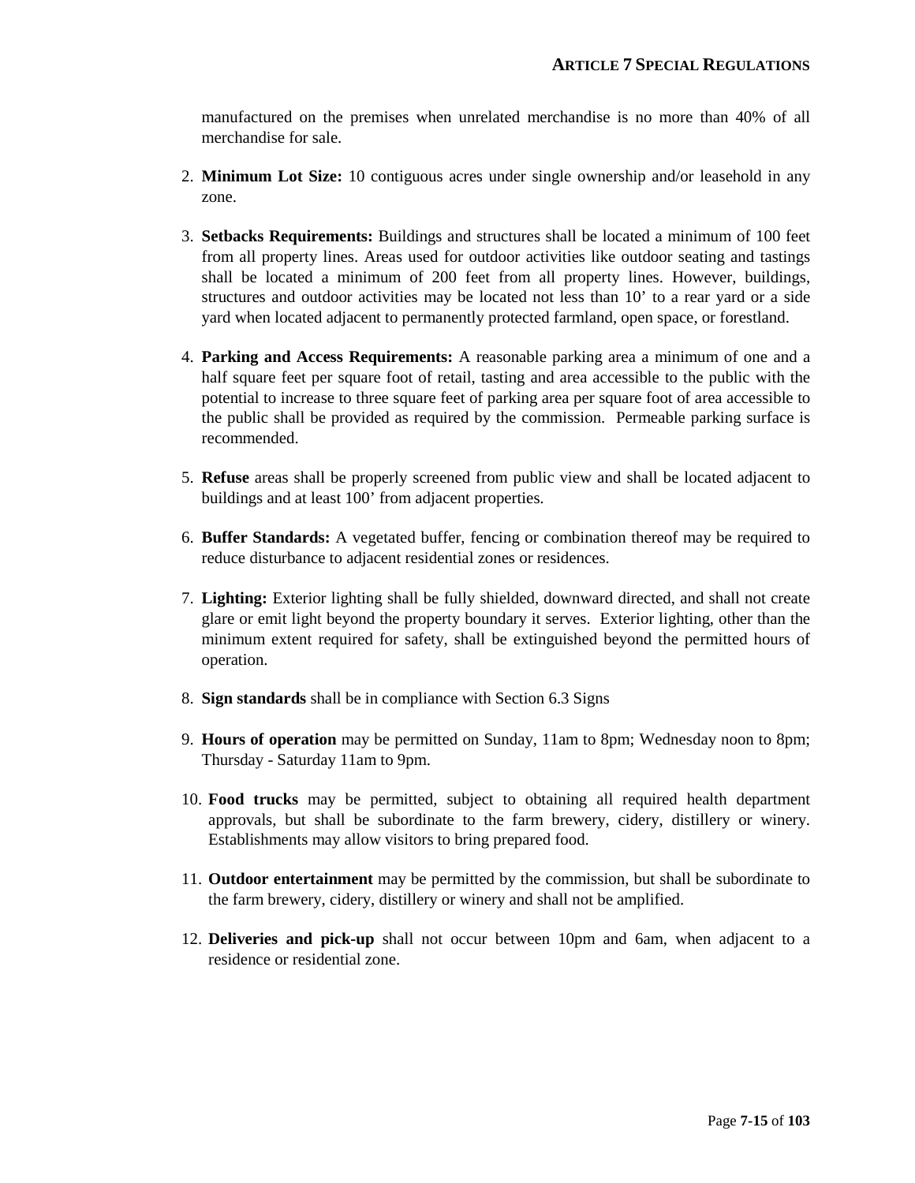manufactured on the premises when unrelated merchandise is no more than 40% of all merchandise for sale.

2. **Minimum Lot Size:** 10 contiguous acres under single ownership and/or leasehold in any zone.

3. **Setbacks Requirements:** Buildings and structures shall be located a minimum of 100 feet from all property lines. Areas used for outdoor activities like outdoor seating and tastings shall be located a minimum of 200 feet from all property lines. However, buildings, structures and outdoor activities may be located not less than 10' to a rear yard or a side yard when located adjacent to permanently protected farmland, open space, or forestland.

4. **Parking and Access Requirements:** A reasonable parking area a minimum of one and a half square feet per square foot of retail, tasting and area accessible to the public with the potential to increase to three square feet of parking area per square foot of area accessible to the public shall be provided as required by the commission. Permeable parking surface is recommended.

5. **Refuse** areas shall be properly screened from public view and shall be located adjacent to buildings and at least 100' from adjacent properties.

6. **Buffer Standards:** A vegetated buffer, fencing or combination thereof may be required to reduce disturbance to adjacent residential zones or residences.

7. **Lighting:** Exterior lighting shall be fully shielded, downward directed, and shall not create glare or emit light beyond the property boundary it serves. Exterior lighting, other than the minimum extent required for safety, shall be extinguished beyond the permitted hours of operation.

8. **Sign standards** shall be in compliance with Section 6.3 Signs

9. **Hours of operation** may be permitted on Sunday, 11am to 8pm; Wednesday noon to 8pm; Thursday - Saturday 11am to 9pm.

10. **Food trucks** may be permitted, subject to obtaining all required health department approvals, but shall be subordinate to the farm brewery, cidery, distillery or winery. Establishments may allow visitors to bring prepared food.

11. **Outdoor entertainment** may be permitted by the commission, but shall be subordinate to the farm brewery, cidery, distillery or winery and shall not be amplified.

12. **Deliveries and pick-up** shall not occur between 10pm and 6am, when adjacent to a residence or residential zone.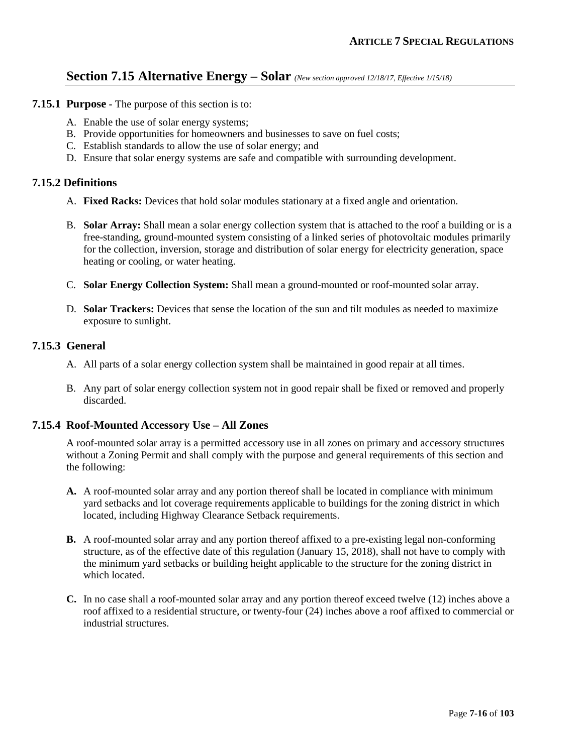## Section 7.15 Alternative Energy – Solar *(New section approved 12/18/17, Effective 1/15/18)*

### 7.15.1 Purpose - The purpose of this section is to:

A. Enable the use of solar energy systems;
B. Provide opportunities for homeowners and businesses to save on fuel costs;
C. Establish standards to allow the use of solar energy; and
D. Ensure that solar energy systems are safe and compatible with surrounding development.

### 7.15.2 Definitions

A. **Fixed Racks:** Devices that hold solar modules stationary at a fixed angle and orientation.

B. **Solar Array:** Shall mean a solar energy collection system that is attached to the roof a building or is a free-standing, ground-mounted system consisting of a linked series of photovoltaic modules primarily for the collection, inversion, storage and distribution of solar energy for electricity generation, space heating or cooling, or water heating.

C. **Solar Energy Collection System:** Shall mean a ground-mounted or roof-mounted solar array.

D. **Solar Trackers:** Devices that sense the location of the sun and tilt modules as needed to maximize exposure to sunlight.

### 7.15.3 General

A. All parts of a solar energy collection system shall be maintained in good repair at all times.

B. Any part of solar energy collection system not in good repair shall be fixed or removed and properly discarded.

### 7.15.4 Roof-Mounted Accessory Use – All Zones

A roof-mounted solar array is a permitted accessory use in all zones on primary and accessory structures without a Zoning Permit and shall comply with the purpose and general requirements of this section and the following:

**A.** A roof-mounted solar array and any portion thereof shall be located in compliance with minimum yard setbacks and lot coverage requirements applicable to buildings for the zoning district in which located, including Highway Clearance Setback requirements.

**B.** A roof-mounted solar array and any portion thereof affixed to a pre-existing legal non-conforming structure, as of the effective date of this regulation (January 15, 2018), shall not have to comply with the minimum yard setbacks or building height applicable to the structure for the zoning district in which located.

**C.** In no case shall a roof-mounted solar array and any portion thereof exceed twelve (12) inches above a roof affixed to a residential structure, or twenty-four (24) inches above a roof affixed to commercial or industrial structures.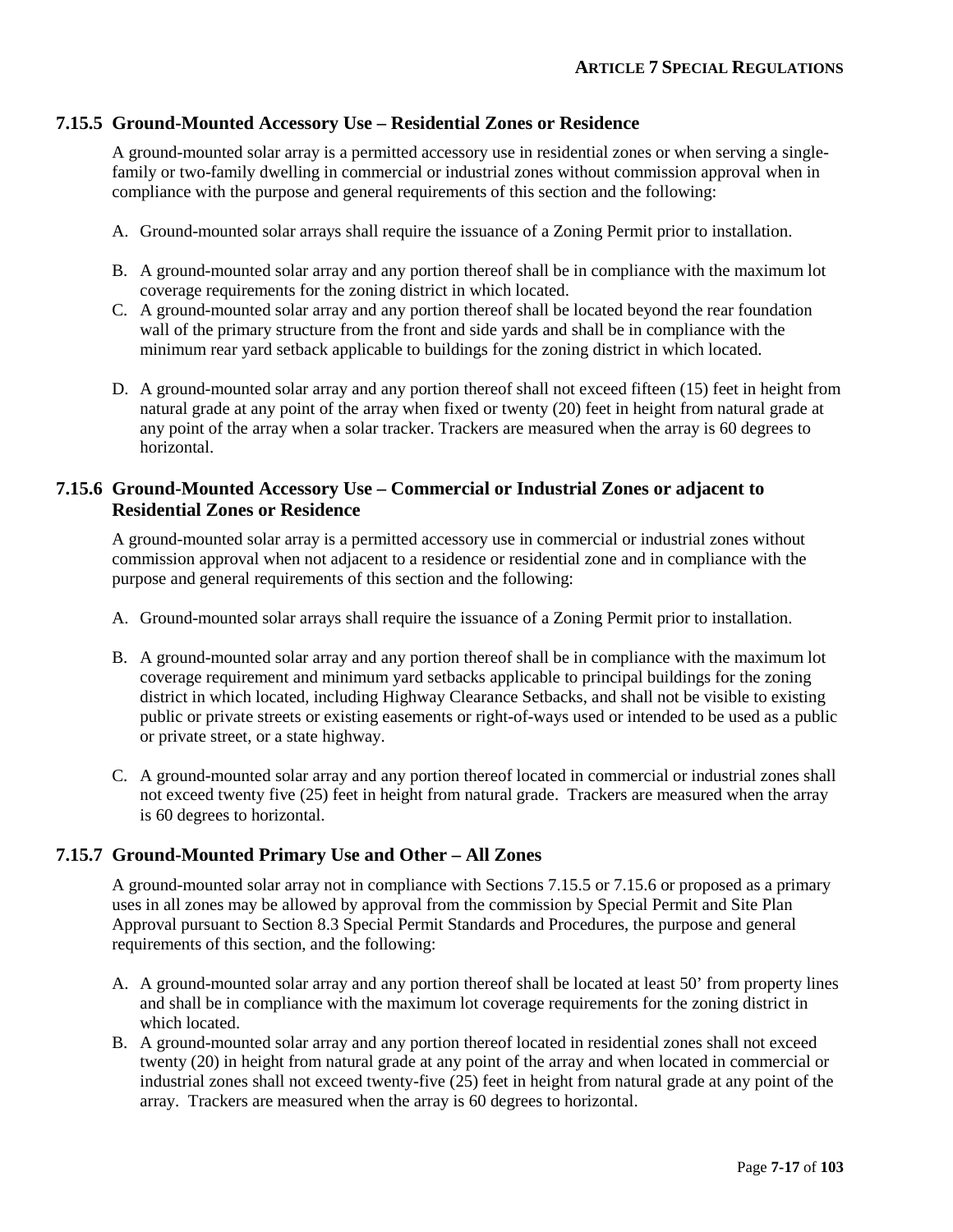### 7.15.5 Ground-Mounted Accessory Use – Residential Zones or Residence

A ground-mounted solar array is a permitted accessory use in residential zones or when serving a single-family or two-family dwelling in commercial or industrial zones without commission approval when in compliance with the purpose and general requirements of this section and the following:

A. Ground-mounted solar arrays shall require the issuance of a Zoning Permit prior to installation.

B. A ground-mounted solar array and any portion thereof shall be in compliance with the maximum lot coverage requirements for the zoning district in which located.

C. A ground-mounted solar array and any portion thereof shall be located beyond the rear foundation wall of the primary structure from the front and side yards and shall be in compliance with the minimum rear yard setback applicable to buildings for the zoning district in which located.

D. A ground-mounted solar array and any portion thereof shall not exceed fifteen (15) feet in height from natural grade at any point of the array when fixed or twenty (20) feet in height from natural grade at any point of the array when a solar tracker. Trackers are measured when the array is 60 degrees to horizontal.

### 7.15.6 Ground-Mounted Accessory Use – Commercial or Industrial Zones or adjacent to Residential Zones or Residence

A ground-mounted solar array is a permitted accessory use in commercial or industrial zones without commission approval when not adjacent to a residence or residential zone and in compliance with the purpose and general requirements of this section and the following:

A. Ground-mounted solar arrays shall require the issuance of a Zoning Permit prior to installation.

B. A ground-mounted solar array and any portion thereof shall be in compliance with the maximum lot coverage requirement and minimum yard setbacks applicable to principal buildings for the zoning district in which located, including Highway Clearance Setbacks, and shall not be visible to existing public or private streets or existing easements or right-of-ways used or intended to be used as a public or private street, or a state highway.

C. A ground-mounted solar array and any portion thereof located in commercial or industrial zones shall not exceed twenty five (25) feet in height from natural grade. Trackers are measured when the array is 60 degrees to horizontal.

### 7.15.7 Ground-Mounted Primary Use and Other – All Zones

A ground-mounted solar array not in compliance with Sections 7.15.5 or 7.15.6 or proposed as a primary uses in all zones may be allowed by approval from the commission by Special Permit and Site Plan Approval pursuant to Section 8.3 Special Permit Standards and Procedures, the purpose and general requirements of this section, and the following:

A. A ground-mounted solar array and any portion thereof shall be located at least 50' from property lines and shall be in compliance with the maximum lot coverage requirements for the zoning district in which located.

B. A ground-mounted solar array and any portion thereof located in residential zones shall not exceed twenty (20) in height from natural grade at any point of the array and when located in commercial or industrial zones shall not exceed twenty-five (25) feet in height from natural grade at any point of the array. Trackers are measured when the array is 60 degrees to horizontal.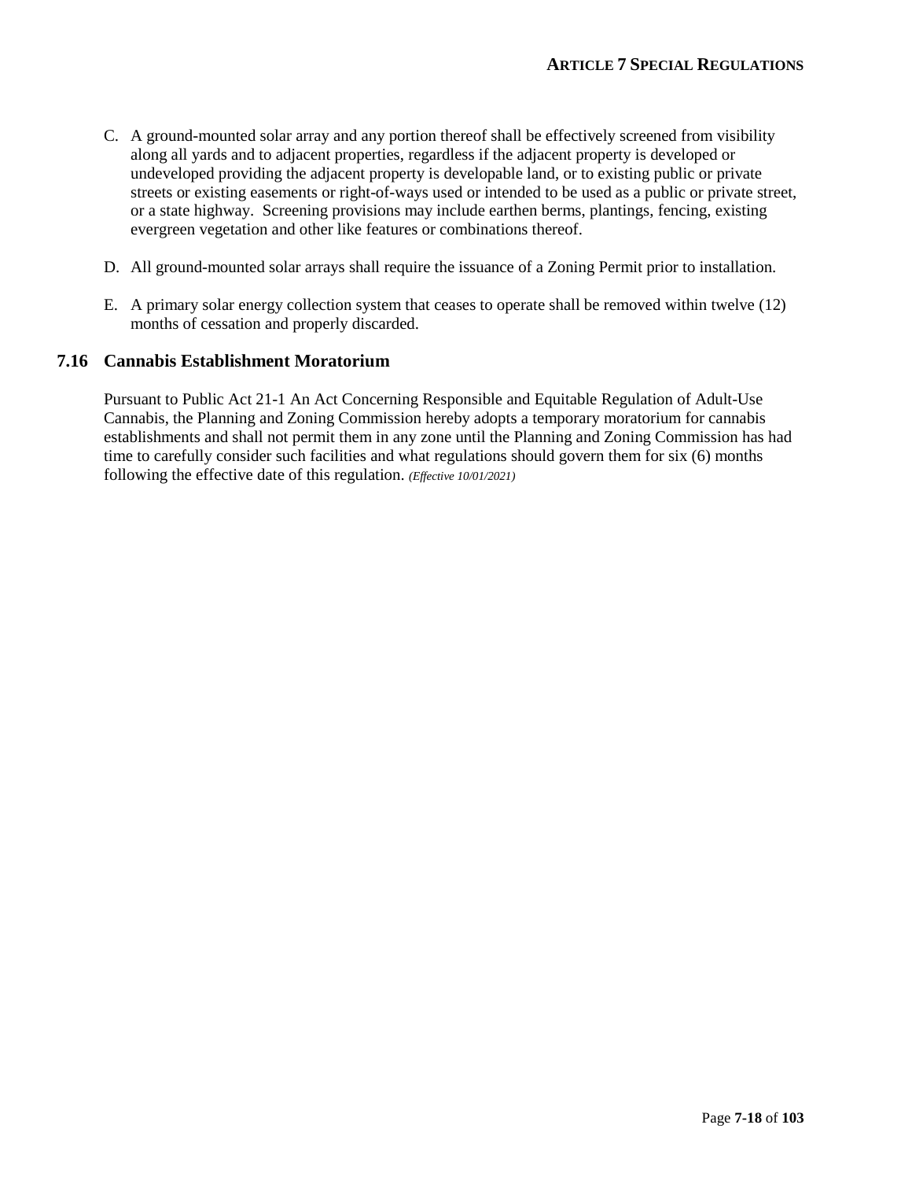C. A ground-mounted solar array and any portion thereof shall be effectively screened from visibility along all yards and to adjacent properties, regardless if the adjacent property is developed or undeveloped providing the adjacent property is developable land, or to existing public or private streets or existing easements or right-of-ways used or intended to be used as a public or private street, or a state highway. Screening provisions may include earthen berms, plantings, fencing, existing evergreen vegetation and other like features or combinations thereof.

D. All ground-mounted solar arrays shall require the issuance of a Zoning Permit prior to installation.

E. A primary solar energy collection system that ceases to operate shall be removed within twelve (12) months of cessation and properly discarded.

## 7.16 Cannabis Establishment Moratorium

Pursuant to Public Act 21-1 An Act Concerning Responsible and Equitable Regulation of Adult-Use Cannabis, the Planning and Zoning Commission hereby adopts a temporary moratorium for cannabis establishments and shall not permit them in any zone until the Planning and Zoning Commission has had time to carefully consider such facilities and what regulations should govern them for six (6) months following the effective date of this regulation. *(Effective 10/01/2021)*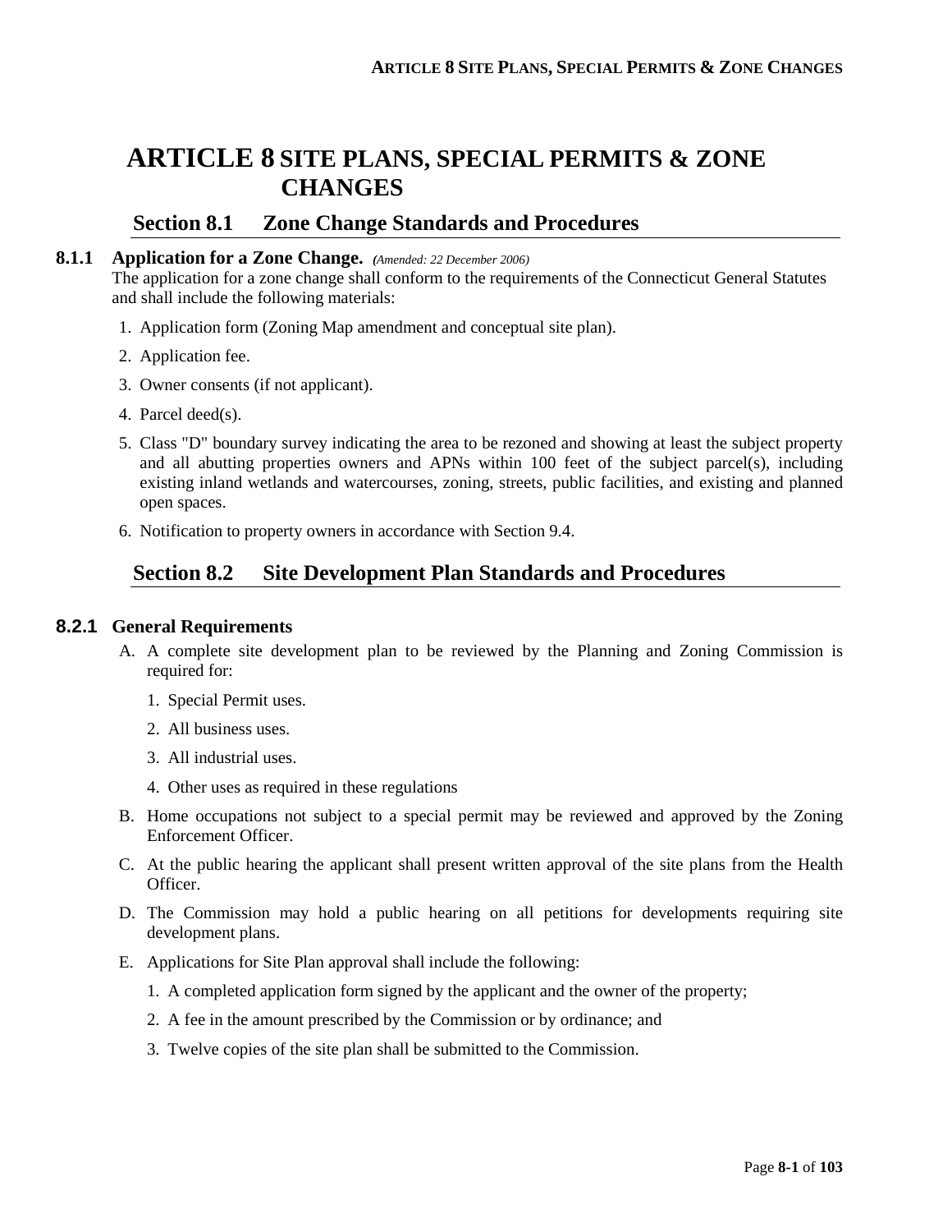# ARTICLE 8 SITE PLANS, SPECIAL PERMITS & ZONE CHANGES

## Section 8.1 Zone Change Standards and Procedures

### 8.1.1 Application for a Zone Change. *(Amended: 22 December 2006)*

The application for a zone change shall conform to the requirements of the Connecticut General Statutes and shall include the following materials:

1. Application form (Zoning Map amendment and conceptual site plan).
2. Application fee.
3. Owner consents (if not applicant).
4. Parcel deed(s).
5. Class "D" boundary survey indicating the area to be rezoned and showing at least the subject property and all abutting properties owners and APNs within 100 feet of the subject parcel(s), including existing inland wetlands and watercourses, zoning, streets, public facilities, and existing and planned open spaces.
6. Notification to property owners in accordance with Section 9.4.

## Section 8.2 Site Development Plan Standards and Procedures

### 8.2.1 General Requirements

A. A complete site development plan to be reviewed by the Planning and Zoning Commission is required for:

   1. Special Permit uses.
   2. All business uses.
   3. All industrial uses.
   4. Other uses as required in these regulations

B. Home occupations not subject to a special permit may be reviewed and approved by the Zoning Enforcement Officer.

C. At the public hearing the applicant shall present written approval of the site plans from the Health Officer.

D. The Commission may hold a public hearing on all petitions for developments requiring site development plans.

E. Applications for Site Plan approval shall include the following:

   1. A completed application form signed by the applicant and the owner of the property;
   2. A fee in the amount prescribed by the Commission or by ordinance; and
   3. Twelve copies of the site plan shall be submitted to the Commission.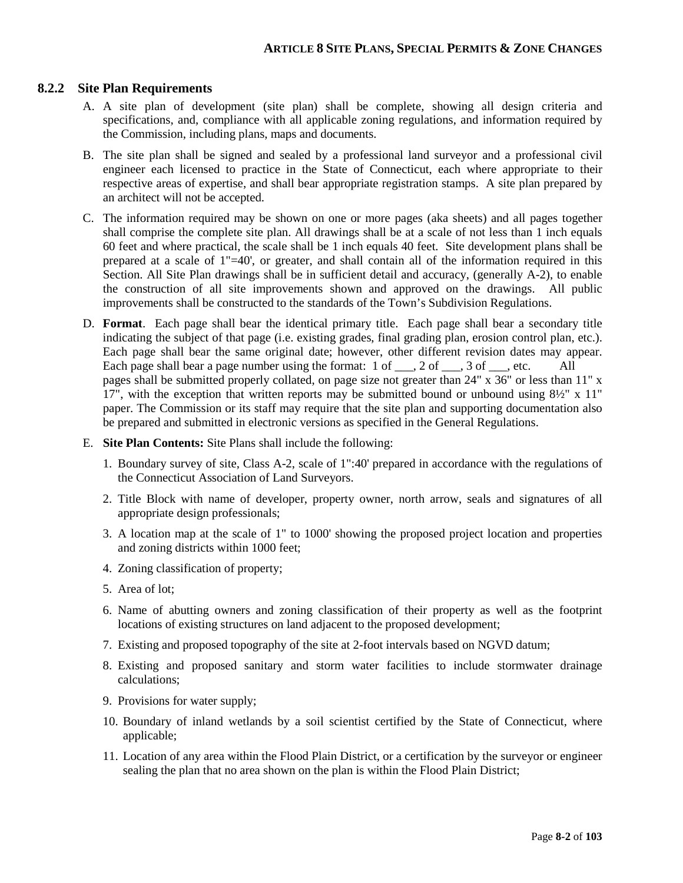### 8.2.2 Site Plan Requirements

A. A site plan of development (site plan) shall be complete, showing all design criteria and specifications, and, compliance with all applicable zoning regulations, and information required by the Commission, including plans, maps and documents.

B. The site plan shall be signed and sealed by a professional land surveyor and a professional civil engineer each licensed to practice in the State of Connecticut, each where appropriate to their respective areas of expertise, and shall bear appropriate registration stamps. A site plan prepared by an architect will not be accepted.

C. The information required may be shown on one or more pages (aka sheets) and all pages together shall comprise the complete site plan. All drawings shall be at a scale of not less than 1 inch equals 60 feet and where practical, the scale shall be 1 inch equals 40 feet. Site development plans shall be prepared at a scale of 1"=40', or greater, and shall contain all of the information required in this Section. All Site Plan drawings shall be in sufficient detail and accuracy, (generally A-2), to enable the construction of all site improvements shown and approved on the drawings. All public improvements shall be constructed to the standards of the Town's Subdivision Regulations.

D. **Format**. Each page shall bear the identical primary title. Each page shall bear a secondary title indicating the subject of that page (i.e. existing grades, final grading plan, erosion control plan, etc.). Each page shall bear the same original date; however, other different revision dates may appear. Each page shall bear a page number using the format: 1 of ___, 2 of ___, 3 of ___, etc. All pages shall be submitted properly collated, on page size not greater than 24" x 36" or less than 11" x 17", with the exception that written reports may be submitted bound or unbound using 8½" x 11" paper. The Commission or its staff may require that the site plan and supporting documentation also be prepared and submitted in electronic versions as specified in the General Regulations.

E. **Site Plan Contents:** Site Plans shall include the following:

1. Boundary survey of site, Class A-2, scale of 1":40' prepared in accordance with the regulations of the Connecticut Association of Land Surveyors.
2. Title Block with name of developer, property owner, north arrow, seals and signatures of all appropriate design professionals;
3. A location map at the scale of 1" to 1000' showing the proposed project location and properties and zoning districts within 1000 feet;
4. Zoning classification of property;
5. Area of lot;
6. Name of abutting owners and zoning classification of their property as well as the footprint locations of existing structures on land adjacent to the proposed development;
7. Existing and proposed topography of the site at 2-foot intervals based on NGVD datum;
8. Existing and proposed sanitary and storm water facilities to include stormwater drainage calculations;
9. Provisions for water supply;
10. Boundary of inland wetlands by a soil scientist certified by the State of Connecticut, where applicable;
11. Location of any area within the Flood Plain District, or a certification by the surveyor or engineer sealing the plan that no area shown on the plan is within the Flood Plain District;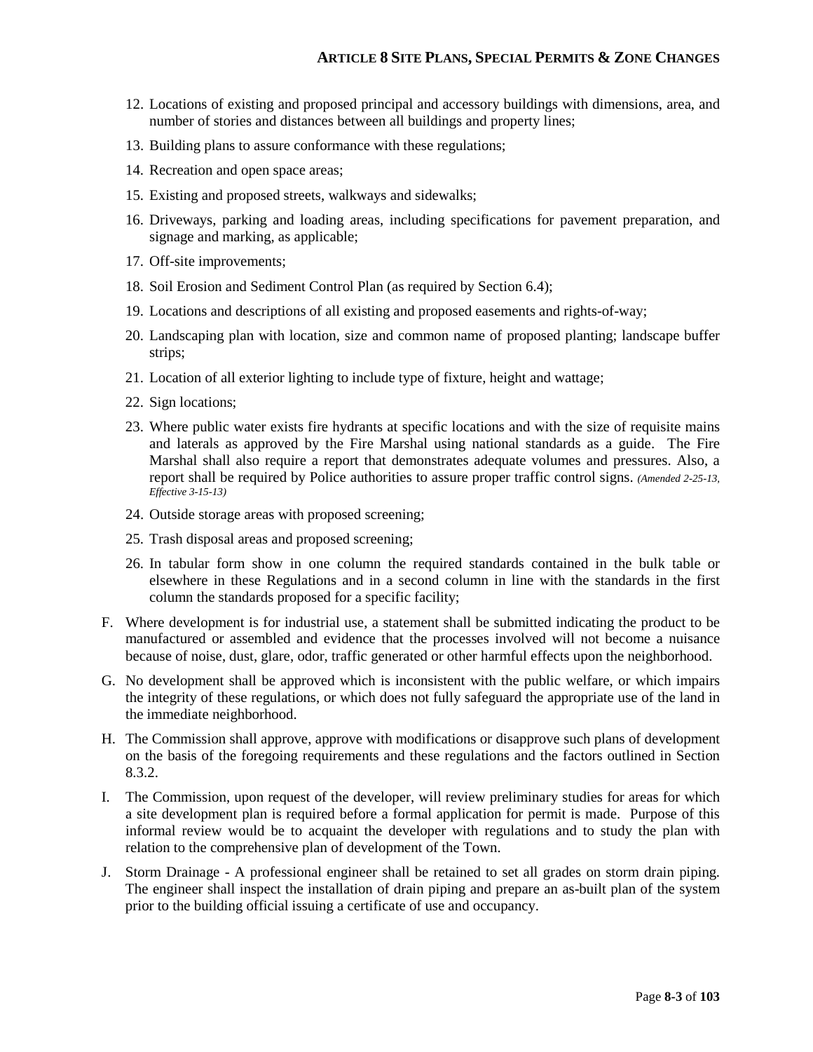12. Locations of existing and proposed principal and accessory buildings with dimensions, area, and number of stories and distances between all buildings and property lines;
13. Building plans to assure conformance with these regulations;
14. Recreation and open space areas;
15. Existing and proposed streets, walkways and sidewalks;
16. Driveways, parking and loading areas, including specifications for pavement preparation, and signage and marking, as applicable;
17. Off-site improvements;
18. Soil Erosion and Sediment Control Plan (as required by Section 6.4);
19. Locations and descriptions of all existing and proposed easements and rights-of-way;
20. Landscaping plan with location, size and common name of proposed planting; landscape buffer strips;
21. Location of all exterior lighting to include type of fixture, height and wattage;
22. Sign locations;
23. Where public water exists fire hydrants at specific locations and with the size of requisite mains and laterals as approved by the Fire Marshal using national standards as a guide. The Fire Marshal shall also require a report that demonstrates adequate volumes and pressures. Also, a report shall be required by Police authorities to assure proper traffic control signs. *(Amended 2-25-13, Effective 3-15-13)*
24. Outside storage areas with proposed screening;
25. Trash disposal areas and proposed screening;
26. In tabular form show in one column the required standards contained in the bulk table or elsewhere in these Regulations and in a second column in line with the standards in the first column the standards proposed for a specific facility;

F. Where development is for industrial use, a statement shall be submitted indicating the product to be manufactured or assembled and evidence that the processes involved will not become a nuisance because of noise, dust, glare, odor, traffic generated or other harmful effects upon the neighborhood.

G. No development shall be approved which is inconsistent with the public welfare, or which impairs the integrity of these regulations, or which does not fully safeguard the appropriate use of the land in the immediate neighborhood.

H. The Commission shall approve, approve with modifications or disapprove such plans of development on the basis of the foregoing requirements and these regulations and the factors outlined in Section 8.3.2.

I. The Commission, upon request of the developer, will review preliminary studies for areas for which a site development plan is required before a formal application for permit is made. Purpose of this informal review would be to acquaint the developer with regulations and to study the plan with relation to the comprehensive plan of development of the Town.

J. Storm Drainage - A professional engineer shall be retained to set all grades on storm drain piping. The engineer shall inspect the installation of drain piping and prepare an as-built plan of the system prior to the building official issuing a certificate of use and occupancy.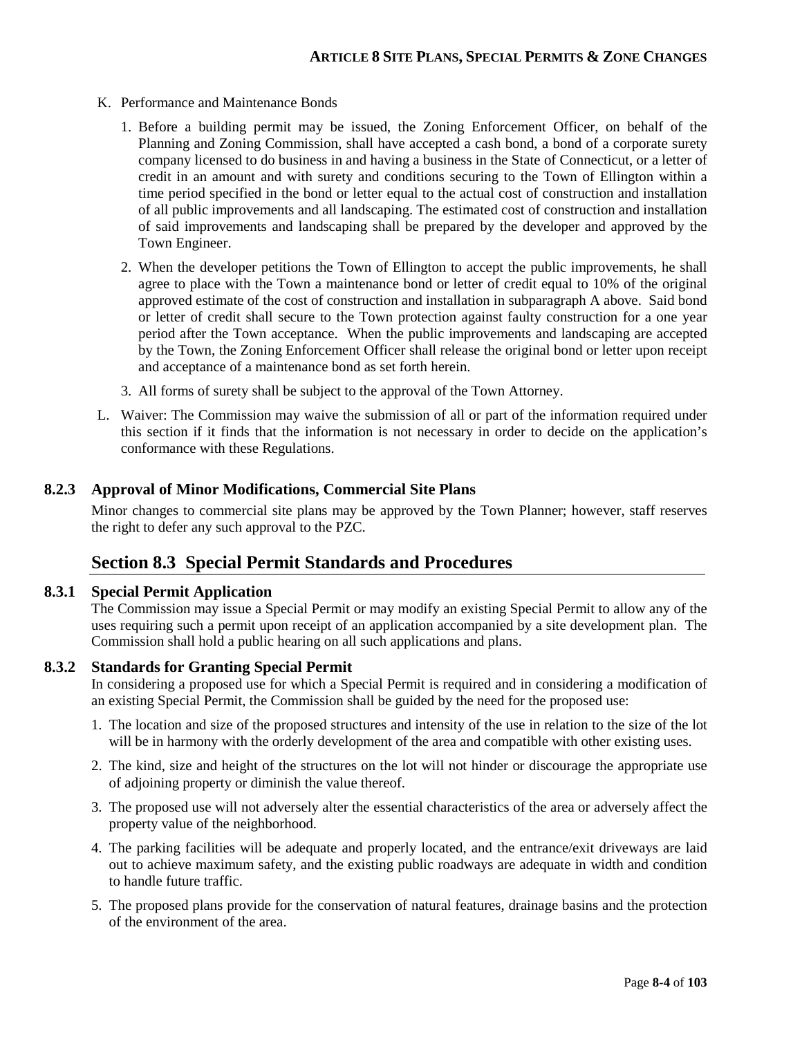K. Performance and Maintenance Bonds

1. Before a building permit may be issued, the Zoning Enforcement Officer, on behalf of the Planning and Zoning Commission, shall have accepted a cash bond, a bond of a corporate surety company licensed to do business in and having a business in the State of Connecticut, or a letter of credit in an amount and with surety and conditions securing to the Town of Ellington within a time period specified in the bond or letter equal to the actual cost of construction and installation of all public improvements and all landscaping. The estimated cost of construction and installation of said improvements and landscaping shall be prepared by the developer and approved by the Town Engineer.

2. When the developer petitions the Town of Ellington to accept the public improvements, he shall agree to place with the Town a maintenance bond or letter of credit equal to 10% of the original approved estimate of the cost of construction and installation in subparagraph A above. Said bond or letter of credit shall secure to the Town protection against faulty construction for a one year period after the Town acceptance. When the public improvements and landscaping are accepted by the Town, the Zoning Enforcement Officer shall release the original bond or letter upon receipt and acceptance of a maintenance bond as set forth herein.

3. All forms of surety shall be subject to the approval of the Town Attorney.

L. Waiver: The Commission may waive the submission of all or part of the information required under this section if it finds that the information is not necessary in order to decide on the application's conformance with these Regulations.

### 8.2.3 Approval of Minor Modifications, Commercial Site Plans

Minor changes to commercial site plans may be approved by the Town Planner; however, staff reserves the right to defer any such approval to the PZC.

## Section 8.3 Special Permit Standards and Procedures

### 8.3.1 Special Permit Application

The Commission may issue a Special Permit or may modify an existing Special Permit to allow any of the uses requiring such a permit upon receipt of an application accompanied by a site development plan. The Commission shall hold a public hearing on all such applications and plans.

### 8.3.2 Standards for Granting Special Permit

In considering a proposed use for which a Special Permit is required and in considering a modification of an existing Special Permit, the Commission shall be guided by the need for the proposed use:

1. The location and size of the proposed structures and intensity of the use in relation to the size of the lot will be in harmony with the orderly development of the area and compatible with other existing uses.

2. The kind, size and height of the structures on the lot will not hinder or discourage the appropriate use of adjoining property or diminish the value thereof.

3. The proposed use will not adversely alter the essential characteristics of the area or adversely affect the property value of the neighborhood.

4. The parking facilities will be adequate and properly located, and the entrance/exit driveways are laid out to achieve maximum safety, and the existing public roadways are adequate in width and condition to handle future traffic.

5. The proposed plans provide for the conservation of natural features, drainage basins and the protection of the environment of the area.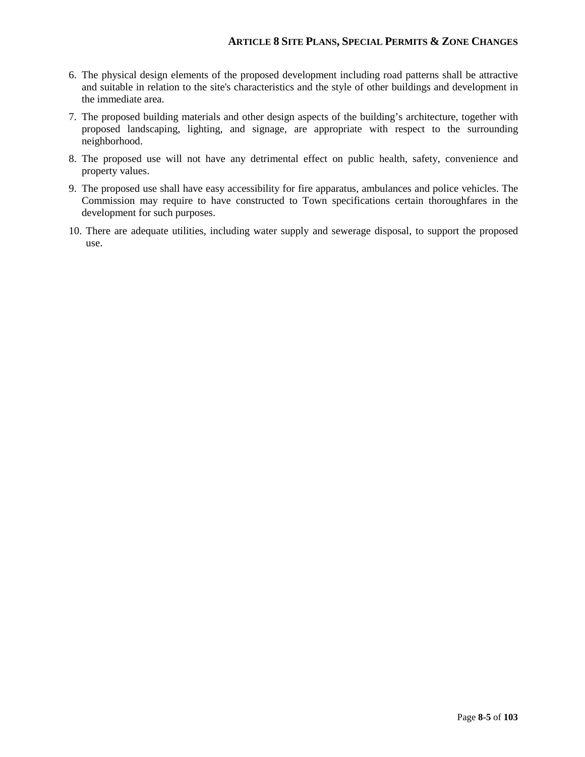6. The physical design elements of the proposed development including road patterns shall be attractive and suitable in relation to the site's characteristics and the style of other buildings and development in the immediate area.
7. The proposed building materials and other design aspects of the building's architecture, together with proposed landscaping, lighting, and signage, are appropriate with respect to the surrounding neighborhood.
8. The proposed use will not have any detrimental effect on public health, safety, convenience and property values.
9. The proposed use shall have easy accessibility for fire apparatus, ambulances and police vehicles. The Commission may require to have constructed to Town specifications certain thoroughfares in the development for such purposes.
10. There are adequate utilities, including water supply and sewerage disposal, to support the proposed use.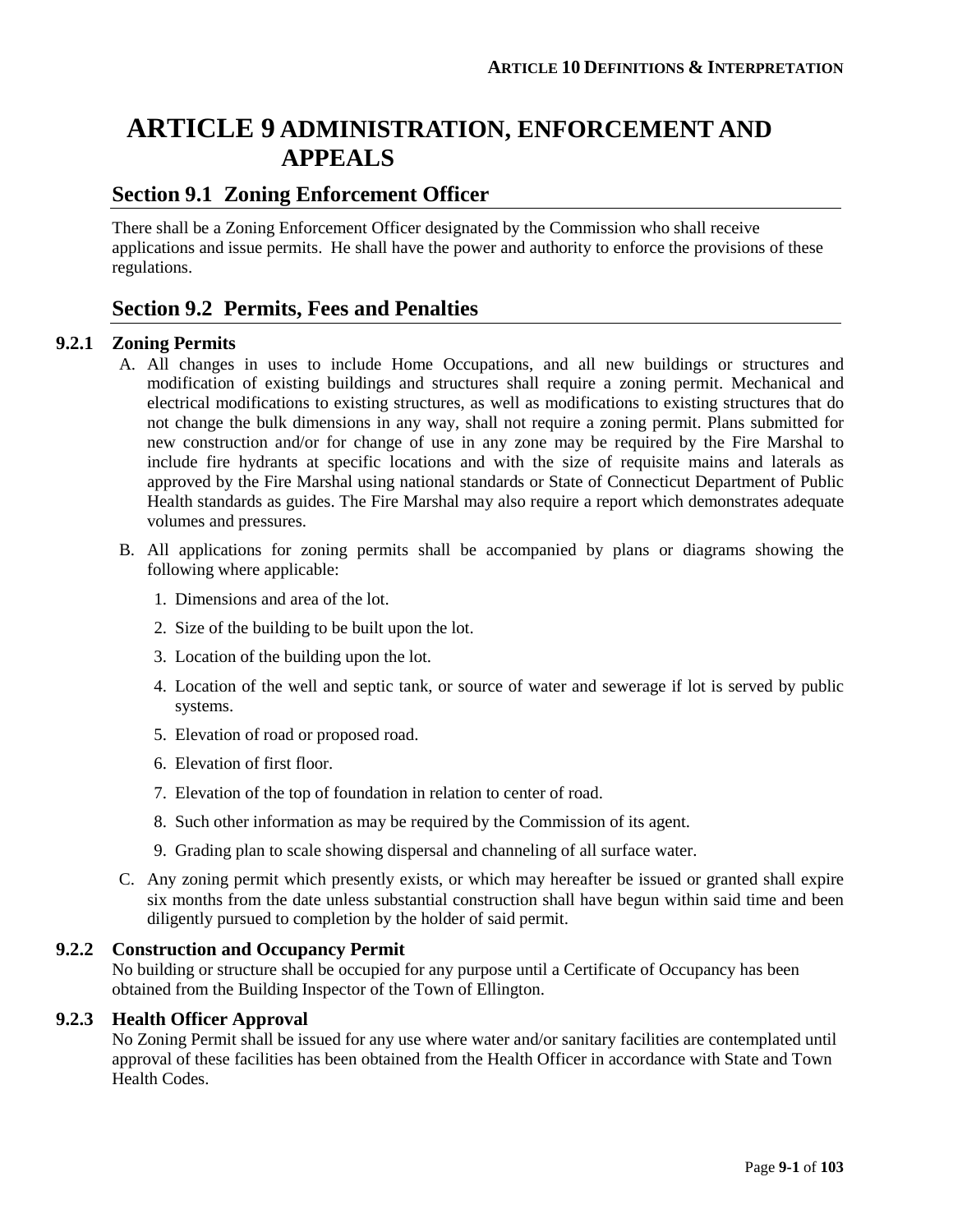# ARTICLE 9 ADMINISTRATION, ENFORCEMENT AND APPEALS

## Section 9.1 Zoning Enforcement Officer

There shall be a Zoning Enforcement Officer designated by the Commission who shall receive applications and issue permits. He shall have the power and authority to enforce the provisions of these regulations.

## Section 9.2 Permits, Fees and Penalties

### 9.2.1 Zoning Permits

A. All changes in uses to include Home Occupations, and all new buildings or structures and modification of existing buildings and structures shall require a zoning permit. Mechanical and electrical modifications to existing structures, as well as modifications to existing structures that do not change the bulk dimensions in any way, shall not require a zoning permit. Plans submitted for new construction and/or for change of use in any zone may be required by the Fire Marshal to include fire hydrants at specific locations and with the size of requisite mains and laterals as approved by the Fire Marshal using national standards or State of Connecticut Department of Public Health standards as guides. The Fire Marshal may also require a report which demonstrates adequate volumes and pressures.

B. All applications for zoning permits shall be accompanied by plans or diagrams showing the following where applicable:

   1. Dimensions and area of the lot.
   2. Size of the building to be built upon the lot.
   3. Location of the building upon the lot.
   4. Location of the well and septic tank, or source of water and sewerage if lot is served by public systems.
   5. Elevation of road or proposed road.
   6. Elevation of first floor.
   7. Elevation of the top of foundation in relation to center of road.
   8. Such other information as may be required by the Commission of its agent.
   9. Grading plan to scale showing dispersal and channeling of all surface water.

C. Any zoning permit which presently exists, or which may hereafter be issued or granted shall expire six months from the date unless substantial construction shall have begun within said time and been diligently pursued to completion by the holder of said permit.

### 9.2.2 Construction and Occupancy Permit

No building or structure shall be occupied for any purpose until a Certificate of Occupancy has been obtained from the Building Inspector of the Town of Ellington.

### 9.2.3 Health Officer Approval

No Zoning Permit shall be issued for any use where water and/or sanitary facilities are contemplated until approval of these facilities has been obtained from the Health Officer in accordance with State and Town Health Codes.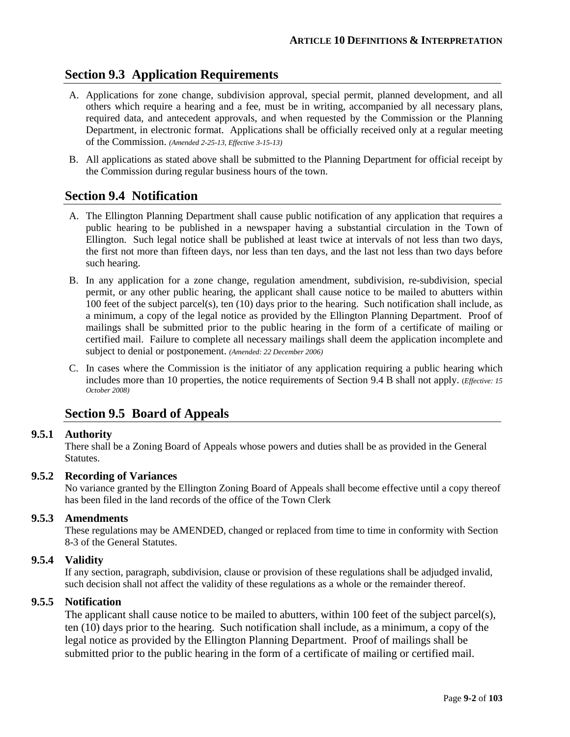## Section 9.3 Application Requirements

A. Applications for zone change, subdivision approval, special permit, planned development, and all others which require a hearing and a fee, must be in writing, accompanied by all necessary plans, required data, and antecedent approvals, and when requested by the Commission or the Planning Department, in electronic format. Applications shall be officially received only at a regular meeting of the Commission. *(Amended 2-25-13, Effective 3-15-13)*

B. All applications as stated above shall be submitted to the Planning Department for official receipt by the Commission during regular business hours of the town.

## Section 9.4 Notification

A. The Ellington Planning Department shall cause public notification of any application that requires a public hearing to be published in a newspaper having a substantial circulation in the Town of Ellington. Such legal notice shall be published at least twice at intervals of not less than two days, the first not more than fifteen days, nor less than ten days, and the last not less than two days before such hearing.

B. In any application for a zone change, regulation amendment, subdivision, re-subdivision, special permit, or any other public hearing, the applicant shall cause notice to be mailed to abutters within 100 feet of the subject parcel(s), ten (10) days prior to the hearing. Such notification shall include, as a minimum, a copy of the legal notice as provided by the Ellington Planning Department. Proof of mailings shall be submitted prior to the public hearing in the form of a certificate of mailing or certified mail. Failure to complete all necessary mailings shall deem the application incomplete and subject to denial or postponement. *(Amended: 22 December 2006)*

C. In cases where the Commission is the initiator of any application requiring a public hearing which includes more than 10 properties, the notice requirements of Section 9.4 B shall not apply. *(Effective: 15 October 2008)*

## Section 9.5 Board of Appeals

### 9.5.1 Authority

There shall be a Zoning Board of Appeals whose powers and duties shall be as provided in the General Statutes.

### 9.5.2 Recording of Variances

No variance granted by the Ellington Zoning Board of Appeals shall become effective until a copy thereof has been filed in the land records of the office of the Town Clerk

### 9.5.3 Amendments

These regulations may be AMENDED, changed or replaced from time to time in conformity with Section 8-3 of the General Statutes.

### 9.5.4 Validity

If any section, paragraph, subdivision, clause or provision of these regulations shall be adjudged invalid, such decision shall not affect the validity of these regulations as a whole or the remainder thereof.

### 9.5.5 Notification

The applicant shall cause notice to be mailed to abutters, within 100 feet of the subject parcel(s), ten (10) days prior to the hearing. Such notification shall include, as a minimum, a copy of the legal notice as provided by the Ellington Planning Department. Proof of mailings shall be submitted prior to the public hearing in the form of a certificate of mailing or certified mail.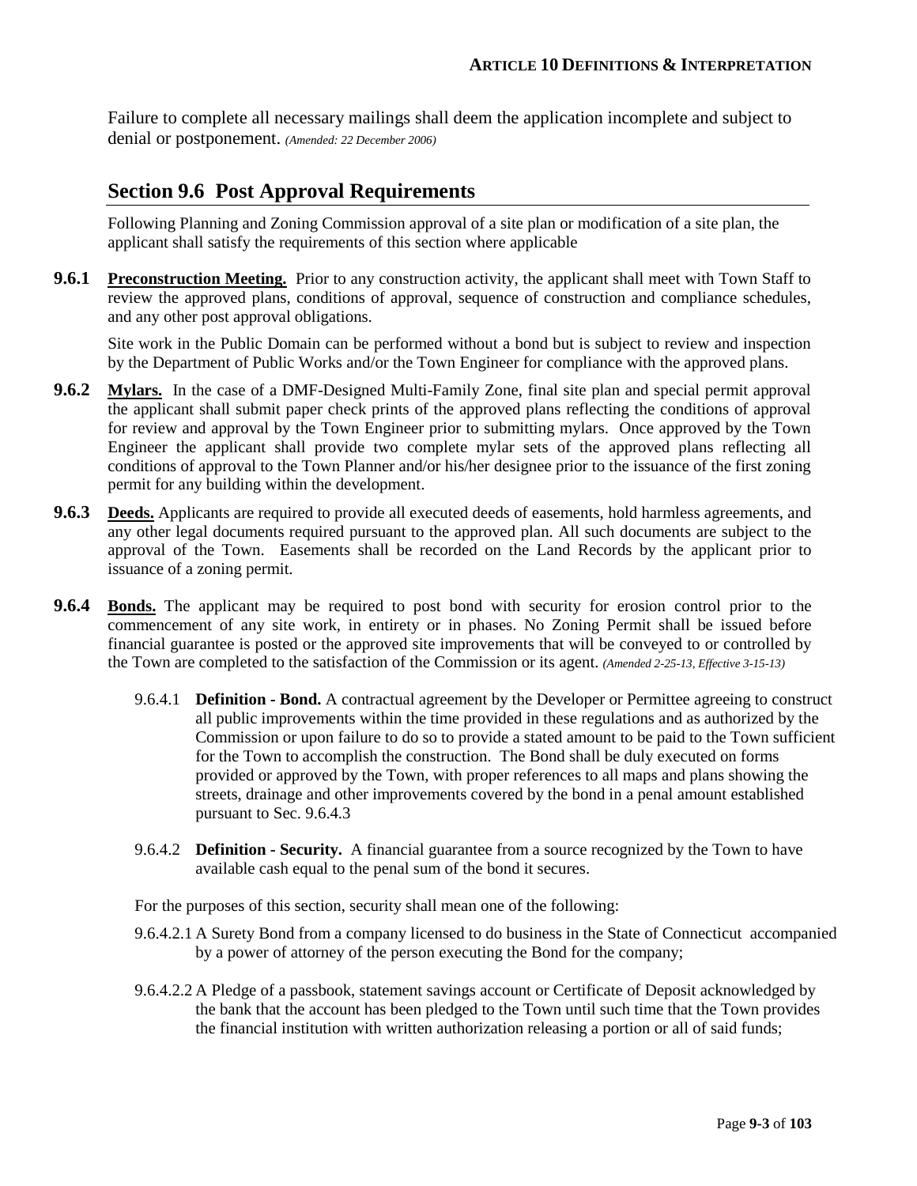Failure to complete all necessary mailings shall deem the application incomplete and subject to denial or postponement. *(Amended: 22 December 2006)*

## Section 9.6 Post Approval Requirements

Following Planning and Zoning Commission approval of a site plan or modification of a site plan, the applicant shall satisfy the requirements of this section where applicable

**9.6.1** **Preconstruction Meeting.** Prior to any construction activity, the applicant shall meet with Town Staff to review the approved plans, conditions of approval, sequence of construction and compliance schedules, and any other post approval obligations.

Site work in the Public Domain can be performed without a bond but is subject to review and inspection by the Department of Public Works and/or the Town Engineer for compliance with the approved plans.

**9.6.2** **Mylars.** In the case of a DMF-Designed Multi-Family Zone, final site plan and special permit approval the applicant shall submit paper check prints of the approved plans reflecting the conditions of approval for review and approval by the Town Engineer prior to submitting mylars. Once approved by the Town Engineer the applicant shall provide two complete mylar sets of the approved plans reflecting all conditions of approval to the Town Planner and/or his/her designee prior to the issuance of the first zoning permit for any building within the development.

**9.6.3** **Deeds.** Applicants are required to provide all executed deeds of easements, hold harmless agreements, and any other legal documents required pursuant to the approved plan. All such documents are subject to the approval of the Town. Easements shall be recorded on the Land Records by the applicant prior to issuance of a zoning permit.

**9.6.4** **Bonds.** The applicant may be required to post bond with security for erosion control prior to the commencement of any site work, in entirety or in phases. No Zoning Permit shall be issued before financial guarantee is posted or the approved site improvements that will be conveyed to or controlled by the Town are completed to the satisfaction of the Commission or its agent. *(Amended 2-25-13, Effective 3-15-13)*

9.6.4.1 **Definition - Bond.** A contractual agreement by the Developer or Permittee agreeing to construct all public improvements within the time provided in these regulations and as authorized by the Commission or upon failure to do so to provide a stated amount to be paid to the Town sufficient for the Town to accomplish the construction. The Bond shall be duly executed on forms provided or approved by the Town, with proper references to all maps and plans showing the streets, drainage and other improvements covered by the bond in a penal amount established pursuant to Sec. 9.6.4.3

9.6.4.2 **Definition - Security.** A financial guarantee from a source recognized by the Town to have available cash equal to the penal sum of the bond it secures.

For the purposes of this section, security shall mean one of the following:

9.6.4.2.1 A Surety Bond from a company licensed to do business in the State of Connecticut accompanied by a power of attorney of the person executing the Bond for the company;

9.6.4.2.2 A Pledge of a passbook, statement savings account or Certificate of Deposit acknowledged by the bank that the account has been pledged to the Town until such time that the Town provides the financial institution with written authorization releasing a portion or all of said funds;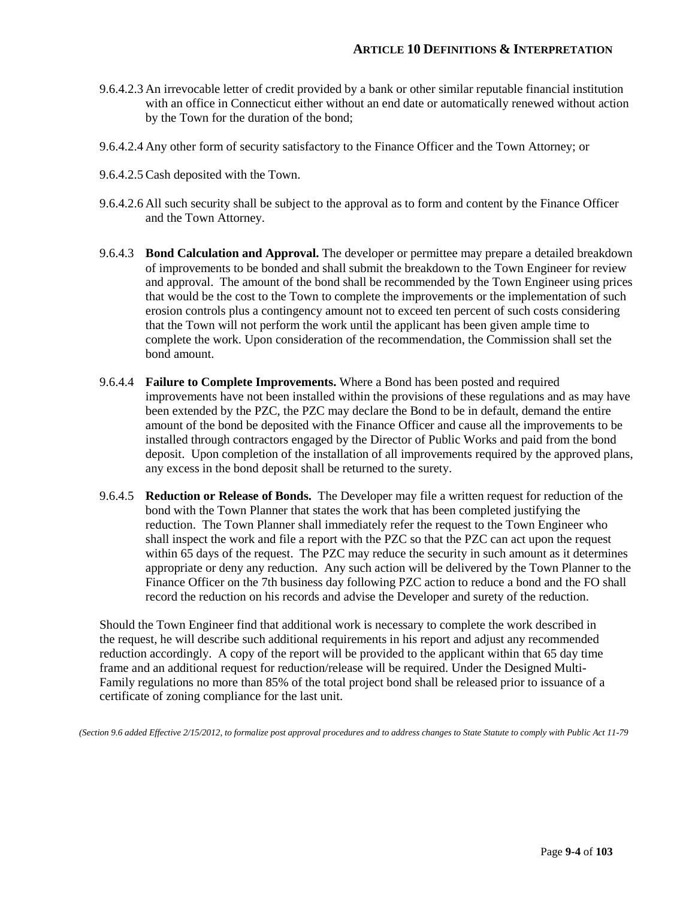9.6.4.2.3 An irrevocable letter of credit provided by a bank or other similar reputable financial institution with an office in Connecticut either without an end date or automatically renewed without action by the Town for the duration of the bond;

9.6.4.2.4 Any other form of security satisfactory to the Finance Officer and the Town Attorney; or

9.6.4.2.5 Cash deposited with the Town.

9.6.4.2.6 All such security shall be subject to the approval as to form and content by the Finance Officer and the Town Attorney.

9.6.4.3 **Bond Calculation and Approval.** The developer or permittee may prepare a detailed breakdown of improvements to be bonded and shall submit the breakdown to the Town Engineer for review and approval. The amount of the bond shall be recommended by the Town Engineer using prices that would be the cost to the Town to complete the improvements or the implementation of such erosion controls plus a contingency amount not to exceed ten percent of such costs considering that the Town will not perform the work until the applicant has been given ample time to complete the work. Upon consideration of the recommendation, the Commission shall set the bond amount.

9.6.4.4 **Failure to Complete Improvements.** Where a Bond has been posted and required improvements have not been installed within the provisions of these regulations and as may have been extended by the PZC, the PZC may declare the Bond to be in default, demand the entire amount of the bond be deposited with the Finance Officer and cause all the improvements to be installed through contractors engaged by the Director of Public Works and paid from the bond deposit. Upon completion of the installation of all improvements required by the approved plans, any excess in the bond deposit shall be returned to the surety.

9.6.4.5 **Reduction or Release of Bonds.** The Developer may file a written request for reduction of the bond with the Town Planner that states the work that has been completed justifying the reduction. The Town Planner shall immediately refer the request to the Town Engineer who shall inspect the work and file a report with the PZC so that the PZC can act upon the request within 65 days of the request. The PZC may reduce the security in such amount as it determines appropriate or deny any reduction. Any such action will be delivered by the Town Planner to the Finance Officer on the 7th business day following PZC action to reduce a bond and the FO shall record the reduction on his records and advise the Developer and surety of the reduction.

Should the Town Engineer find that additional work is necessary to complete the work described in the request, he will describe such additional requirements in his report and adjust any recommended reduction accordingly. A copy of the report will be provided to the applicant within that 65 day time frame and an additional request for reduction/release will be required. Under the Designed Multi-Family regulations no more than 85% of the total project bond shall be released prior to issuance of a certificate of zoning compliance for the last unit.

*(Section 9.6 added Effective 2/15/2012, to formalize post approval procedures and to address changes to State Statute to comply with Public Act 11-79*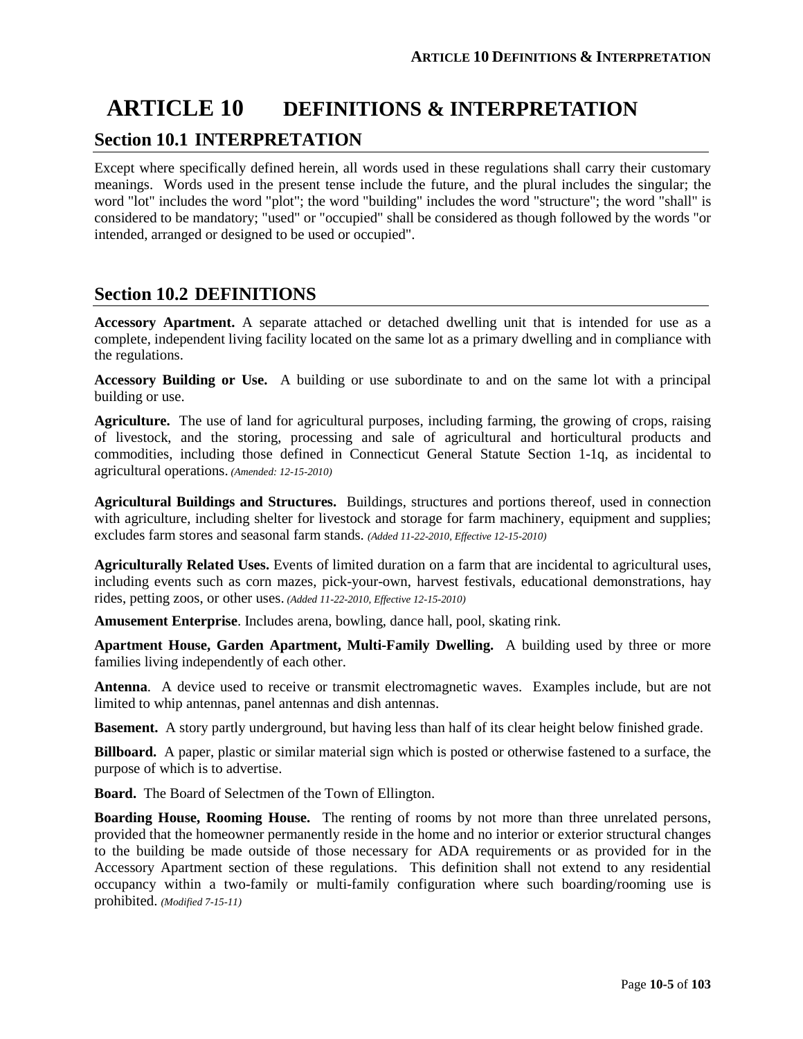# ARTICLE 10 DEFINITIONS & INTERPRETATION

## Section 10.1 INTERPRETATION

Except where specifically defined herein, all words used in these regulations shall carry their customary meanings. Words used in the present tense include the future, and the plural includes the singular; the word "lot" includes the word "plot"; the word "building" includes the word "structure"; the word "shall" is considered to be mandatory; "used" or "occupied" shall be considered as though followed by the words "or intended, arranged or designed to be used or occupied".

## Section 10.2 DEFINITIONS

**Accessory Apartment.** A separate attached or detached dwelling unit that is intended for use as a complete, independent living facility located on the same lot as a primary dwelling and in compliance with the regulations.

**Accessory Building or Use.** A building or use subordinate to and on the same lot with a principal building or use.

**Agriculture.** The use of land for agricultural purposes, including farming, the growing of crops, raising of livestock, and the storing, processing and sale of agricultural and horticultural products and commodities, including those defined in Connecticut General Statute Section 1-1q, as incidental to agricultural operations. *(Amended: 12-15-2010)*

**Agricultural Buildings and Structures.** Buildings, structures and portions thereof, used in connection with agriculture, including shelter for livestock and storage for farm machinery, equipment and supplies; excludes farm stores and seasonal farm stands. *(Added 11-22-2010, Effective 12-15-2010)*

**Agriculturally Related Uses.** Events of limited duration on a farm that are incidental to agricultural uses, including events such as corn mazes, pick-your-own, harvest festivals, educational demonstrations, hay rides, petting zoos, or other uses. *(Added 11-22-2010, Effective 12-15-2010)*

**Amusement Enterprise**. Includes arena, bowling, dance hall, pool, skating rink.

**Apartment House, Garden Apartment, Multi-Family Dwelling.** A building used by three or more families living independently of each other.

**Antenna**. A device used to receive or transmit electromagnetic waves. Examples include, but are not limited to whip antennas, panel antennas and dish antennas.

**Basement.** A story partly underground, but having less than half of its clear height below finished grade.

**Billboard.** A paper, plastic or similar material sign which is posted or otherwise fastened to a surface, the purpose of which is to advertise.

**Board.** The Board of Selectmen of the Town of Ellington.

**Boarding House, Rooming House.** The renting of rooms by not more than three unrelated persons, provided that the homeowner permanently reside in the home and no interior or exterior structural changes to the building be made outside of those necessary for ADA requirements or as provided for in the Accessory Apartment section of these regulations. This definition shall not extend to any residential occupancy within a two-family or multi-family configuration where such boarding/rooming use is prohibited. *(Modified 7-15-11)*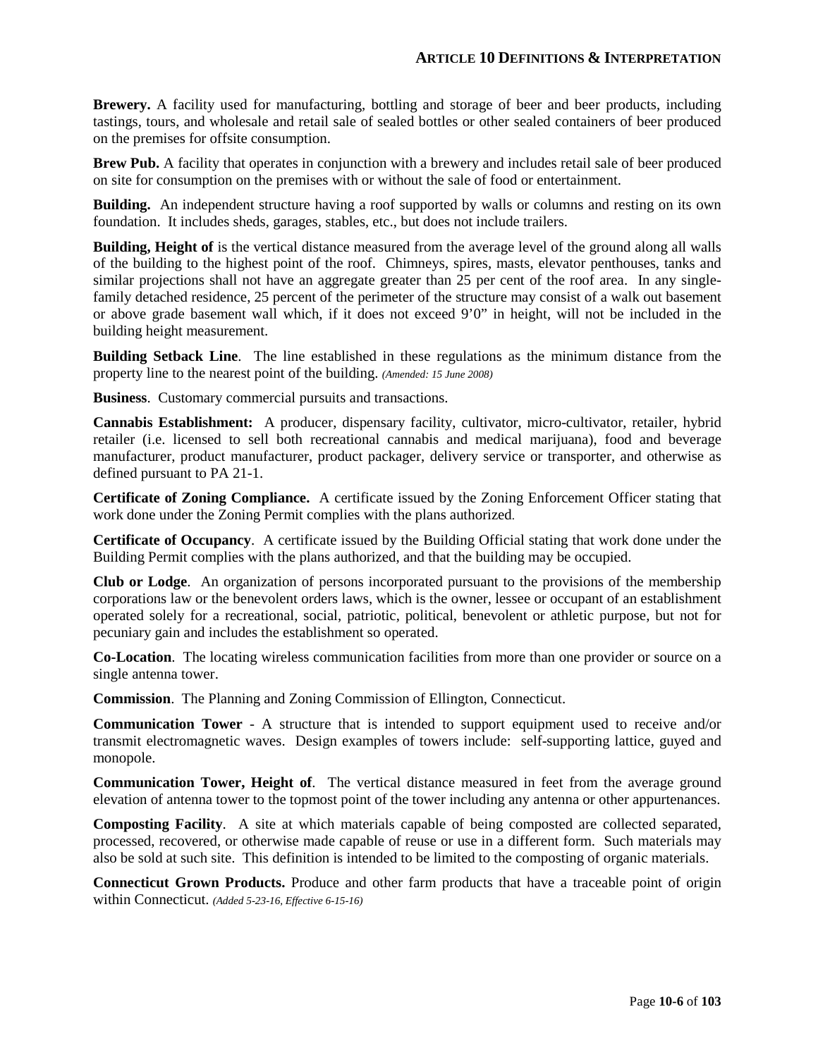**Brewery.** A facility used for manufacturing, bottling and storage of beer and beer products, including tastings, tours, and wholesale and retail sale of sealed bottles or other sealed containers of beer produced on the premises for offsite consumption.

**Brew Pub.** A facility that operates in conjunction with a brewery and includes retail sale of beer produced on site for consumption on the premises with or without the sale of food or entertainment.

**Building.** An independent structure having a roof supported by walls or columns and resting on its own foundation. It includes sheds, garages, stables, etc., but does not include trailers.

**Building, Height of** is the vertical distance measured from the average level of the ground along all walls of the building to the highest point of the roof. Chimneys, spires, masts, elevator penthouses, tanks and similar projections shall not have an aggregate greater than 25 per cent of the roof area. In any single-family detached residence, 25 percent of the perimeter of the structure may consist of a walk out basement or above grade basement wall which, if it does not exceed 9'0" in height, will not be included in the building height measurement.

**Building Setback Line**. The line established in these regulations as the minimum distance from the property line to the nearest point of the building. *(Amended: 15 June 2008)*

**Business**. Customary commercial pursuits and transactions.

**Cannabis Establishment:** A producer, dispensary facility, cultivator, micro-cultivator, retailer, hybrid retailer (i.e. licensed to sell both recreational cannabis and medical marijuana), food and beverage manufacturer, product manufacturer, product packager, delivery service or transporter, and otherwise as defined pursuant to PA 21-1.

**Certificate of Zoning Compliance.** A certificate issued by the Zoning Enforcement Officer stating that work done under the Zoning Permit complies with the plans authorized.

**Certificate of Occupancy**. A certificate issued by the Building Official stating that work done under the Building Permit complies with the plans authorized, and that the building may be occupied.

**Club or Lodge**. An organization of persons incorporated pursuant to the provisions of the membership corporations law or the benevolent orders laws, which is the owner, lessee or occupant of an establishment operated solely for a recreational, social, patriotic, political, benevolent or athletic purpose, but not for pecuniary gain and includes the establishment so operated.

**Co-Location**. The locating wireless communication facilities from more than one provider or source on a single antenna tower.

**Commission**. The Planning and Zoning Commission of Ellington, Connecticut.

**Communication Tower** - A structure that is intended to support equipment used to receive and/or transmit electromagnetic waves. Design examples of towers include: self-supporting lattice, guyed and monopole.

**Communication Tower, Height of**. The vertical distance measured in feet from the average ground elevation of antenna tower to the topmost point of the tower including any antenna or other appurtenances.

**Composting Facility**. A site at which materials capable of being composted are collected separated, processed, recovered, or otherwise made capable of reuse or use in a different form. Such materials may also be sold at such site. This definition is intended to be limited to the composting of organic materials.

**Connecticut Grown Products.** Produce and other farm products that have a traceable point of origin within Connecticut. *(Added 5-23-16, Effective 6-15-16)*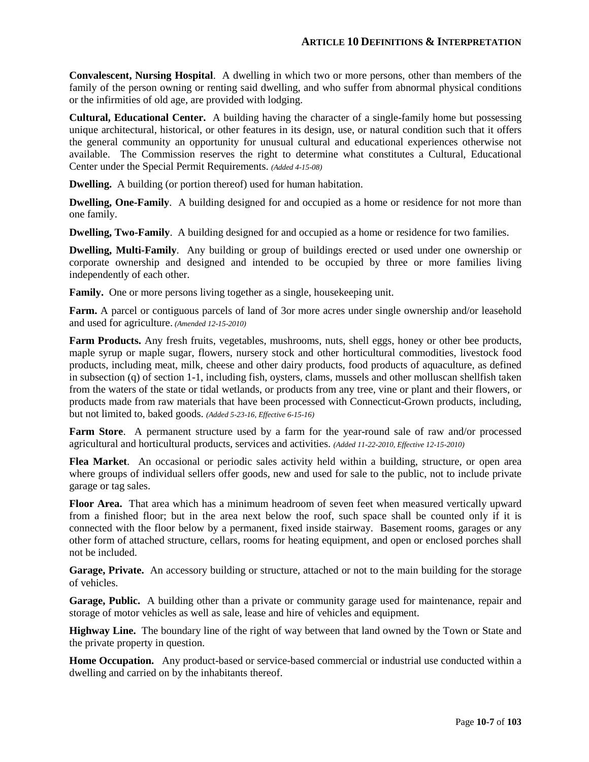**Convalescent, Nursing Hospital**. A dwelling in which two or more persons, other than members of the family of the person owning or renting said dwelling, and who suffer from abnormal physical conditions or the infirmities of old age, are provided with lodging.

**Cultural, Educational Center.** A building having the character of a single-family home but possessing unique architectural, historical, or other features in its design, use, or natural condition such that it offers the general community an opportunity for unusual cultural and educational experiences otherwise not available. The Commission reserves the right to determine what constitutes a Cultural, Educational Center under the Special Permit Requirements. *(Added 4-15-08)*

**Dwelling.** A building (or portion thereof) used for human habitation.

**Dwelling, One-Family**. A building designed for and occupied as a home or residence for not more than one family.

**Dwelling, Two-Family**. A building designed for and occupied as a home or residence for two families.

**Dwelling, Multi-Family**. Any building or group of buildings erected or used under one ownership or corporate ownership and designed and intended to be occupied by three or more families living independently of each other.

**Family.** One or more persons living together as a single, housekeeping unit.

**Farm.** A parcel or contiguous parcels of land of 3or more acres under single ownership and/or leasehold and used for agriculture. *(Amended 12-15-2010)*

**Farm Products.** Any fresh fruits, vegetables, mushrooms, nuts, shell eggs, honey or other bee products, maple syrup or maple sugar, flowers, nursery stock and other horticultural commodities, livestock food products, including meat, milk, cheese and other dairy products, food products of aquaculture, as defined in subsection (q) of section 1-1, including fish, oysters, clams, mussels and other molluscan shellfish taken from the waters of the state or tidal wetlands, or products from any tree, vine or plant and their flowers, or products made from raw materials that have been processed with Connecticut-Grown products, including, but not limited to, baked goods. *(Added 5-23-16, Effective 6-15-16)*

**Farm Store**. A permanent structure used by a farm for the year-round sale of raw and/or processed agricultural and horticultural products, services and activities. *(Added 11-22-2010, Effective 12-15-2010)*

**Flea Market**. An occasional or periodic sales activity held within a building, structure, or open area where groups of individual sellers offer goods, new and used for sale to the public, not to include private garage or tag sales.

**Floor Area.** That area which has a minimum headroom of seven feet when measured vertically upward from a finished floor; but in the area next below the roof, such space shall be counted only if it is connected with the floor below by a permanent, fixed inside stairway. Basement rooms, garages or any other form of attached structure, cellars, rooms for heating equipment, and open or enclosed porches shall not be included.

**Garage, Private.** An accessory building or structure, attached or not to the main building for the storage of vehicles.

**Garage, Public.** A building other than a private or community garage used for maintenance, repair and storage of motor vehicles as well as sale, lease and hire of vehicles and equipment.

**Highway Line.** The boundary line of the right of way between that land owned by the Town or State and the private property in question.

**Home Occupation.** Any product-based or service-based commercial or industrial use conducted within a dwelling and carried on by the inhabitants thereof.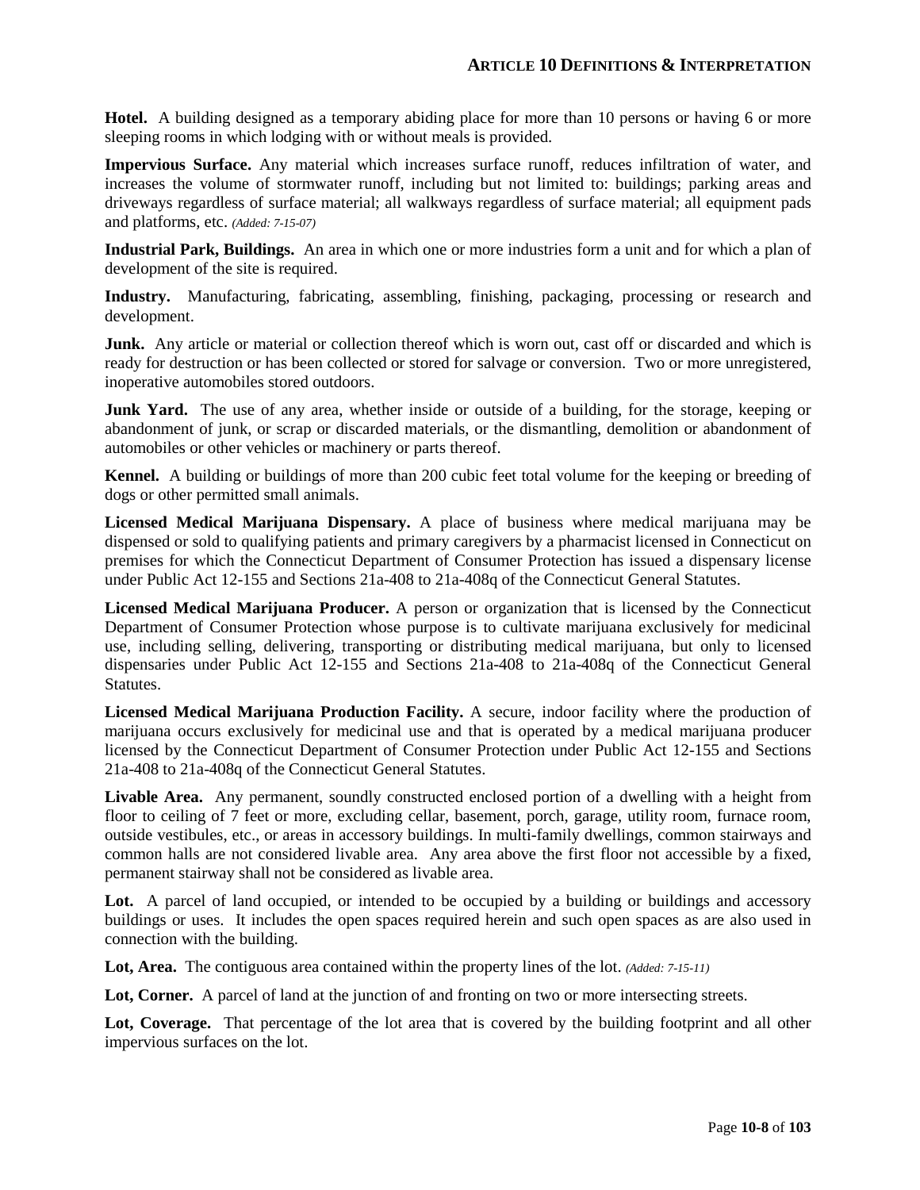**Hotel.** A building designed as a temporary abiding place for more than 10 persons or having 6 or more sleeping rooms in which lodging with or without meals is provided.

**Impervious Surface.** Any material which increases surface runoff, reduces infiltration of water, and increases the volume of stormwater runoff, including but not limited to: buildings; parking areas and driveways regardless of surface material; all walkways regardless of surface material; all equipment pads and platforms, etc. *(Added: 7-15-07)*

**Industrial Park, Buildings.** An area in which one or more industries form a unit and for which a plan of development of the site is required.

**Industry.** Manufacturing, fabricating, assembling, finishing, packaging, processing or research and development.

**Junk.** Any article or material or collection thereof which is worn out, cast off or discarded and which is ready for destruction or has been collected or stored for salvage or conversion. Two or more unregistered, inoperative automobiles stored outdoors.

**Junk Yard.** The use of any area, whether inside or outside of a building, for the storage, keeping or abandonment of junk, or scrap or discarded materials, or the dismantling, demolition or abandonment of automobiles or other vehicles or machinery or parts thereof.

**Kennel.** A building or buildings of more than 200 cubic feet total volume for the keeping or breeding of dogs or other permitted small animals.

**Licensed Medical Marijuana Dispensary.** A place of business where medical marijuana may be dispensed or sold to qualifying patients and primary caregivers by a pharmacist licensed in Connecticut on premises for which the Connecticut Department of Consumer Protection has issued a dispensary license under Public Act 12-155 and Sections 21a-408 to 21a-408q of the Connecticut General Statutes.

**Licensed Medical Marijuana Producer.** A person or organization that is licensed by the Connecticut Department of Consumer Protection whose purpose is to cultivate marijuana exclusively for medicinal use, including selling, delivering, transporting or distributing medical marijuana, but only to licensed dispensaries under Public Act 12-155 and Sections 21a-408 to 21a-408q of the Connecticut General Statutes.

**Licensed Medical Marijuana Production Facility.** A secure, indoor facility where the production of marijuana occurs exclusively for medicinal use and that is operated by a medical marijuana producer licensed by the Connecticut Department of Consumer Protection under Public Act 12-155 and Sections 21a-408 to 21a-408q of the Connecticut General Statutes.

**Livable Area.** Any permanent, soundly constructed enclosed portion of a dwelling with a height from floor to ceiling of 7 feet or more, excluding cellar, basement, porch, garage, utility room, furnace room, outside vestibules, etc., or areas in accessory buildings. In multi-family dwellings, common stairways and common halls are not considered livable area. Any area above the first floor not accessible by a fixed, permanent stairway shall not be considered as livable area.

**Lot.** A parcel of land occupied, or intended to be occupied by a building or buildings and accessory buildings or uses. It includes the open spaces required herein and such open spaces as are also used in connection with the building.

**Lot, Area.** The contiguous area contained within the property lines of the lot. *(Added: 7-15-11)*

**Lot, Corner.** A parcel of land at the junction of and fronting on two or more intersecting streets.

**Lot, Coverage.** That percentage of the lot area that is covered by the building footprint and all other impervious surfaces on the lot.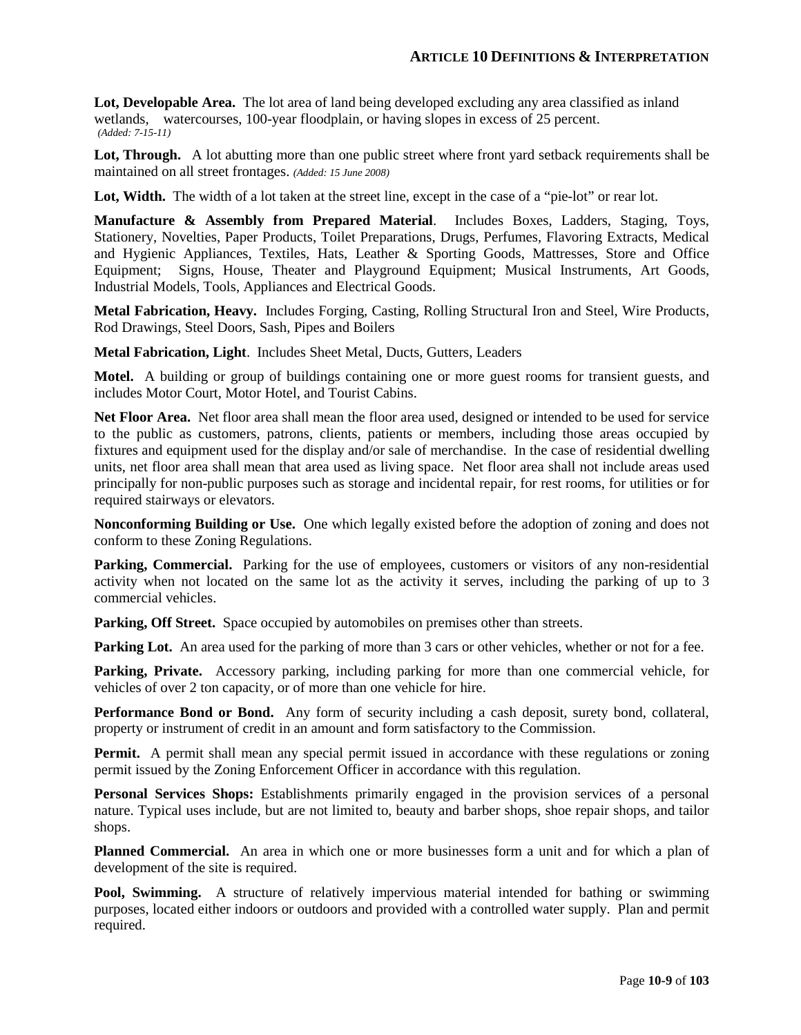**Lot, Developable Area.** The lot area of land being developed excluding any area classified as inland wetlands, watercourses, 100-year floodplain, or having slopes in excess of 25 percent. *(Added: 7-15-11)*

**Lot, Through.** A lot abutting more than one public street where front yard setback requirements shall be maintained on all street frontages. *(Added: 15 June 2008)*

**Lot, Width.** The width of a lot taken at the street line, except in the case of a "pie-lot" or rear lot.

**Manufacture & Assembly from Prepared Material**. Includes Boxes, Ladders, Staging, Toys, Stationery, Novelties, Paper Products, Toilet Preparations, Drugs, Perfumes, Flavoring Extracts, Medical and Hygienic Appliances, Textiles, Hats, Leather & Sporting Goods, Mattresses, Store and Office Equipment; Signs, House, Theater and Playground Equipment; Musical Instruments, Art Goods, Industrial Models, Tools, Appliances and Electrical Goods.

**Metal Fabrication, Heavy.** Includes Forging, Casting, Rolling Structural Iron and Steel, Wire Products, Rod Drawings, Steel Doors, Sash, Pipes and Boilers

**Metal Fabrication, Light**. Includes Sheet Metal, Ducts, Gutters, Leaders

**Motel.** A building or group of buildings containing one or more guest rooms for transient guests, and includes Motor Court, Motor Hotel, and Tourist Cabins.

**Net Floor Area.** Net floor area shall mean the floor area used, designed or intended to be used for service to the public as customers, patrons, clients, patients or members, including those areas occupied by fixtures and equipment used for the display and/or sale of merchandise. In the case of residential dwelling units, net floor area shall mean that area used as living space. Net floor area shall not include areas used principally for non-public purposes such as storage and incidental repair, for rest rooms, for utilities or for required stairways or elevators.

**Nonconforming Building or Use.** One which legally existed before the adoption of zoning and does not conform to these Zoning Regulations.

**Parking, Commercial.** Parking for the use of employees, customers or visitors of any non-residential activity when not located on the same lot as the activity it serves, including the parking of up to 3 commercial vehicles.

**Parking, Off Street.** Space occupied by automobiles on premises other than streets.

**Parking Lot.** An area used for the parking of more than 3 cars or other vehicles, whether or not for a fee.

**Parking, Private.** Accessory parking, including parking for more than one commercial vehicle, for vehicles of over 2 ton capacity, or of more than one vehicle for hire.

**Performance Bond or Bond.** Any form of security including a cash deposit, surety bond, collateral, property or instrument of credit in an amount and form satisfactory to the Commission.

**Permit.** A permit shall mean any special permit issued in accordance with these regulations or zoning permit issued by the Zoning Enforcement Officer in accordance with this regulation.

**Personal Services Shops:** Establishments primarily engaged in the provision services of a personal nature. Typical uses include, but are not limited to, beauty and barber shops, shoe repair shops, and tailor shops.

**Planned Commercial.** An area in which one or more businesses form a unit and for which a plan of development of the site is required.

**Pool, Swimming.** A structure of relatively impervious material intended for bathing or swimming purposes, located either indoors or outdoors and provided with a controlled water supply. Plan and permit required.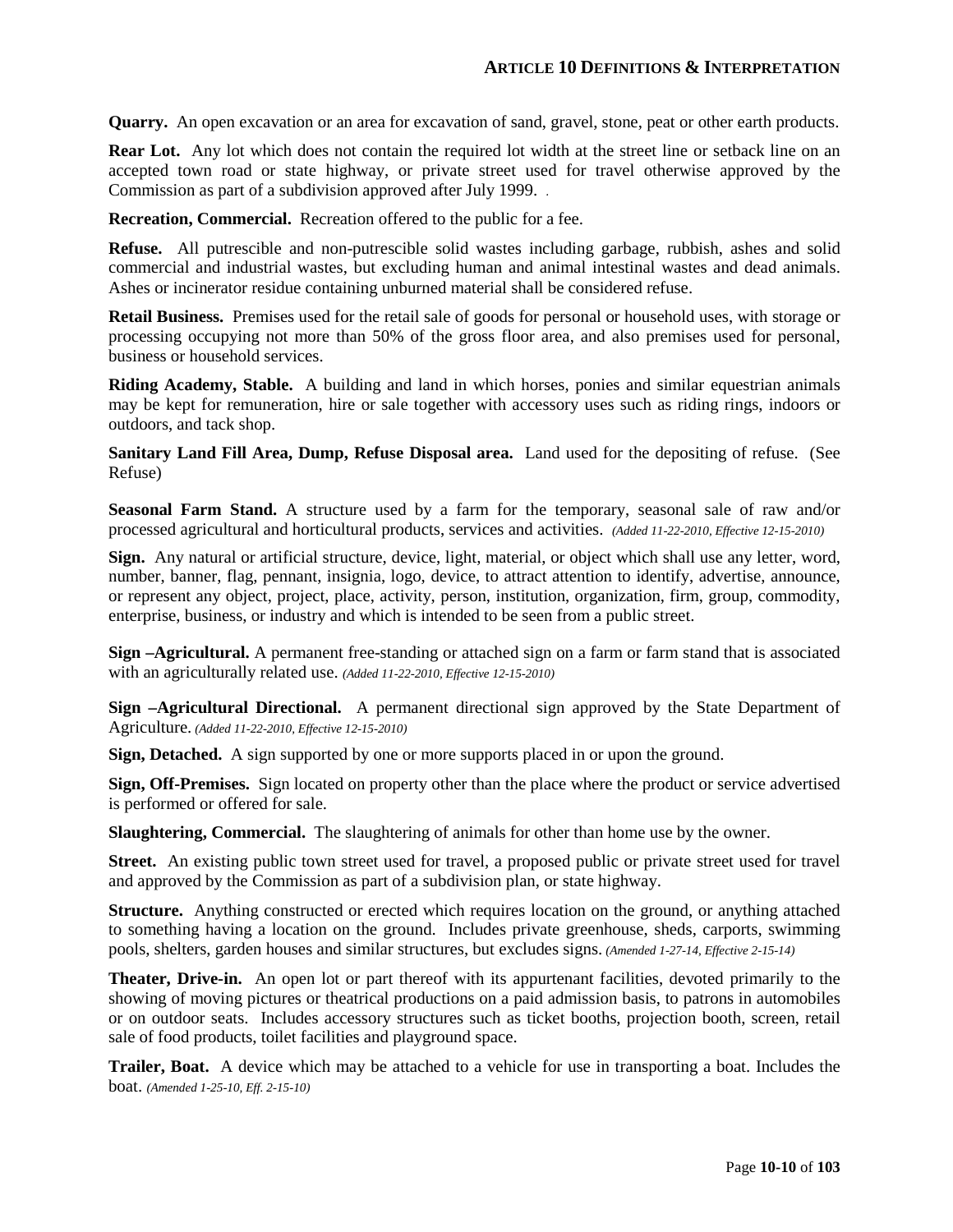**Quarry.** An open excavation or an area for excavation of sand, gravel, stone, peat or other earth products.

**Rear Lot.** Any lot which does not contain the required lot width at the street line or setback line on an accepted town road or state highway, or private street used for travel otherwise approved by the Commission as part of a subdivision approved after July 1999.

**Recreation, Commercial.** Recreation offered to the public for a fee.

**Refuse.** All putrescible and non-putrescible solid wastes including garbage, rubbish, ashes and solid commercial and industrial wastes, but excluding human and animal intestinal wastes and dead animals. Ashes or incinerator residue containing unburned material shall be considered refuse.

**Retail Business.** Premises used for the retail sale of goods for personal or household uses, with storage or processing occupying not more than 50% of the gross floor area, and also premises used for personal, business or household services.

**Riding Academy, Stable.** A building and land in which horses, ponies and similar equestrian animals may be kept for remuneration, hire or sale together with accessory uses such as riding rings, indoors or outdoors, and tack shop.

**Sanitary Land Fill Area, Dump, Refuse Disposal area.** Land used for the depositing of refuse. (See Refuse)

**Seasonal Farm Stand.** A structure used by a farm for the temporary, seasonal sale of raw and/or processed agricultural and horticultural products, services and activities. *(Added 11-22-2010, Effective 12-15-2010)*

**Sign.** Any natural or artificial structure, device, light, material, or object which shall use any letter, word, number, banner, flag, pennant, insignia, logo, device, to attract attention to identify, advertise, announce, or represent any object, project, place, activity, person, institution, organization, firm, group, commodity, enterprise, business, or industry and which is intended to be seen from a public street.

**Sign –Agricultural.** A permanent free-standing or attached sign on a farm or farm stand that is associated with an agriculturally related use. *(Added 11-22-2010, Effective 12-15-2010)*

**Sign –Agricultural Directional.** A permanent directional sign approved by the State Department of Agriculture. *(Added 11-22-2010, Effective 12-15-2010)*

**Sign, Detached.** A sign supported by one or more supports placed in or upon the ground.

**Sign, Off-Premises.** Sign located on property other than the place where the product or service advertised is performed or offered for sale.

**Slaughtering, Commercial.** The slaughtering of animals for other than home use by the owner.

**Street.** An existing public town street used for travel, a proposed public or private street used for travel and approved by the Commission as part of a subdivision plan, or state highway.

**Structure.** Anything constructed or erected which requires location on the ground, or anything attached to something having a location on the ground. Includes private greenhouse, sheds, carports, swimming pools, shelters, garden houses and similar structures, but excludes signs. *(Amended 1-27-14, Effective 2-15-14)*

**Theater, Drive-in.** An open lot or part thereof with its appurtenant facilities, devoted primarily to the showing of moving pictures or theatrical productions on a paid admission basis, to patrons in automobiles or on outdoor seats. Includes accessory structures such as ticket booths, projection booth, screen, retail sale of food products, toilet facilities and playground space.

**Trailer, Boat.** A device which may be attached to a vehicle for use in transporting a boat. Includes the boat. *(Amended 1-25-10, Eff. 2-15-10)*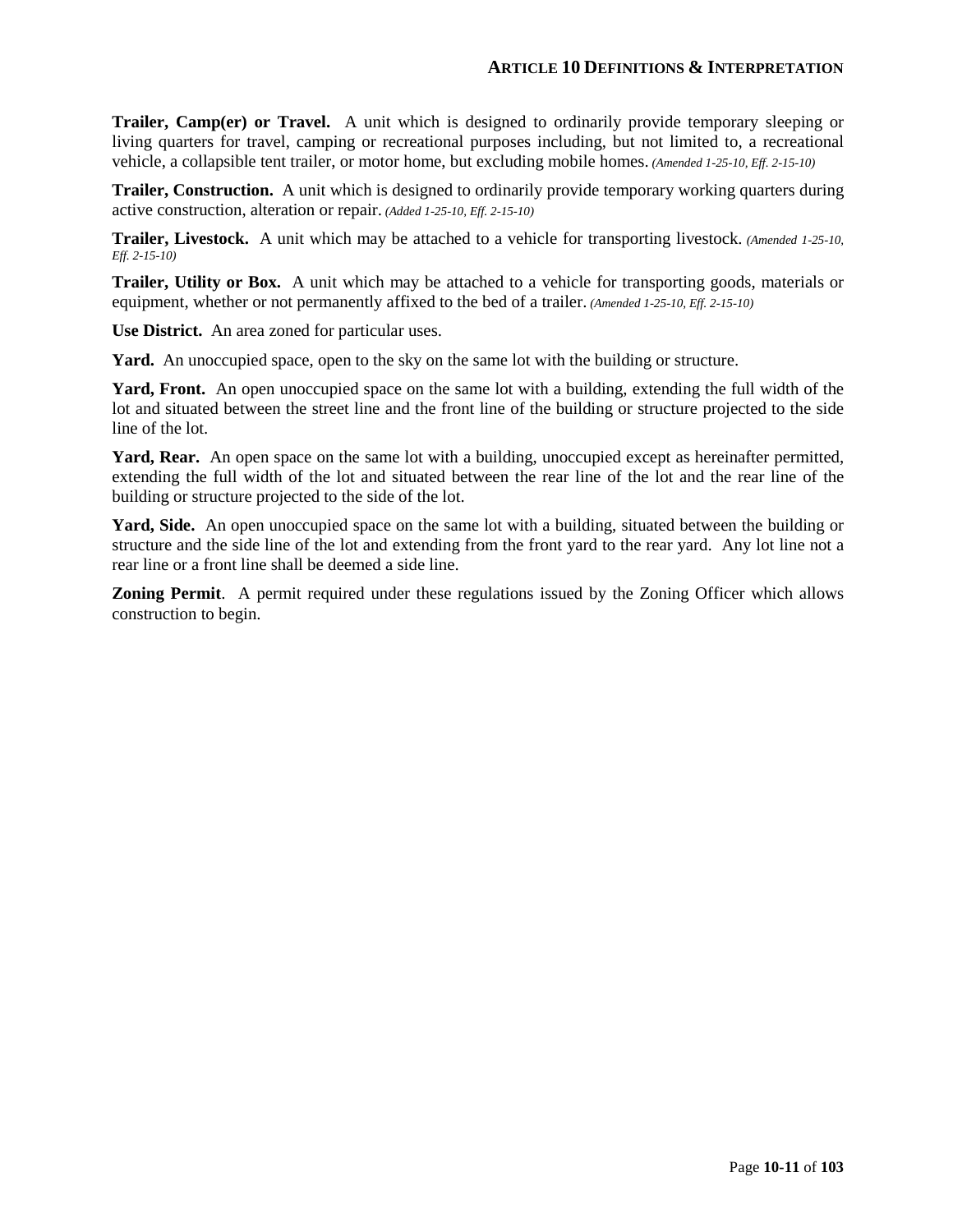**Trailer, Camp(er) or Travel.** A unit which is designed to ordinarily provide temporary sleeping or living quarters for travel, camping or recreational purposes including, but not limited to, a recreational vehicle, a collapsible tent trailer, or motor home, but excluding mobile homes. *(Amended 1-25-10, Eff. 2-15-10)*

**Trailer, Construction.** A unit which is designed to ordinarily provide temporary working quarters during active construction, alteration or repair. *(Added 1-25-10, Eff. 2-15-10)*

**Trailer, Livestock.** A unit which may be attached to a vehicle for transporting livestock. *(Amended 1-25-10, Eff. 2-15-10)*

**Trailer, Utility or Box.** A unit which may be attached to a vehicle for transporting goods, materials or equipment, whether or not permanently affixed to the bed of a trailer. *(Amended 1-25-10, Eff. 2-15-10)*

**Use District.** An area zoned for particular uses.

**Yard.** An unoccupied space, open to the sky on the same lot with the building or structure.

**Yard, Front.** An open unoccupied space on the same lot with a building, extending the full width of the lot and situated between the street line and the front line of the building or structure projected to the side line of the lot.

**Yard, Rear.** An open space on the same lot with a building, unoccupied except as hereinafter permitted, extending the full width of the lot and situated between the rear line of the lot and the rear line of the building or structure projected to the side of the lot.

**Yard, Side.** An open unoccupied space on the same lot with a building, situated between the building or structure and the side line of the lot and extending from the front yard to the rear yard. Any lot line not a rear line or a front line shall be deemed a side line.

**Zoning Permit**. A permit required under these regulations issued by the Zoning Officer which allows construction to begin.